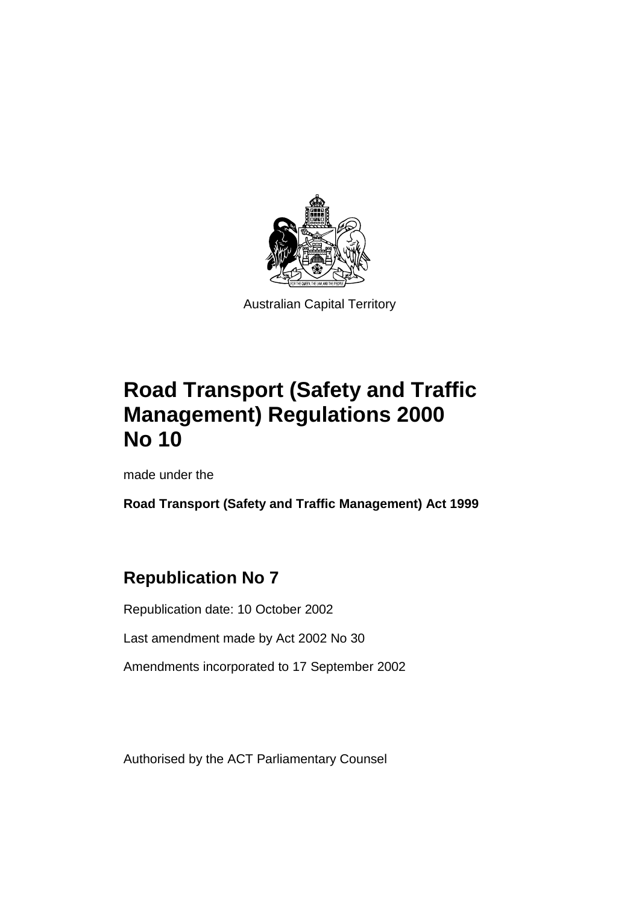Australian Capital Territory

# Road Transport (Safety and Traffic Management) Regulations 2000 No 10

made under the

**Road Transport (Safety and Traffic Management) Act 1999**

## Republication No 7

Republication date: 10 October 2002

Last amendment made by Act 2002 No 30

Amendments incorporated to 17 September 2002

Authorised by the ACT Parliamentary Counsel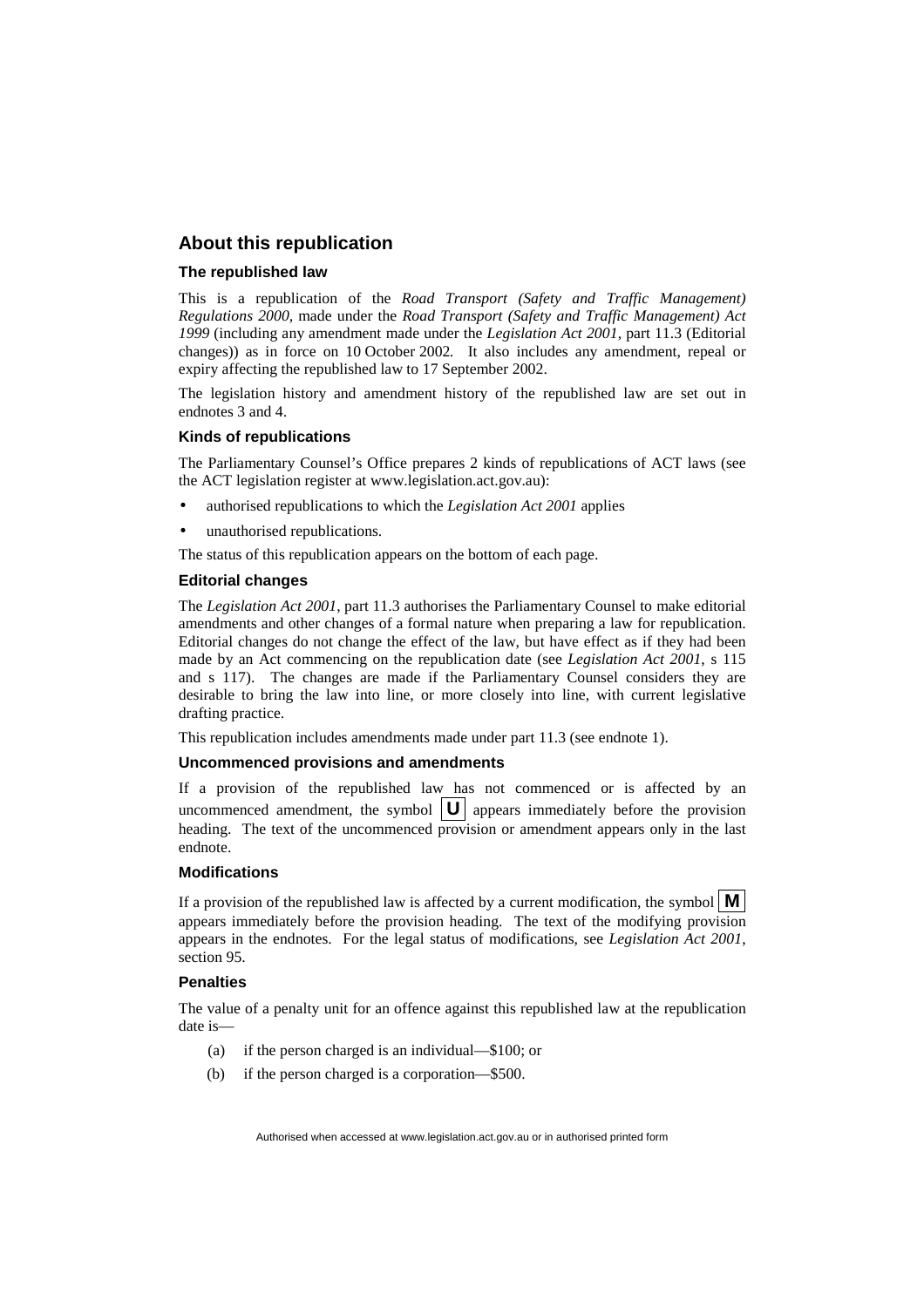## About this republication

### The republished law

This is a republication of the *Road Transport (Safety and Traffic Management) Regulations 2000,* made under the *Road Transport (Safety and Traffic Management) Act 1999* (including any amendment made under the *Legislation Act 2001*, part 11.3 (Editorial changes)) as in force on 10 October 2002*.* It also includes any amendment, repeal or expiry affecting the republished law to 17 September 2002.

The legislation history and amendment history of the republished law are set out in endnotes 3 and 4.

### Kinds of republications

The Parliamentary Counsel's Office prepares 2 kinds of republications of ACT laws (see the ACT legislation register at www.legislation.act.gov.au):

- authorised republications to which the *Legislation Act 2001* applies
- unauthorised republications.

The status of this republication appears on the bottom of each page.

### Editorial changes

The *Legislation Act 2001*, part 11.3 authorises the Parliamentary Counsel to make editorial amendments and other changes of a formal nature when preparing a law for republication. Editorial changes do not change the effect of the law, but have effect as if they had been made by an Act commencing on the republication date (see *Legislation Act 2001*, s 115 and s 117). The changes are made if the Parliamentary Counsel considers they are desirable to bring the law into line, or more closely into line, with current legislative drafting practice.

This republication includes amendments made under part 11.3 (see endnote 1).

### Uncommenced provisions and amendments

If a provision of the republished law has not commenced or is affected by an uncommenced amendment, the symbol **U** appears immediately before the provision heading. The text of the uncommenced provision or amendment appears only in the last endnote.

### Modifications

If a provision of the republished law is affected by a current modification, the symbol **M** appears immediately before the provision heading. The text of the modifying provision appears in the endnotes. For the legal status of modifications, see *Legislation Act 2001*, section 95.

### Penalties

The value of a penalty unit for an offence against this republished law at the republication date is—

(a) if the person charged is an individual—$100; or

(b) if the person charged is a corporation—$500.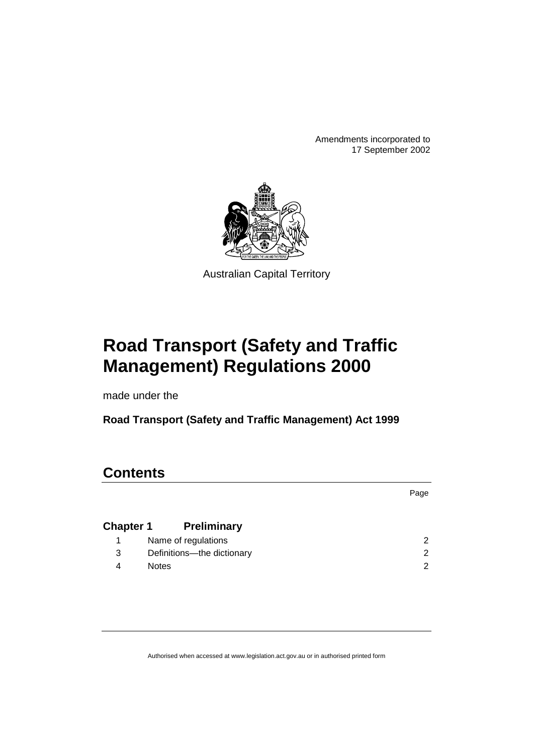Amendments incorporated to
17 September 2002

Australian Capital Territory

# Road Transport (Safety and Traffic Management) Regulations 2000

made under the

**Road Transport (Safety and Traffic Management) Act 1999**

## Contents

| | | Page |
|---|---|---|
| **Chapter 1** | **Preliminary** | |
| 1 | Name of regulations | 2 |
| 3 | Definitions—the dictionary | 2 |
| 4 | Notes | 2 |

Authorised when accessed at www.legislation.act.gov.au or in authorised printed form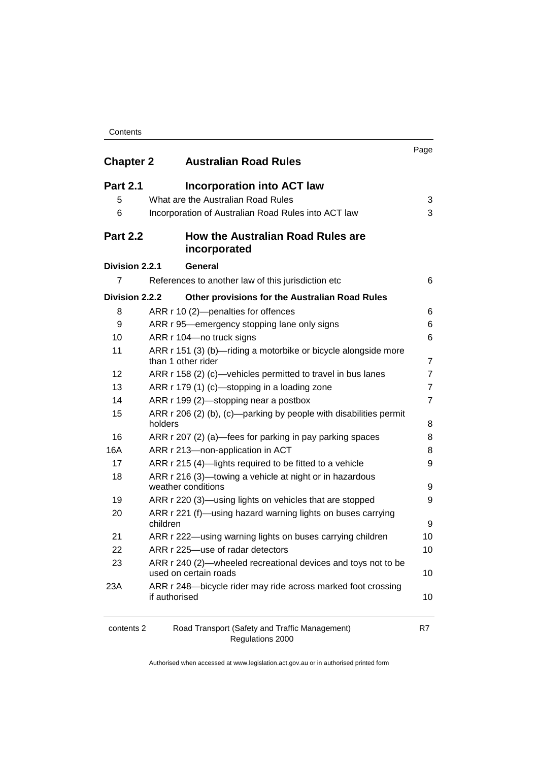| | | Page |
|---|---|---|
| **Chapter 2** | **Australian Road Rules** | |
| **Part 2.1** | **Incorporation into ACT law** | |
| 5 | What are the Australian Road Rules | 3 |
| 6 | Incorporation of Australian Road Rules into ACT law | 3 |
| **Part 2.2** | **How the Australian Road Rules are incorporated** | |
| **Division 2.2.1** | **General** | |
| 7 | References to another law of this jurisdiction etc | 6 |
| **Division 2.2.2** | **Other provisions for the Australian Road Rules** | |
| 8 | ARR r 10 (2)—penalties for offences | 6 |
| 9 | ARR r 95—emergency stopping lane only signs | 6 |
| 10 | ARR r 104—no truck signs | 6 |
| 11 | ARR r 151 (3) (b)—riding a motorbike or bicycle alongside more than 1 other rider | 7 |
| 12 | ARR r 158 (2) (c)—vehicles permitted to travel in bus lanes | 7 |
| 13 | ARR r 179 (1) (c)—stopping in a loading zone | 7 |
| 14 | ARR r 199 (2)—stopping near a postbox | 7 |
| 15 | ARR r 206 (2) (b), (c)—parking by people with disabilities permit holders | 8 |
| 16 | ARR r 207 (2) (a)—fees for parking in pay parking spaces | 8 |
| 16A | ARR r 213—non-application in ACT | 8 |
| 17 | ARR r 215 (4)—lights required to be fitted to a vehicle | 9 |
| 18 | ARR r 216 (3)—towing a vehicle at night or in hazardous weather conditions | 9 |
| 19 | ARR r 220 (3)—using lights on vehicles that are stopped | 9 |
| 20 | ARR r 221 (f)—using hazard warning lights on buses carrying children | 9 |
| 21 | ARR r 222—using warning lights on buses carrying children | 10 |
| 22 | ARR r 225—use of radar detectors | 10 |
| 23 | ARR r 240 (2)—wheeled recreational devices and toys not to be used on certain roads | 10 |
| 23A | ARR r 248—bicycle rider may ride across marked foot crossing if authorised | 10 |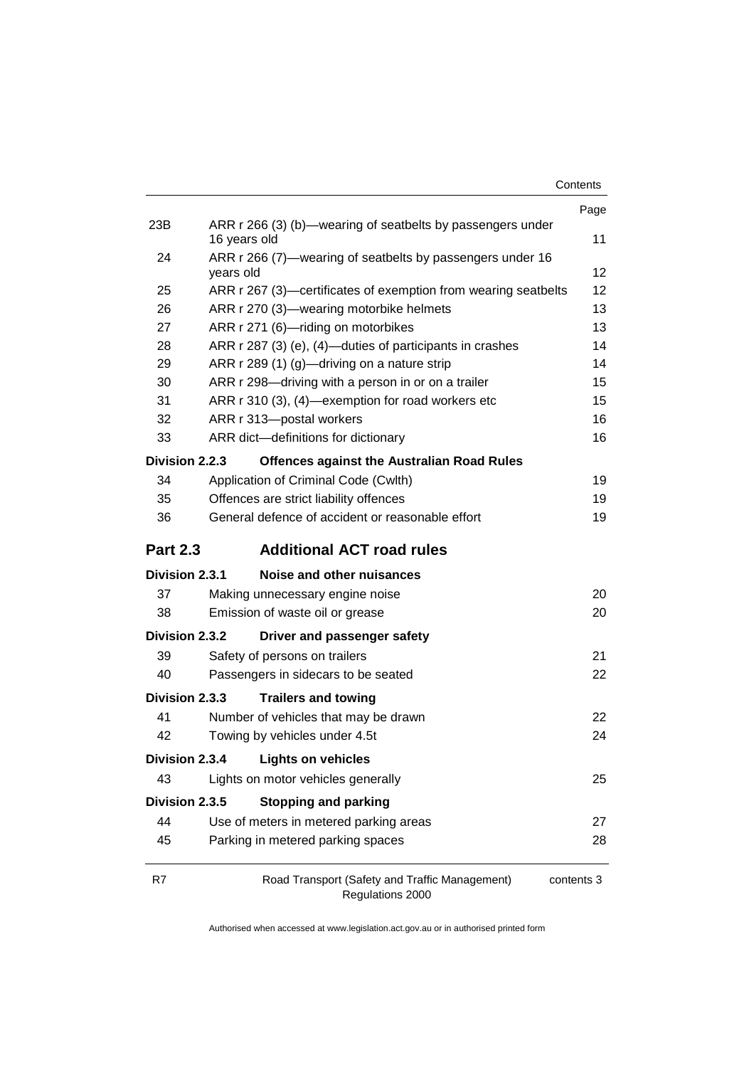| | | Page |
|---|---|---|
| 23B | ARR r 266 (3) (b)—wearing of seatbelts by passengers under 16 years old | 11 |
| 24 | ARR r 266 (7)—wearing of seatbelts by passengers under 16 years old | 12 |
| 25 | ARR r 267 (3)—certificates of exemption from wearing seatbelts | 12 |
| 26 | ARR r 270 (3)—wearing motorbike helmets | 13 |
| 27 | ARR r 271 (6)—riding on motorbikes | 13 |
| 28 | ARR r 287 (3) (e), (4)—duties of participants in crashes | 14 |
| 29 | ARR r 289 (1) (g)—driving on a nature strip | 14 |
| 30 | ARR r 298—driving with a person in or on a trailer | 15 |
| 31 | ARR r 310 (3), (4)—exemption for road workers etc | 15 |
| 32 | ARR r 313—postal workers | 16 |
| 33 | ARR dict—definitions for dictionary | 16 |

**Division 2.2.3 Offences against the Australian Road Rules**

| | | |
|---|---|---|
| 34 | Application of Criminal Code (Cwlth) | 19 |
| 35 | Offences are strict liability offences | 19 |
| 36 | General defence of accident or reasonable effort | 19 |

## Part 2.3 Additional ACT road rules

**Division 2.3.1 Noise and other nuisances**

| | | |
|---|---|---|
| 37 | Making unnecessary engine noise | 20 |
| 38 | Emission of waste oil or grease | 20 |

**Division 2.3.2 Driver and passenger safety**

| | | |
|---|---|---|
| 39 | Safety of persons on trailers | 21 |
| 40 | Passengers in sidecars to be seated | 22 |

**Division 2.3.3 Trailers and towing**

| | | |
|---|---|---|
| 41 | Number of vehicles that may be drawn | 22 |
| 42 | Towing by vehicles under 4.5t | 24 |

**Division 2.3.4 Lights on vehicles**

| | | |
|---|---|---|
| 43 | Lights on motor vehicles generally | 25 |

**Division 2.3.5 Stopping and parking**

| | | |
|---|---|---|
| 44 | Use of meters in metered parking areas | 27 |
| 45 | Parking in metered parking spaces | 28 |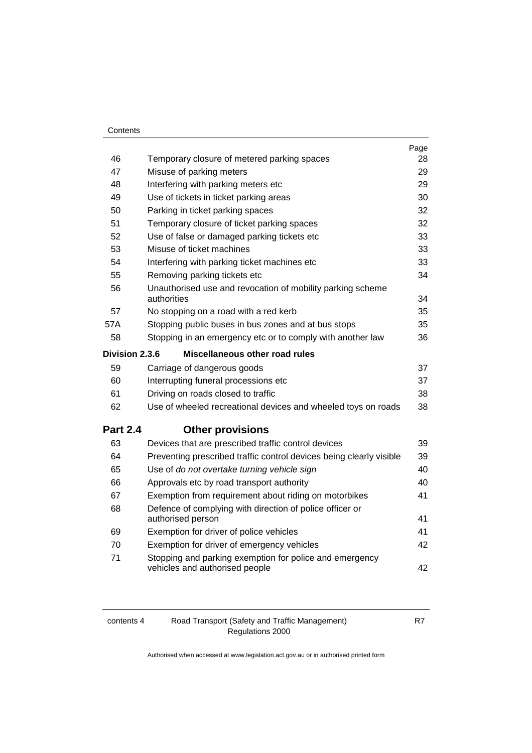| | | Page |
|---|---|---|
| 46 | Temporary closure of metered parking spaces | 28 |
| 47 | Misuse of parking meters | 29 |
| 48 | Interfering with parking meters etc | 29 |
| 49 | Use of tickets in ticket parking areas | 30 |
| 50 | Parking in ticket parking spaces | 32 |
| 51 | Temporary closure of ticket parking spaces | 32 |
| 52 | Use of false or damaged parking tickets etc | 33 |
| 53 | Misuse of ticket machines | 33 |
| 54 | Interfering with parking ticket machines etc | 33 |
| 55 | Removing parking tickets etc | 34 |
| 56 | Unauthorised use and revocation of mobility parking scheme authorities | 34 |
| 57 | No stopping on a road with a red kerb | 35 |
| 57A | Stopping public buses in bus zones and at bus stops | 35 |
| 58 | Stopping in an emergency etc or to comply with another law | 36 |
| **Division 2.3.6** | **Miscellaneous other road rules** | |
| 59 | Carriage of dangerous goods | 37 |
| 60 | Interrupting funeral processions etc | 37 |
| 61 | Driving on roads closed to traffic | 38 |
| 62 | Use of wheeled recreational devices and wheeled toys on roads | 38 |
| **Part 2.4** | **Other provisions** | |
| 63 | Devices that are prescribed traffic control devices | 39 |
| 64 | Preventing prescribed traffic control devices being clearly visible | 39 |
| 65 | Use of *do not overtake turning vehicle sign* | 40 |
| 66 | Approvals etc by road transport authority | 40 |
| 67 | Exemption from requirement about riding on motorbikes | 41 |
| 68 | Defence of complying with direction of police officer or authorised person | 41 |
| 69 | Exemption for driver of police vehicles | 41 |
| 70 | Exemption for driver of emergency vehicles | 42 |
| 71 | Stopping and parking exemption for police and emergency vehicles and authorised people | 42 |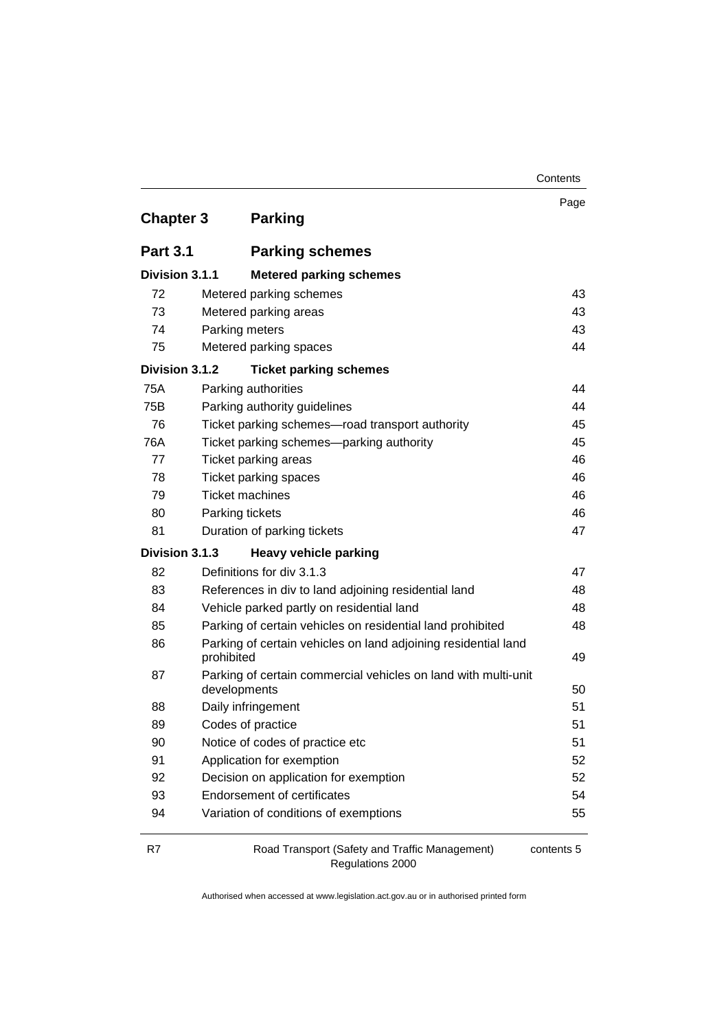## Chapter 3 Parking

### Part 3.1 Parking schemes

#### Division 3.1.1 Metered parking schemes

| | | Page |
|---|---|---|
| 72 | Metered parking schemes | 43 |
| 73 | Metered parking areas | 43 |
| 74 | Parking meters | 43 |
| 75 | Metered parking spaces | 44 |

#### Division 3.1.2 Ticket parking schemes

| | | Page |
|---|---|---|
| 75A | Parking authorities | 44 |
| 75B | Parking authority guidelines | 44 |
| 76 | Ticket parking schemes—road transport authority | 45 |
| 76A | Ticket parking schemes—parking authority | 45 |
| 77 | Ticket parking areas | 46 |
| 78 | Ticket parking spaces | 46 |
| 79 | Ticket machines | 46 |
| 80 | Parking tickets | 46 |
| 81 | Duration of parking tickets | 47 |

#### Division 3.1.3 Heavy vehicle parking

| | | Page |
|---|---|---|
| 82 | Definitions for div 3.1.3 | 47 |
| 83 | References in div to land adjoining residential land | 48 |
| 84 | Vehicle parked partly on residential land | 48 |
| 85 | Parking of certain vehicles on residential land prohibited | 48 |
| 86 | Parking of certain vehicles on land adjoining residential land prohibited | 49 |
| 87 | Parking of certain commercial vehicles on land with multi-unit developments | 50 |
| 88 | Daily infringement | 51 |
| 89 | Codes of practice | 51 |
| 90 | Notice of codes of practice etc | 51 |
| 91 | Application for exemption | 52 |
| 92 | Decision on application for exemption | 52 |
| 93 | Endorsement of certificates | 54 |
| 94 | Variation of conditions of exemptions | 55 |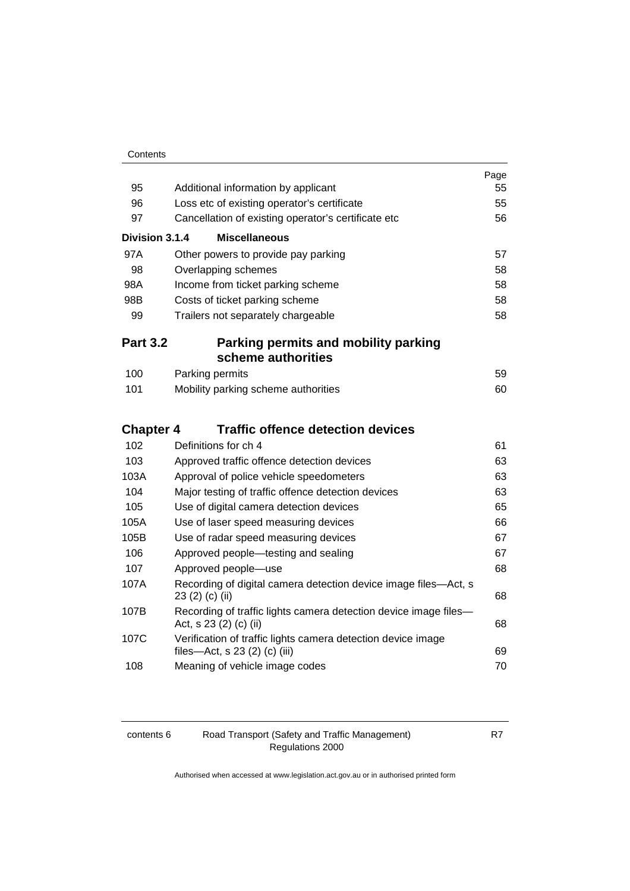| | | Page |
|---|---|---|
| 95 | Additional information by applicant | 55 |
| 96 | Loss etc of existing operator's certificate | 55 |
| 97 | Cancellation of existing operator's certificate etc | 56 |
| **Division 3.1.4** | **Miscellaneous** | |
| 97A | Other powers to provide pay parking | 57 |
| 98 | Overlapping schemes | 58 |
| 98A | Income from ticket parking scheme | 58 |
| 98B | Costs of ticket parking scheme | 58 |
| 99 | Trailers not separately chargeable | 58 |
| **Part 3.2** | **Parking permits and mobility parking scheme authorities** | |
| 100 | Parking permits | 59 |
| 101 | Mobility parking scheme authorities | 60 |
| **Chapter 4** | **Traffic offence detection devices** | |
| 102 | Definitions for ch 4 | 61 |
| 103 | Approved traffic offence detection devices | 63 |
| 103A | Approval of police vehicle speedometers | 63 |
| 104 | Major testing of traffic offence detection devices | 63 |
| 105 | Use of digital camera detection devices | 65 |
| 105A | Use of laser speed measuring devices | 66 |
| 105B | Use of radar speed measuring devices | 67 |
| 106 | Approved people—testing and sealing | 67 |
| 107 | Approved people—use | 68 |
| 107A | Recording of digital camera detection device image files—Act, s 23 (2) (c) (ii) | 68 |
| 107B | Recording of traffic lights camera detection device image files—Act, s 23 (2) (c) (ii) | 68 |
| 107C | Verification of traffic lights camera detection device image files—Act, s 23 (2) (c) (iii) | 69 |
| 108 | Meaning of vehicle image codes | 70 |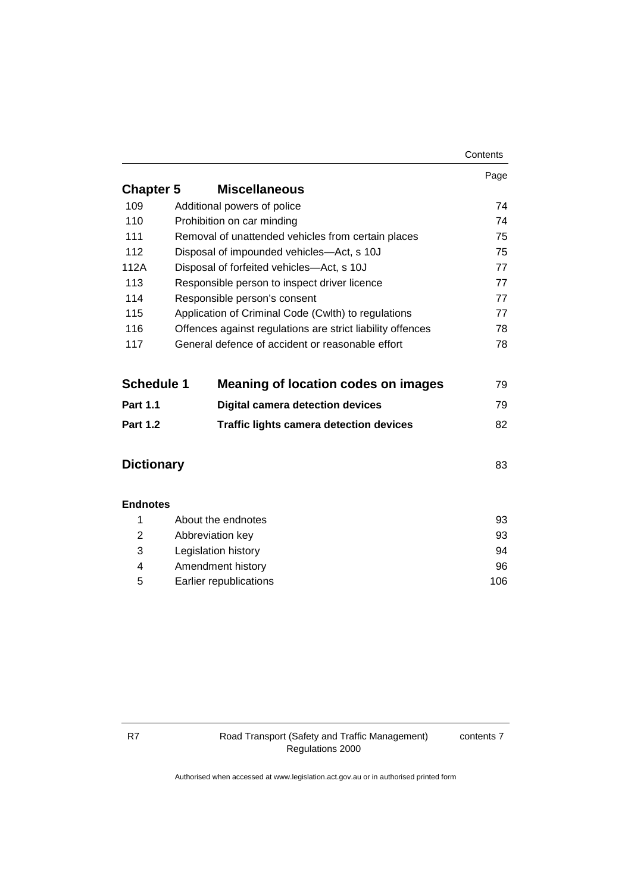| | | Page |
|---|---|---|
| **Chapter 5** | **Miscellaneous** | |
| 109 | Additional powers of police | 74 |
| 110 | Prohibition on car minding | 74 |
| 111 | Removal of unattended vehicles from certain places | 75 |
| 112 | Disposal of impounded vehicles—Act, s 10J | 75 |
| 112A | Disposal of forfeited vehicles—Act, s 10J | 77 |
| 113 | Responsible person to inspect driver licence | 77 |
| 114 | Responsible person's consent | 77 |
| 115 | Application of Criminal Code (Cwlth) to regulations | 77 |
| 116 | Offences against regulations are strict liability offences | 78 |
| 117 | General defence of accident or reasonable effort | 78 |
| **Schedule 1** | **Meaning of location codes on images** | 79 |
| **Part 1.1** | **Digital camera detection devices** | 79 |
| **Part 1.2** | **Traffic lights camera detection devices** | 82 |
| **Dictionary** | | 83 |
| **Endnotes** | | |
| 1 | About the endnotes | 93 |
| 2 | Abbreviation key | 93 |
| 3 | Legislation history | 94 |
| 4 | Amendment history | 96 |
| 5 | Earlier republications | 106 |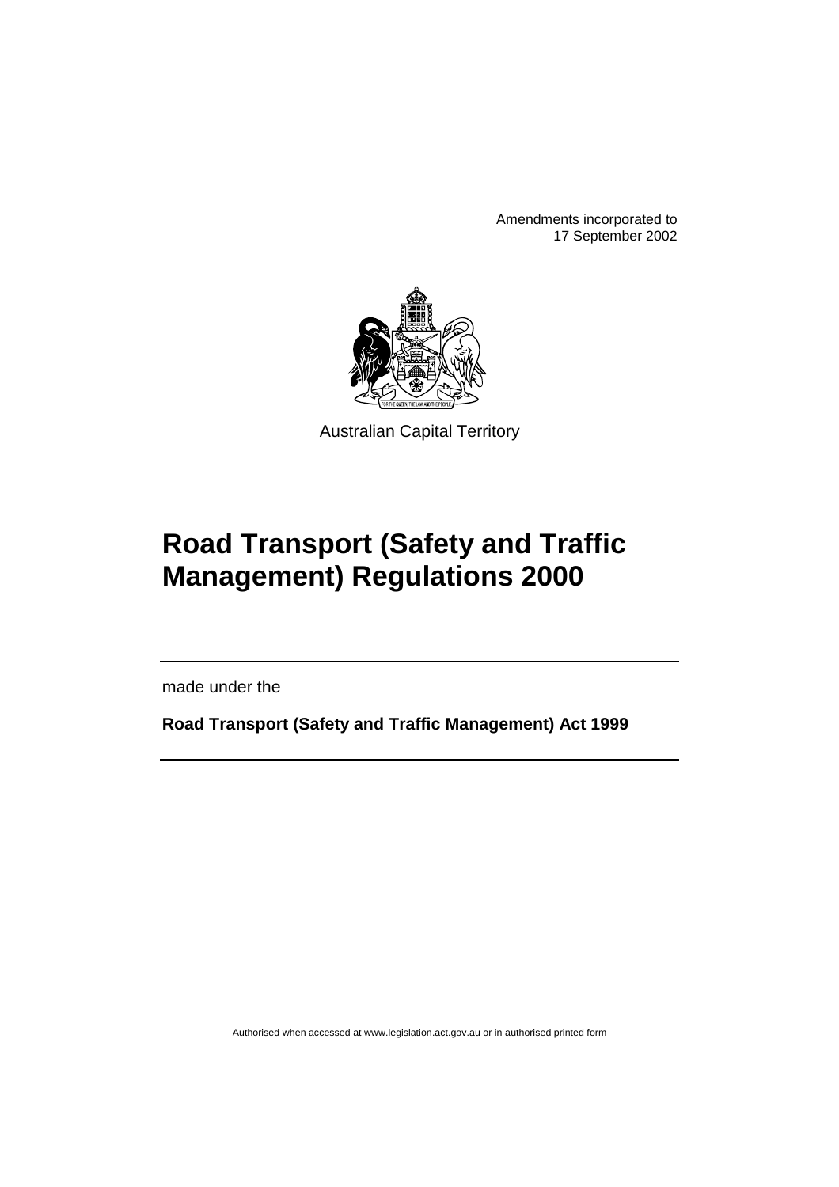Amendments incorporated to
17 September 2002

Australian Capital Territory

# Road Transport (Safety and Traffic Management) Regulations 2000

made under the

**Road Transport (Safety and Traffic Management) Act 1999**

Authorised when accessed at www.legislation.act.gov.au or in authorised printed form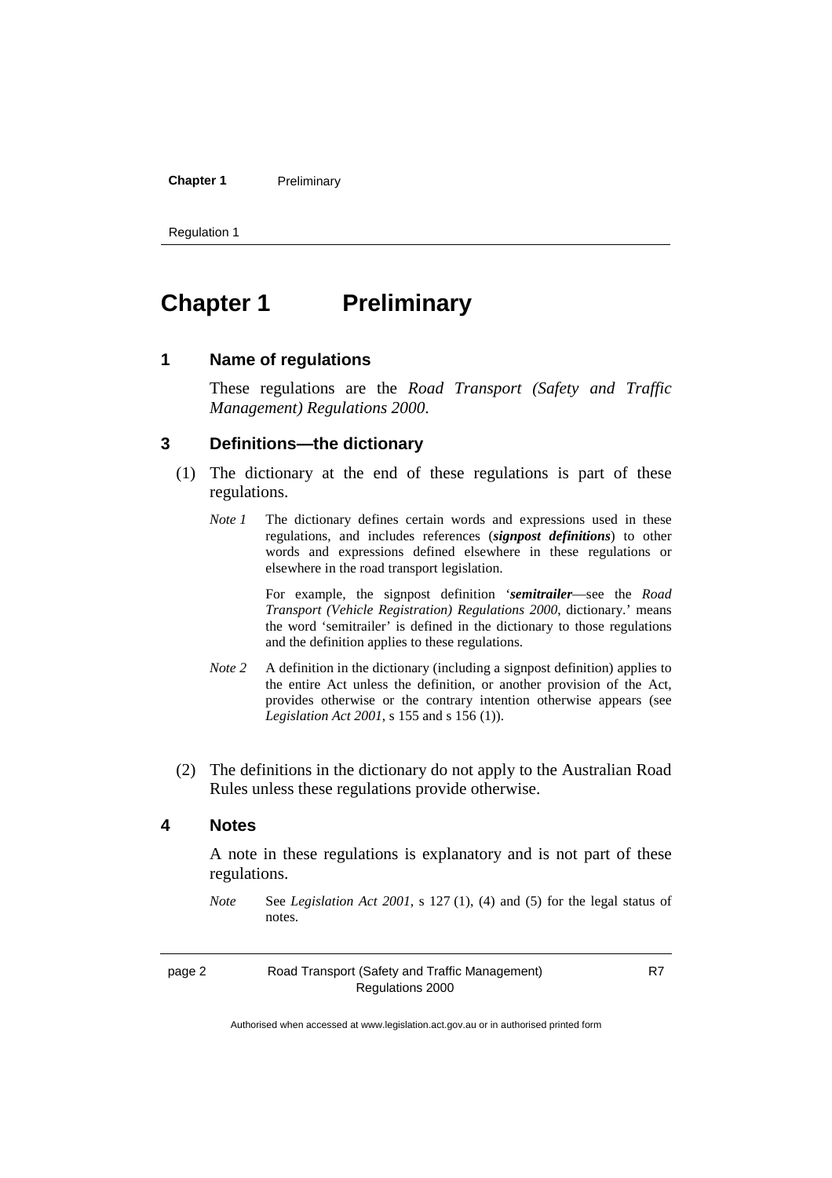# Chapter 1 Preliminary

## 1 Name of regulations

These regulations are the *Road Transport (Safety and Traffic Management) Regulations 2000*.

## 3 Definitions—the dictionary

(1) The dictionary at the end of these regulations is part of these regulations.

*Note 1* The dictionary defines certain words and expressions used in these regulations, and includes references (***signpost definitions***) to other words and expressions defined elsewhere in these regulations or elsewhere in the road transport legislation.

For example, the signpost definition '***semitrailer***—see the *Road Transport (Vehicle Registration) Regulations 2000*, dictionary.' means the word 'semitrailer' is defined in the dictionary to those regulations and the definition applies to these regulations.

*Note 2* A definition in the dictionary (including a signpost definition) applies to the entire Act unless the definition, or another provision of the Act, provides otherwise or the contrary intention otherwise appears (see *Legislation Act 2001*, s 155 and s 156 (1)).

(2) The definitions in the dictionary do not apply to the Australian Road Rules unless these regulations provide otherwise.

## 4 Notes

A note in these regulations is explanatory and is not part of these regulations.

*Note* See *Legislation Act 2001*, s 127 (1), (4) and (5) for the legal status of notes.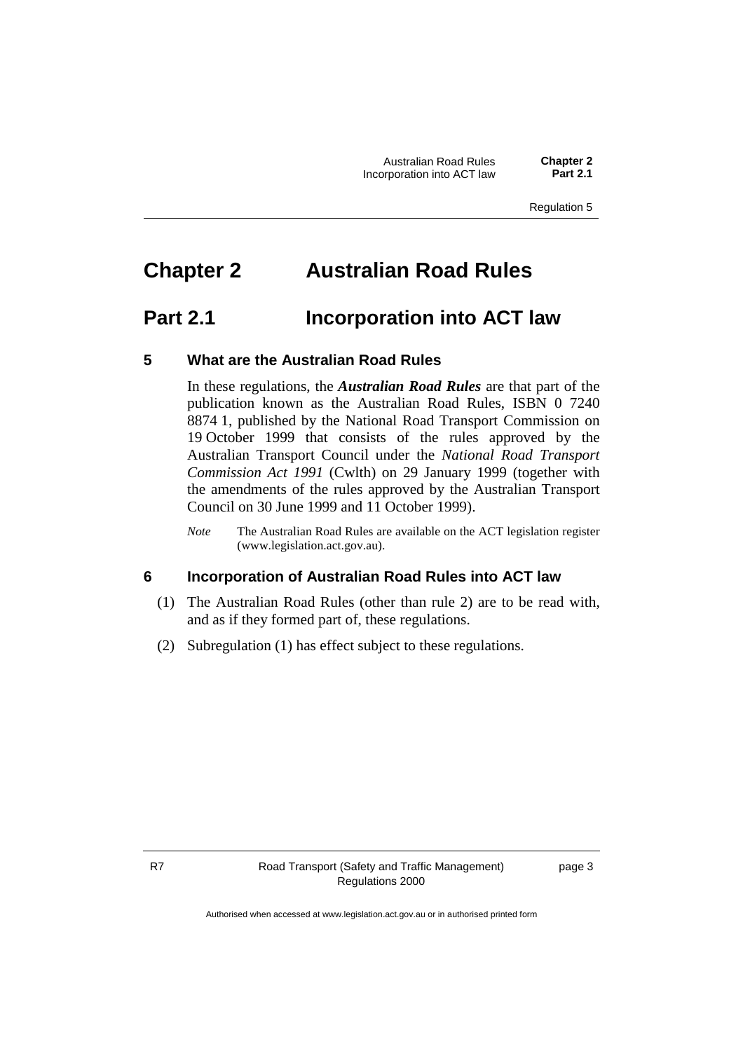# Chapter 2 Australian Road Rules

## Part 2.1 Incorporation into ACT law

### 5 What are the Australian Road Rules

In these regulations, the ***Australian Road Rules*** are that part of the publication known as the Australian Road Rules, ISBN 0 7240 8874 1, published by the National Road Transport Commission on 19 October 1999 that consists of the rules approved by the Australian Transport Council under the *National Road Transport Commission Act 1991* (Cwlth) on 29 January 1999 (together with the amendments of the rules approved by the Australian Transport Council on 30 June 1999 and 11 October 1999).

*Note* The Australian Road Rules are available on the ACT legislation register (www.legislation.act.gov.au).

### 6 Incorporation of Australian Road Rules into ACT law

(1) The Australian Road Rules (other than rule 2) are to be read with, and as if they formed part of, these regulations.

(2) Subregulation (1) has effect subject to these regulations.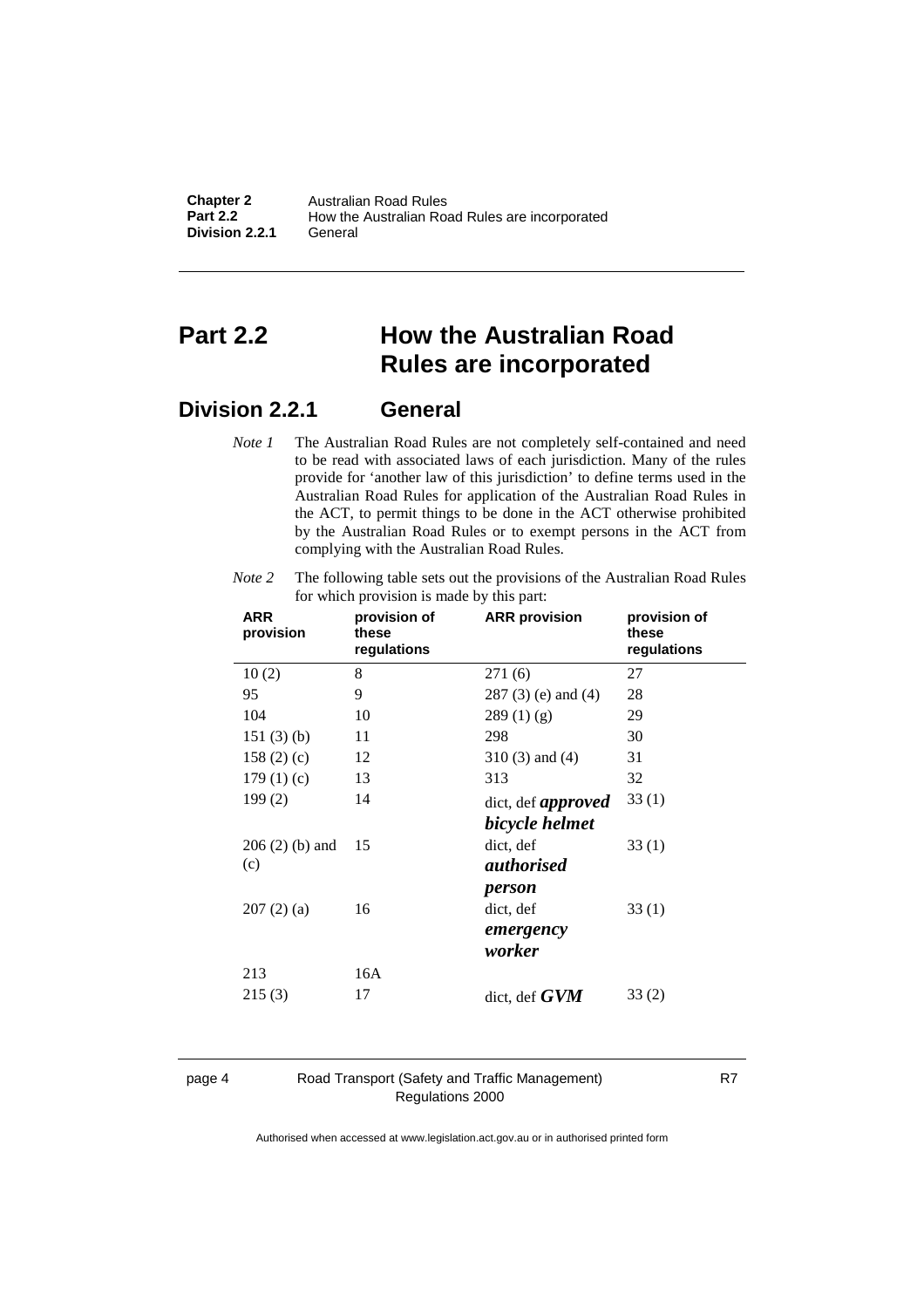# Part 2.2 How the Australian Road Rules are incorporated

## Division 2.2.1 General

*Note 1* The Australian Road Rules are not completely self-contained and need to be read with associated laws of each jurisdiction. Many of the rules provide for 'another law of this jurisdiction' to define terms used in the Australian Road Rules for application of the Australian Road Rules in the ACT, to permit things to be done in the ACT otherwise prohibited by the Australian Road Rules or to exempt persons in the ACT from complying with the Australian Road Rules.

*Note 2* The following table sets out the provisions of the Australian Road Rules for which provision is made by this part:

| ARR provision | provision of these regulations | ARR provision | provision of these regulations |
|---|---|---|---|
| 10 (2) | 8 | 271 (6) | 27 |
| 95 | 9 | 287 (3) (e) and (4) | 28 |
| 104 | 10 | 289 (1) (g) | 29 |
| 151 (3) (b) | 11 | 298 | 30 |
| 158 (2) (c) | 12 | 310 (3) and (4) | 31 |
| 179 (1) (c) | 13 | 313 | 32 |
| 199 (2) | 14 | dict, def ***approved bicycle helmet*** | 33 (1) |
| 206 (2) (b) and (c) | 15 | dict, def ***authorised person*** | 33 (1) |
| 207 (2) (a) | 16 | dict, def ***emergency worker*** | 33 (1) |
| 213 | 16A | | |
| 215 (3) | 17 | dict, def ***GVM*** | 33 (2) |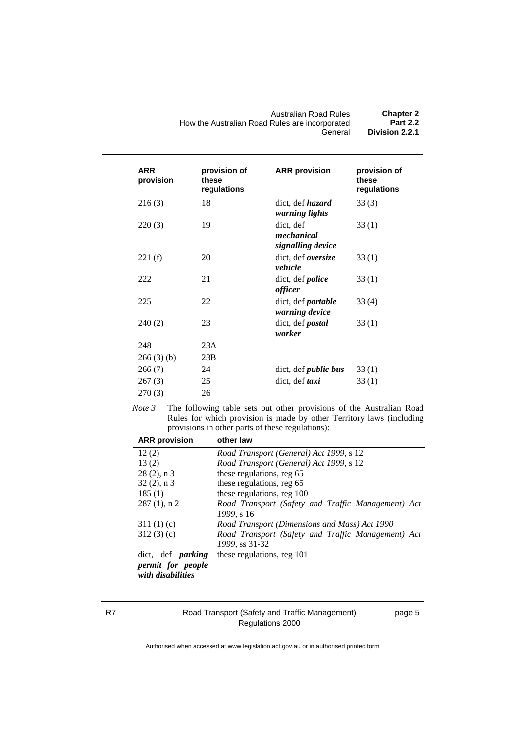| ARR provision | provision of these regulations | ARR provision | provision of these regulations |
|---|---|---|---|
| 216 (3) | 18 | dict, def ***hazard warning lights*** | 33 (3) |
| 220 (3) | 19 | dict, def ***mechanical signalling device*** | 33 (1) |
| 221 (f) | 20 | dict, def ***oversize vehicle*** | 33 (1) |
| 222 | 21 | dict, def ***police officer*** | 33 (1) |
| 225 | 22 | dict, def ***portable warning device*** | 33 (4) |
| 240 (2) | 23 | dict, def ***postal worker*** | 33 (1) |
| 248 | 23A | | |
| 266 (3) (b) | 23B | | |
| 266 (7) | 24 | dict, def ***public bus*** | 33 (1) |
| 267 (3) | 25 | dict, def ***taxi*** | 33 (1) |
| 270 (3) | 26 | | |

*Note 3* The following table sets out other provisions of the Australian Road Rules for which provision is made by other Territory laws (including provisions in other parts of these regulations):

| ARR provision | other law |
|---|---|
| 12 (2) | *Road Transport (General) Act 1999*, s 12 |
| 13 (2) | *Road Transport (General) Act 1999*, s 12 |
| 28 (2), n 3 | these regulations, reg 65 |
| 32 (2), n 3 | these regulations, reg 65 |
| 185 (1) | these regulations, reg 100 |
| 287 (1), n 2 | *Road Transport (Safety and Traffic Management) Act 1999*, s 16 |
| 311 (1) (c) | *Road Transport (Dimensions and Mass) Act 1990* |
| 312 (3) (c) | *Road Transport (Safety and Traffic Management) Act 1999*, ss 31-32 |
| dict, def ***parking permit for people with disabilities*** | these regulations, reg 101 |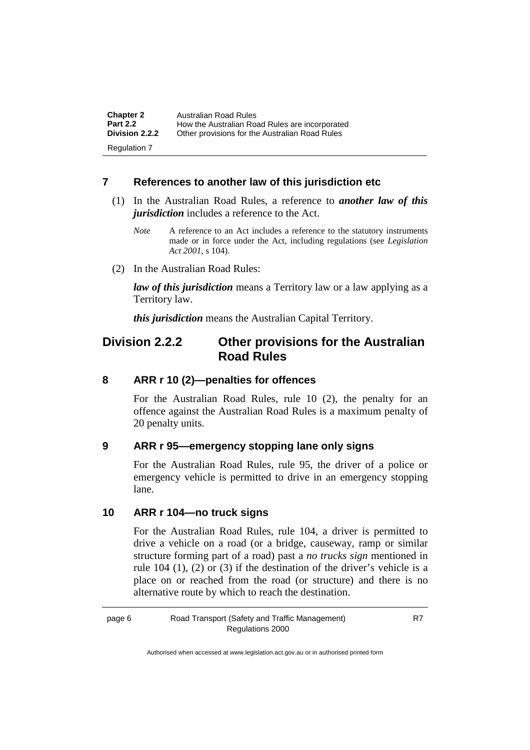### 7 References to another law of this jurisdiction etc

(1) In the Australian Road Rules, a reference to ***another law of this jurisdiction*** includes a reference to the Act.

*Note* A reference to an Act includes a reference to the statutory instruments made or in force under the Act, including regulations (see *Legislation Act 2001*, s 104).

(2) In the Australian Road Rules:

***law of this jurisdiction*** means a Territory law or a law applying as a Territory law.

***this jurisdiction*** means the Australian Capital Territory.

## Division 2.2.2 Other provisions for the Australian Road Rules

### 8 ARR r 10 (2)—penalties for offences

For the Australian Road Rules, rule 10 (2), the penalty for an offence against the Australian Road Rules is a maximum penalty of 20 penalty units.

### 9 ARR r 95—emergency stopping lane only signs

For the Australian Road Rules, rule 95, the driver of a police or emergency vehicle is permitted to drive in an emergency stopping lane.

### 10 ARR r 104—no truck signs

For the Australian Road Rules, rule 104, a driver is permitted to drive a vehicle on a road (or a bridge, causeway, ramp or similar structure forming part of a road) past a *no trucks sign* mentioned in rule 104 (1), (2) or (3) if the destination of the driver's vehicle is a place on or reached from the road (or structure) and there is no alternative route by which to reach the destination.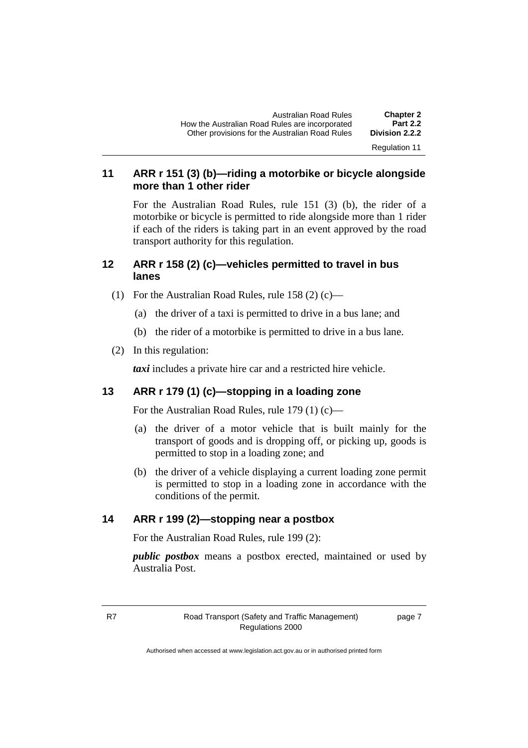## 11 ARR r 151 (3) (b)—riding a motorbike or bicycle alongside more than 1 other rider

For the Australian Road Rules, rule 151 (3) (b), the rider of a motorbike or bicycle is permitted to ride alongside more than 1 rider if each of the riders is taking part in an event approved by the road transport authority for this regulation.

## 12 ARR r 158 (2) (c)—vehicles permitted to travel in bus lanes

(1) For the Australian Road Rules, rule 158 (2) (c)—

(a) the driver of a taxi is permitted to drive in a bus lane; and

(b) the rider of a motorbike is permitted to drive in a bus lane.

(2) In this regulation:

***taxi*** includes a private hire car and a restricted hire vehicle.

## 13 ARR r 179 (1) (c)—stopping in a loading zone

For the Australian Road Rules, rule 179 (1) (c)—

(a) the driver of a motor vehicle that is built mainly for the transport of goods and is dropping off, or picking up, goods is permitted to stop in a loading zone; and

(b) the driver of a vehicle displaying a current loading zone permit is permitted to stop in a loading zone in accordance with the conditions of the permit.

## 14 ARR r 199 (2)—stopping near a postbox

For the Australian Road Rules, rule 199 (2):

***public postbox*** means a postbox erected, maintained or used by Australia Post.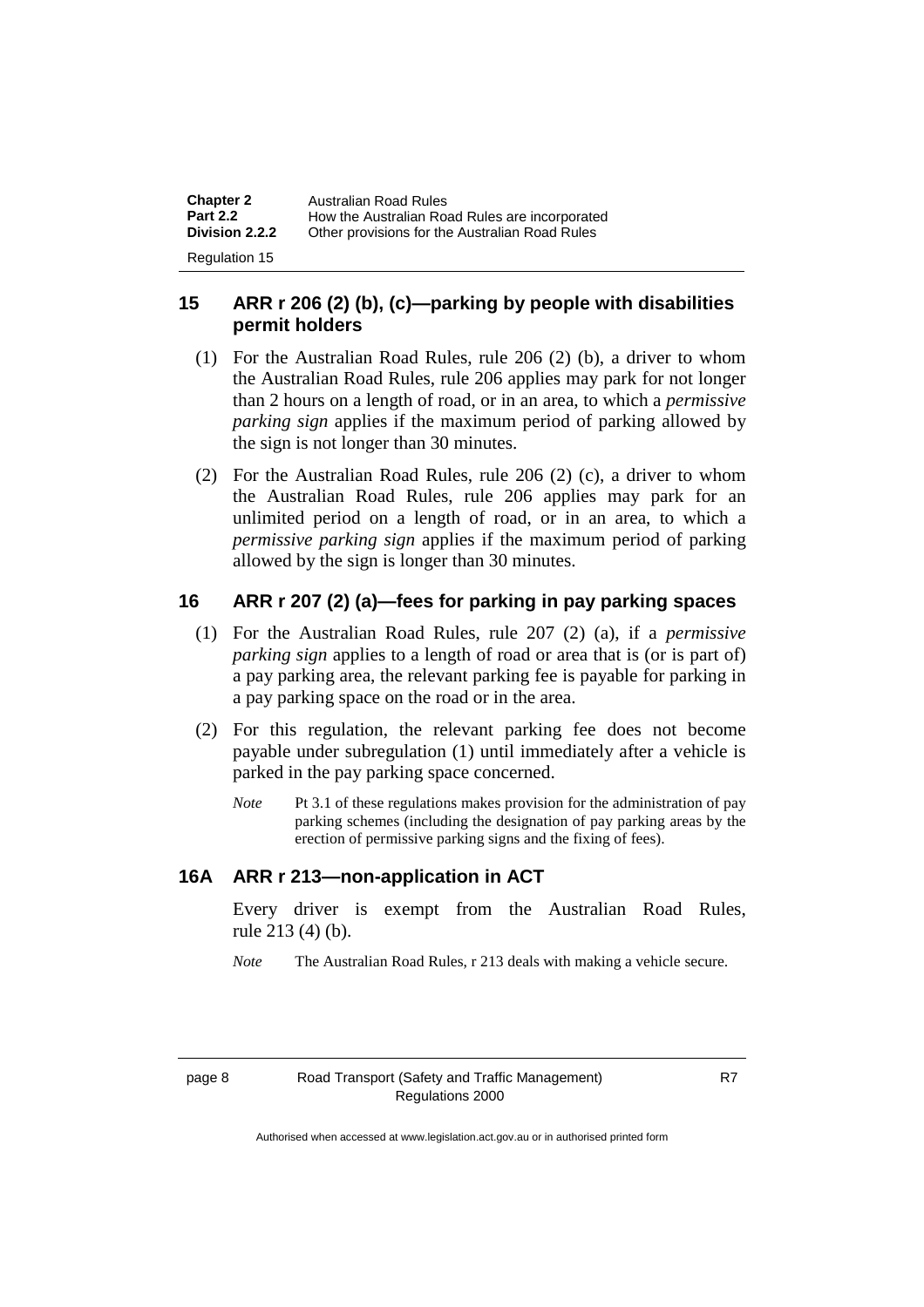## 15 ARR r 206 (2) (b), (c)—parking by people with disabilities permit holders

(1) For the Australian Road Rules, rule 206 (2) (b), a driver to whom the Australian Road Rules, rule 206 applies may park for not longer than 2 hours on a length of road, or in an area, to which a *permissive parking sign* applies if the maximum period of parking allowed by the sign is not longer than 30 minutes.

(2) For the Australian Road Rules, rule 206 (2) (c), a driver to whom the Australian Road Rules, rule 206 applies may park for an unlimited period on a length of road, or in an area, to which a *permissive parking sign* applies if the maximum period of parking allowed by the sign is longer than 30 minutes.

## 16 ARR r 207 (2) (a)—fees for parking in pay parking spaces

(1) For the Australian Road Rules, rule 207 (2) (a), if a *permissive parking sign* applies to a length of road or area that is (or is part of) a pay parking area, the relevant parking fee is payable for parking in a pay parking space on the road or in the area.

(2) For this regulation, the relevant parking fee does not become payable under subregulation (1) until immediately after a vehicle is parked in the pay parking space concerned.

*Note* Pt 3.1 of these regulations makes provision for the administration of pay parking schemes (including the designation of pay parking areas by the erection of permissive parking signs and the fixing of fees).

## 16A ARR r 213—non-application in ACT

Every driver is exempt from the Australian Road Rules, rule 213 (4) (b).

*Note* The Australian Road Rules, r 213 deals with making a vehicle secure.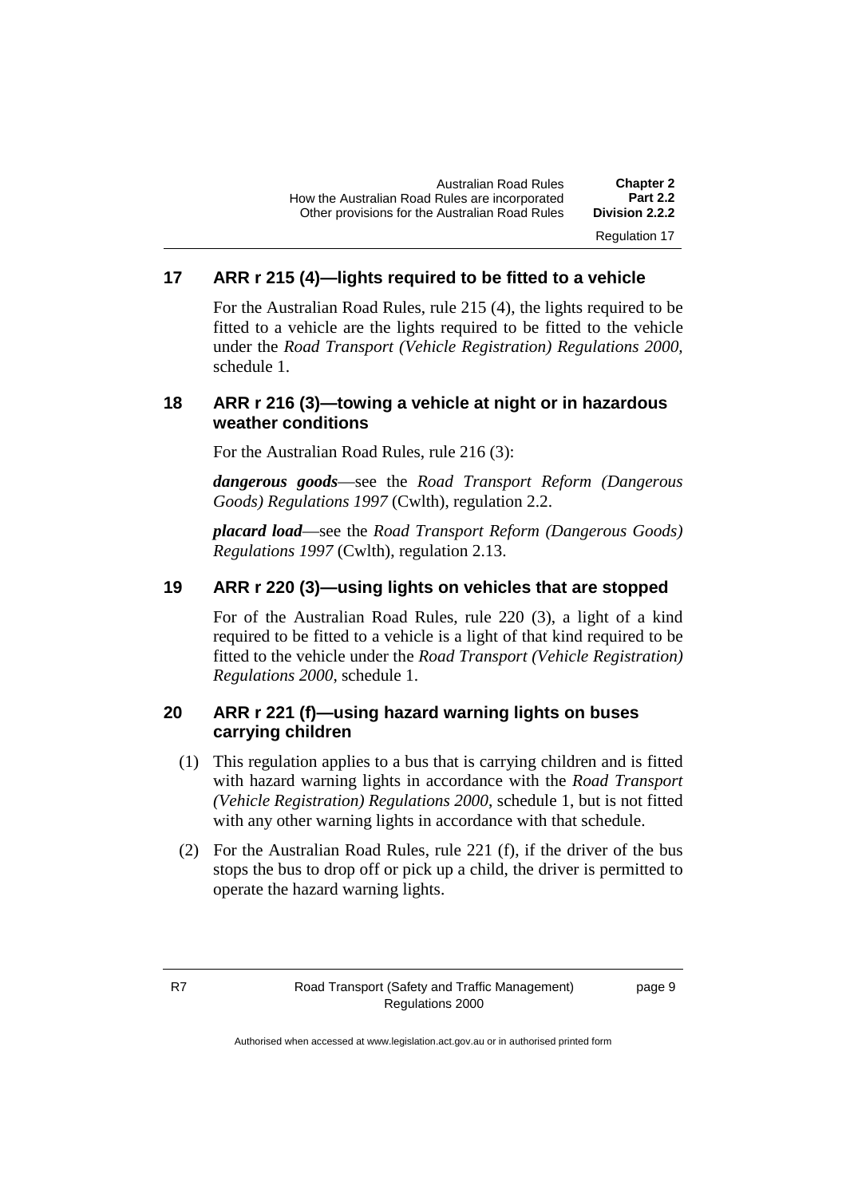### 17 ARR r 215 (4)—lights required to be fitted to a vehicle

For the Australian Road Rules, rule 215 (4), the lights required to be fitted to a vehicle are the lights required to be fitted to the vehicle under the *Road Transport (Vehicle Registration) Regulations 2000*, schedule 1.

### 18 ARR r 216 (3)—towing a vehicle at night or in hazardous weather conditions

For the Australian Road Rules, rule 216 (3):

***dangerous goods***—see the *Road Transport Reform (Dangerous Goods) Regulations 1997* (Cwlth), regulation 2.2.

***placard load***—see the *Road Transport Reform (Dangerous Goods) Regulations 1997* (Cwlth), regulation 2.13.

### 19 ARR r 220 (3)—using lights on vehicles that are stopped

For of the Australian Road Rules, rule 220 (3), a light of a kind required to be fitted to a vehicle is a light of that kind required to be fitted to the vehicle under the *Road Transport (Vehicle Registration) Regulations 2000*, schedule 1.

### 20 ARR r 221 (f)—using hazard warning lights on buses carrying children

(1) This regulation applies to a bus that is carrying children and is fitted with hazard warning lights in accordance with the *Road Transport (Vehicle Registration) Regulations 2000*, schedule 1, but is not fitted with any other warning lights in accordance with that schedule.

(2) For the Australian Road Rules, rule 221 (f), if the driver of the bus stops the bus to drop off or pick up a child, the driver is permitted to operate the hazard warning lights.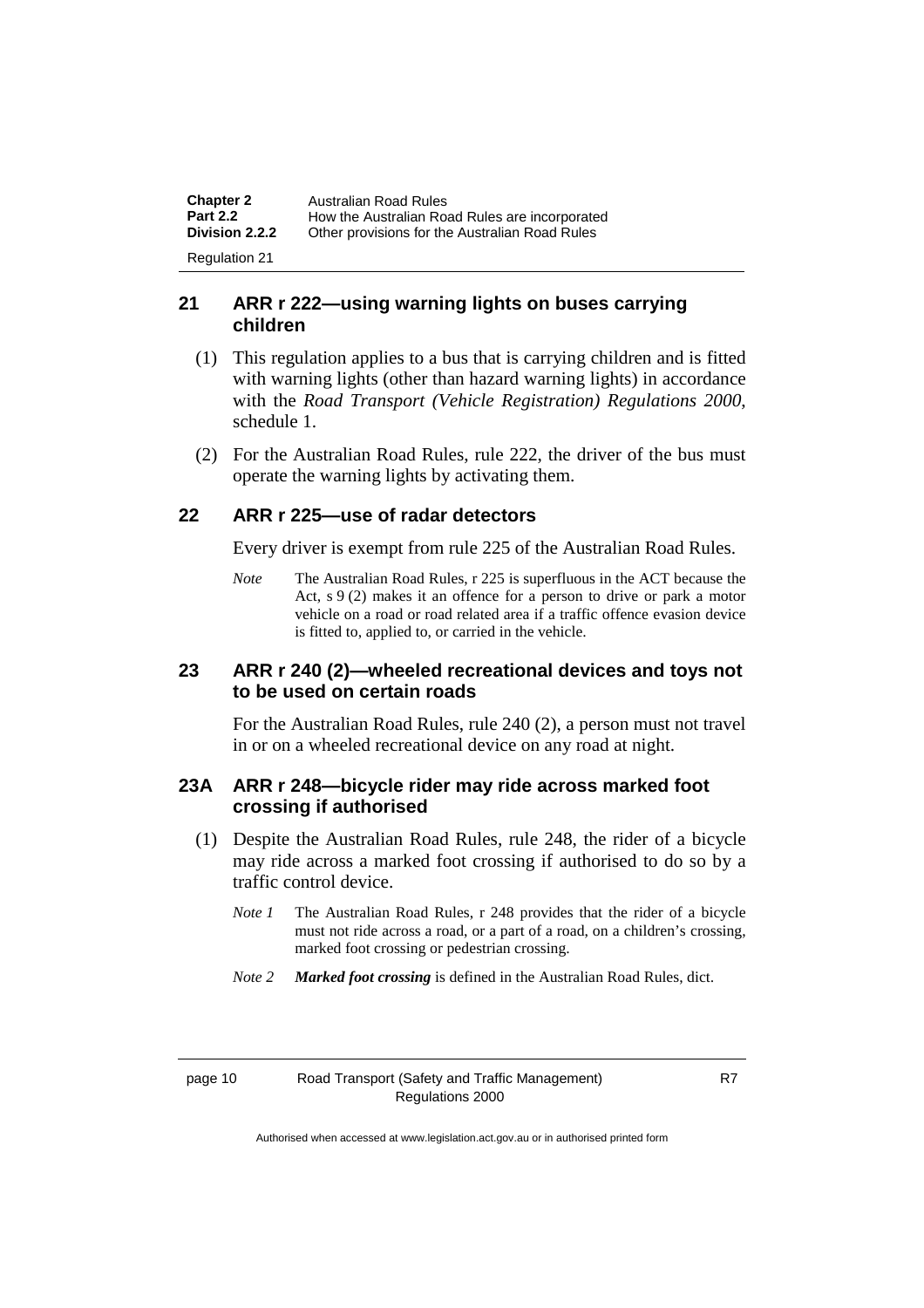## 21 ARR r 222—using warning lights on buses carrying children

(1) This regulation applies to a bus that is carrying children and is fitted with warning lights (other than hazard warning lights) in accordance with the *Road Transport (Vehicle Registration) Regulations 2000*, schedule 1.

(2) For the Australian Road Rules, rule 222, the driver of the bus must operate the warning lights by activating them.

## 22 ARR r 225—use of radar detectors

Every driver is exempt from rule 225 of the Australian Road Rules.

*Note* The Australian Road Rules, r 225 is superfluous in the ACT because the Act, s 9 (2) makes it an offence for a person to drive or park a motor vehicle on a road or road related area if a traffic offence evasion device is fitted to, applied to, or carried in the vehicle.

## 23 ARR r 240 (2)—wheeled recreational devices and toys not to be used on certain roads

For the Australian Road Rules, rule 240 (2), a person must not travel in or on a wheeled recreational device on any road at night.

## 23A ARR r 248—bicycle rider may ride across marked foot crossing if authorised

(1) Despite the Australian Road Rules, rule 248, the rider of a bicycle may ride across a marked foot crossing if authorised to do so by a traffic control device.

*Note 1* The Australian Road Rules, r 248 provides that the rider of a bicycle must not ride across a road, or a part of a road, on a children's crossing, marked foot crossing or pedestrian crossing.

*Note 2* ***Marked foot crossing*** is defined in the Australian Road Rules, dict.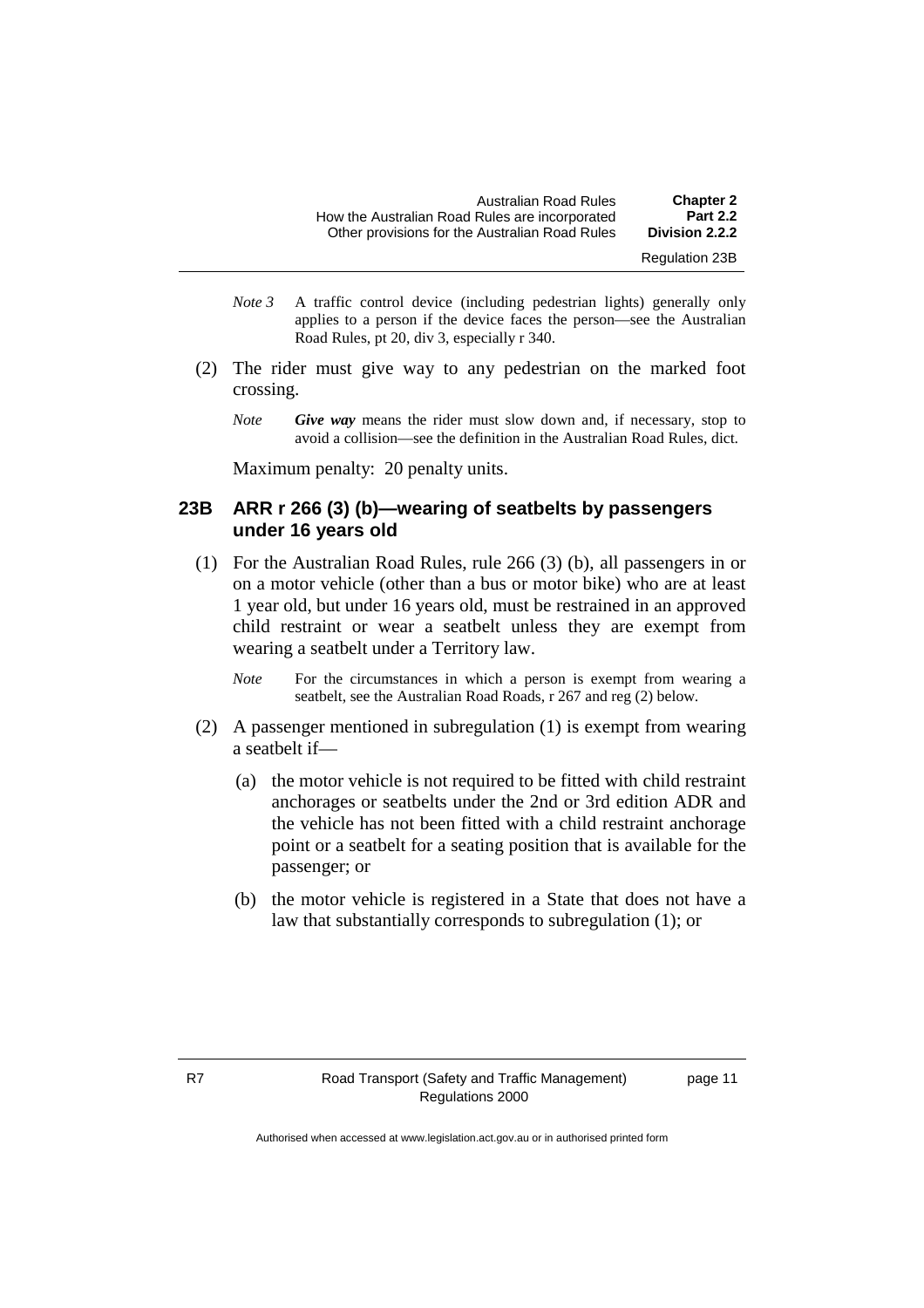*Note 3* A traffic control device (including pedestrian lights) generally only applies to a person if the device faces the person—see the Australian Road Rules, pt 20, div 3, especially r 340.

(2) The rider must give way to any pedestrian on the marked foot crossing.

*Note* ***Give way*** means the rider must slow down and, if necessary, stop to avoid a collision—see the definition in the Australian Road Rules, dict.

Maximum penalty: 20 penalty units.

### 23B ARR r 266 (3) (b)—wearing of seatbelts by passengers under 16 years old

(1) For the Australian Road Rules, rule 266 (3) (b), all passengers in or on a motor vehicle (other than a bus or motor bike) who are at least 1 year old, but under 16 years old, must be restrained in an approved child restraint or wear a seatbelt unless they are exempt from wearing a seatbelt under a Territory law.

*Note* For the circumstances in which a person is exempt from wearing a seatbelt, see the Australian Road Roads, r 267 and reg (2) below.

(2) A passenger mentioned in subregulation (1) is exempt from wearing a seatbelt if—

(a) the motor vehicle is not required to be fitted with child restraint anchorages or seatbelts under the 2nd or 3rd edition ADR and the vehicle has not been fitted with a child restraint anchorage point or a seatbelt for a seating position that is available for the passenger; or

(b) the motor vehicle is registered in a State that does not have a law that substantially corresponds to subregulation (1); or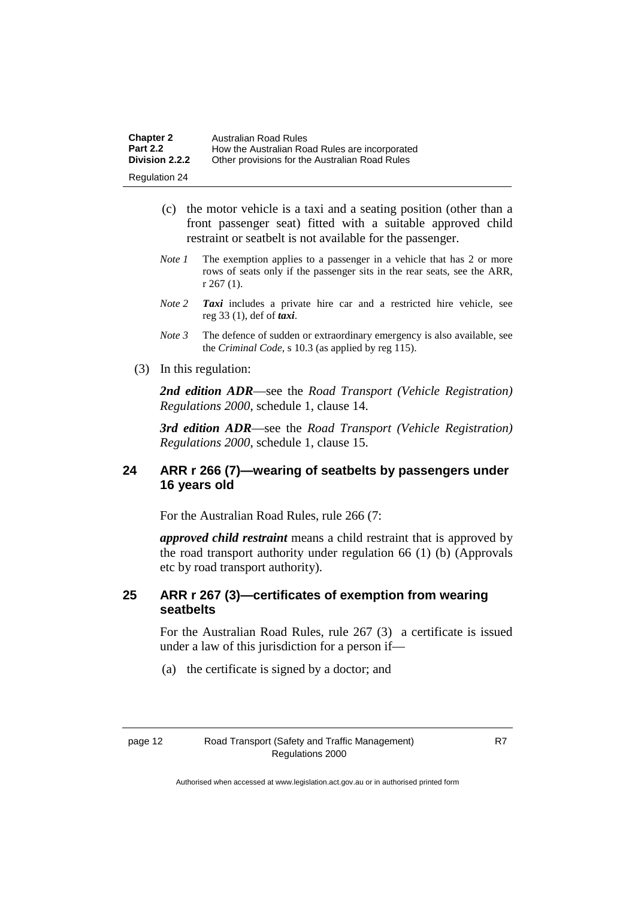(c) the motor vehicle is a taxi and a seating position (other than a front passenger seat) fitted with a suitable approved child restraint or seatbelt is not available for the passenger.

*Note 1* The exemption applies to a passenger in a vehicle that has 2 or more rows of seats only if the passenger sits in the rear seats, see the ARR, r 267 (1).

*Note 2* ***Taxi*** includes a private hire car and a restricted hire vehicle, see reg 33 (1), def of ***taxi***.

*Note 3* The defence of sudden or extraordinary emergency is also available, see the *Criminal Code*, s 10.3 (as applied by reg 115).

(3) In this regulation:

***2nd edition ADR***—see the *Road Transport (Vehicle Registration) Regulations 2000*, schedule 1, clause 14.

***3rd edition ADR***—see the *Road Transport (Vehicle Registration) Regulations 2000*, schedule 1, clause 15.

## 24 ARR r 266 (7)—wearing of seatbelts by passengers under 16 years old

For the Australian Road Rules, rule 266 (7:

***approved child restraint*** means a child restraint that is approved by the road transport authority under regulation 66 (1) (b) (Approvals etc by road transport authority).

## 25 ARR r 267 (3)—certificates of exemption from wearing seatbelts

For the Australian Road Rules, rule 267 (3) a certificate is issued under a law of this jurisdiction for a person if—

(a) the certificate is signed by a doctor; and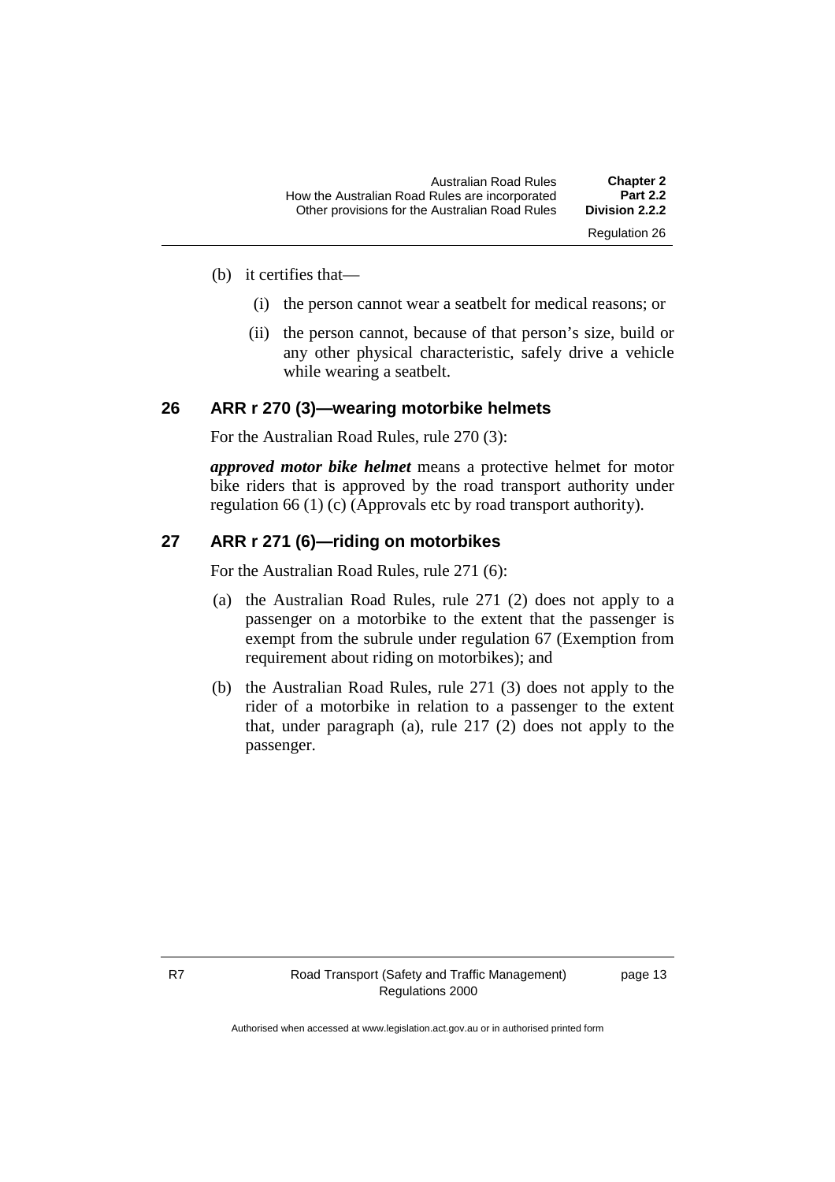(b) it certifies that—

   (i) the person cannot wear a seatbelt for medical reasons; or

   (ii) the person cannot, because of that person's size, build or any other physical characteristic, safely drive a vehicle while wearing a seatbelt.

## 26 ARR r 270 (3)—wearing motorbike helmets

For the Australian Road Rules, rule 270 (3):

***approved motor bike helmet*** means a protective helmet for motor bike riders that is approved by the road transport authority under regulation 66 (1) (c) (Approvals etc by road transport authority).

## 27 ARR r 271 (6)—riding on motorbikes

For the Australian Road Rules, rule 271 (6):

(a) the Australian Road Rules, rule 271 (2) does not apply to a passenger on a motorbike to the extent that the passenger is exempt from the subrule under regulation 67 (Exemption from requirement about riding on motorbikes); and

(b) the Australian Road Rules, rule 271 (3) does not apply to the rider of a motorbike in relation to a passenger to the extent that, under paragraph (a), rule 217 (2) does not apply to the passenger.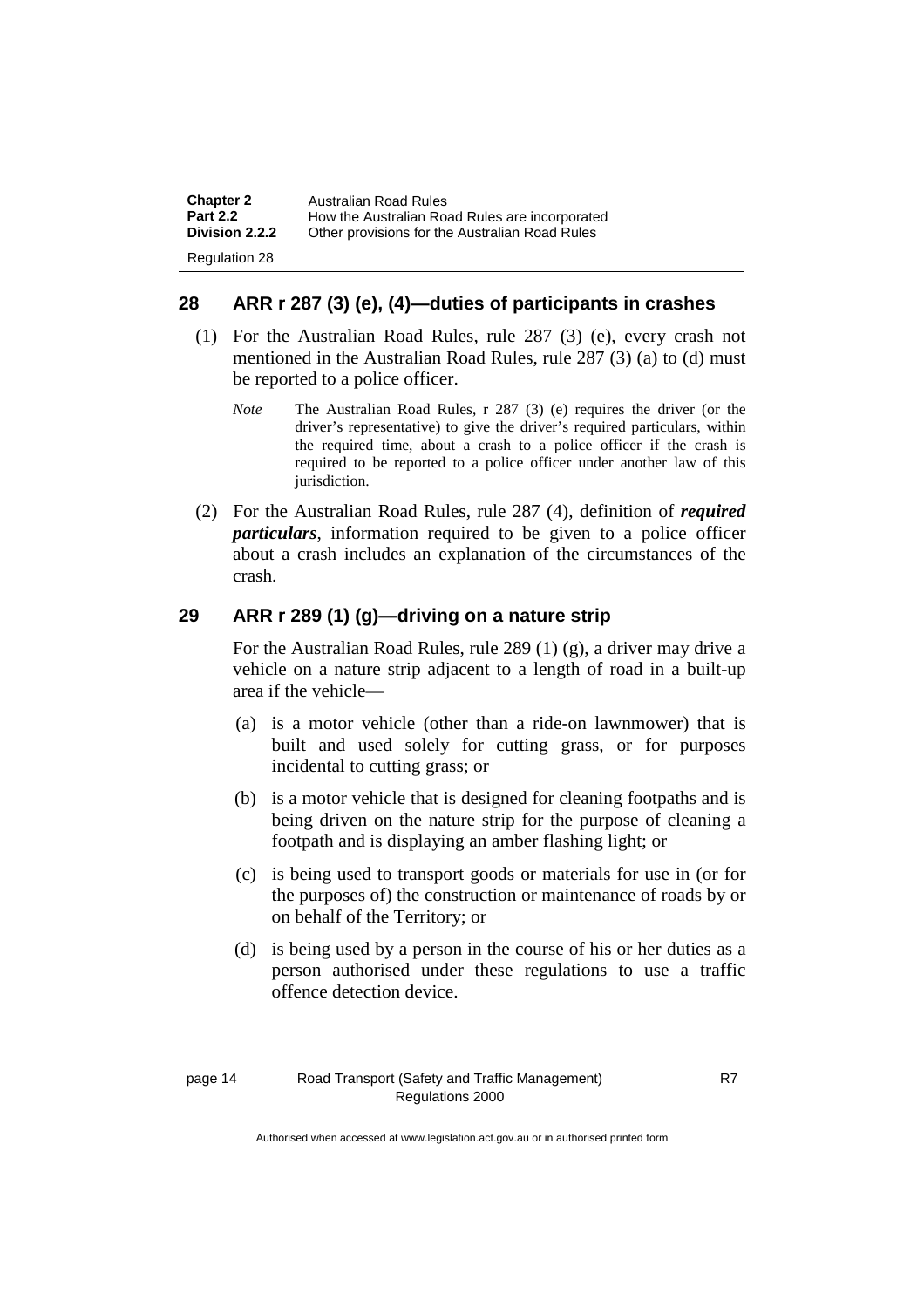## 28 ARR r 287 (3) (e), (4)—duties of participants in crashes

(1) For the Australian Road Rules, rule 287 (3) (e), every crash not mentioned in the Australian Road Rules, rule 287 (3) (a) to (d) must be reported to a police officer.

*Note* The Australian Road Rules, r 287 (3) (e) requires the driver (or the driver's representative) to give the driver's required particulars, within the required time, about a crash to a police officer if the crash is required to be reported to a police officer under another law of this jurisdiction.

(2) For the Australian Road Rules, rule 287 (4), definition of ***required particulars***, information required to be given to a police officer about a crash includes an explanation of the circumstances of the crash.

## 29 ARR r 289 (1) (g)—driving on a nature strip

For the Australian Road Rules, rule 289 (1) (g), a driver may drive a vehicle on a nature strip adjacent to a length of road in a built-up area if the vehicle—

(a) is a motor vehicle (other than a ride-on lawnmower) that is built and used solely for cutting grass, or for purposes incidental to cutting grass; or

(b) is a motor vehicle that is designed for cleaning footpaths and is being driven on the nature strip for the purpose of cleaning a footpath and is displaying an amber flashing light; or

(c) is being used to transport goods or materials for use in (or for the purposes of) the construction or maintenance of roads by or on behalf of the Territory; or

(d) is being used by a person in the course of his or her duties as a person authorised under these regulations to use a traffic offence detection device.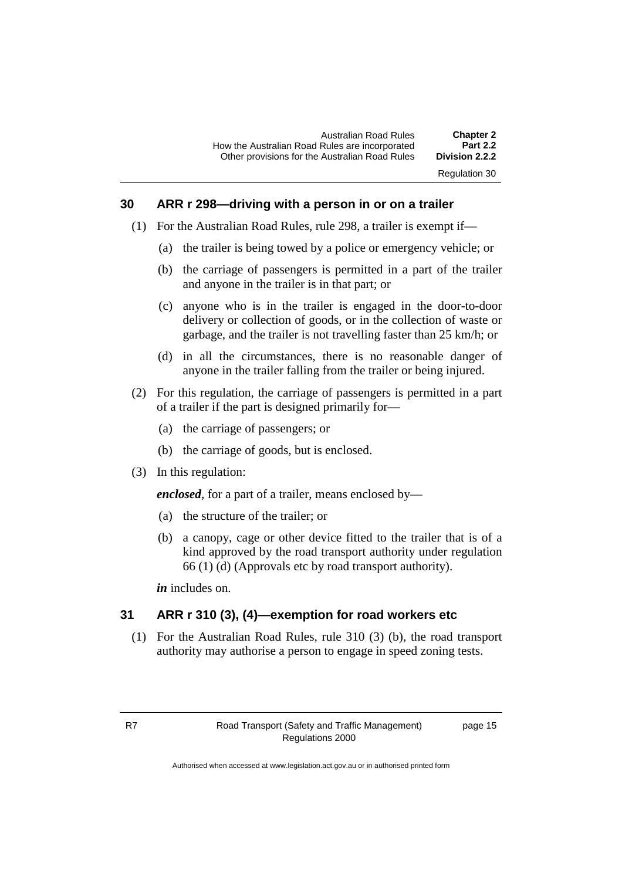## 30 ARR r 298—driving with a person in or on a trailer

(1) For the Australian Road Rules, rule 298, a trailer is exempt if—

(a) the trailer is being towed by a police or emergency vehicle; or

(b) the carriage of passengers is permitted in a part of the trailer and anyone in the trailer is in that part; or

(c) anyone who is in the trailer is engaged in the door-to-door delivery or collection of goods, or in the collection of waste or garbage, and the trailer is not travelling faster than 25 km/h; or

(d) in all the circumstances, there is no reasonable danger of anyone in the trailer falling from the trailer or being injured.

(2) For this regulation, the carriage of passengers is permitted in a part of a trailer if the part is designed primarily for—

(a) the carriage of passengers; or

(b) the carriage of goods, but is enclosed.

(3) In this regulation:

***enclosed***, for a part of a trailer, means enclosed by—

(a) the structure of the trailer; or

(b) a canopy, cage or other device fitted to the trailer that is of a kind approved by the road transport authority under regulation 66 (1) (d) (Approvals etc by road transport authority).

***in*** includes on.

## 31 ARR r 310 (3), (4)—exemption for road workers etc

(1) For the Australian Road Rules, rule 310 (3) (b), the road transport authority may authorise a person to engage in speed zoning tests.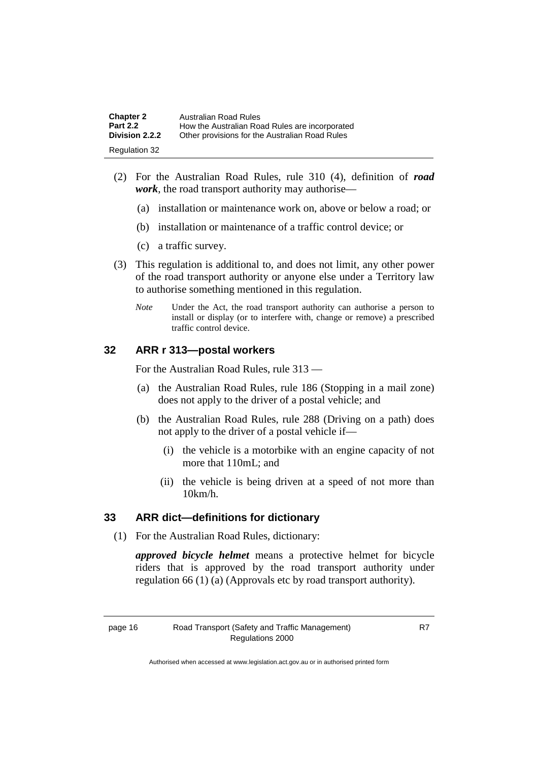(2) For the Australian Road Rules, rule 310 (4), definition of ***road work***, the road transport authority may authorise—

(a) installation or maintenance work on, above or below a road; or

(b) installation or maintenance of a traffic control device; or

(c) a traffic survey.

(3) This regulation is additional to, and does not limit, any other power of the road transport authority or anyone else under a Territory law to authorise something mentioned in this regulation.

*Note* Under the Act, the road transport authority can authorise a person to install or display (or to interfere with, change or remove) a prescribed traffic control device.

## 32 ARR r 313—postal workers

For the Australian Road Rules, rule 313 —

(a) the Australian Road Rules, rule 186 (Stopping in a mail zone) does not apply to the driver of a postal vehicle; and

(b) the Australian Road Rules, rule 288 (Driving on a path) does not apply to the driver of a postal vehicle if—

(i) the vehicle is a motorbike with an engine capacity of not more that 110mL; and

(ii) the vehicle is being driven at a speed of not more than 10km/h.

## 33 ARR dict—definitions for dictionary

(1) For the Australian Road Rules, dictionary:

***approved bicycle helmet*** means a protective helmet for bicycle riders that is approved by the road transport authority under regulation 66 (1) (a) (Approvals etc by road transport authority).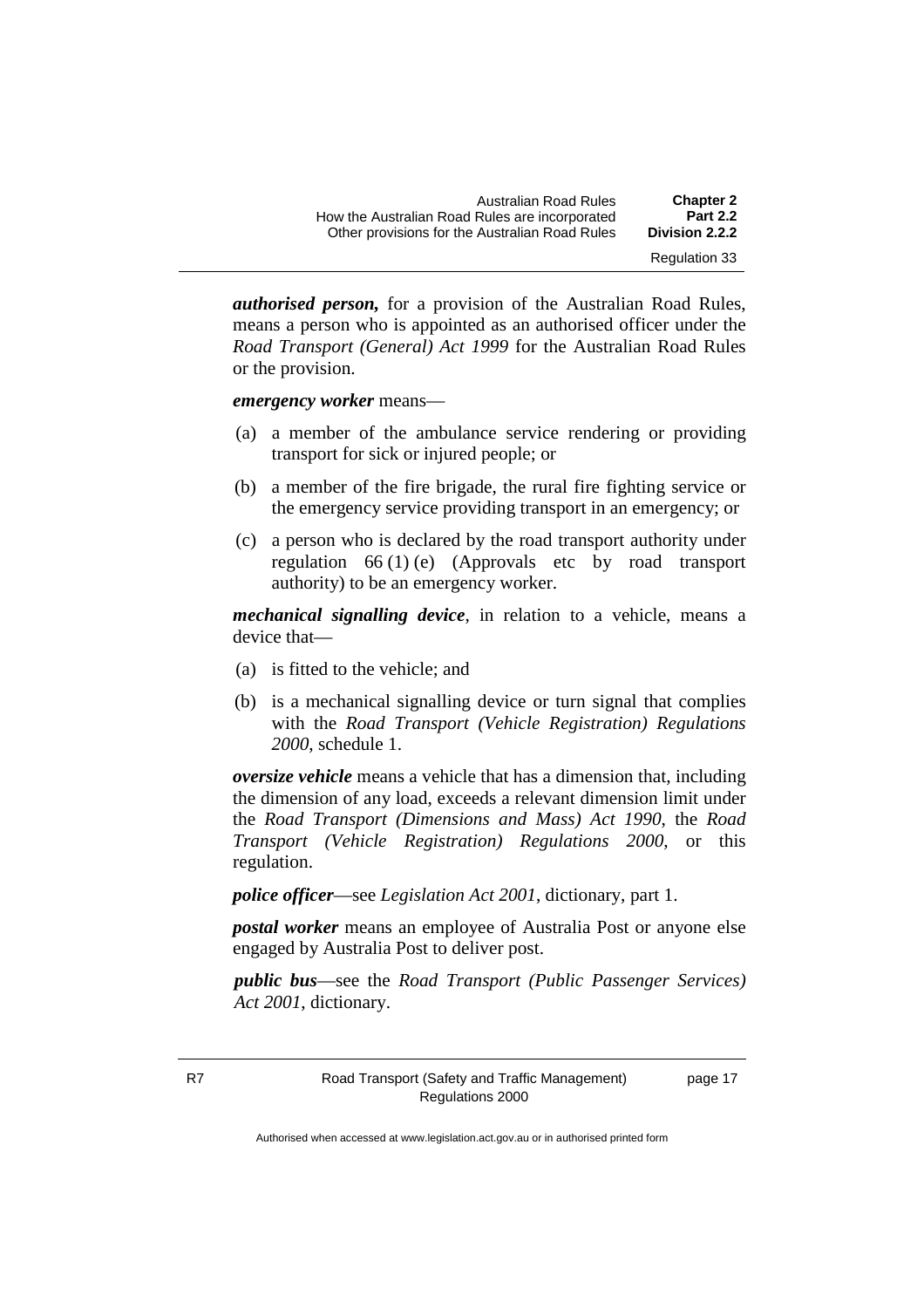***authorised person,*** for a provision of the Australian Road Rules, means a person who is appointed as an authorised officer under the *Road Transport (General) Act 1999* for the Australian Road Rules or the provision.

***emergency worker*** means—

(a) a member of the ambulance service rendering or providing transport for sick or injured people; or

(b) a member of the fire brigade, the rural fire fighting service or the emergency service providing transport in an emergency; or

(c) a person who is declared by the road transport authority under regulation 66 (1) (e) (Approvals etc by road transport authority) to be an emergency worker.

***mechanical signalling device***, in relation to a vehicle, means a device that—

(a) is fitted to the vehicle; and

(b) is a mechanical signalling device or turn signal that complies with the *Road Transport (Vehicle Registration) Regulations 2000*, schedule 1.

***oversize vehicle*** means a vehicle that has a dimension that, including the dimension of any load, exceeds a relevant dimension limit under the *Road Transport (Dimensions and Mass) Act 1990*, the *Road Transport (Vehicle Registration) Regulations 2000*, or this regulation.

***police officer***—see *Legislation Act 2001*, dictionary, part 1.

***postal worker*** means an employee of Australia Post or anyone else engaged by Australia Post to deliver post.

***public bus***—see the *Road Transport (Public Passenger Services) Act 2001*, dictionary.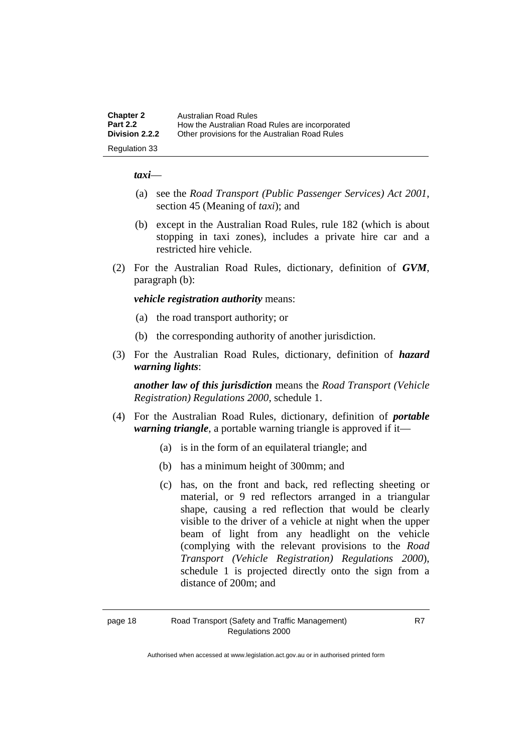***taxi***—

(a) see the *Road Transport (Public Passenger Services) Act 2001*, section 45 (Meaning of *taxi*); and

(b) except in the Australian Road Rules, rule 182 (which is about stopping in taxi zones), includes a private hire car and a restricted hire vehicle.

(2) For the Australian Road Rules, dictionary, definition of ***GVM***, paragraph (b):

***vehicle registration authority*** means:

(a) the road transport authority; or

(b) the corresponding authority of another jurisdiction.

(3) For the Australian Road Rules, dictionary, definition of ***hazard warning lights***:

***another law of this jurisdiction*** means the *Road Transport (Vehicle Registration) Regulations 2000*, schedule 1.

(4) For the Australian Road Rules, dictionary, definition of ***portable warning triangle***, a portable warning triangle is approved if it—

(a) is in the form of an equilateral triangle; and

(b) has a minimum height of 300mm; and

(c) has, on the front and back, red reflecting sheeting or material, or 9 red reflectors arranged in a triangular shape, causing a red reflection that would be clearly visible to the driver of a vehicle at night when the upper beam of light from any headlight on the vehicle (complying with the relevant provisions to the *Road Transport (Vehicle Registration) Regulations 2000*), schedule 1 is projected directly onto the sign from a distance of 200m; and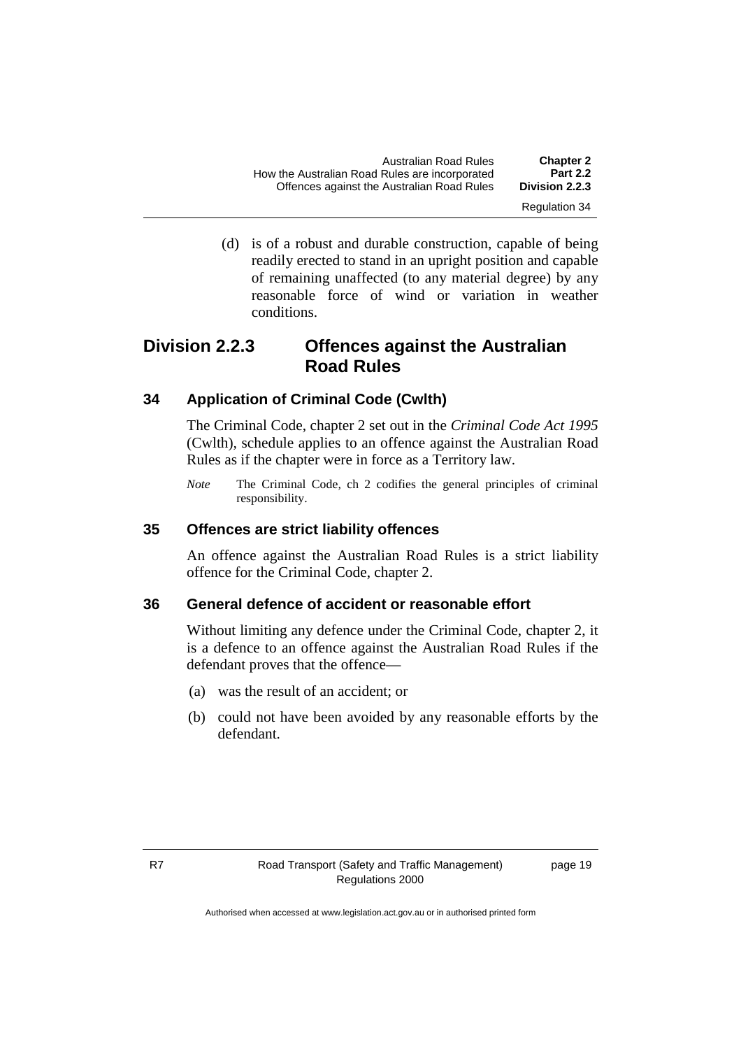(d) is of a robust and durable construction, capable of being readily erected to stand in an upright position and capable of remaining unaffected (to any material degree) by any reasonable force of wind or variation in weather conditions.

## Division 2.2.3 Offences against the Australian Road Rules

### 34 Application of Criminal Code (Cwlth)

The Criminal Code, chapter 2 set out in the *Criminal Code Act 1995* (Cwlth), schedule applies to an offence against the Australian Road Rules as if the chapter were in force as a Territory law.

*Note* The Criminal Code, ch 2 codifies the general principles of criminal responsibility.

### 35 Offences are strict liability offences

An offence against the Australian Road Rules is a strict liability offence for the Criminal Code, chapter 2.

### 36 General defence of accident or reasonable effort

Without limiting any defence under the Criminal Code, chapter 2, it is a defence to an offence against the Australian Road Rules if the defendant proves that the offence—

(a) was the result of an accident; or

(b) could not have been avoided by any reasonable efforts by the defendant.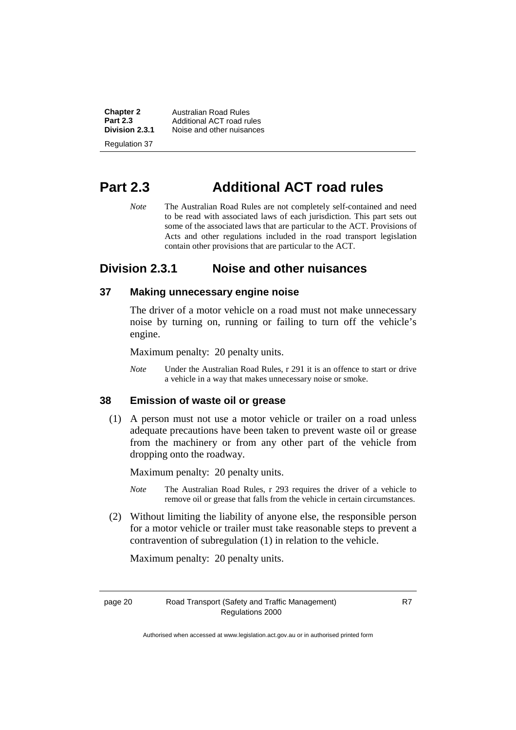# Part 2.3 Additional ACT road rules

*Note* The Australian Road Rules are not completely self-contained and need to be read with associated laws of each jurisdiction. This part sets out some of the associated laws that are particular to the ACT. Provisions of Acts and other regulations included in the road transport legislation contain other provisions that are particular to the ACT.

## Division 2.3.1 Noise and other nuisances

### 37 Making unnecessary engine noise

The driver of a motor vehicle on a road must not make unnecessary noise by turning on, running or failing to turn off the vehicle's engine.

Maximum penalty: 20 penalty units.

*Note* Under the Australian Road Rules, r 291 it is an offence to start or drive a vehicle in a way that makes unnecessary noise or smoke.

### 38 Emission of waste oil or grease

(1) A person must not use a motor vehicle or trailer on a road unless adequate precautions have been taken to prevent waste oil or grease from the machinery or from any other part of the vehicle from dropping onto the roadway.

Maximum penalty: 20 penalty units.

*Note* The Australian Road Rules, r 293 requires the driver of a vehicle to remove oil or grease that falls from the vehicle in certain circumstances.

(2) Without limiting the liability of anyone else, the responsible person for a motor vehicle or trailer must take reasonable steps to prevent a contravention of subregulation (1) in relation to the vehicle.

Maximum penalty: 20 penalty units.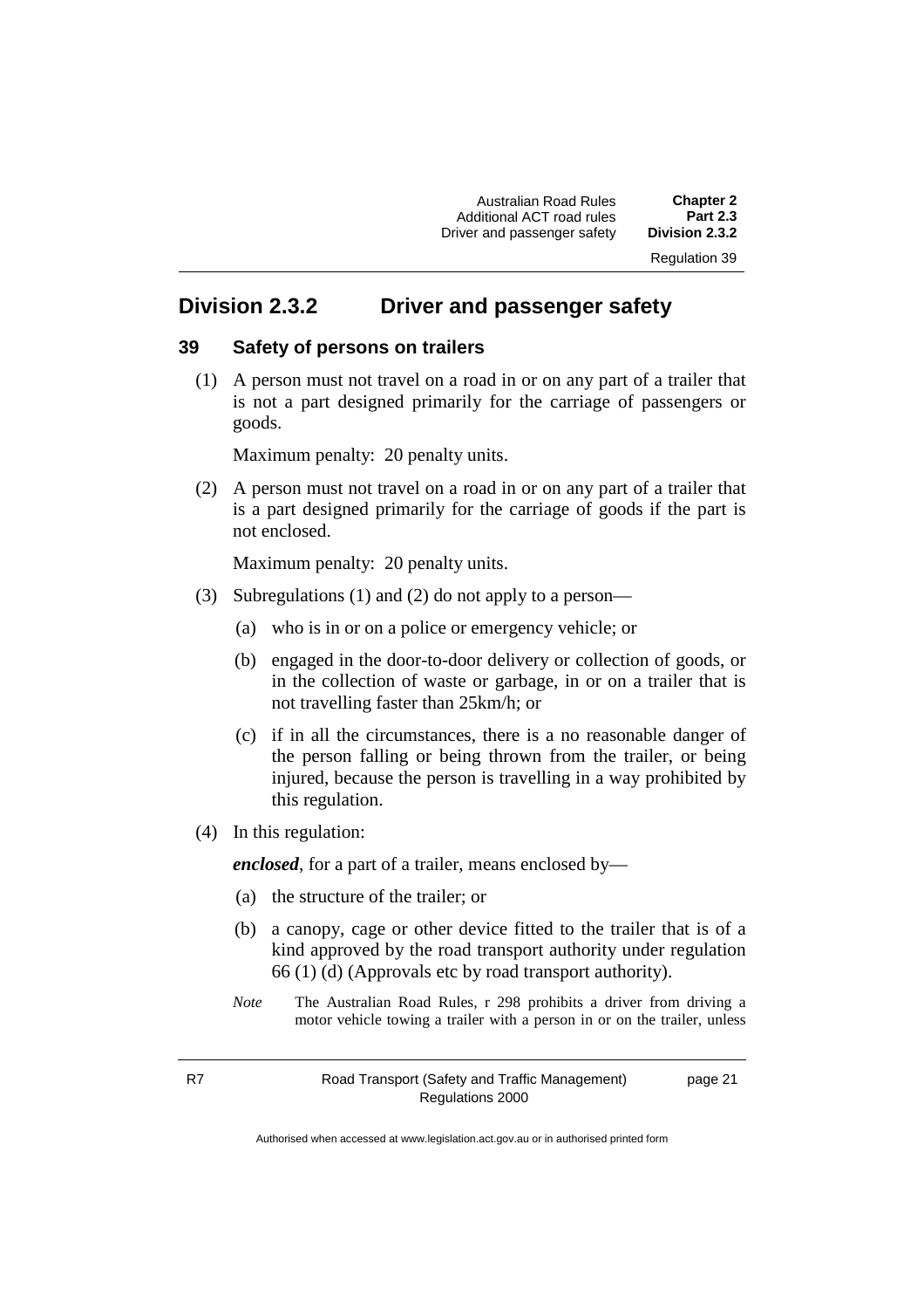## Division 2.3.2 Driver and passenger safety

### 39 Safety of persons on trailers

(1) A person must not travel on a road in or on any part of a trailer that is not a part designed primarily for the carriage of passengers or goods.

Maximum penalty: 20 penalty units.

(2) A person must not travel on a road in or on any part of a trailer that is a part designed primarily for the carriage of goods if the part is not enclosed.

Maximum penalty: 20 penalty units.

(3) Subregulations (1) and (2) do not apply to a person—

(a) who is in or on a police or emergency vehicle; or

(b) engaged in the door-to-door delivery or collection of goods, or in the collection of waste or garbage, in or on a trailer that is not travelling faster than 25km/h; or

(c) if in all the circumstances, there is a no reasonable danger of the person falling or being thrown from the trailer, or being injured, because the person is travelling in a way prohibited by this regulation.

(4) In this regulation:

***enclosed***, for a part of a trailer, means enclosed by—

(a) the structure of the trailer; or

(b) a canopy, cage or other device fitted to the trailer that is of a kind approved by the road transport authority under regulation 66 (1) (d) (Approvals etc by road transport authority).

*Note* The Australian Road Rules, r 298 prohibits a driver from driving a motor vehicle towing a trailer with a person in or on the trailer, unless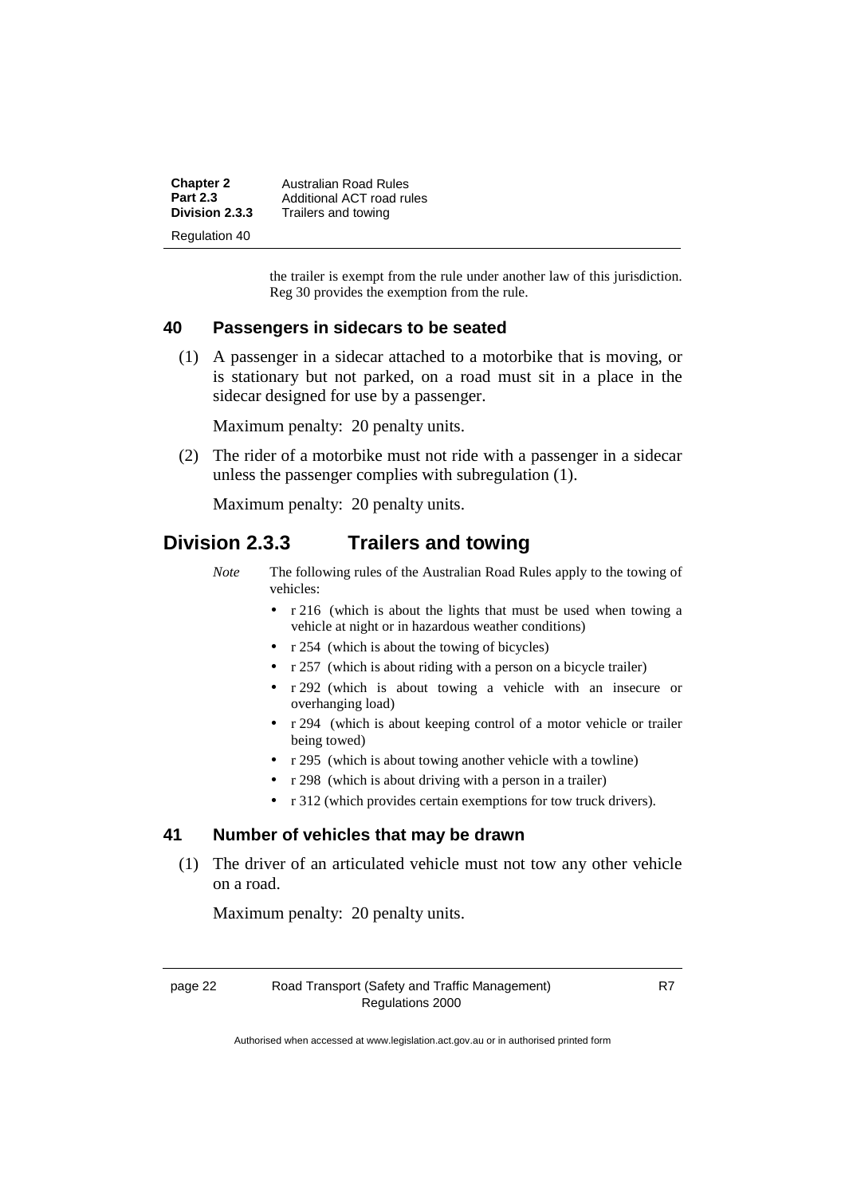the trailer is exempt from the rule under another law of this jurisdiction. Reg 30 provides the exemption from the rule.

### 40 Passengers in sidecars to be seated

(1) A passenger in a sidecar attached to a motorbike that is moving, or is stationary but not parked, on a road must sit in a place in the sidecar designed for use by a passenger.

Maximum penalty: 20 penalty units.

(2) The rider of a motorbike must not ride with a passenger in a sidecar unless the passenger complies with subregulation (1).

Maximum penalty: 20 penalty units.

## Division 2.3.3 Trailers and towing

*Note* The following rules of the Australian Road Rules apply to the towing of vehicles:

- r 216 (which is about the lights that must be used when towing a vehicle at night or in hazardous weather conditions)
- r 254 (which is about the towing of bicycles)
- r 257 (which is about riding with a person on a bicycle trailer)
- r 292 (which is about towing a vehicle with an insecure or overhanging load)
- r 294 (which is about keeping control of a motor vehicle or trailer being towed)
- r 295 (which is about towing another vehicle with a towline)
- r 298 (which is about driving with a person in a trailer)
- r 312 (which provides certain exemptions for tow truck drivers).

### 41 Number of vehicles that may be drawn

(1) The driver of an articulated vehicle must not tow any other vehicle on a road.

Maximum penalty: 20 penalty units.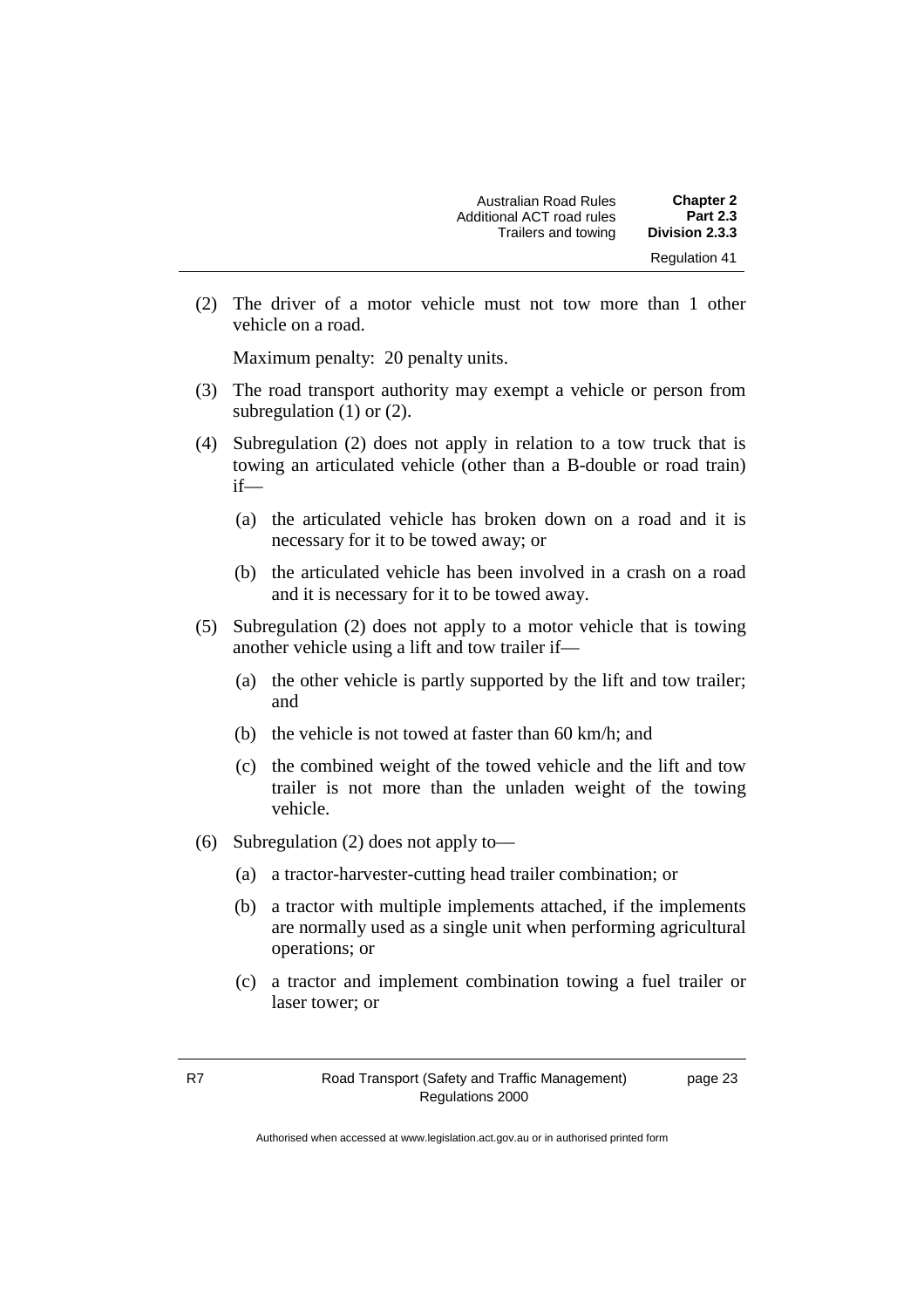(2) The driver of a motor vehicle must not tow more than 1 other vehicle on a road.

Maximum penalty: 20 penalty units.

(3) The road transport authority may exempt a vehicle or person from subregulation (1) or (2).

(4) Subregulation (2) does not apply in relation to a tow truck that is towing an articulated vehicle (other than a B-double or road train) if—

(a) the articulated vehicle has broken down on a road and it is necessary for it to be towed away; or

(b) the articulated vehicle has been involved in a crash on a road and it is necessary for it to be towed away.

(5) Subregulation (2) does not apply to a motor vehicle that is towing another vehicle using a lift and tow trailer if—

(a) the other vehicle is partly supported by the lift and tow trailer; and

(b) the vehicle is not towed at faster than 60 km/h; and

(c) the combined weight of the towed vehicle and the lift and tow trailer is not more than the unladen weight of the towing vehicle.

(6) Subregulation (2) does not apply to—

(a) a tractor-harvester-cutting head trailer combination; or

(b) a tractor with multiple implements attached, if the implements are normally used as a single unit when performing agricultural operations; or

(c) a tractor and implement combination towing a fuel trailer or laser tower; or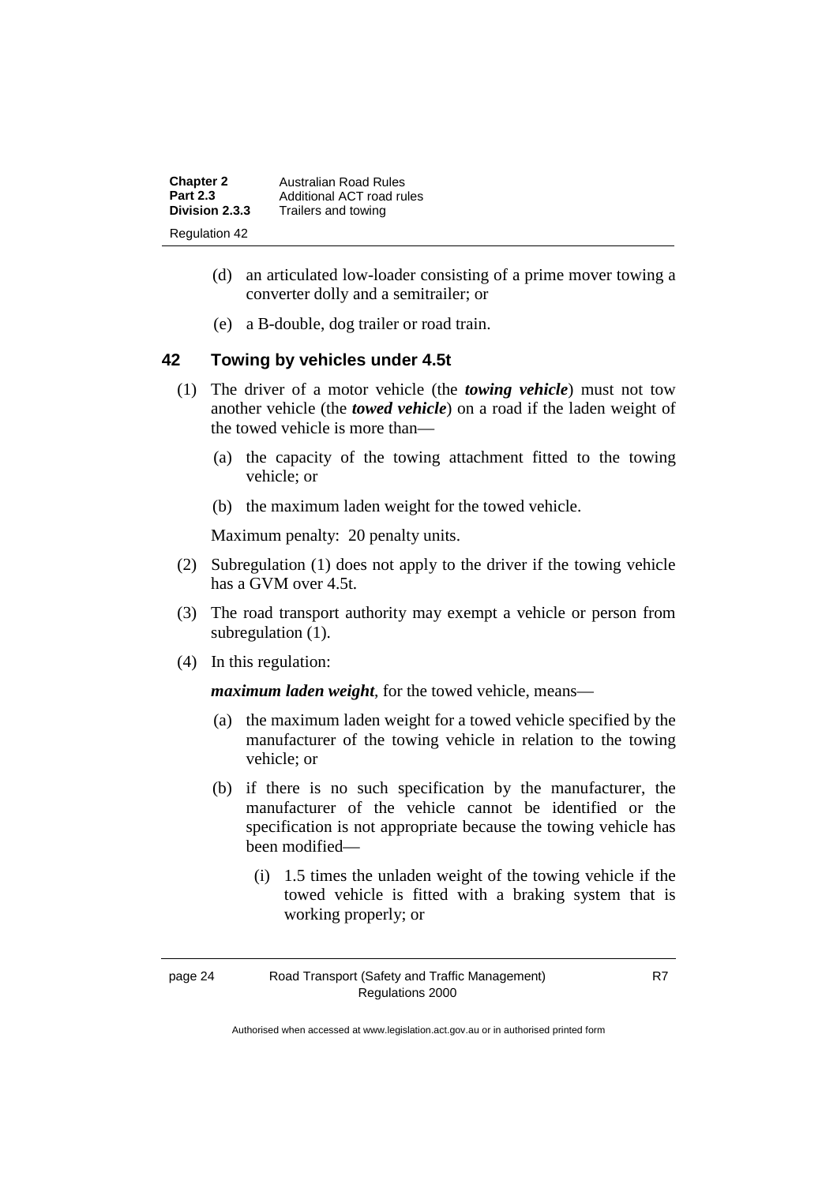(d) an articulated low-loader consisting of a prime mover towing a converter dolly and a semitrailer; or

(e) a B-double, dog trailer or road train.

## 42 Towing by vehicles under 4.5t

(1) The driver of a motor vehicle (the ***towing vehicle***) must not tow another vehicle (the ***towed vehicle***) on a road if the laden weight of the towed vehicle is more than—

(a) the capacity of the towing attachment fitted to the towing vehicle; or

(b) the maximum laden weight for the towed vehicle.

Maximum penalty: 20 penalty units.

(2) Subregulation (1) does not apply to the driver if the towing vehicle has a GVM over 4.5t.

(3) The road transport authority may exempt a vehicle or person from subregulation (1).

(4) In this regulation:

***maximum laden weight***, for the towed vehicle, means—

(a) the maximum laden weight for a towed vehicle specified by the manufacturer of the towing vehicle in relation to the towing vehicle; or

(b) if there is no such specification by the manufacturer, the manufacturer of the vehicle cannot be identified or the specification is not appropriate because the towing vehicle has been modified—

(i) 1.5 times the unladen weight of the towing vehicle if the towed vehicle is fitted with a braking system that is working properly; or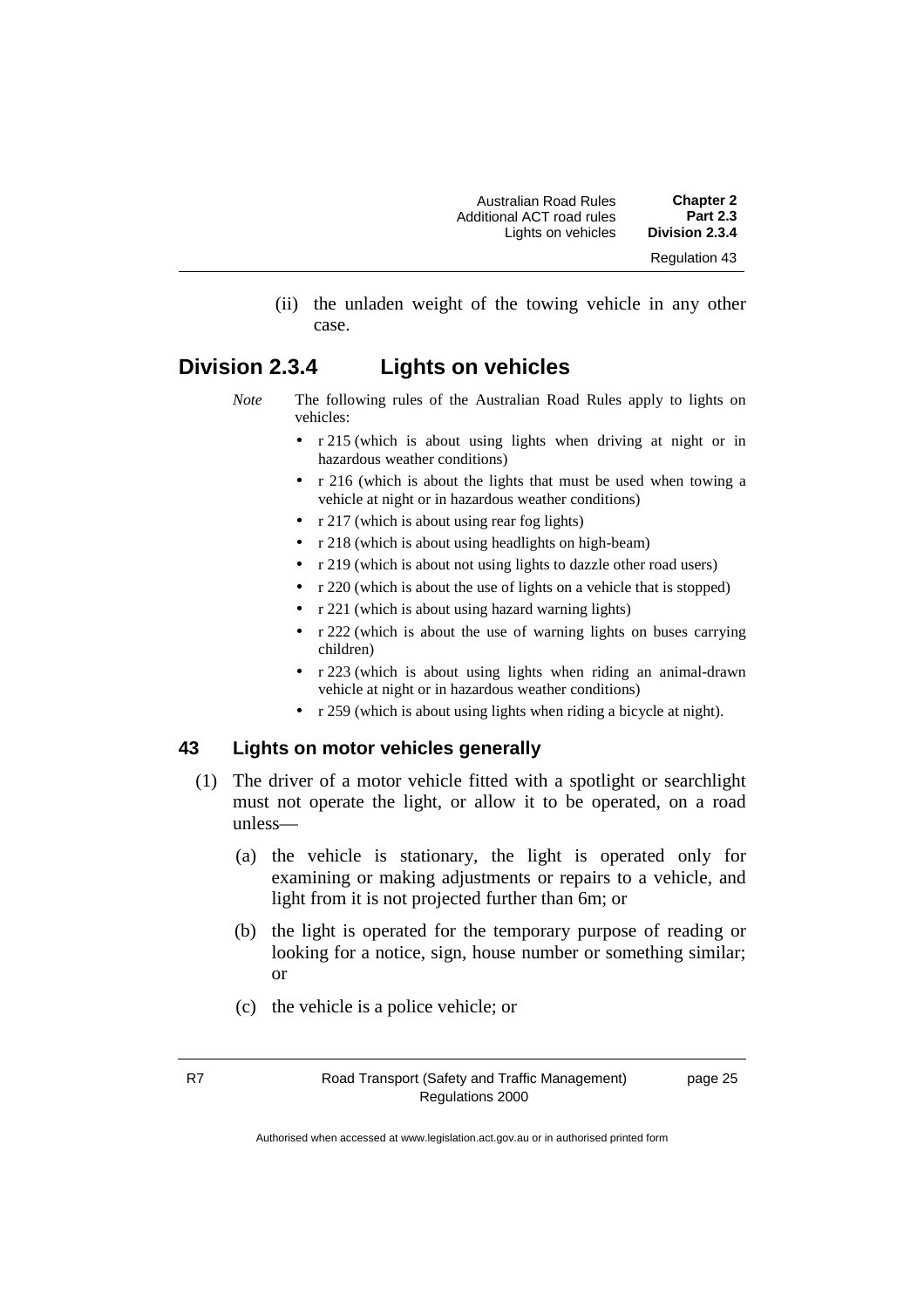(ii) the unladen weight of the towing vehicle in any other case.

## Division 2.3.4 Lights on vehicles

*Note* The following rules of the Australian Road Rules apply to lights on vehicles:

- r 215 (which is about using lights when driving at night or in hazardous weather conditions)
- r 216 (which is about the lights that must be used when towing a vehicle at night or in hazardous weather conditions)
- r 217 (which is about using rear fog lights)
- r 218 (which is about using headlights on high-beam)
- r 219 (which is about not using lights to dazzle other road users)
- r 220 (which is about the use of lights on a vehicle that is stopped)
- r 221 (which is about using hazard warning lights)
- r 222 (which is about the use of warning lights on buses carrying children)
- r 223 (which is about using lights when riding an animal-drawn vehicle at night or in hazardous weather conditions)
- r 259 (which is about using lights when riding a bicycle at night).

### 43 Lights on motor vehicles generally

(1) The driver of a motor vehicle fitted with a spotlight or searchlight must not operate the light, or allow it to be operated, on a road unless—

(a) the vehicle is stationary, the light is operated only for examining or making adjustments or repairs to a vehicle, and light from it is not projected further than 6m; or

(b) the light is operated for the temporary purpose of reading or looking for a notice, sign, house number or something similar; or

(c) the vehicle is a police vehicle; or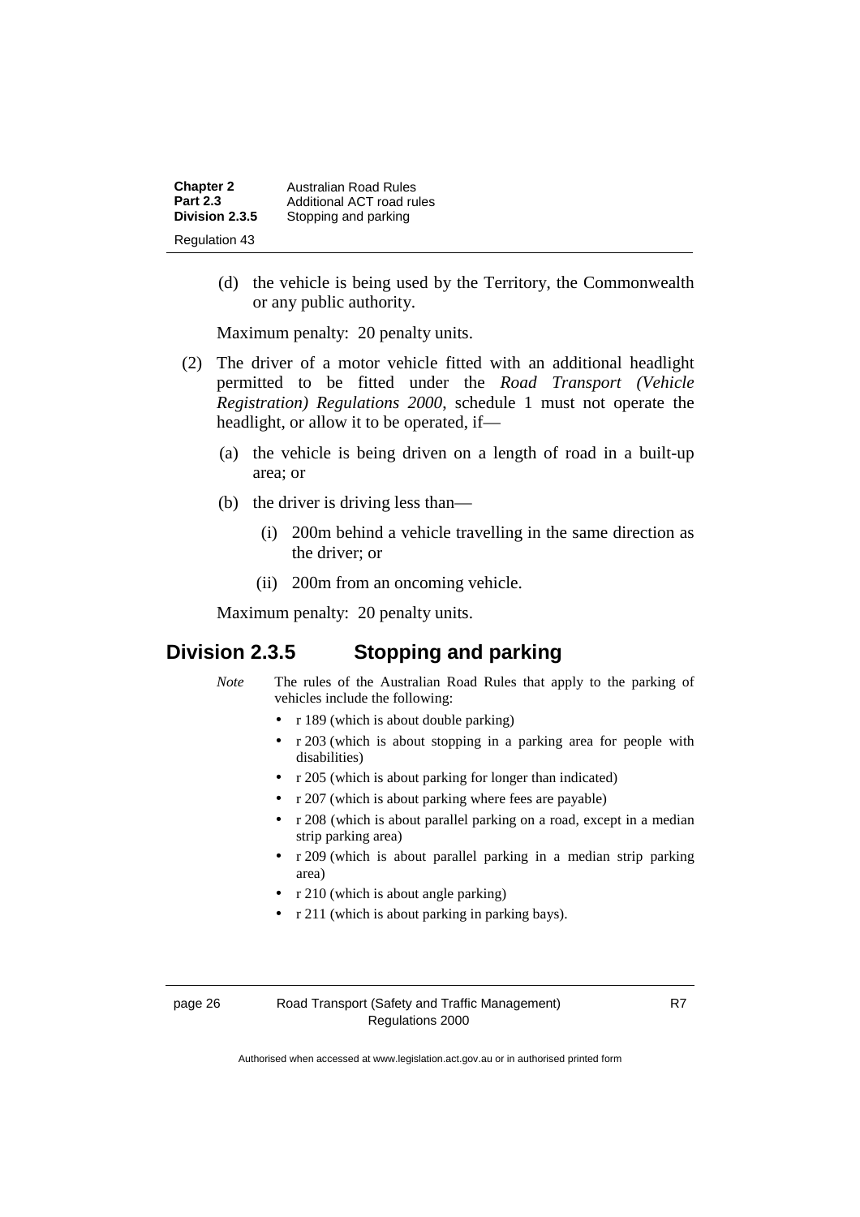(d) the vehicle is being used by the Territory, the Commonwealth or any public authority.

Maximum penalty: 20 penalty units.

(2) The driver of a motor vehicle fitted with an additional headlight permitted to be fitted under the *Road Transport (Vehicle Registration) Regulations 2000*, schedule 1 must not operate the headlight, or allow it to be operated, if—

(a) the vehicle is being driven on a length of road in a built-up area; or

(b) the driver is driving less than—

(i) 200m behind a vehicle travelling in the same direction as the driver; or

(ii) 200m from an oncoming vehicle.

Maximum penalty: 20 penalty units.

## Division 2.3.5 Stopping and parking

*Note* The rules of the Australian Road Rules that apply to the parking of vehicles include the following:

- r 189 (which is about double parking)
- r 203 (which is about stopping in a parking area for people with disabilities)
- r 205 (which is about parking for longer than indicated)
- r 207 (which is about parking where fees are payable)
- r 208 (which is about parallel parking on a road, except in a median strip parking area)
- r 209 (which is about parallel parking in a median strip parking area)
- r 210 (which is about angle parking)
- r 211 (which is about parking in parking bays).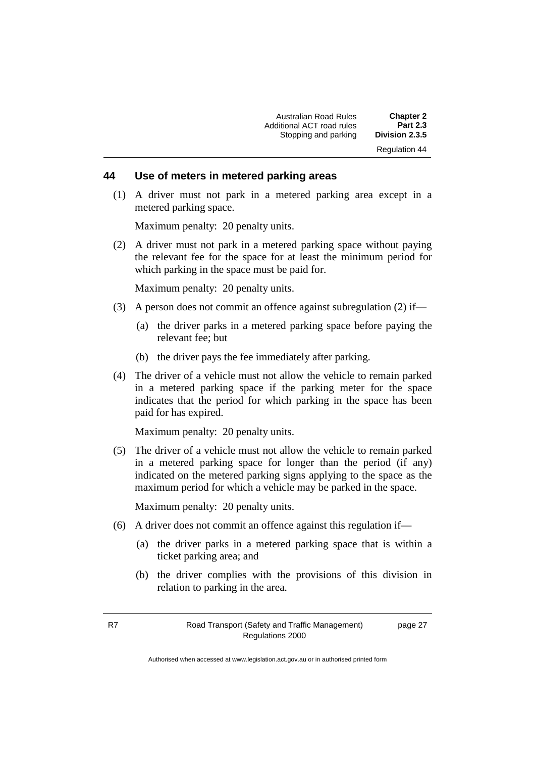## 44 Use of meters in metered parking areas

(1) A driver must not park in a metered parking area except in a metered parking space.

Maximum penalty: 20 penalty units.

(2) A driver must not park in a metered parking space without paying the relevant fee for the space for at least the minimum period for which parking in the space must be paid for.

Maximum penalty: 20 penalty units.

(3) A person does not commit an offence against subregulation (2) if—

(a) the driver parks in a metered parking space before paying the relevant fee; but

(b) the driver pays the fee immediately after parking.

(4) The driver of a vehicle must not allow the vehicle to remain parked in a metered parking space if the parking meter for the space indicates that the period for which parking in the space has been paid for has expired.

Maximum penalty: 20 penalty units.

(5) The driver of a vehicle must not allow the vehicle to remain parked in a metered parking space for longer than the period (if any) indicated on the metered parking signs applying to the space as the maximum period for which a vehicle may be parked in the space.

Maximum penalty: 20 penalty units.

(6) A driver does not commit an offence against this regulation if—

(a) the driver parks in a metered parking space that is within a ticket parking area; and

(b) the driver complies with the provisions of this division in relation to parking in the area.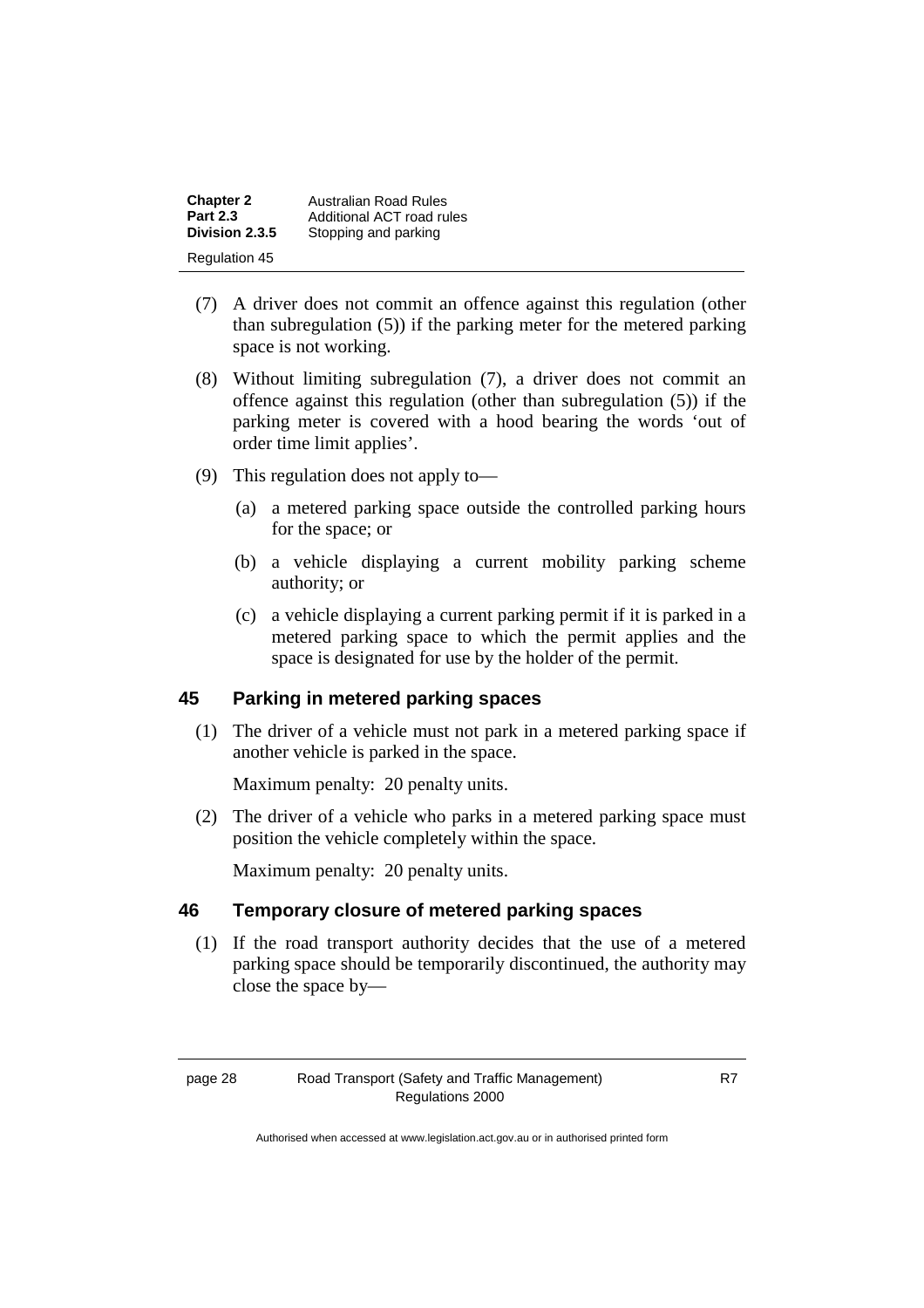(7) A driver does not commit an offence against this regulation (other than subregulation (5)) if the parking meter for the metered parking space is not working.

(8) Without limiting subregulation (7), a driver does not commit an offence against this regulation (other than subregulation (5)) if the parking meter is covered with a hood bearing the words 'out of order time limit applies'.

(9) This regulation does not apply to—

(a) a metered parking space outside the controlled parking hours for the space; or

(b) a vehicle displaying a current mobility parking scheme authority; or

(c) a vehicle displaying a current parking permit if it is parked in a metered parking space to which the permit applies and the space is designated for use by the holder of the permit.

## 45 Parking in metered parking spaces

(1) The driver of a vehicle must not park in a metered parking space if another vehicle is parked in the space.

Maximum penalty: 20 penalty units.

(2) The driver of a vehicle who parks in a metered parking space must position the vehicle completely within the space.

Maximum penalty: 20 penalty units.

## 46 Temporary closure of metered parking spaces

(1) If the road transport authority decides that the use of a metered parking space should be temporarily discontinued, the authority may close the space by—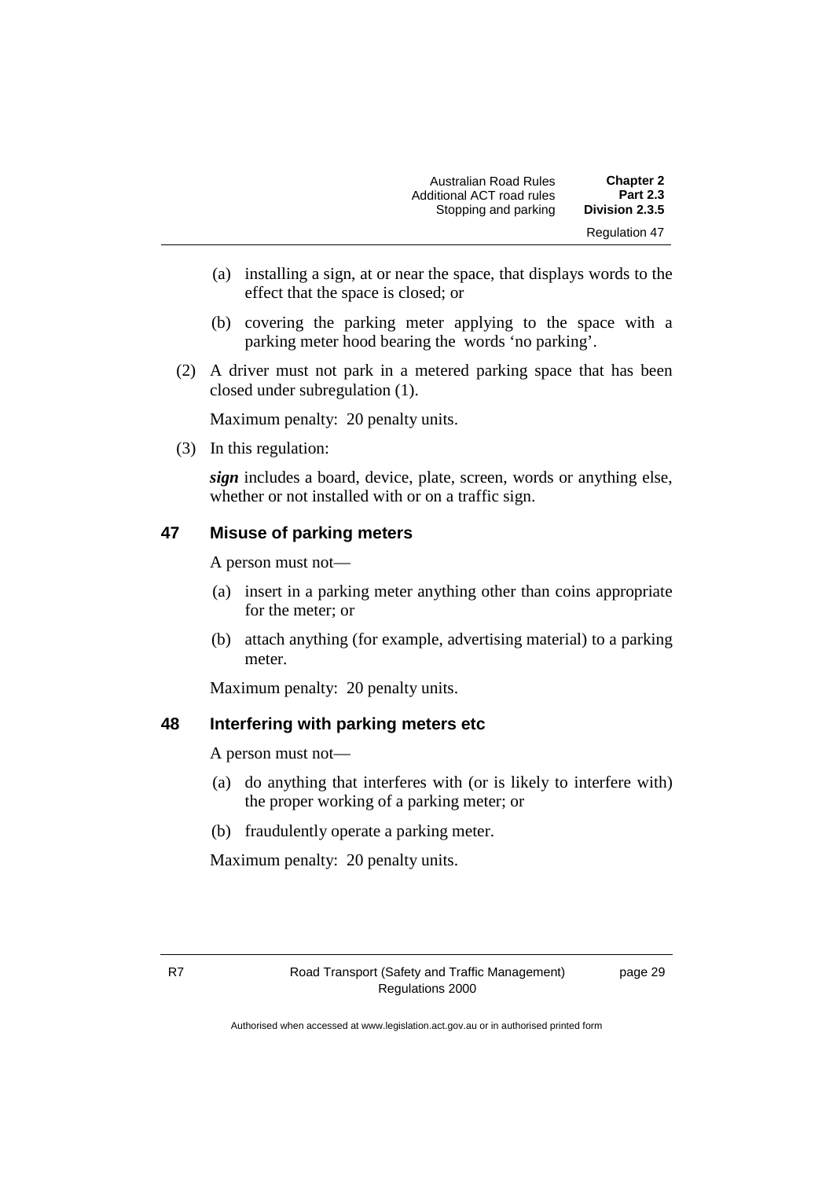(a) installing a sign, at or near the space, that displays words to the effect that the space is closed; or

(b) covering the parking meter applying to the space with a parking meter hood bearing the words 'no parking'.

(2) A driver must not park in a metered parking space that has been closed under subregulation (1).

Maximum penalty: 20 penalty units.

(3) In this regulation:

***sign*** includes a board, device, plate, screen, words or anything else, whether or not installed with or on a traffic sign.

## 47 Misuse of parking meters

A person must not—

(a) insert in a parking meter anything other than coins appropriate for the meter; or

(b) attach anything (for example, advertising material) to a parking meter.

Maximum penalty: 20 penalty units.

## 48 Interfering with parking meters etc

A person must not—

(a) do anything that interferes with (or is likely to interfere with) the proper working of a parking meter; or

(b) fraudulently operate a parking meter.

Maximum penalty: 20 penalty units.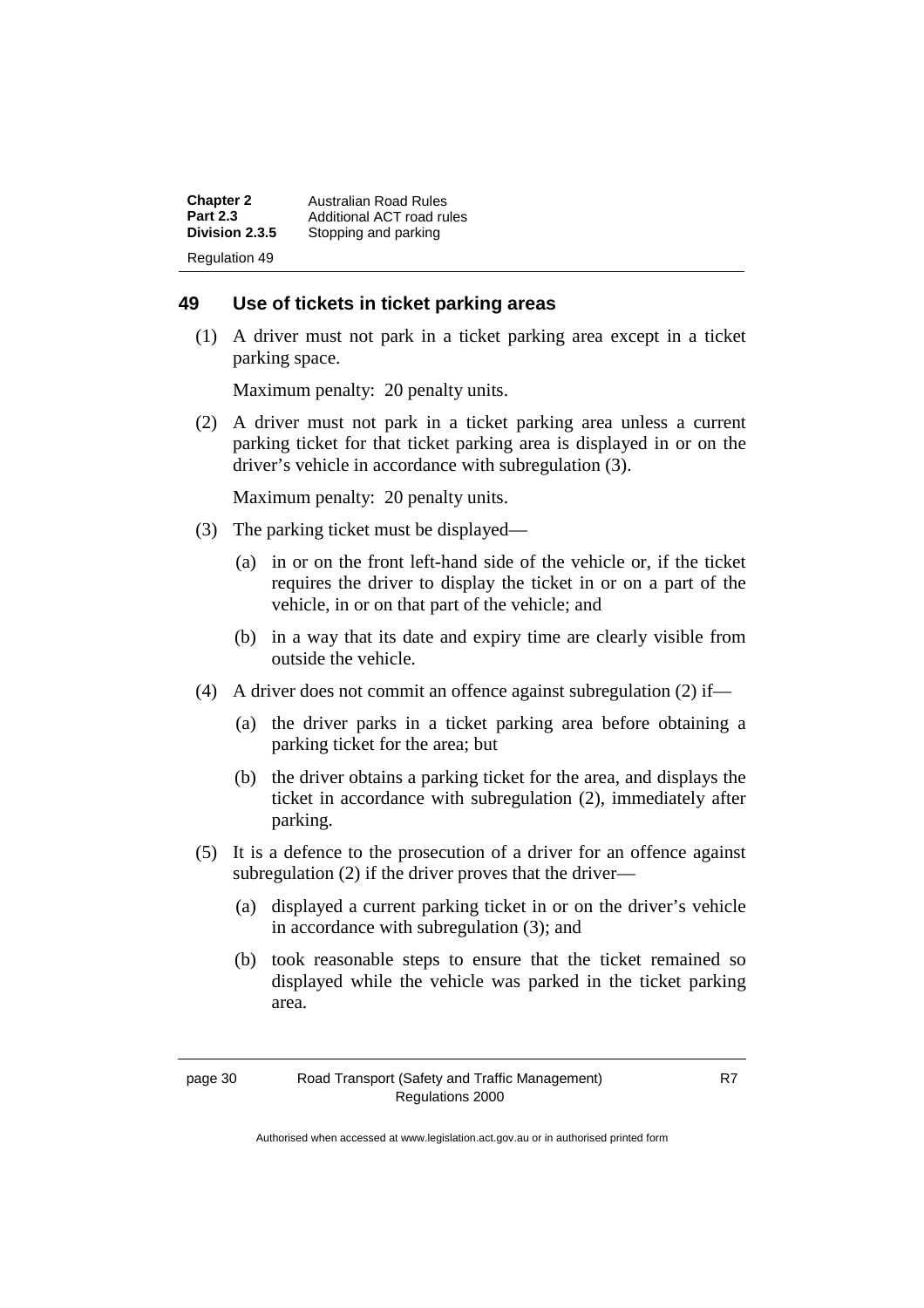## 49 Use of tickets in ticket parking areas

(1) A driver must not park in a ticket parking area except in a ticket parking space.

Maximum penalty: 20 penalty units.

(2) A driver must not park in a ticket parking area unless a current parking ticket for that ticket parking area is displayed in or on the driver's vehicle in accordance with subregulation (3).

Maximum penalty: 20 penalty units.

(3) The parking ticket must be displayed—

(a) in or on the front left-hand side of the vehicle or, if the ticket requires the driver to display the ticket in or on a part of the vehicle, in or on that part of the vehicle; and

(b) in a way that its date and expiry time are clearly visible from outside the vehicle.

(4) A driver does not commit an offence against subregulation (2) if—

(a) the driver parks in a ticket parking area before obtaining a parking ticket for the area; but

(b) the driver obtains a parking ticket for the area, and displays the ticket in accordance with subregulation (2), immediately after parking.

(5) It is a defence to the prosecution of a driver for an offence against subregulation (2) if the driver proves that the driver—

(a) displayed a current parking ticket in or on the driver's vehicle in accordance with subregulation (3); and

(b) took reasonable steps to ensure that the ticket remained so displayed while the vehicle was parked in the ticket parking area.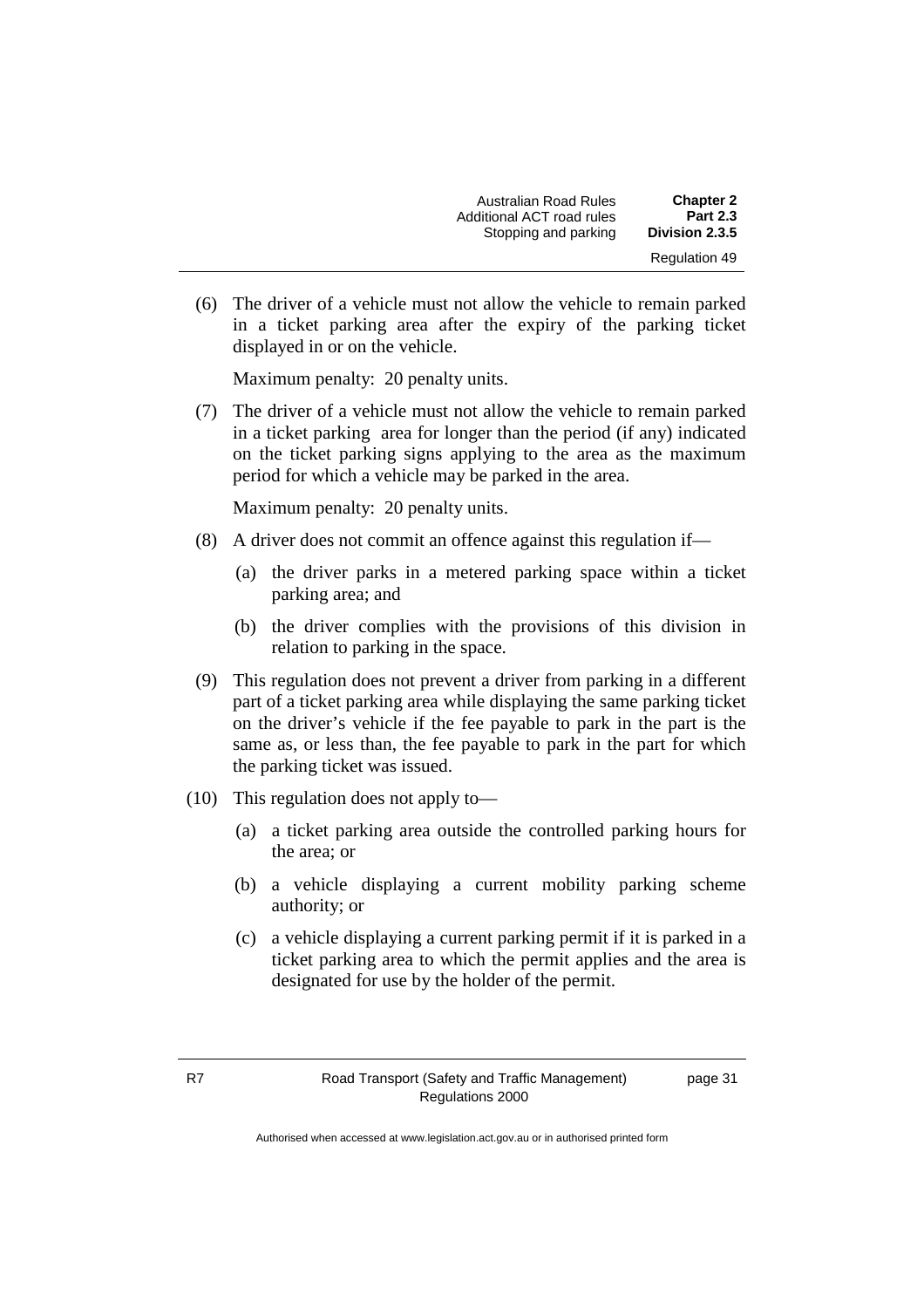(6) The driver of a vehicle must not allow the vehicle to remain parked in a ticket parking area after the expiry of the parking ticket displayed in or on the vehicle.

Maximum penalty: 20 penalty units.

(7) The driver of a vehicle must not allow the vehicle to remain parked in a ticket parking area for longer than the period (if any) indicated on the ticket parking signs applying to the area as the maximum period for which a vehicle may be parked in the area.

Maximum penalty: 20 penalty units.

(8) A driver does not commit an offence against this regulation if—

(a) the driver parks in a metered parking space within a ticket parking area; and

(b) the driver complies with the provisions of this division in relation to parking in the space.

(9) This regulation does not prevent a driver from parking in a different part of a ticket parking area while displaying the same parking ticket on the driver's vehicle if the fee payable to park in the part is the same as, or less than, the fee payable to park in the part for which the parking ticket was issued.

(10) This regulation does not apply to—

(a) a ticket parking area outside the controlled parking hours for the area; or

(b) a vehicle displaying a current mobility parking scheme authority; or

(c) a vehicle displaying a current parking permit if it is parked in a ticket parking area to which the permit applies and the area is designated for use by the holder of the permit.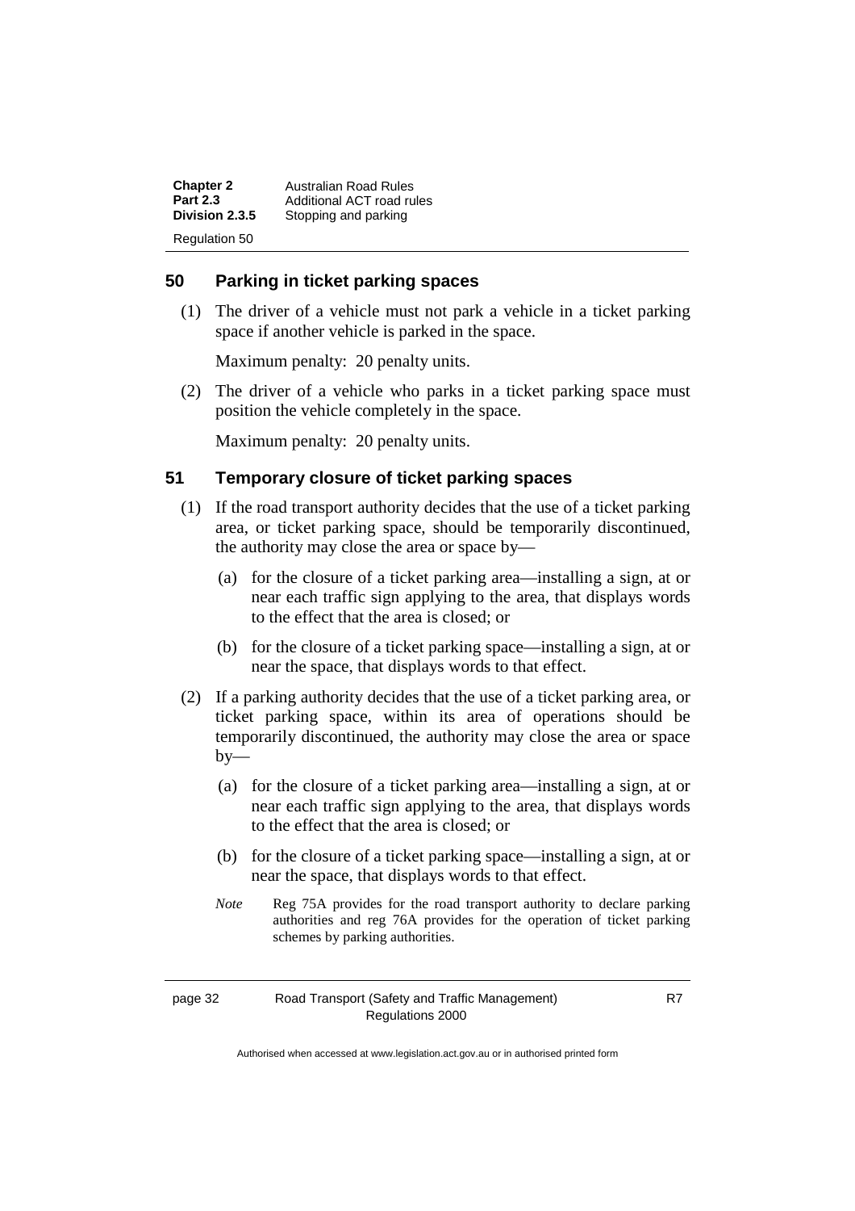## 50 Parking in ticket parking spaces

(1) The driver of a vehicle must not park a vehicle in a ticket parking space if another vehicle is parked in the space.

Maximum penalty: 20 penalty units.

(2) The driver of a vehicle who parks in a ticket parking space must position the vehicle completely in the space.

Maximum penalty: 20 penalty units.

## 51 Temporary closure of ticket parking spaces

(1) If the road transport authority decides that the use of a ticket parking area, or ticket parking space, should be temporarily discontinued, the authority may close the area or space by—

(a) for the closure of a ticket parking area—installing a sign, at or near each traffic sign applying to the area, that displays words to the effect that the area is closed; or

(b) for the closure of a ticket parking space—installing a sign, at or near the space, that displays words to that effect.

(2) If a parking authority decides that the use of a ticket parking area, or ticket parking space, within its area of operations should be temporarily discontinued, the authority may close the area or space by—

(a) for the closure of a ticket parking area—installing a sign, at or near each traffic sign applying to the area, that displays words to the effect that the area is closed; or

(b) for the closure of a ticket parking space—installing a sign, at or near the space, that displays words to that effect.

*Note* Reg 75A provides for the road transport authority to declare parking authorities and reg 76A provides for the operation of ticket parking schemes by parking authorities.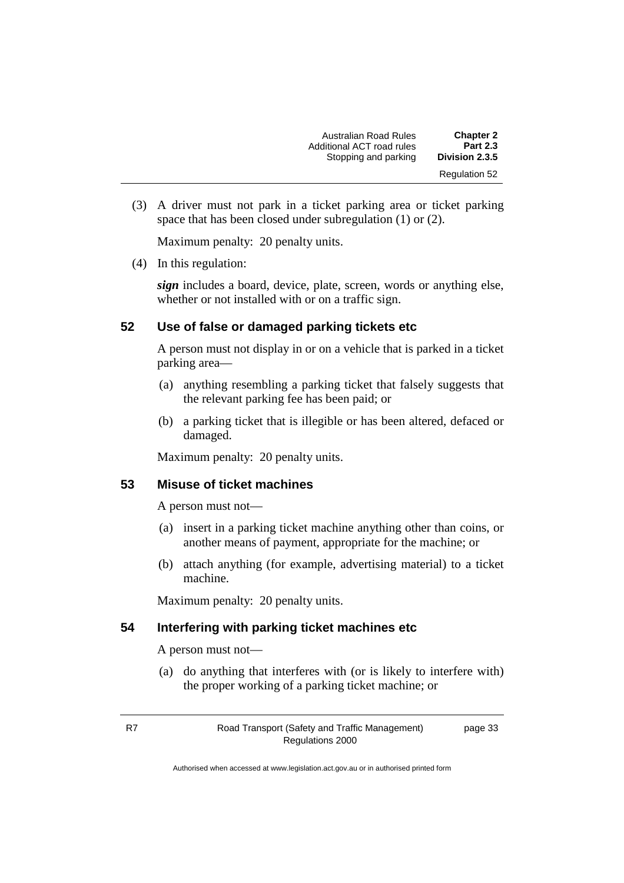(3) A driver must not park in a ticket parking area or ticket parking space that has been closed under subregulation (1) or (2).

Maximum penalty: 20 penalty units.

(4) In this regulation:

***sign*** includes a board, device, plate, screen, words or anything else, whether or not installed with or on a traffic sign.

## 52 Use of false or damaged parking tickets etc

A person must not display in or on a vehicle that is parked in a ticket parking area—

(a) anything resembling a parking ticket that falsely suggests that the relevant parking fee has been paid; or

(b) a parking ticket that is illegible or has been altered, defaced or damaged.

Maximum penalty: 20 penalty units.

## 53 Misuse of ticket machines

A person must not—

(a) insert in a parking ticket machine anything other than coins, or another means of payment, appropriate for the machine; or

(b) attach anything (for example, advertising material) to a ticket machine.

Maximum penalty: 20 penalty units.

## 54 Interfering with parking ticket machines etc

A person must not—

(a) do anything that interferes with (or is likely to interfere with) the proper working of a parking ticket machine; or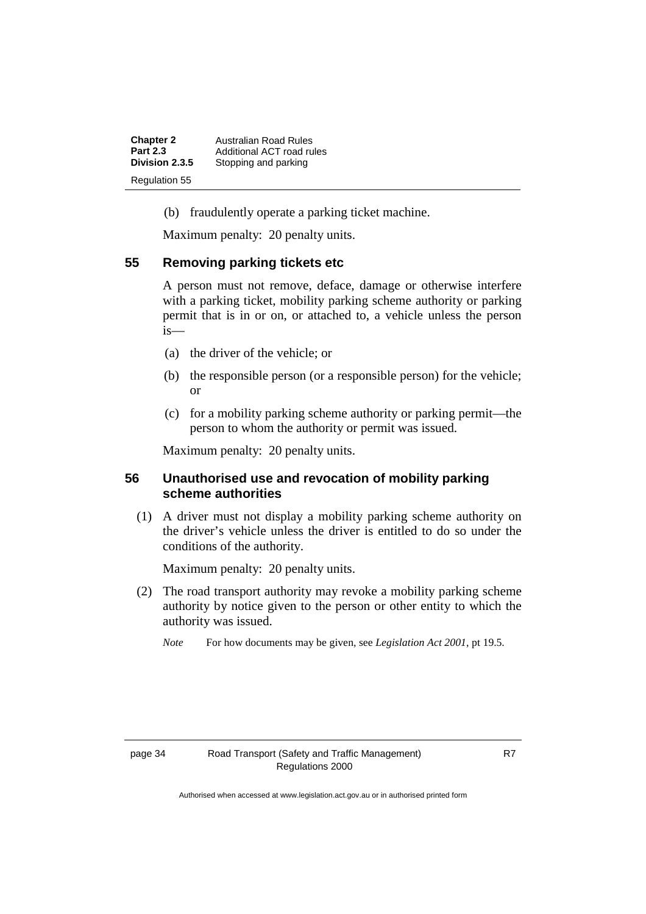(b) fraudulently operate a parking ticket machine.

Maximum penalty: 20 penalty units.

### 55 Removing parking tickets etc

A person must not remove, deface, damage or otherwise interfere with a parking ticket, mobility parking scheme authority or parking permit that is in or on, or attached to, a vehicle unless the person is—

(a) the driver of the vehicle; or

(b) the responsible person (or a responsible person) for the vehicle; or

(c) for a mobility parking scheme authority or parking permit—the person to whom the authority or permit was issued.

Maximum penalty: 20 penalty units.

### 56 Unauthorised use and revocation of mobility parking scheme authorities

(1) A driver must not display a mobility parking scheme authority on the driver's vehicle unless the driver is entitled to do so under the conditions of the authority.

Maximum penalty: 20 penalty units.

(2) The road transport authority may revoke a mobility parking scheme authority by notice given to the person or other entity to which the authority was issued.

*Note* For how documents may be given, see *Legislation Act 2001*, pt 19.5.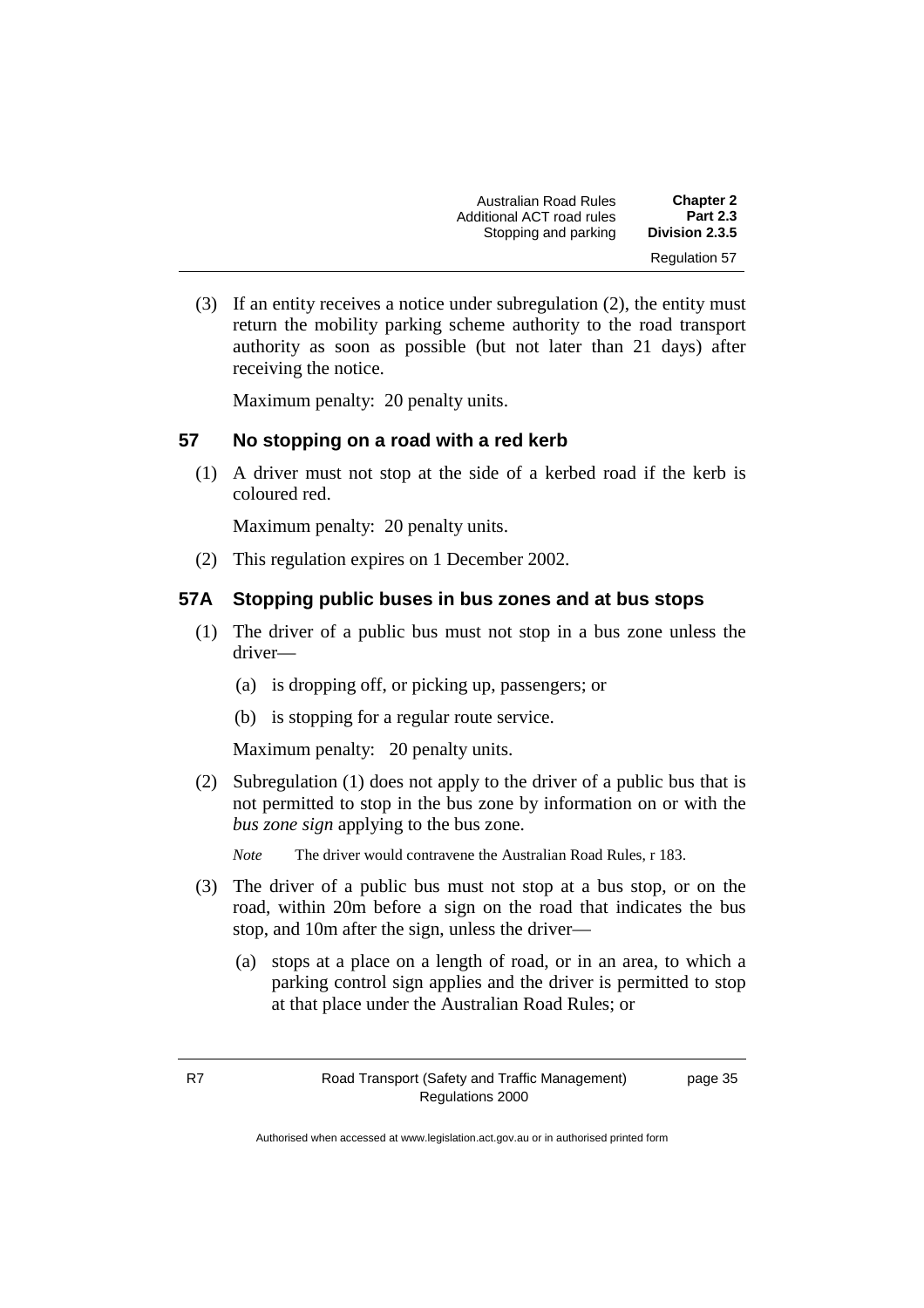(3) If an entity receives a notice under subregulation (2), the entity must return the mobility parking scheme authority to the road transport authority as soon as possible (but not later than 21 days) after receiving the notice.

Maximum penalty: 20 penalty units.

## 57 No stopping on a road with a red kerb

(1) A driver must not stop at the side of a kerbed road if the kerb is coloured red.

Maximum penalty: 20 penalty units.

(2) This regulation expires on 1 December 2002.

## 57A Stopping public buses in bus zones and at bus stops

(1) The driver of a public bus must not stop in a bus zone unless the driver—

(a) is dropping off, or picking up, passengers; or

(b) is stopping for a regular route service.

Maximum penalty: 20 penalty units.

(2) Subregulation (1) does not apply to the driver of a public bus that is not permitted to stop in the bus zone by information on or with the ***bus zone sign*** applying to the bus zone.

*Note* The driver would contravene the Australian Road Rules, r 183.

(3) The driver of a public bus must not stop at a bus stop, or on the road, within 20m before a sign on the road that indicates the bus stop, and 10m after the sign, unless the driver—

(a) stops at a place on a length of road, or in an area, to which a parking control sign applies and the driver is permitted to stop at that place under the Australian Road Rules; or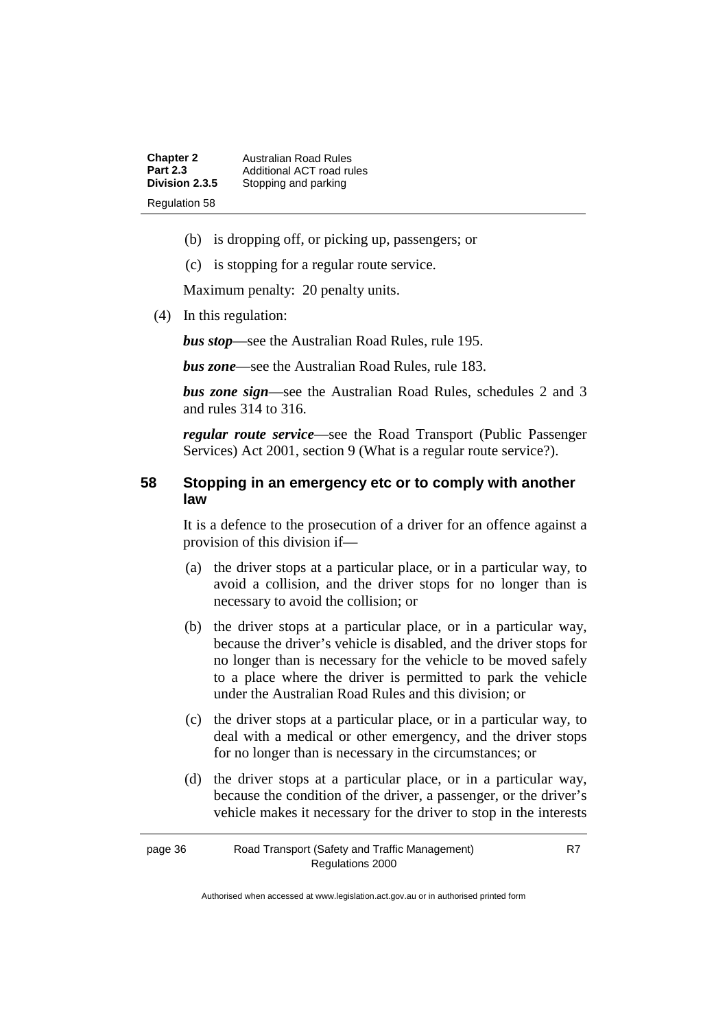(b) is dropping off, or picking up, passengers; or

(c) is stopping for a regular route service.

Maximum penalty: 20 penalty units.

(4) In this regulation:

***bus stop***—see the Australian Road Rules, rule 195.

***bus zone***—see the Australian Road Rules, rule 183.

***bus zone sign***—see the Australian Road Rules, schedules 2 and 3 and rules 314 to 316.

***regular route service***—see the Road Transport (Public Passenger Services) Act 2001, section 9 (What is a regular route service?).

### 58 Stopping in an emergency etc or to comply with another law

It is a defence to the prosecution of a driver for an offence against a provision of this division if—

(a) the driver stops at a particular place, or in a particular way, to avoid a collision, and the driver stops for no longer than is necessary to avoid the collision; or

(b) the driver stops at a particular place, or in a particular way, because the driver's vehicle is disabled, and the driver stops for no longer than is necessary for the vehicle to be moved safely to a place where the driver is permitted to park the vehicle under the Australian Road Rules and this division; or

(c) the driver stops at a particular place, or in a particular way, to deal with a medical or other emergency, and the driver stops for no longer than is necessary in the circumstances; or

(d) the driver stops at a particular place, or in a particular way, because the condition of the driver, a passenger, or the driver's vehicle makes it necessary for the driver to stop in the interests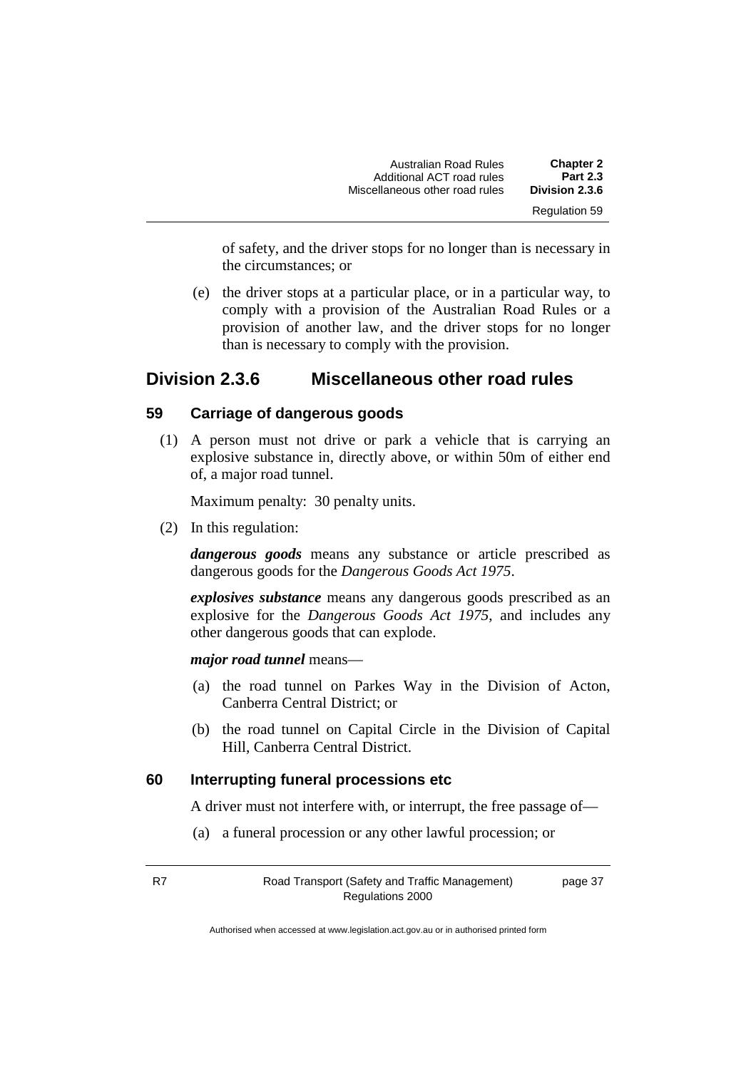of safety, and the driver stops for no longer than is necessary in the circumstances; or

(e) the driver stops at a particular place, or in a particular way, to comply with a provision of the Australian Road Rules or a provision of another law, and the driver stops for no longer than is necessary to comply with the provision.

## Division 2.3.6 Miscellaneous other road rules

### 59 Carriage of dangerous goods

(1) A person must not drive or park a vehicle that is carrying an explosive substance in, directly above, or within 50m of either end of, a major road tunnel.

Maximum penalty: 30 penalty units.

(2) In this regulation:

***dangerous goods*** means any substance or article prescribed as dangerous goods for the *Dangerous Goods Act 1975*.

***explosives substance*** means any dangerous goods prescribed as an explosive for the *Dangerous Goods Act 1975*, and includes any other dangerous goods that can explode.

***major road tunnel*** means—

(a) the road tunnel on Parkes Way in the Division of Acton, Canberra Central District; or

(b) the road tunnel on Capital Circle in the Division of Capital Hill, Canberra Central District.

### 60 Interrupting funeral processions etc

A driver must not interfere with, or interrupt, the free passage of—

(a) a funeral procession or any other lawful procession; or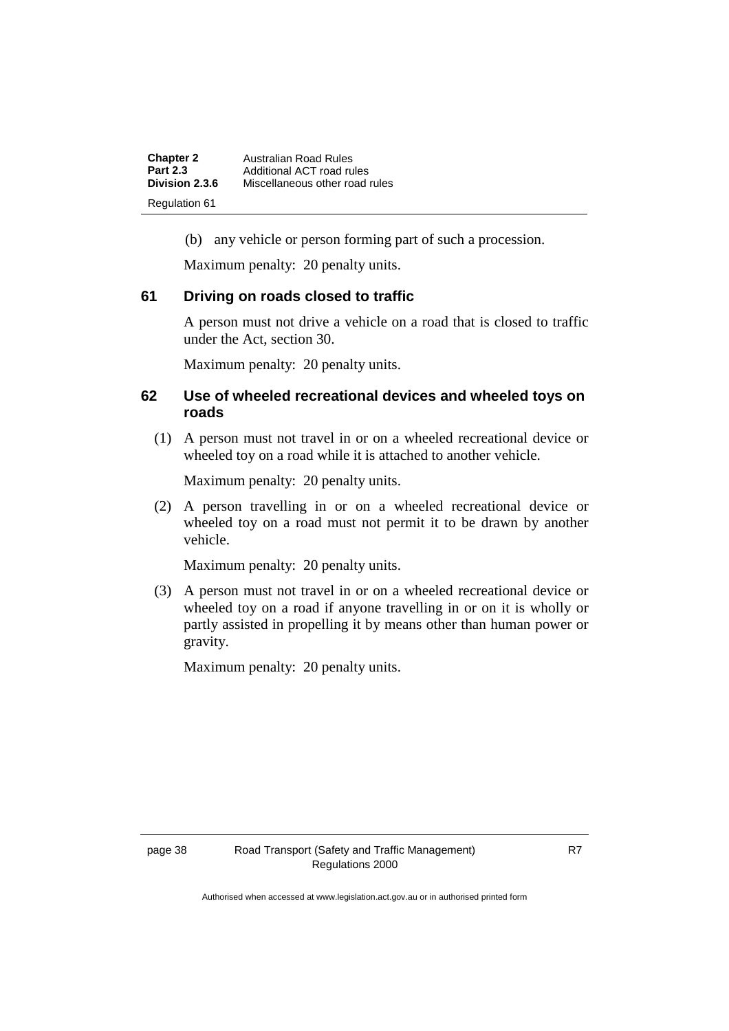(b) any vehicle or person forming part of such a procession.

Maximum penalty: 20 penalty units.

### 61 Driving on roads closed to traffic

A person must not drive a vehicle on a road that is closed to traffic under the Act, section 30.

Maximum penalty: 20 penalty units.

### 62 Use of wheeled recreational devices and wheeled toys on roads

(1) A person must not travel in or on a wheeled recreational device or wheeled toy on a road while it is attached to another vehicle.

Maximum penalty: 20 penalty units.

(2) A person travelling in or on a wheeled recreational device or wheeled toy on a road must not permit it to be drawn by another vehicle.

Maximum penalty: 20 penalty units.

(3) A person must not travel in or on a wheeled recreational device or wheeled toy on a road if anyone travelling in or on it is wholly or partly assisted in propelling it by means other than human power or gravity.

Maximum penalty: 20 penalty units.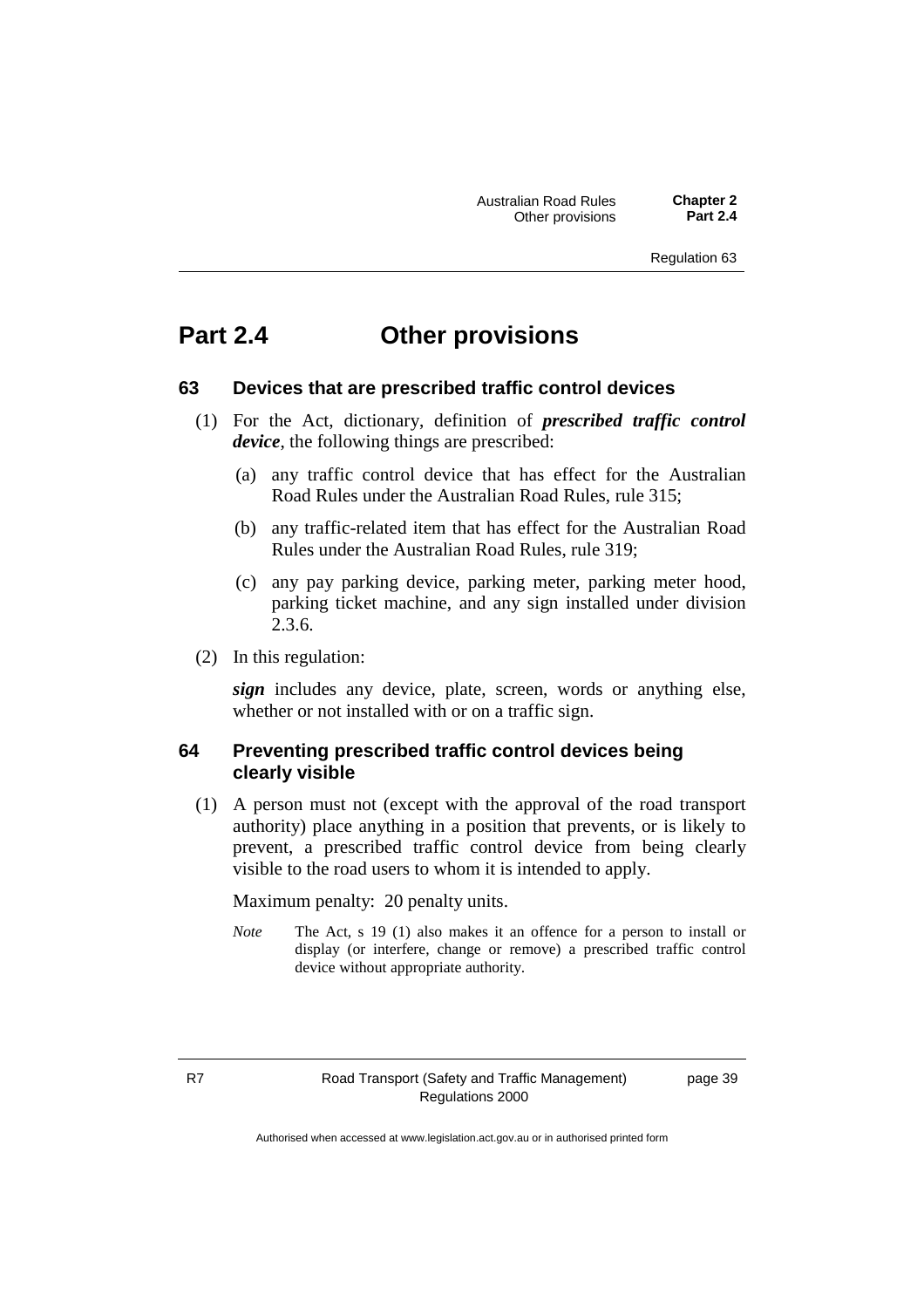# Part 2.4 Other provisions

### 63 Devices that are prescribed traffic control devices

(1) For the Act, dictionary, definition of ***prescribed traffic control device***, the following things are prescribed:

(a) any traffic control device that has effect for the Australian Road Rules under the Australian Road Rules, rule 315;

(b) any traffic-related item that has effect for the Australian Road Rules under the Australian Road Rules, rule 319;

(c) any pay parking device, parking meter, parking meter hood, parking ticket machine, and any sign installed under division 2.3.6.

(2) In this regulation:

***sign*** includes any device, plate, screen, words or anything else, whether or not installed with or on a traffic sign.

### 64 Preventing prescribed traffic control devices being clearly visible

(1) A person must not (except with the approval of the road transport authority) place anything in a position that prevents, or is likely to prevent, a prescribed traffic control device from being clearly visible to the road users to whom it is intended to apply.

Maximum penalty: 20 penalty units.

*Note* The Act, s 19 (1) also makes it an offence for a person to install or display (or interfere, change or remove) a prescribed traffic control device without appropriate authority.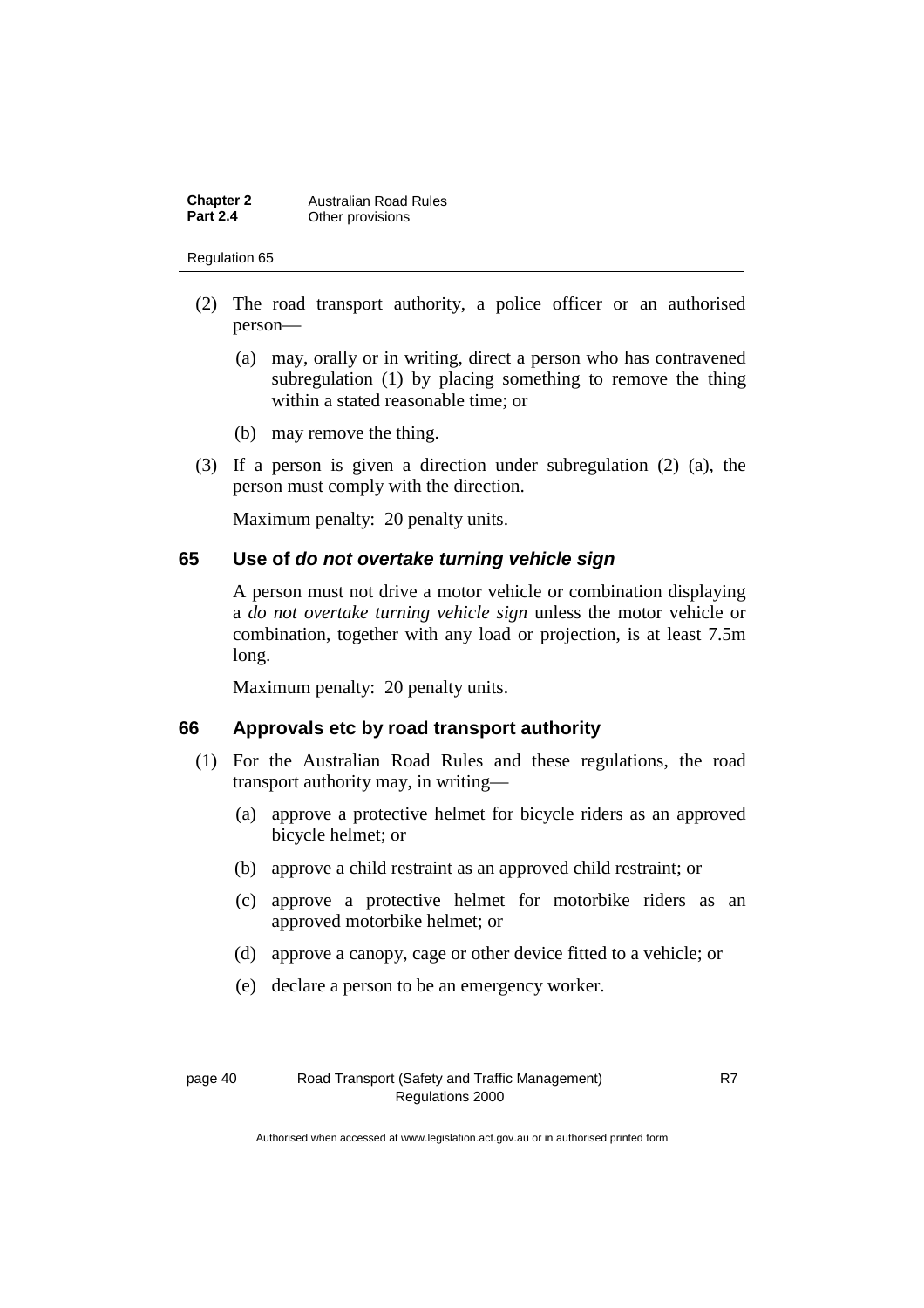(2) The road transport authority, a police officer or an authorised person—

(a) may, orally or in writing, direct a person who has contravened subregulation (1) by placing something to remove the thing within a stated reasonable time; or

(b) may remove the thing.

(3) If a person is given a direction under subregulation (2) (a), the person must comply with the direction.

Maximum penalty: 20 penalty units.

## 65 Use of *do not overtake turning vehicle sign*

A person must not drive a motor vehicle or combination displaying a *do not overtake turning vehicle sign* unless the motor vehicle or combination, together with any load or projection, is at least 7.5m long.

Maximum penalty: 20 penalty units.

## 66 Approvals etc by road transport authority

(1) For the Australian Road Rules and these regulations, the road transport authority may, in writing—

(a) approve a protective helmet for bicycle riders as an approved bicycle helmet; or

(b) approve a child restraint as an approved child restraint; or

(c) approve a protective helmet for motorbike riders as an approved motorbike helmet; or

(d) approve a canopy, cage or other device fitted to a vehicle; or

(e) declare a person to be an emergency worker.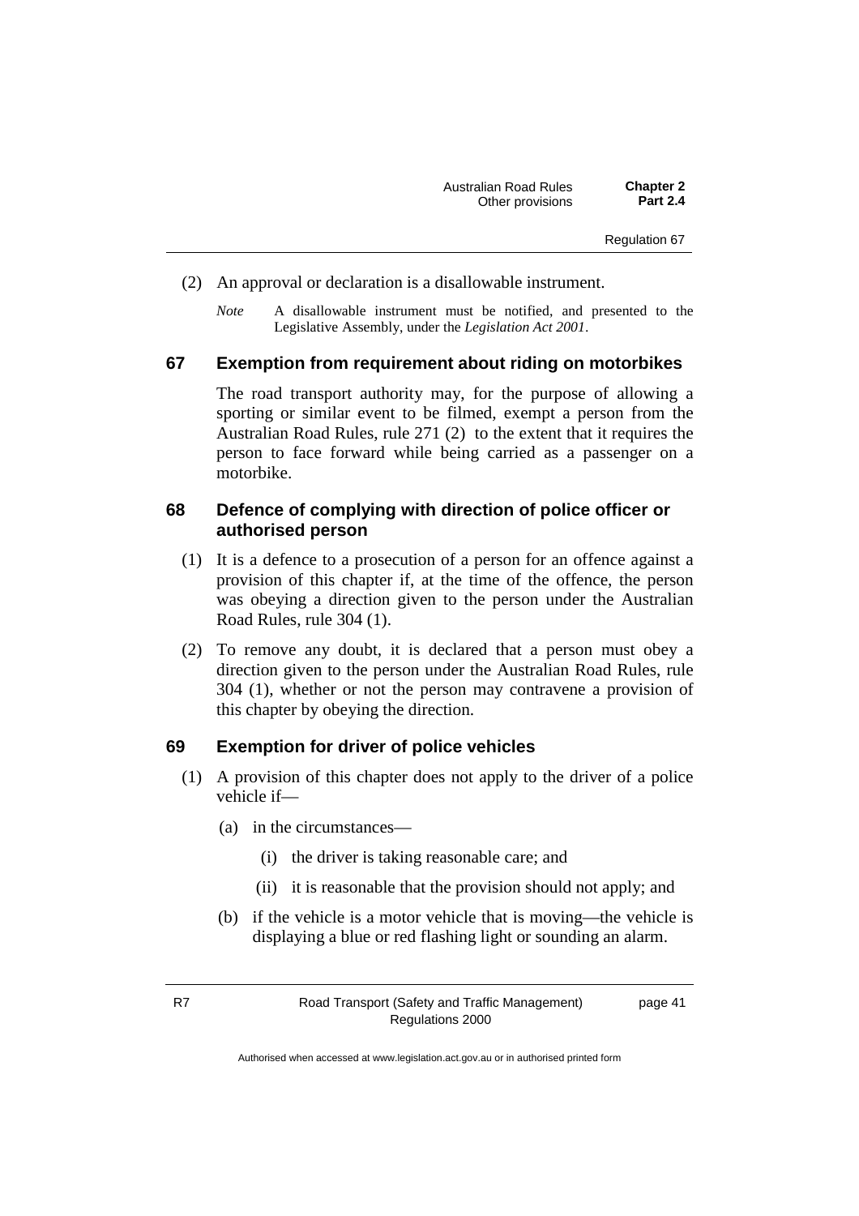(2) An approval or declaration is a disallowable instrument.

*Note* A disallowable instrument must be notified, and presented to the Legislative Assembly, under the *Legislation Act 2001*.

### 67 Exemption from requirement about riding on motorbikes

The road transport authority may, for the purpose of allowing a sporting or similar event to be filmed, exempt a person from the Australian Road Rules, rule 271 (2) to the extent that it requires the person to face forward while being carried as a passenger on a motorbike.

### 68 Defence of complying with direction of police officer or authorised person

(1) It is a defence to a prosecution of a person for an offence against a provision of this chapter if, at the time of the offence, the person was obeying a direction given to the person under the Australian Road Rules, rule 304 (1).

(2) To remove any doubt, it is declared that a person must obey a direction given to the person under the Australian Road Rules, rule 304 (1), whether or not the person may contravene a provision of this chapter by obeying the direction.

### 69 Exemption for driver of police vehicles

(1) A provision of this chapter does not apply to the driver of a police vehicle if—

(a) in the circumstances—

(i) the driver is taking reasonable care; and

(ii) it is reasonable that the provision should not apply; and

(b) if the vehicle is a motor vehicle that is moving—the vehicle is displaying a blue or red flashing light or sounding an alarm.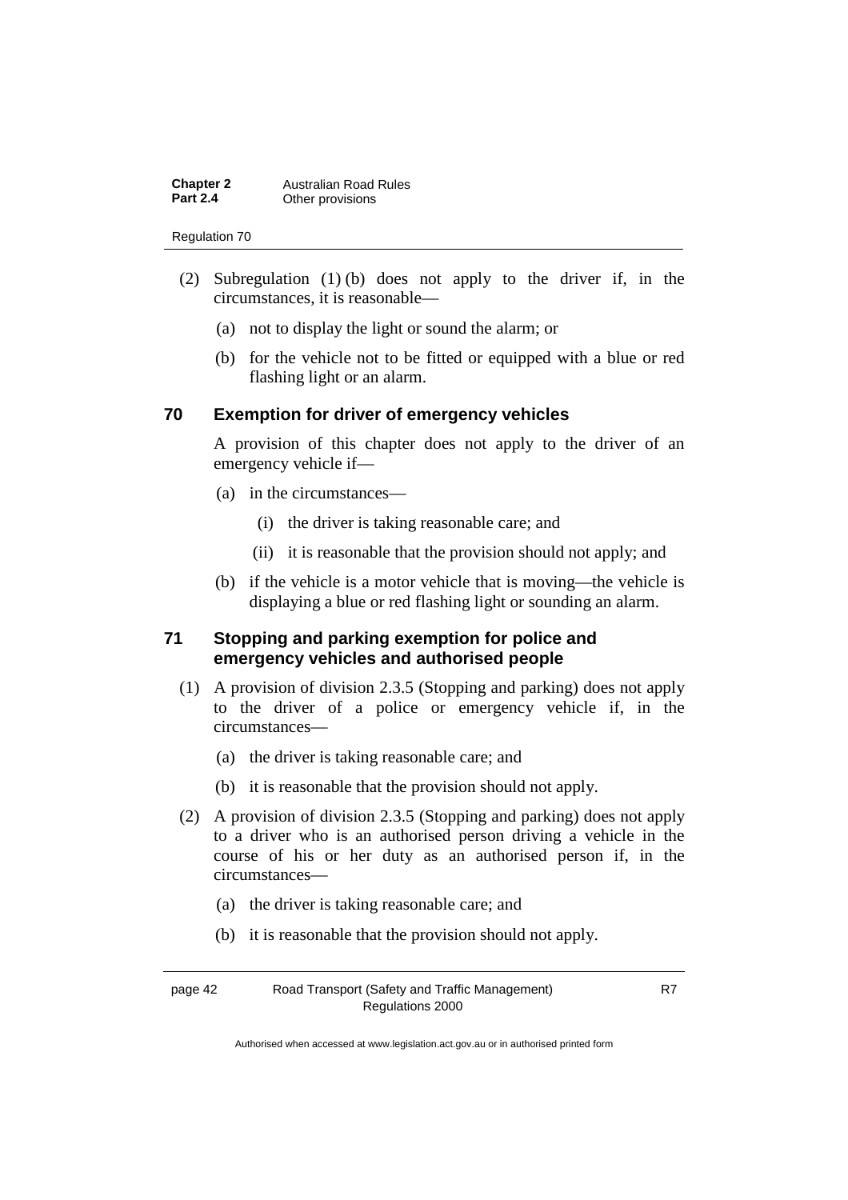(2) Subregulation (1) (b) does not apply to the driver if, in the circumstances, it is reasonable—

(a) not to display the light or sound the alarm; or

(b) for the vehicle not to be fitted or equipped with a blue or red flashing light or an alarm.

### 70 Exemption for driver of emergency vehicles

A provision of this chapter does not apply to the driver of an emergency vehicle if—

(a) in the circumstances—

(i) the driver is taking reasonable care; and

(ii) it is reasonable that the provision should not apply; and

(b) if the vehicle is a motor vehicle that is moving—the vehicle is displaying a blue or red flashing light or sounding an alarm.

### 71 Stopping and parking exemption for police and emergency vehicles and authorised people

(1) A provision of division 2.3.5 (Stopping and parking) does not apply to the driver of a police or emergency vehicle if, in the circumstances—

(a) the driver is taking reasonable care; and

(b) it is reasonable that the provision should not apply.

(2) A provision of division 2.3.5 (Stopping and parking) does not apply to a driver who is an authorised person driving a vehicle in the course of his or her duty as an authorised person if, in the circumstances—

(a) the driver is taking reasonable care; and

(b) it is reasonable that the provision should not apply.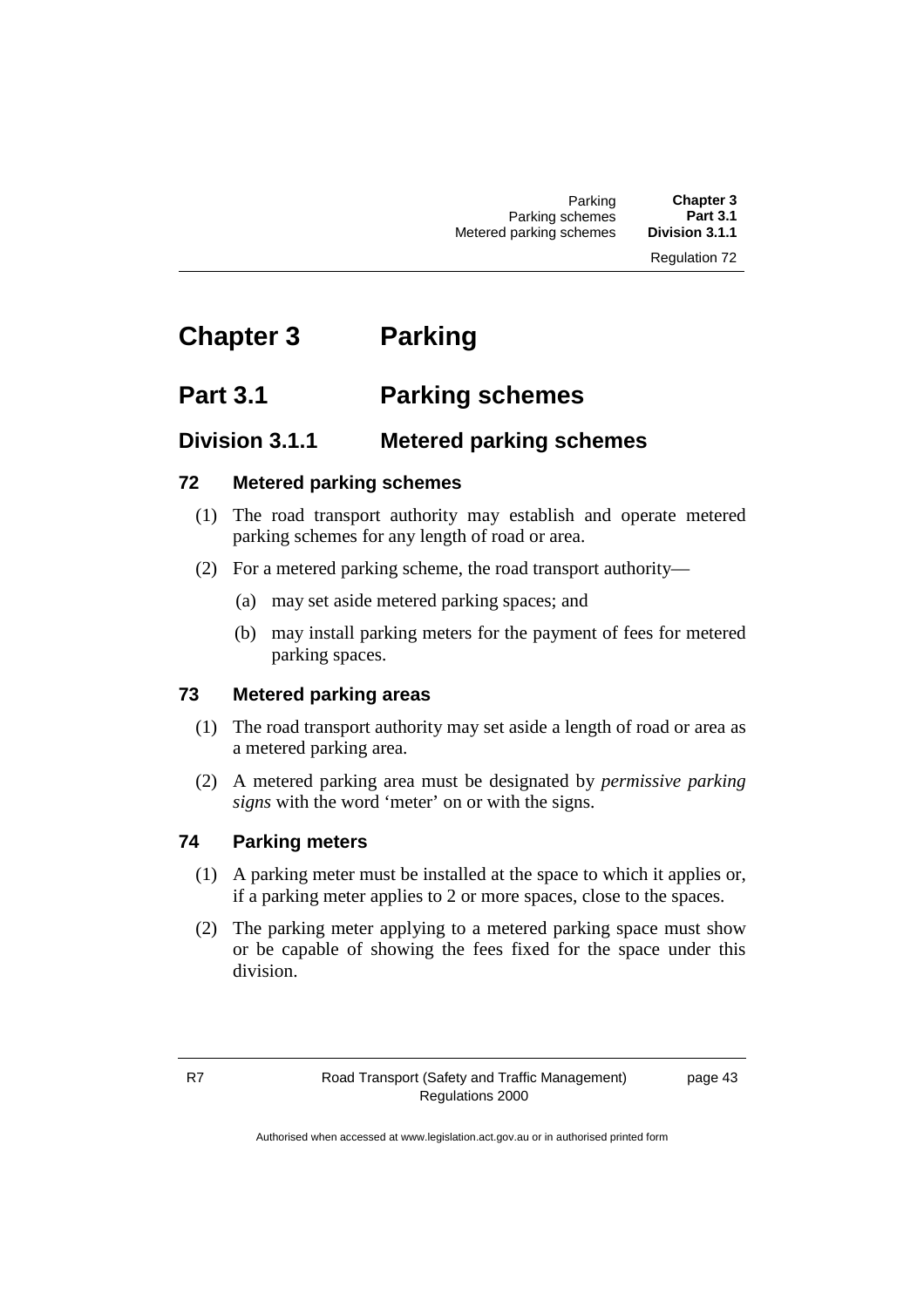# Chapter 3 Parking

## Part 3.1 Parking schemes

### Division 3.1.1 Metered parking schemes

#### 72 Metered parking schemes

(1) The road transport authority may establish and operate metered parking schemes for any length of road or area.

(2) For a metered parking scheme, the road transport authority—

(a) may set aside metered parking spaces; and

(b) may install parking meters for the payment of fees for metered parking spaces.

#### 73 Metered parking areas

(1) The road transport authority may set aside a length of road or area as a metered parking area.

(2) A metered parking area must be designated by *permissive parking signs* with the word 'meter' on or with the signs.

#### 74 Parking meters

(1) A parking meter must be installed at the space to which it applies or, if a parking meter applies to 2 or more spaces, close to the spaces.

(2) The parking meter applying to a metered parking space must show or be capable of showing the fees fixed for the space under this division.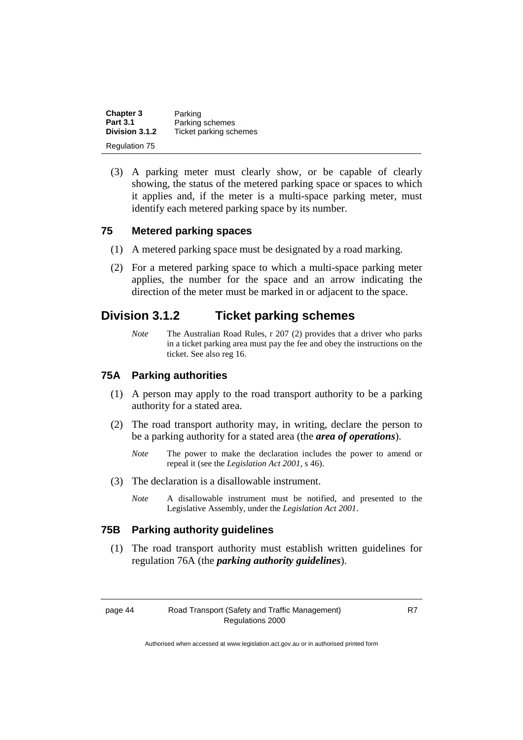(3) A parking meter must clearly show, or be capable of clearly showing, the status of the metered parking space or spaces to which it applies and, if the meter is a multi-space parking meter, must identify each metered parking space by its number.

### 75 Metered parking spaces

(1) A metered parking space must be designated by a road marking.

(2) For a metered parking space to which a multi-space parking meter applies, the number for the space and an arrow indicating the direction of the meter must be marked in or adjacent to the space.

## Division 3.1.2 Ticket parking schemes

*Note* The Australian Road Rules, r 207 (2) provides that a driver who parks in a ticket parking area must pay the fee and obey the instructions on the ticket. See also reg 16.

### 75A Parking authorities

(1) A person may apply to the road transport authority to be a parking authority for a stated area.

(2) The road transport authority may, in writing, declare the person to be a parking authority for a stated area (the ***area of operations***).

*Note* The power to make the declaration includes the power to amend or repeal it (see the *Legislation Act 2001*, s 46).

(3) The declaration is a disallowable instrument.

*Note* A disallowable instrument must be notified, and presented to the Legislative Assembly, under the *Legislation Act 2001*.

### 75B Parking authority guidelines

(1) The road transport authority must establish written guidelines for regulation 76A (the ***parking authority guidelines***).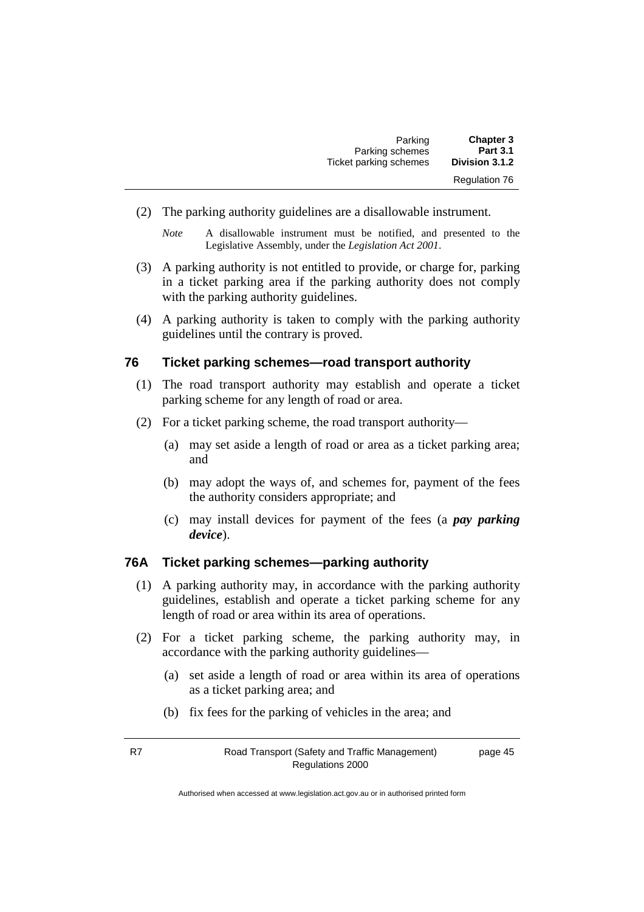(2) The parking authority guidelines are a disallowable instrument.

*Note* A disallowable instrument must be notified, and presented to the Legislative Assembly, under the *Legislation Act 2001*.

(3) A parking authority is not entitled to provide, or charge for, parking in a ticket parking area if the parking authority does not comply with the parking authority guidelines.

(4) A parking authority is taken to comply with the parking authority guidelines until the contrary is proved.

### 76 Ticket parking schemes—road transport authority

(1) The road transport authority may establish and operate a ticket parking scheme for any length of road or area.

(2) For a ticket parking scheme, the road transport authority—

(a) may set aside a length of road or area as a ticket parking area; and

(b) may adopt the ways of, and schemes for, payment of the fees the authority considers appropriate; and

(c) may install devices for payment of the fees (a ***pay parking device***).

### 76A Ticket parking schemes—parking authority

(1) A parking authority may, in accordance with the parking authority guidelines, establish and operate a ticket parking scheme for any length of road or area within its area of operations.

(2) For a ticket parking scheme, the parking authority may, in accordance with the parking authority guidelines—

(a) set aside a length of road or area within its area of operations as a ticket parking area; and

(b) fix fees for the parking of vehicles in the area; and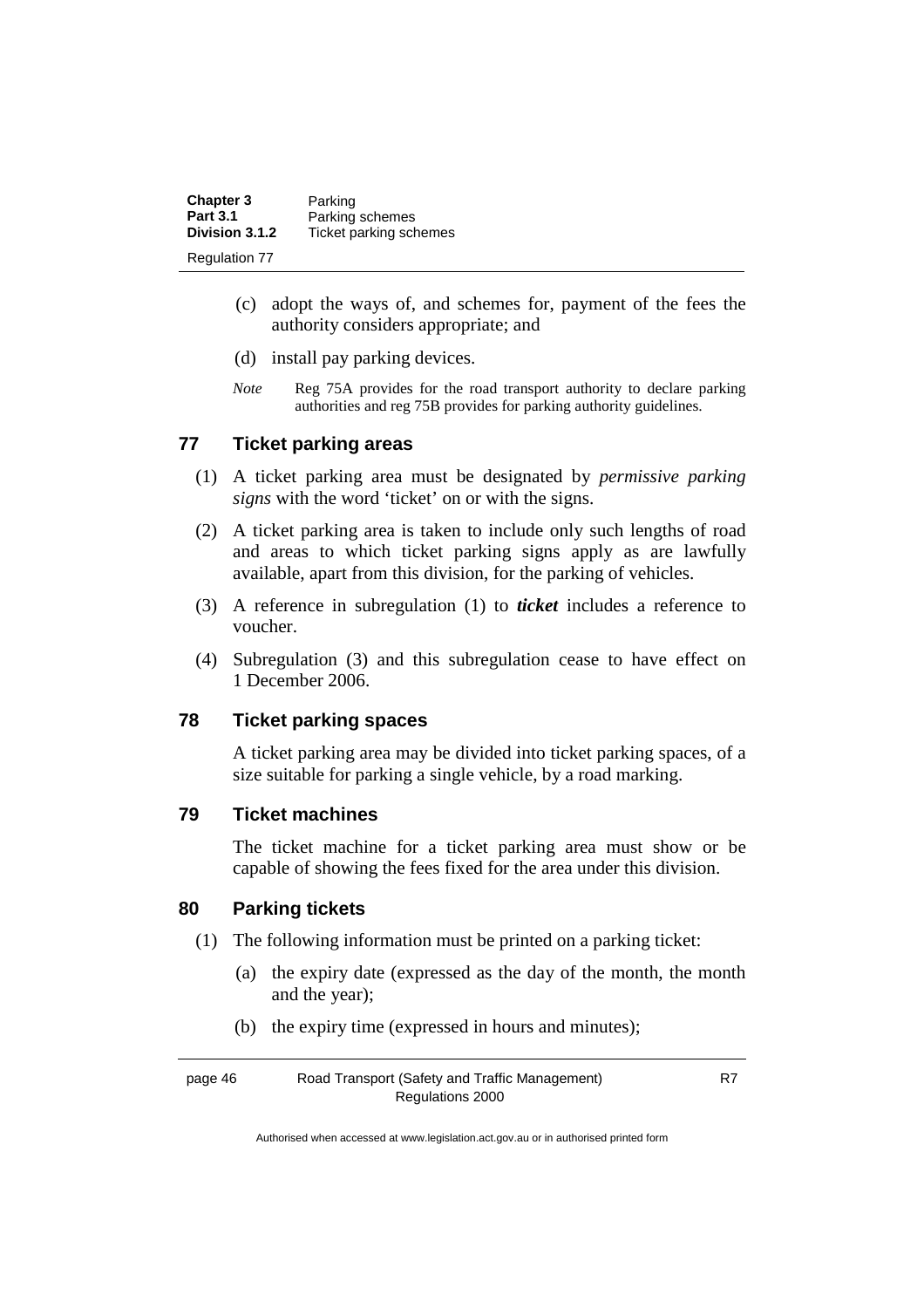(c) adopt the ways of, and schemes for, payment of the fees the authority considers appropriate; and

(d) install pay parking devices.

*Note* Reg 75A provides for the road transport authority to declare parking authorities and reg 75B provides for parking authority guidelines.

## 77 Ticket parking areas

(1) A ticket parking area must be designated by *permissive parking signs* with the word 'ticket' on or with the signs.

(2) A ticket parking area is taken to include only such lengths of road and areas to which ticket parking signs apply as are lawfully available, apart from this division, for the parking of vehicles.

(3) A reference in subregulation (1) to ***ticket*** includes a reference to voucher.

(4) Subregulation (3) and this subregulation cease to have effect on 1 December 2006.

## 78 Ticket parking spaces

A ticket parking area may be divided into ticket parking spaces, of a size suitable for parking a single vehicle, by a road marking.

## 79 Ticket machines

The ticket machine for a ticket parking area must show or be capable of showing the fees fixed for the area under this division.

## 80 Parking tickets

(1) The following information must be printed on a parking ticket:

(a) the expiry date (expressed as the day of the month, the month and the year);

(b) the expiry time (expressed in hours and minutes);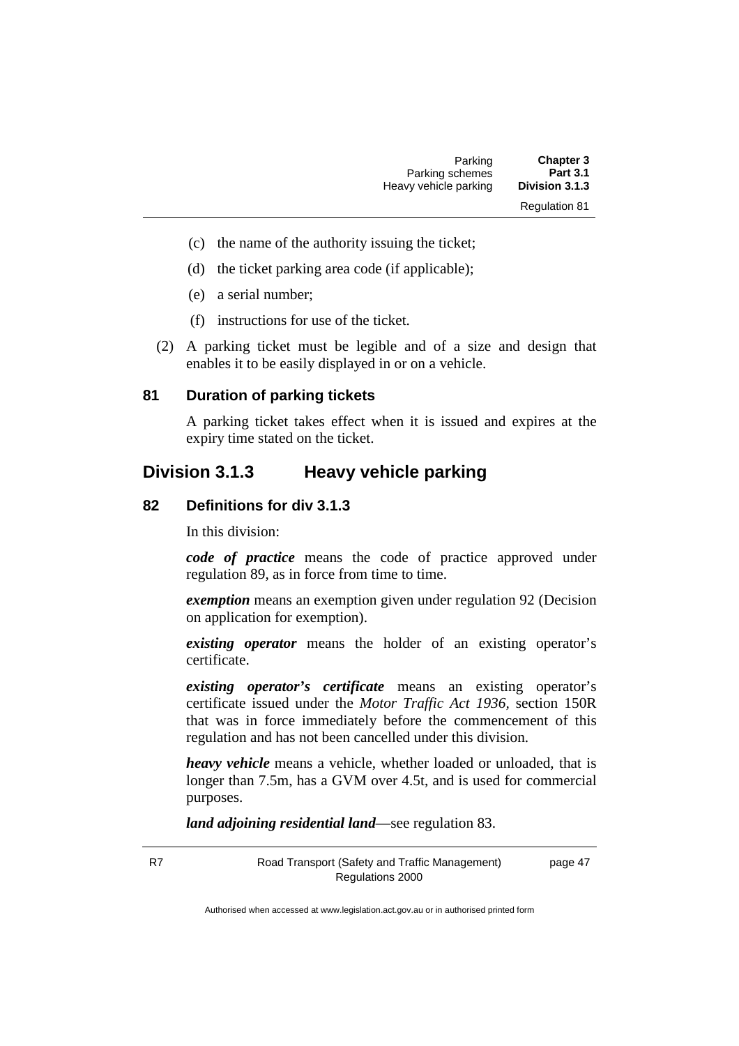(c) the name of the authority issuing the ticket;

(d) the ticket parking area code (if applicable);

(e) a serial number;

(f) instructions for use of the ticket.

(2) A parking ticket must be legible and of a size and design that enables it to be easily displayed in or on a vehicle.

### 81 Duration of parking tickets

A parking ticket takes effect when it is issued and expires at the expiry time stated on the ticket.

## Division 3.1.3 Heavy vehicle parking

### 82 Definitions for div 3.1.3

In this division:

***code of practice*** means the code of practice approved under regulation 89, as in force from time to time.

***exemption*** means an exemption given under regulation 92 (Decision on application for exemption).

***existing operator*** means the holder of an existing operator's certificate.

***existing operator's certificate*** means an existing operator's certificate issued under the *Motor Traffic Act 1936*, section 150R that was in force immediately before the commencement of this regulation and has not been cancelled under this division.

***heavy vehicle*** means a vehicle, whether loaded or unloaded, that is longer than 7.5m, has a GVM over 4.5t, and is used for commercial purposes.

***land adjoining residential land***—see regulation 83.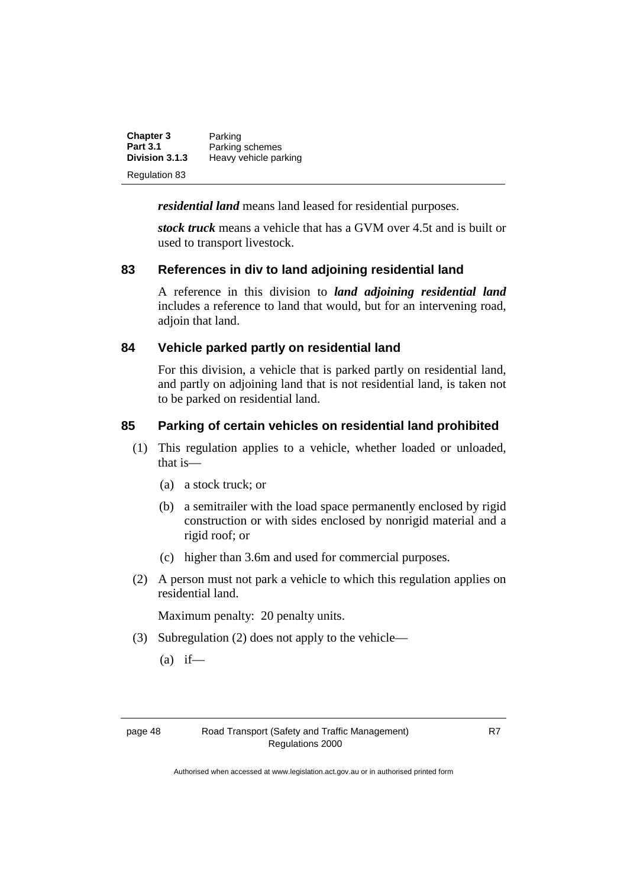***residential land*** means land leased for residential purposes.

***stock truck*** means a vehicle that has a GVM over 4.5t and is built or used to transport livestock.

## 83 References in div to land adjoining residential land

A reference in this division to ***land adjoining residential land*** includes a reference to land that would, but for an intervening road, adjoin that land.

## 84 Vehicle parked partly on residential land

For this division, a vehicle that is parked partly on residential land, and partly on adjoining land that is not residential land, is taken not to be parked on residential land.

## 85 Parking of certain vehicles on residential land prohibited

(1) This regulation applies to a vehicle, whether loaded or unloaded, that is—

- (a) a stock truck; or
- (b) a semitrailer with the load space permanently enclosed by rigid construction or with sides enclosed by nonrigid material and a rigid roof; or
- (c) higher than 3.6m and used for commercial purposes.

(2) A person must not park a vehicle to which this regulation applies on residential land.

Maximum penalty: 20 penalty units.

(3) Subregulation (2) does not apply to the vehicle—

- (a) if—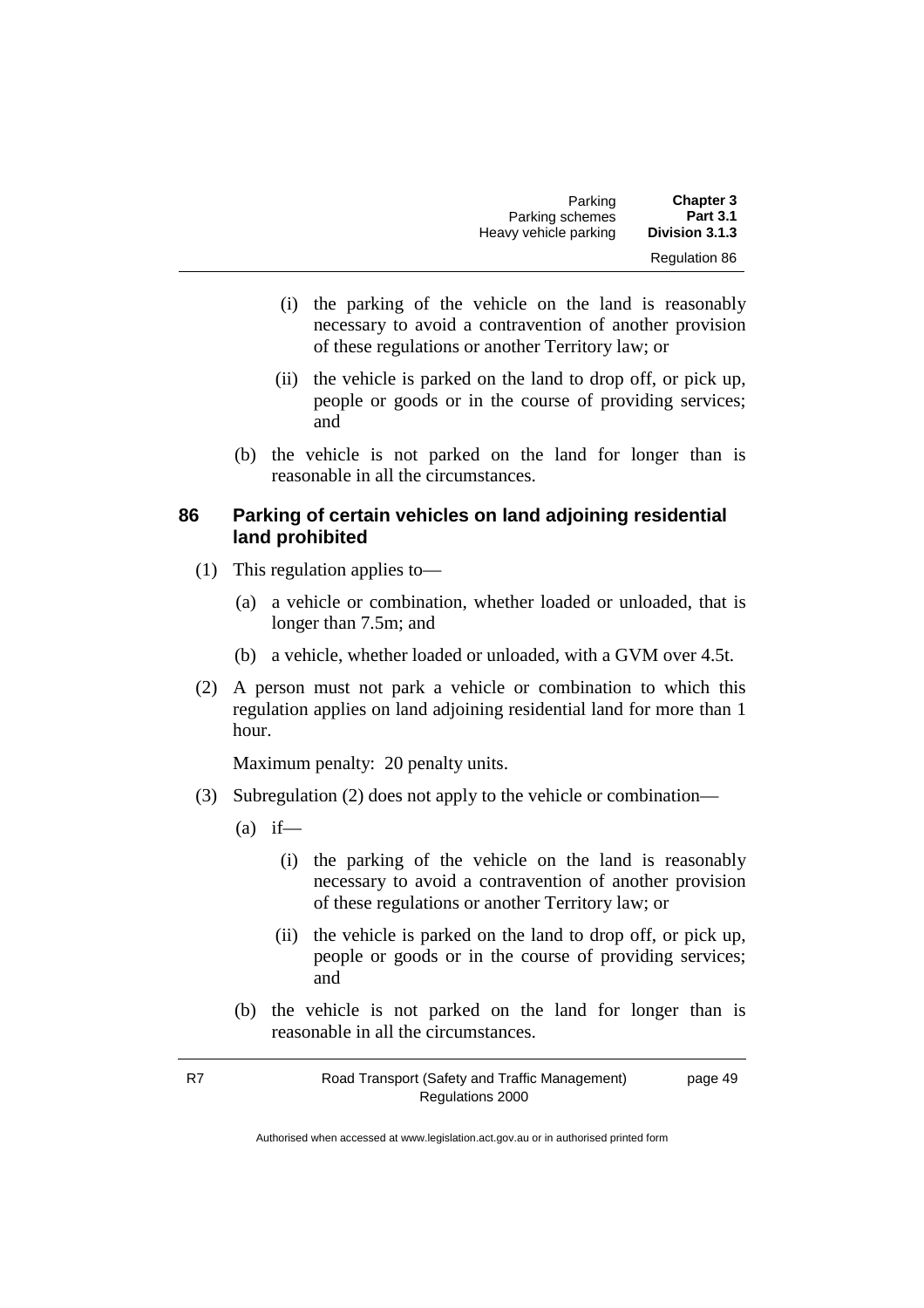(i) the parking of the vehicle on the land is reasonably necessary to avoid a contravention of another provision of these regulations or another Territory law; or

(ii) the vehicle is parked on the land to drop off, or pick up, people or goods or in the course of providing services; and

(b) the vehicle is not parked on the land for longer than is reasonable in all the circumstances.

### 86 Parking of certain vehicles on land adjoining residential land prohibited

(1) This regulation applies to—

(a) a vehicle or combination, whether loaded or unloaded, that is longer than 7.5m; and

(b) a vehicle, whether loaded or unloaded, with a GVM over 4.5t.

(2) A person must not park a vehicle or combination to which this regulation applies on land adjoining residential land for more than 1 hour.

Maximum penalty: 20 penalty units.

(3) Subregulation (2) does not apply to the vehicle or combination—

(a) if—

(i) the parking of the vehicle on the land is reasonably necessary to avoid a contravention of another provision of these regulations or another Territory law; or

(ii) the vehicle is parked on the land to drop off, or pick up, people or goods or in the course of providing services; and

(b) the vehicle is not parked on the land for longer than is reasonable in all the circumstances.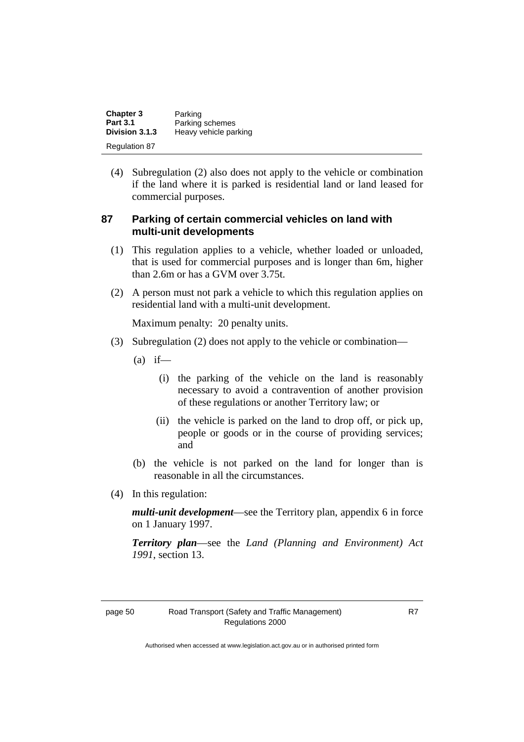(4) Subregulation (2) also does not apply to the vehicle or combination if the land where it is parked is residential land or land leased for commercial purposes.

## 87 Parking of certain commercial vehicles on land with multi-unit developments

(1) This regulation applies to a vehicle, whether loaded or unloaded, that is used for commercial purposes and is longer than 6m, higher than 2.6m or has a GVM over 3.75t.

(2) A person must not park a vehicle to which this regulation applies on residential land with a multi-unit development.

Maximum penalty: 20 penalty units.

(3) Subregulation (2) does not apply to the vehicle or combination—

(a) if—

(i) the parking of the vehicle on the land is reasonably necessary to avoid a contravention of another provision of these regulations or another Territory law; or

(ii) the vehicle is parked on the land to drop off, or pick up, people or goods or in the course of providing services; and

(b) the vehicle is not parked on the land for longer than is reasonable in all the circumstances.

(4) In this regulation:

***multi-unit development***—see the Territory plan, appendix 6 in force on 1 January 1997.

***Territory plan***—see the *Land (Planning and Environment) Act 1991*, section 13.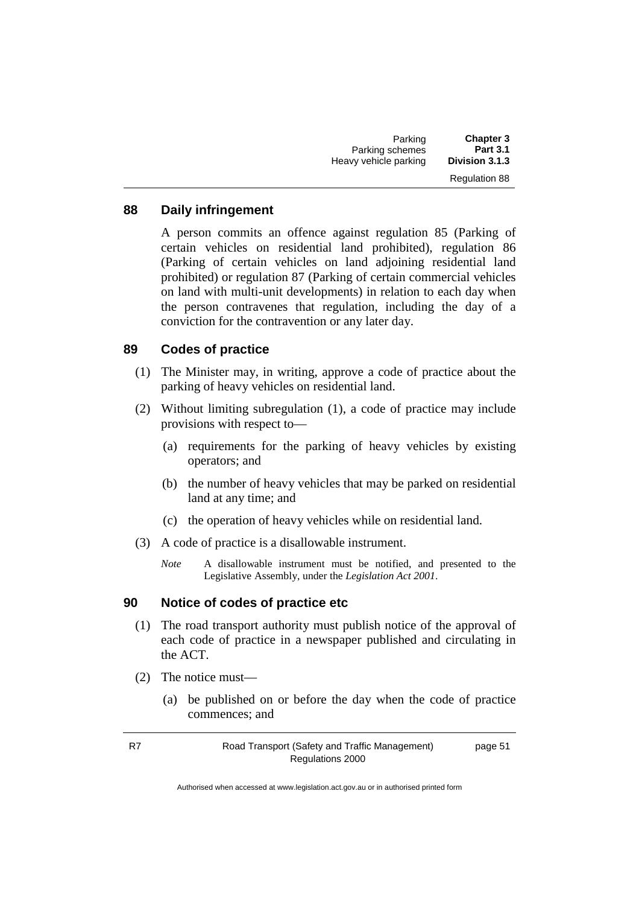### 88 Daily infringement

A person commits an offence against regulation 85 (Parking of certain vehicles on residential land prohibited), regulation 86 (Parking of certain vehicles on land adjoining residential land prohibited) or regulation 87 (Parking of certain commercial vehicles on land with multi-unit developments) in relation to each day when the person contravenes that regulation, including the day of a conviction for the contravention or any later day.

### 89 Codes of practice

(1) The Minister may, in writing, approve a code of practice about the parking of heavy vehicles on residential land.

(2) Without limiting subregulation (1), a code of practice may include provisions with respect to—

(a) requirements for the parking of heavy vehicles by existing operators; and

(b) the number of heavy vehicles that may be parked on residential land at any time; and

(c) the operation of heavy vehicles while on residential land.

(3) A code of practice is a disallowable instrument.

*Note* A disallowable instrument must be notified, and presented to the Legislative Assembly, under the *Legislation Act 2001*.

### 90 Notice of codes of practice etc

(1) The road transport authority must publish notice of the approval of each code of practice in a newspaper published and circulating in the ACT.

(2) The notice must—

(a) be published on or before the day when the code of practice commences; and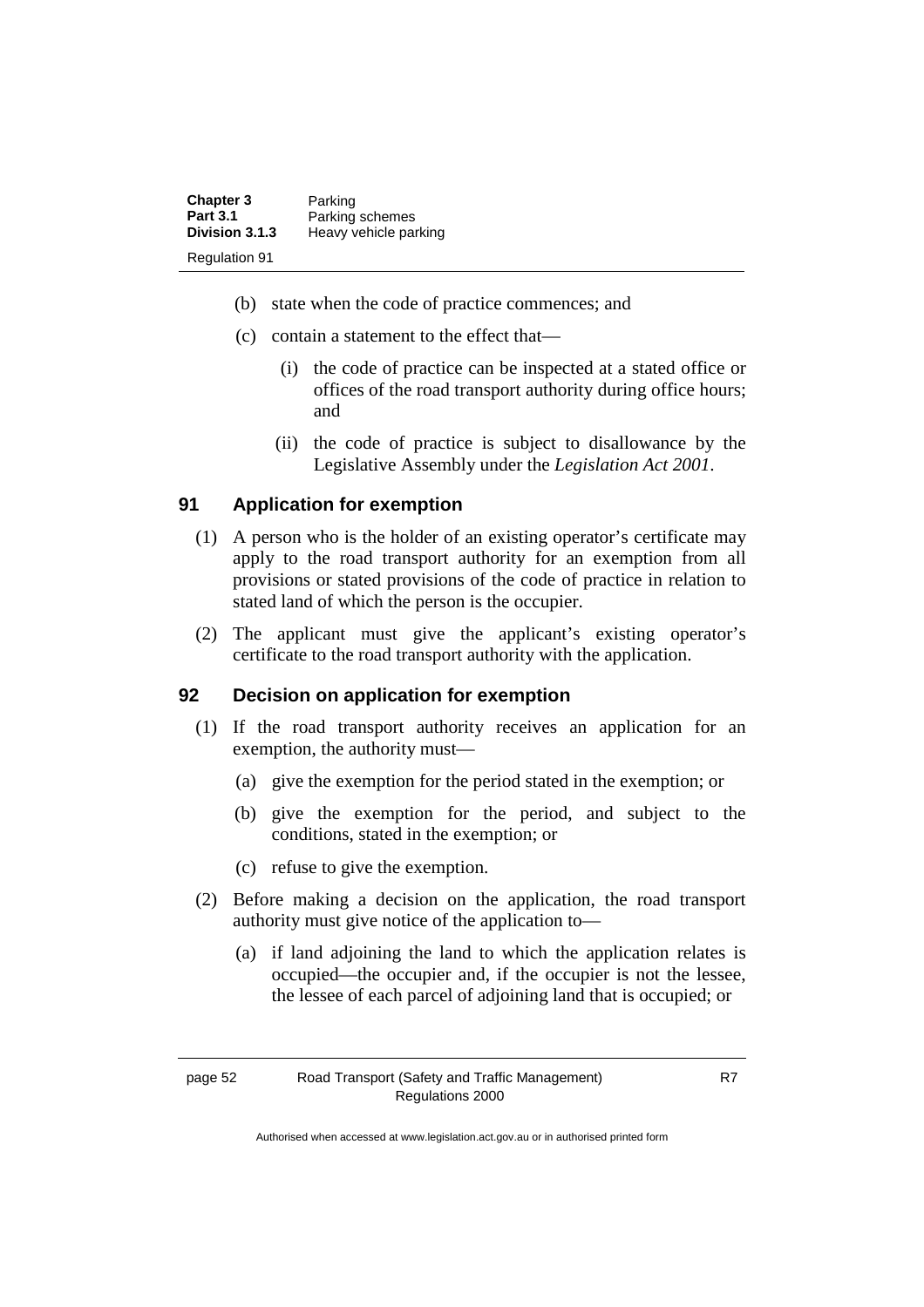(b) state when the code of practice commences; and

(c) contain a statement to the effect that—

(i) the code of practice can be inspected at a stated office or offices of the road transport authority during office hours; and

(ii) the code of practice is subject to disallowance by the Legislative Assembly under the *Legislation Act 2001*.

### 91 Application for exemption

(1) A person who is the holder of an existing operator's certificate may apply to the road transport authority for an exemption from all provisions or stated provisions of the code of practice in relation to stated land of which the person is the occupier.

(2) The applicant must give the applicant's existing operator's certificate to the road transport authority with the application.

### 92 Decision on application for exemption

(1) If the road transport authority receives an application for an exemption, the authority must—

(a) give the exemption for the period stated in the exemption; or

(b) give the exemption for the period, and subject to the conditions, stated in the exemption; or

(c) refuse to give the exemption.

(2) Before making a decision on the application, the road transport authority must give notice of the application to—

(a) if land adjoining the land to which the application relates is occupied—the occupier and, if the occupier is not the lessee, the lessee of each parcel of adjoining land that is occupied; or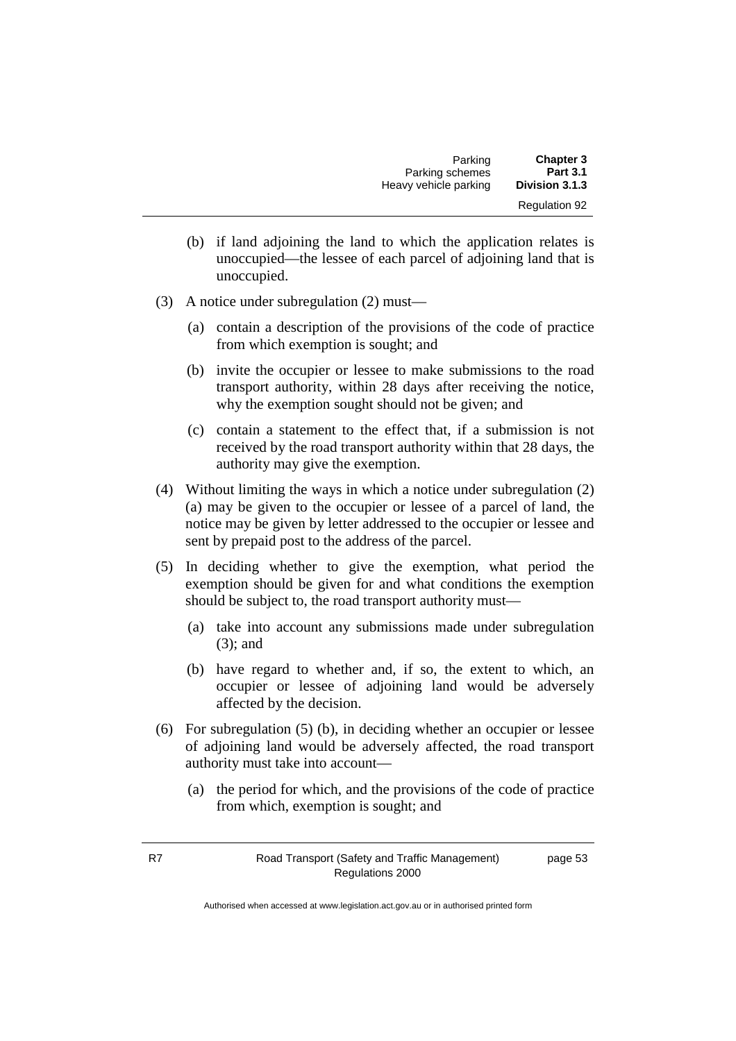(b) if land adjoining the land to which the application relates is unoccupied—the lessee of each parcel of adjoining land that is unoccupied.

(3) A notice under subregulation (2) must—

(a) contain a description of the provisions of the code of practice from which exemption is sought; and

(b) invite the occupier or lessee to make submissions to the road transport authority, within 28 days after receiving the notice, why the exemption sought should not be given; and

(c) contain a statement to the effect that, if a submission is not received by the road transport authority within that 28 days, the authority may give the exemption.

(4) Without limiting the ways in which a notice under subregulation (2) (a) may be given to the occupier or lessee of a parcel of land, the notice may be given by letter addressed to the occupier or lessee and sent by prepaid post to the address of the parcel.

(5) In deciding whether to give the exemption, what period the exemption should be given for and what conditions the exemption should be subject to, the road transport authority must—

(a) take into account any submissions made under subregulation (3); and

(b) have regard to whether and, if so, the extent to which, an occupier or lessee of adjoining land would be adversely affected by the decision.

(6) For subregulation (5) (b), in deciding whether an occupier or lessee of adjoining land would be adversely affected, the road transport authority must take into account—

(a) the period for which, and the provisions of the code of practice from which, exemption is sought; and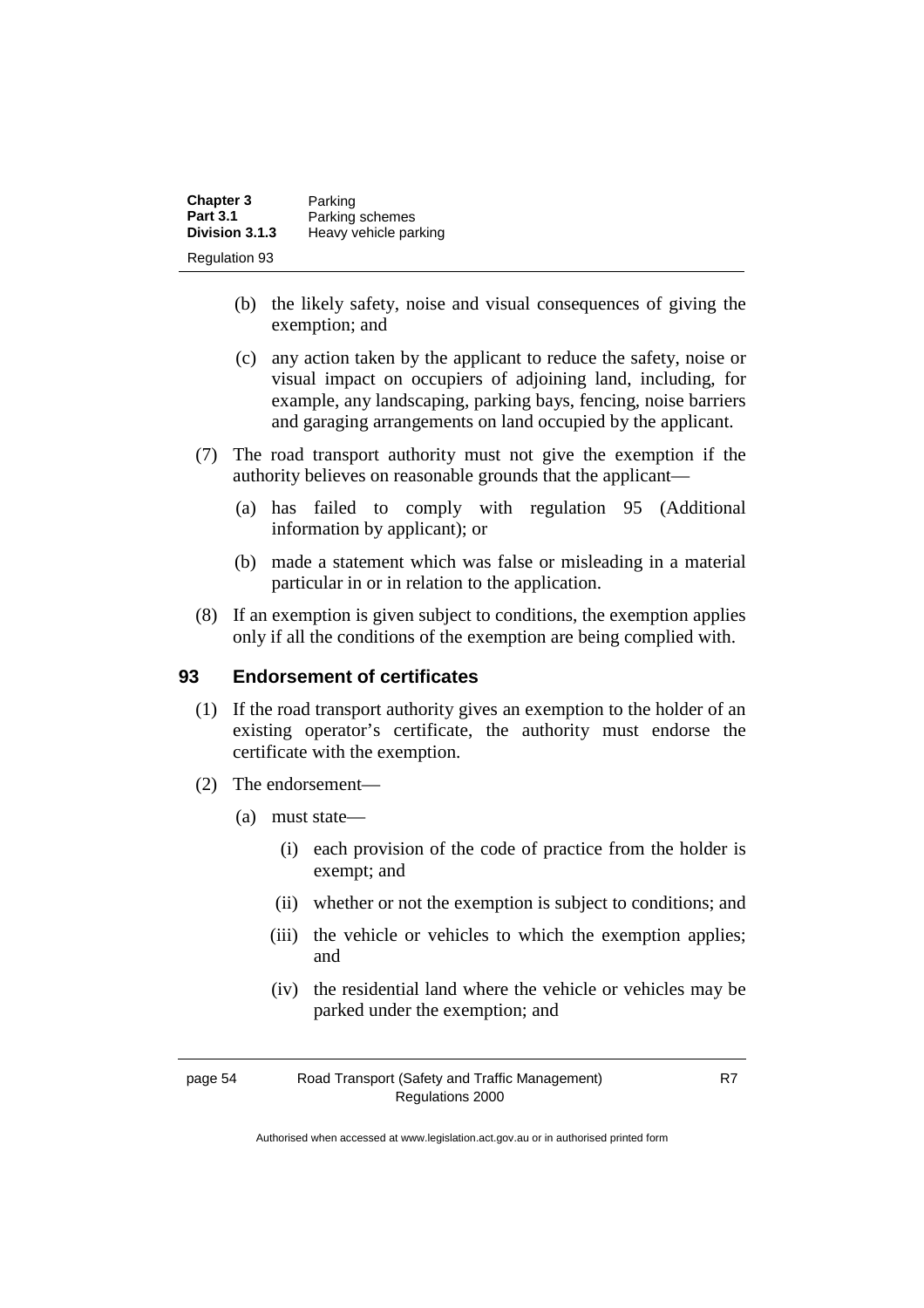(b) the likely safety, noise and visual consequences of giving the exemption; and

(c) any action taken by the applicant to reduce the safety, noise or visual impact on occupiers of adjoining land, including, for example, any landscaping, parking bays, fencing, noise barriers and garaging arrangements on land occupied by the applicant.

(7) The road transport authority must not give the exemption if the authority believes on reasonable grounds that the applicant—

(a) has failed to comply with regulation 95 (Additional information by applicant); or

(b) made a statement which was false or misleading in a material particular in or in relation to the application.

(8) If an exemption is given subject to conditions, the exemption applies only if all the conditions of the exemption are being complied with.

## 93 Endorsement of certificates

(1) If the road transport authority gives an exemption to the holder of an existing operator's certificate, the authority must endorse the certificate with the exemption.

(2) The endorsement—

(a) must state—

(i) each provision of the code of practice from the holder is exempt; and

(ii) whether or not the exemption is subject to conditions; and

(iii) the vehicle or vehicles to which the exemption applies; and

(iv) the residential land where the vehicle or vehicles may be parked under the exemption; and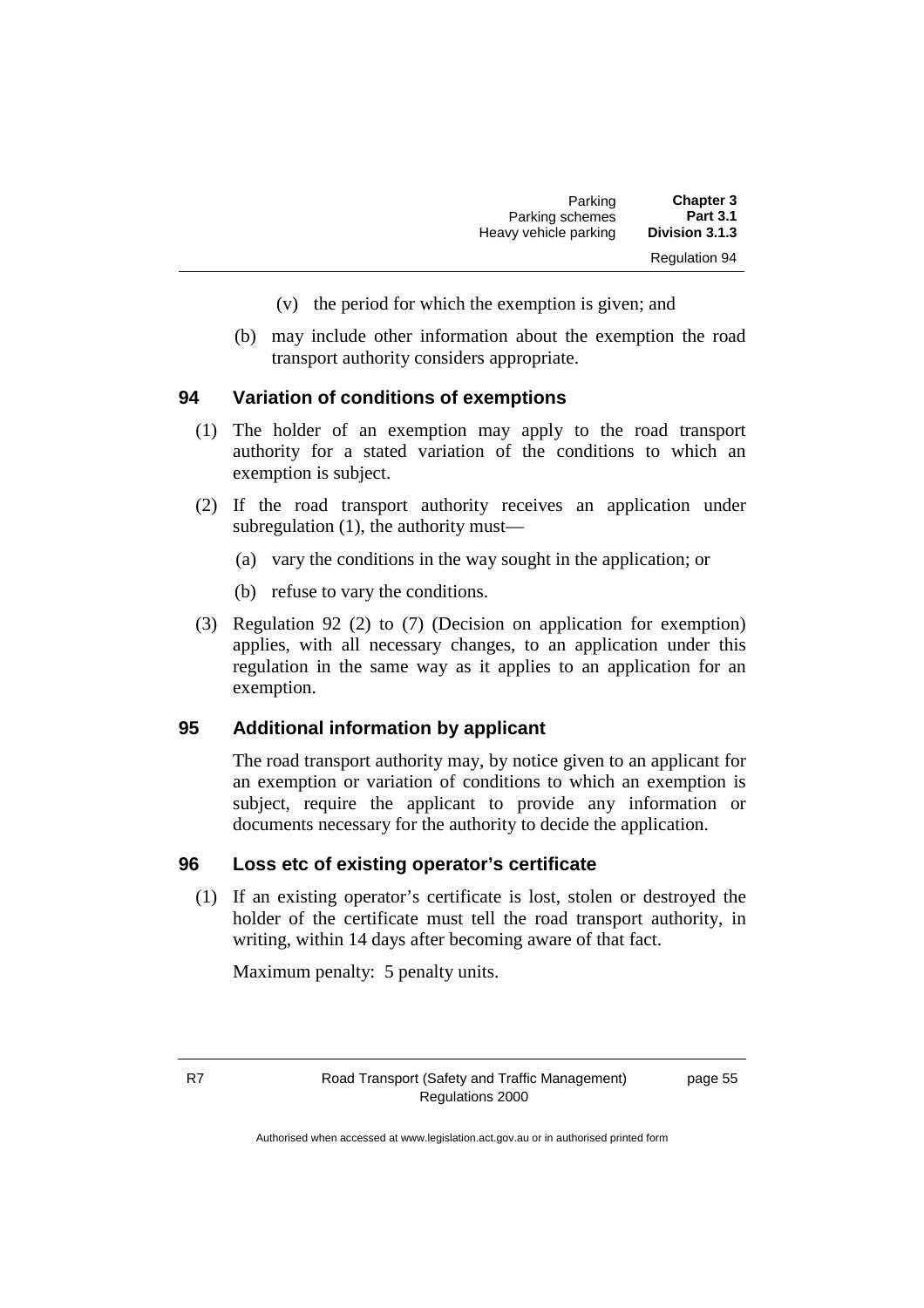(v) the period for which the exemption is given; and

(b) may include other information about the exemption the road transport authority considers appropriate.

### 94 Variation of conditions of exemptions

(1) The holder of an exemption may apply to the road transport authority for a stated variation of the conditions to which an exemption is subject.

(2) If the road transport authority receives an application under subregulation (1), the authority must—

(a) vary the conditions in the way sought in the application; or

(b) refuse to vary the conditions.

(3) Regulation 92 (2) to (7) (Decision on application for exemption) applies, with all necessary changes, to an application under this regulation in the same way as it applies to an application for an exemption.

### 95 Additional information by applicant

The road transport authority may, by notice given to an applicant for an exemption or variation of conditions to which an exemption is subject, require the applicant to provide any information or documents necessary for the authority to decide the application.

### 96 Loss etc of existing operator's certificate

(1) If an existing operator's certificate is lost, stolen or destroyed the holder of the certificate must tell the road transport authority, in writing, within 14 days after becoming aware of that fact.

Maximum penalty: 5 penalty units.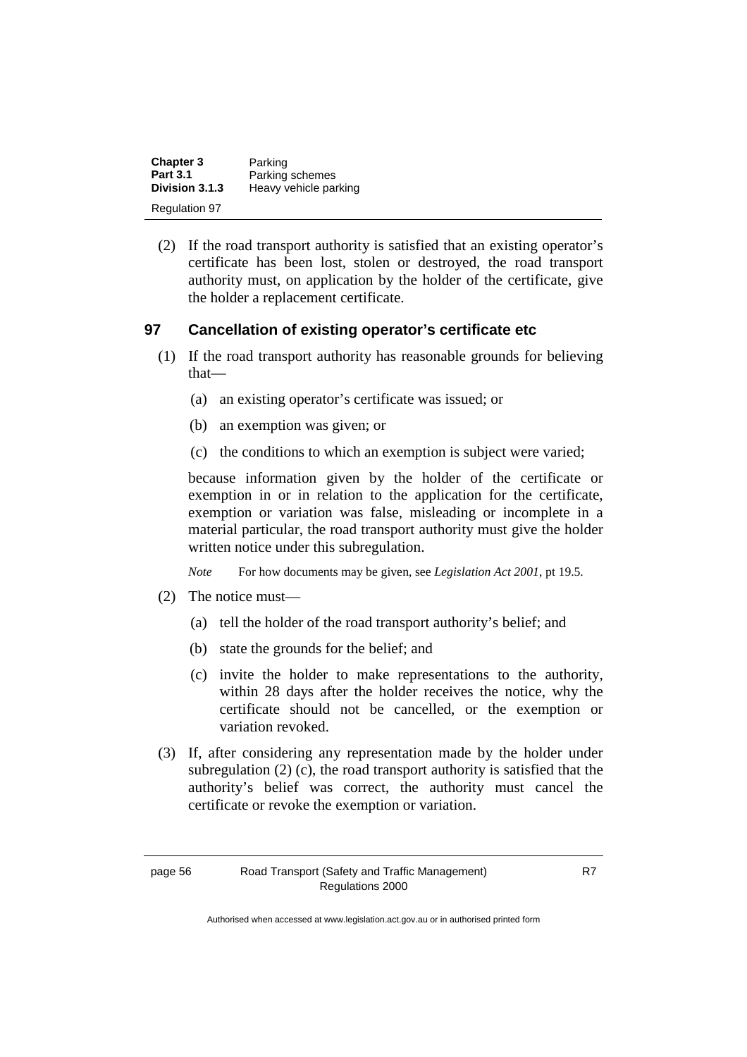(2) If the road transport authority is satisfied that an existing operator's certificate has been lost, stolen or destroyed, the road transport authority must, on application by the holder of the certificate, give the holder a replacement certificate.

## 97 Cancellation of existing operator's certificate etc

(1) If the road transport authority has reasonable grounds for believing that—

(a) an existing operator's certificate was issued; or

(b) an exemption was given; or

(c) the conditions to which an exemption is subject were varied;

because information given by the holder of the certificate or exemption in or in relation to the application for the certificate, exemption or variation was false, misleading or incomplete in a material particular, the road transport authority must give the holder written notice under this subregulation.

*Note* For how documents may be given, see *Legislation Act 2001*, pt 19.5.

(2) The notice must—

(a) tell the holder of the road transport authority's belief; and

(b) state the grounds for the belief; and

(c) invite the holder to make representations to the authority, within 28 days after the holder receives the notice, why the certificate should not be cancelled, or the exemption or variation revoked.

(3) If, after considering any representation made by the holder under subregulation (2) (c), the road transport authority is satisfied that the authority's belief was correct, the authority must cancel the certificate or revoke the exemption or variation.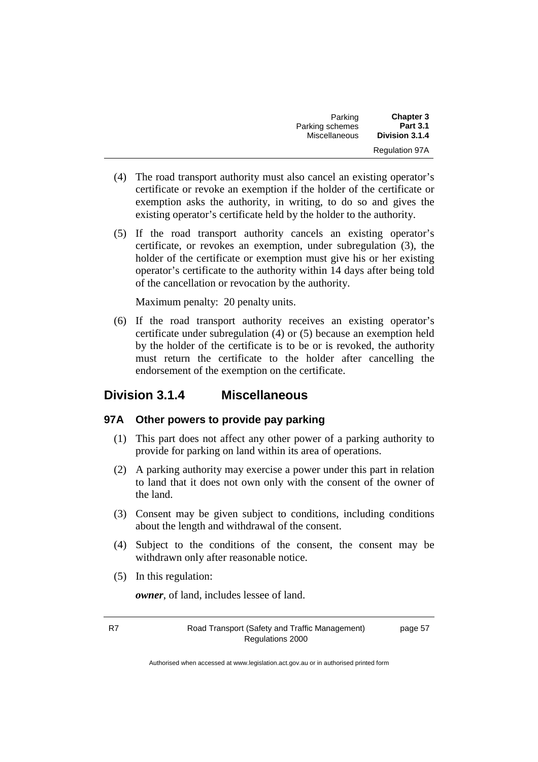(4) The road transport authority must also cancel an existing operator's certificate or revoke an exemption if the holder of the certificate or exemption asks the authority, in writing, to do so and gives the existing operator's certificate held by the holder to the authority.

(5) If the road transport authority cancels an existing operator's certificate, or revokes an exemption, under subregulation (3), the holder of the certificate or exemption must give his or her existing operator's certificate to the authority within 14 days after being told of the cancellation or revocation by the authority.

Maximum penalty: 20 penalty units.

(6) If the road transport authority receives an existing operator's certificate under subregulation (4) or (5) because an exemption held by the holder of the certificate is to be or is revoked, the authority must return the certificate to the holder after cancelling the endorsement of the exemption on the certificate.

## Division 3.1.4 Miscellaneous

### 97A Other powers to provide pay parking

(1) This part does not affect any other power of a parking authority to provide for parking on land within its area of operations.

(2) A parking authority may exercise a power under this part in relation to land that it does not own only with the consent of the owner of the land.

(3) Consent may be given subject to conditions, including conditions about the length and withdrawal of the consent.

(4) Subject to the conditions of the consent, the consent may be withdrawn only after reasonable notice.

(5) In this regulation:

***owner***, of land, includes lessee of land.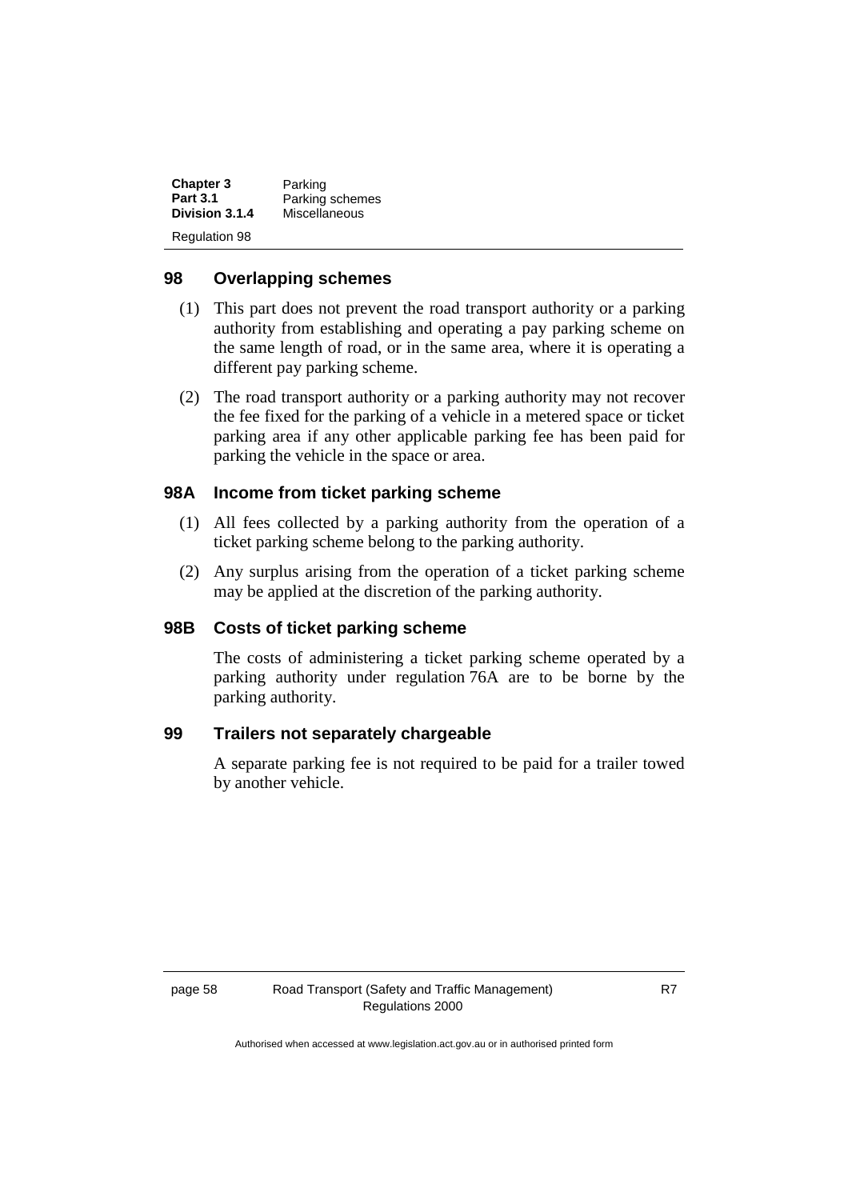## 98 Overlapping schemes

(1) This part does not prevent the road transport authority or a parking authority from establishing and operating a pay parking scheme on the same length of road, or in the same area, where it is operating a different pay parking scheme.

(2) The road transport authority or a parking authority may not recover the fee fixed for the parking of a vehicle in a metered space or ticket parking area if any other applicable parking fee has been paid for parking the vehicle in the space or area.

## 98A Income from ticket parking scheme

(1) All fees collected by a parking authority from the operation of a ticket parking scheme belong to the parking authority.

(2) Any surplus arising from the operation of a ticket parking scheme may be applied at the discretion of the parking authority.

## 98B Costs of ticket parking scheme

The costs of administering a ticket parking scheme operated by a parking authority under regulation 76A are to be borne by the parking authority.

## 99 Trailers not separately chargeable

A separate parking fee is not required to be paid for a trailer towed by another vehicle.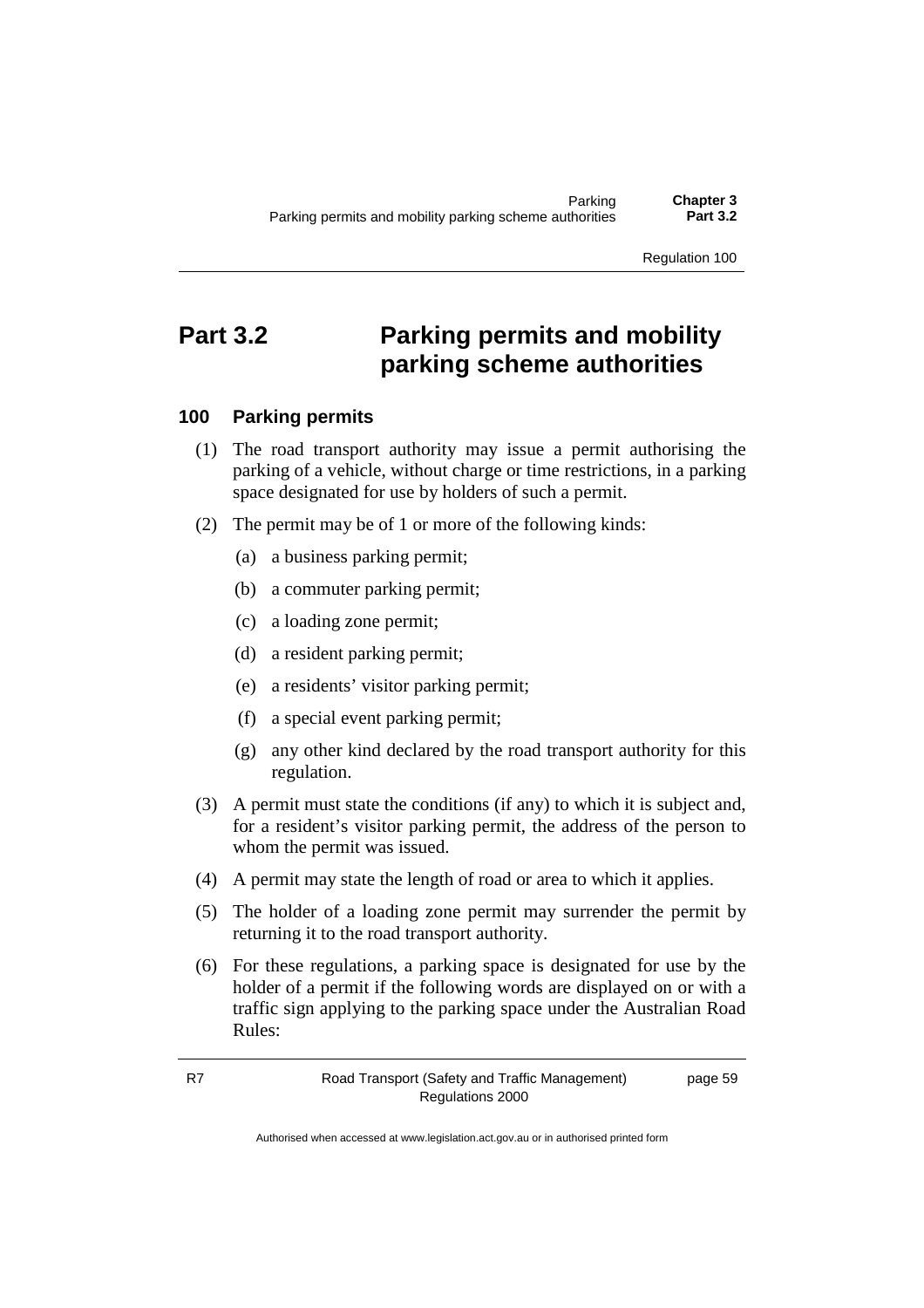# Part 3.2 Parking permits and mobility parking scheme authorities

## 100 Parking permits

(1) The road transport authority may issue a permit authorising the parking of a vehicle, without charge or time restrictions, in a parking space designated for use by holders of such a permit.

(2) The permit may be of 1 or more of the following kinds:

(a) a business parking permit;

(b) a commuter parking permit;

(c) a loading zone permit;

(d) a resident parking permit;

(e) a residents' visitor parking permit;

(f) a special event parking permit;

(g) any other kind declared by the road transport authority for this regulation.

(3) A permit must state the conditions (if any) to which it is subject and, for a resident's visitor parking permit, the address of the person to whom the permit was issued.

(4) A permit may state the length of road or area to which it applies.

(5) The holder of a loading zone permit may surrender the permit by returning it to the road transport authority.

(6) For these regulations, a parking space is designated for use by the holder of a permit if the following words are displayed on or with a traffic sign applying to the parking space under the Australian Road Rules: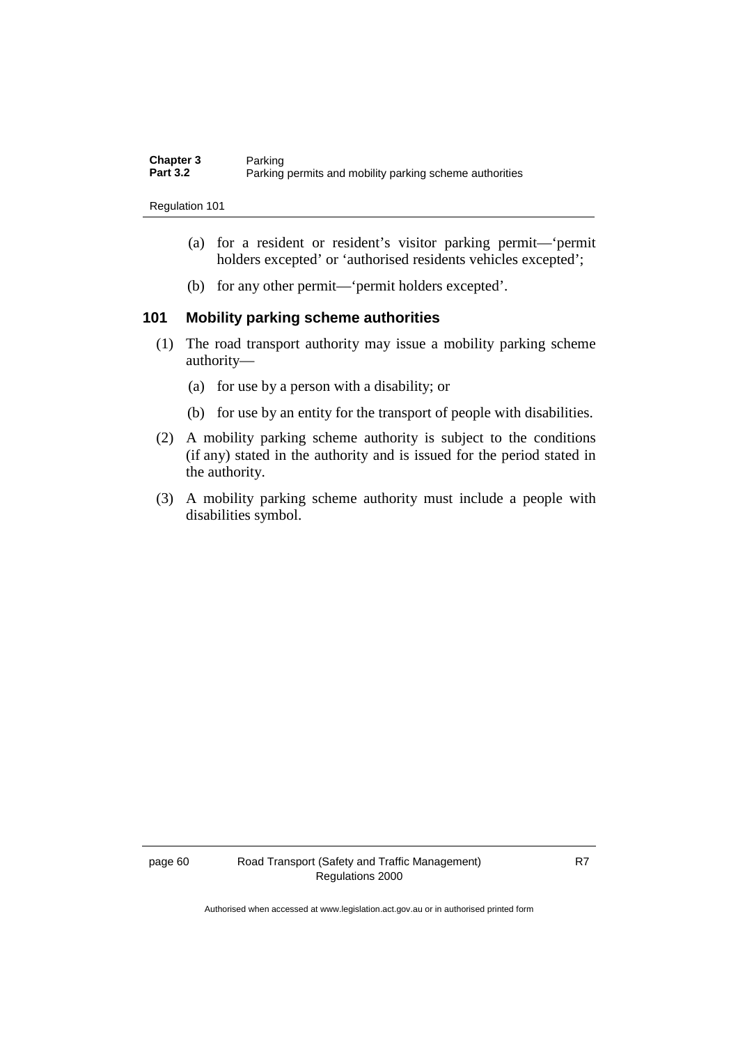(a) for a resident or resident's visitor parking permit—'permit holders excepted' or 'authorised residents vehicles excepted';

(b) for any other permit—'permit holders excepted'.

### 101 Mobility parking scheme authorities

(1) The road transport authority may issue a mobility parking scheme authority—

(a) for use by a person with a disability; or

(b) for use by an entity for the transport of people with disabilities.

(2) A mobility parking scheme authority is subject to the conditions (if any) stated in the authority and is issued for the period stated in the authority.

(3) A mobility parking scheme authority must include a people with disabilities symbol.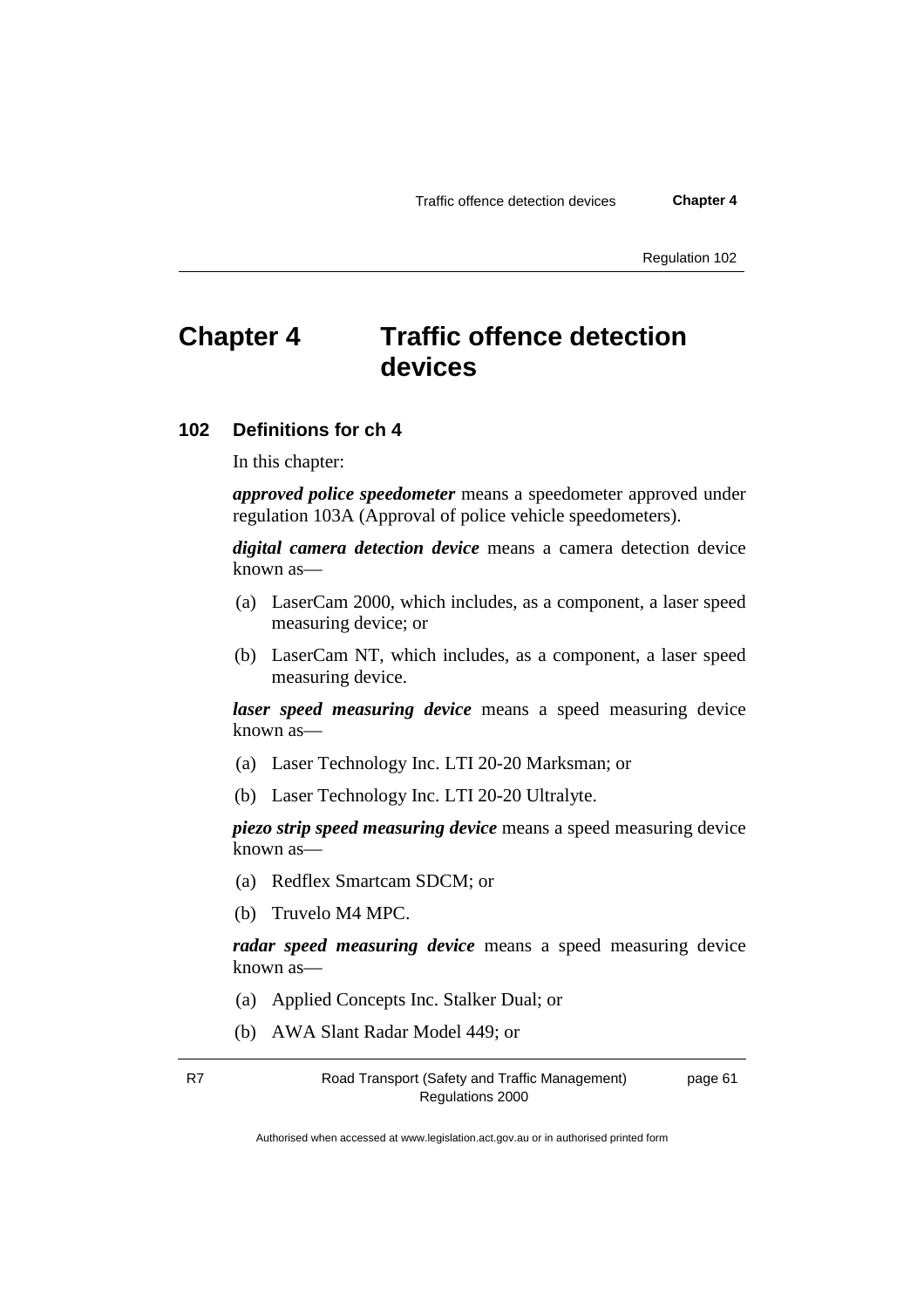# Chapter 4 Traffic offence detection devices

## 102 Definitions for ch 4

In this chapter:

***approved police speedometer*** means a speedometer approved under regulation 103A (Approval of police vehicle speedometers).

***digital camera detection device*** means a camera detection device known as—

(a) LaserCam 2000, which includes, as a component, a laser speed measuring device; or

(b) LaserCam NT, which includes, as a component, a laser speed measuring device.

***laser speed measuring device*** means a speed measuring device known as—

(a) Laser Technology Inc. LTI 20-20 Marksman; or

(b) Laser Technology Inc. LTI 20-20 Ultralyte.

***piezo strip speed measuring device*** means a speed measuring device known as—

(a) Redflex Smartcam SDCM; or

(b) Truvelo M4 MPC.

***radar speed measuring device*** means a speed measuring device known as—

(a) Applied Concepts Inc. Stalker Dual; or

(b) AWA Slant Radar Model 449; or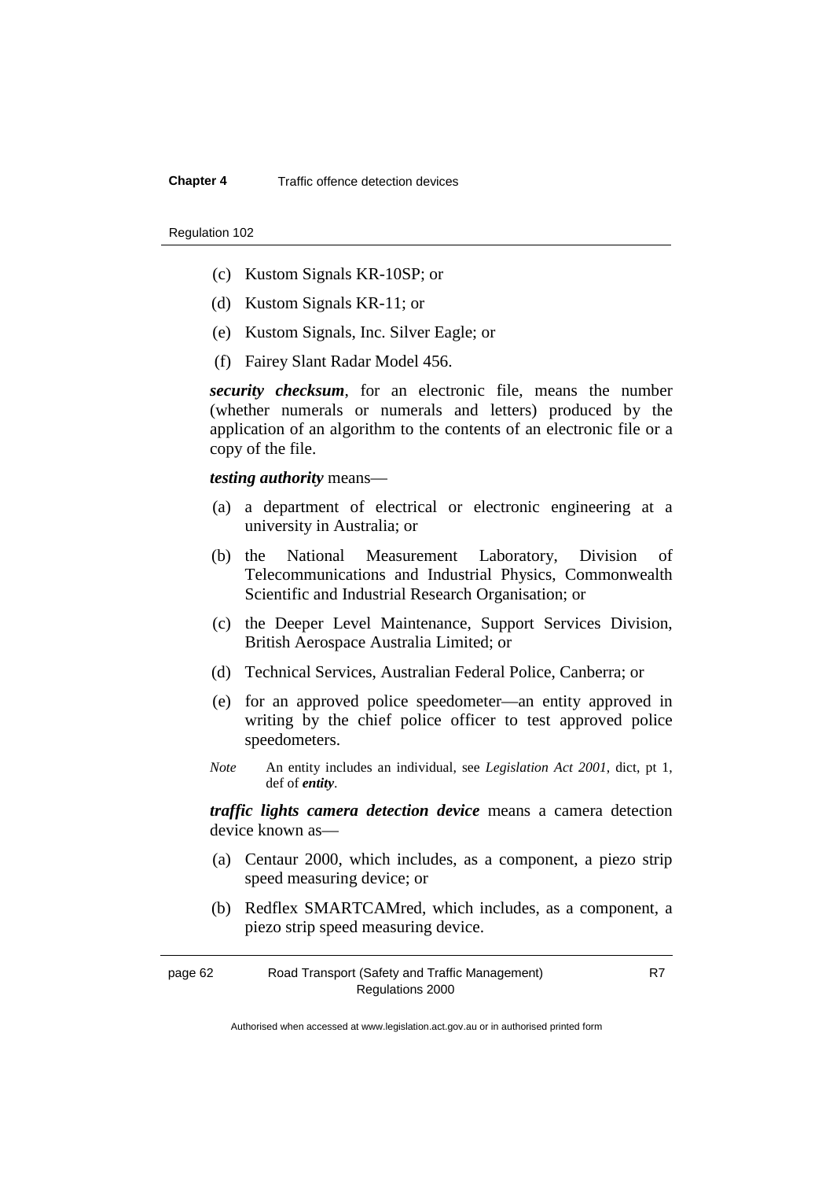(c) Kustom Signals KR-10SP; or

(d) Kustom Signals KR-11; or

(e) Kustom Signals, Inc. Silver Eagle; or

(f) Fairey Slant Radar Model 456.

***security checksum***, for an electronic file, means the number (whether numerals or numerals and letters) produced by the application of an algorithm to the contents of an electronic file or a copy of the file.

***testing authority*** means—

(a) a department of electrical or electronic engineering at a university in Australia; or

(b) the National Measurement Laboratory, Division of Telecommunications and Industrial Physics, Commonwealth Scientific and Industrial Research Organisation; or

(c) the Deeper Level Maintenance, Support Services Division, British Aerospace Australia Limited; or

(d) Technical Services, Australian Federal Police, Canberra; or

(e) for an approved police speedometer—an entity approved in writing by the chief police officer to test approved police speedometers.

*Note* An entity includes an individual, see *Legislation Act 2001*, dict, pt 1, def of ***entity***.

***traffic lights camera detection device*** means a camera detection device known as—

(a) Centaur 2000, which includes, as a component, a piezo strip speed measuring device; or

(b) Redflex SMARTCAMred, which includes, as a component, a piezo strip speed measuring device.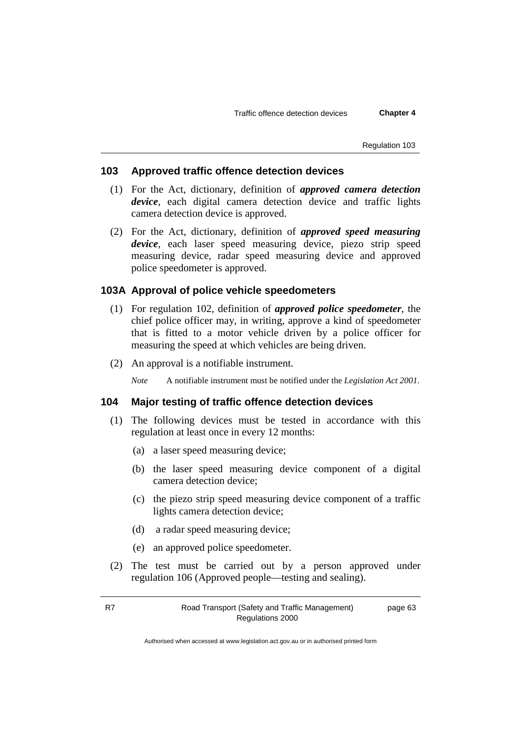### 103 Approved traffic offence detection devices

(1) For the Act, dictionary, definition of ***approved camera detection device***, each digital camera detection device and traffic lights camera detection device is approved.

(2) For the Act, dictionary, definition of ***approved speed measuring device***, each laser speed measuring device, piezo strip speed measuring device, radar speed measuring device and approved police speedometer is approved.

### 103A Approval of police vehicle speedometers

(1) For regulation 102, definition of ***approved police speedometer***, the chief police officer may, in writing, approve a kind of speedometer that is fitted to a motor vehicle driven by a police officer for measuring the speed at which vehicles are being driven.

(2) An approval is a notifiable instrument.

*Note* A notifiable instrument must be notified under the *Legislation Act 2001*.

### 104 Major testing of traffic offence detection devices

(1) The following devices must be tested in accordance with this regulation at least once in every 12 months:

(a) a laser speed measuring device;

(b) the laser speed measuring device component of a digital camera detection device;

(c) the piezo strip speed measuring device component of a traffic lights camera detection device;

(d) a radar speed measuring device;

(e) an approved police speedometer.

(2) The test must be carried out by a person approved under regulation 106 (Approved people—testing and sealing).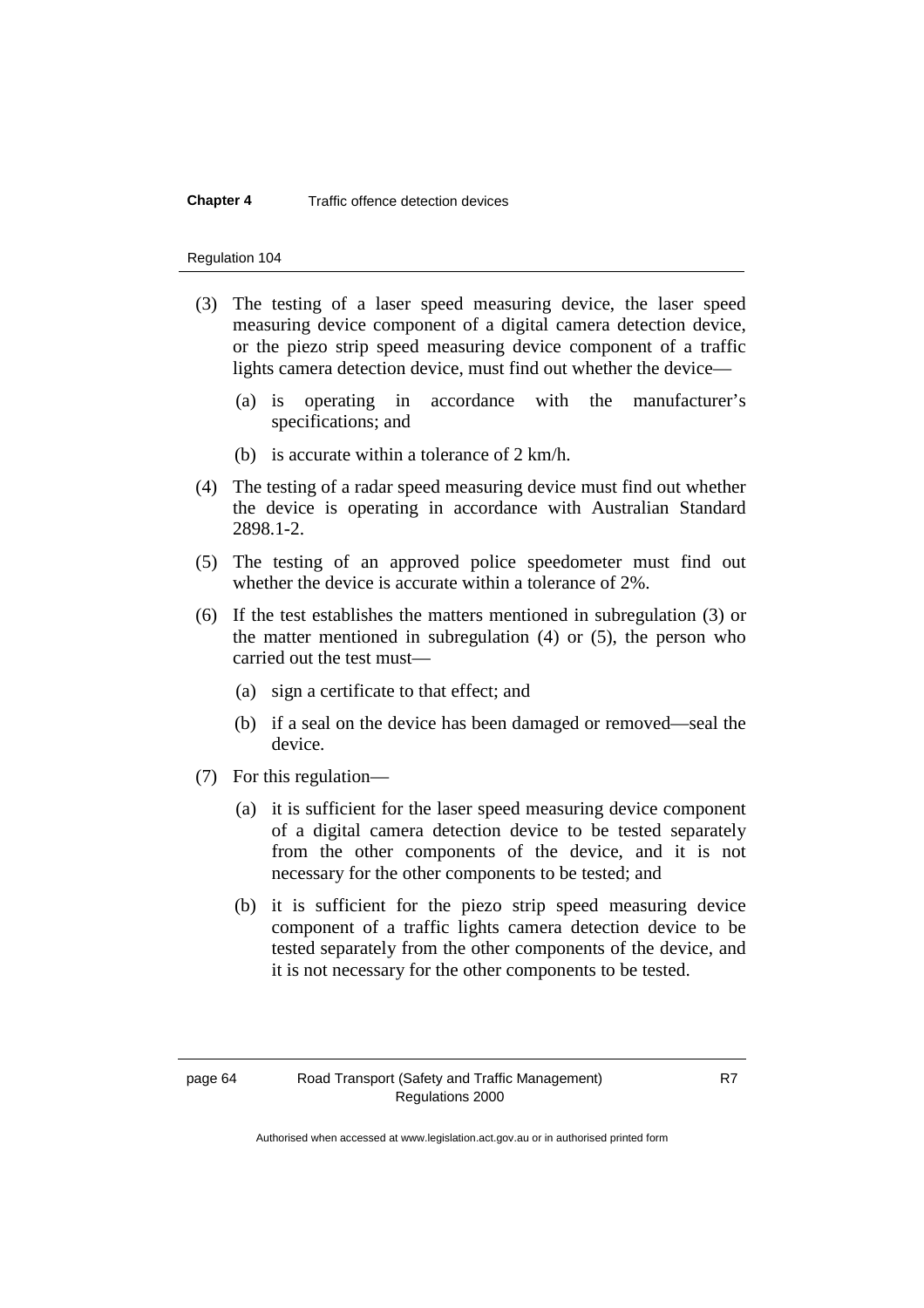(3) The testing of a laser speed measuring device, the laser speed measuring device component of a digital camera detection device, or the piezo strip speed measuring device component of a traffic lights camera detection device, must find out whether the device—

(a) is operating in accordance with the manufacturer's specifications; and

(b) is accurate within a tolerance of 2 km/h.

(4) The testing of a radar speed measuring device must find out whether the device is operating in accordance with Australian Standard 2898.1-2.

(5) The testing of an approved police speedometer must find out whether the device is accurate within a tolerance of 2%.

(6) If the test establishes the matters mentioned in subregulation (3) or the matter mentioned in subregulation (4) or (5), the person who carried out the test must—

(a) sign a certificate to that effect; and

(b) if a seal on the device has been damaged or removed—seal the device.

(7) For this regulation—

(a) it is sufficient for the laser speed measuring device component of a digital camera detection device to be tested separately from the other components of the device, and it is not necessary for the other components to be tested; and

(b) it is sufficient for the piezo strip speed measuring device component of a traffic lights camera detection device to be tested separately from the other components of the device, and it is not necessary for the other components to be tested.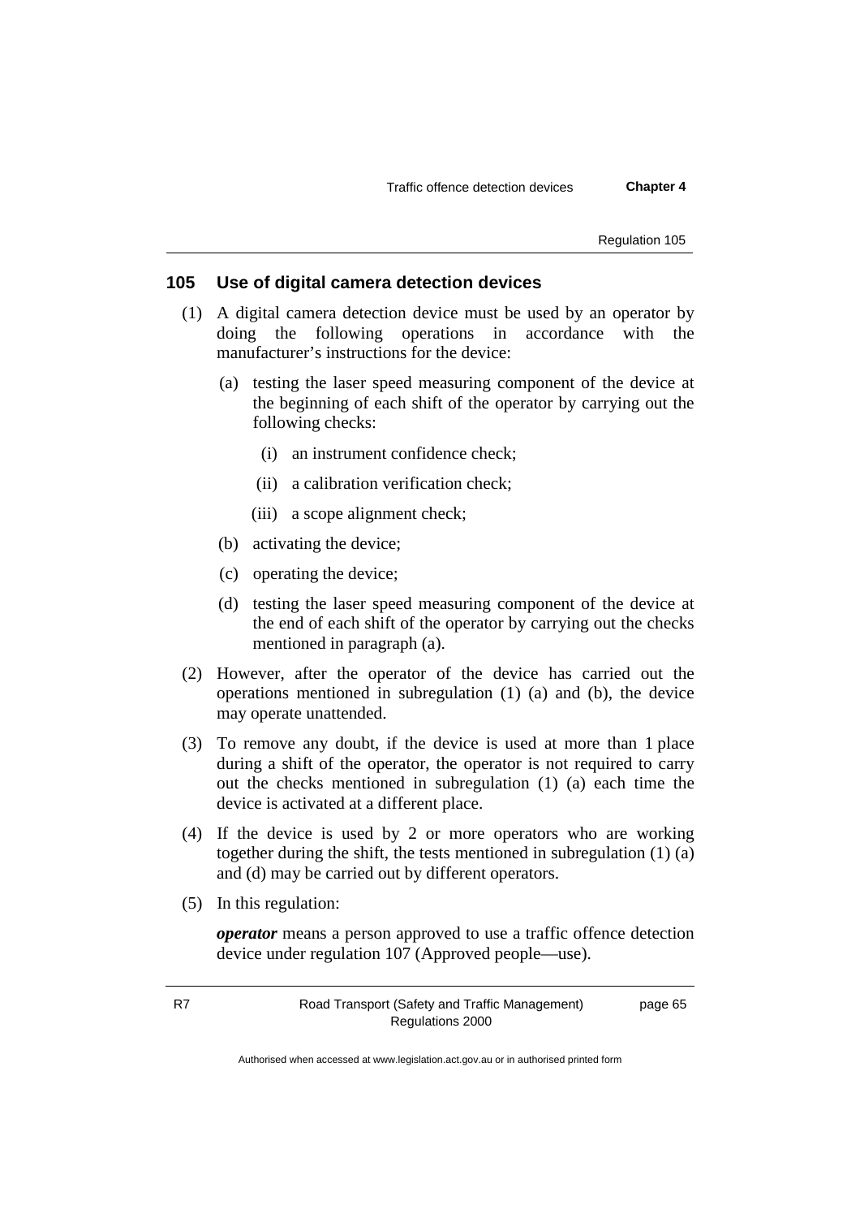## 105 Use of digital camera detection devices

(1) A digital camera detection device must be used by an operator by doing the following operations in accordance with the manufacturer's instructions for the device:

- (a) testing the laser speed measuring component of the device at the beginning of each shift of the operator by carrying out the following checks:
  - (i) an instrument confidence check;
  - (ii) a calibration verification check;
  - (iii) a scope alignment check;
- (b) activating the device;
- (c) operating the device;
- (d) testing the laser speed measuring component of the device at the end of each shift of the operator by carrying out the checks mentioned in paragraph (a).

(2) However, after the operator of the device has carried out the operations mentioned in subregulation (1) (a) and (b), the device may operate unattended.

(3) To remove any doubt, if the device is used at more than 1 place during a shift of the operator, the operator is not required to carry out the checks mentioned in subregulation (1) (a) each time the device is activated at a different place.

(4) If the device is used by 2 or more operators who are working together during the shift, the tests mentioned in subregulation (1) (a) and (d) may be carried out by different operators.

(5) In this regulation:

***operator*** means a person approved to use a traffic offence detection device under regulation 107 (Approved people—use).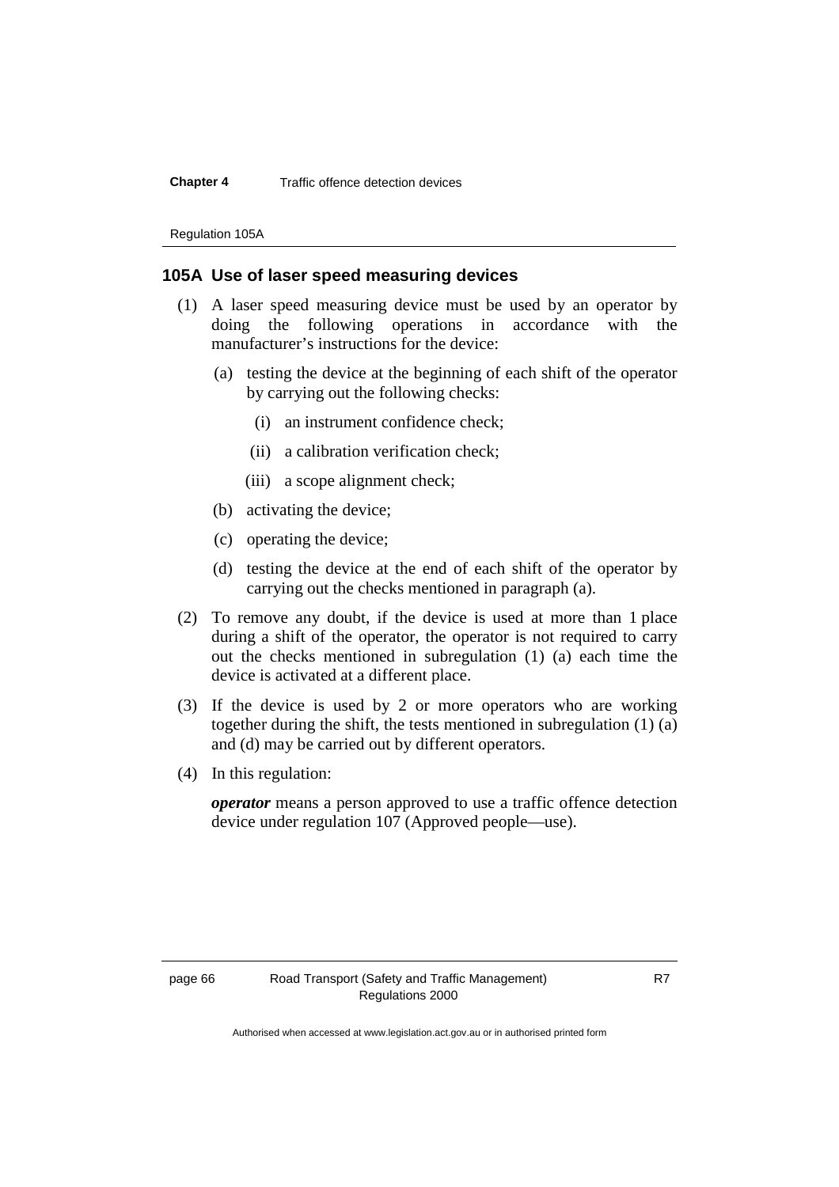### 105A Use of laser speed measuring devices

(1) A laser speed measuring device must be used by an operator by doing the following operations in accordance with the manufacturer's instructions for the device:

   (a) testing the device at the beginning of each shift of the operator by carrying out the following checks:

      (i) an instrument confidence check;

      (ii) a calibration verification check;

      (iii) a scope alignment check;

   (b) activating the device;

   (c) operating the device;

   (d) testing the device at the end of each shift of the operator by carrying out the checks mentioned in paragraph (a).

(2) To remove any doubt, if the device is used at more than 1 place during a shift of the operator, the operator is not required to carry out the checks mentioned in subregulation (1) (a) each time the device is activated at a different place.

(3) If the device is used by 2 or more operators who are working together during the shift, the tests mentioned in subregulation (1) (a) and (d) may be carried out by different operators.

(4) In this regulation:

***operator*** means a person approved to use a traffic offence detection device under regulation 107 (Approved people—use).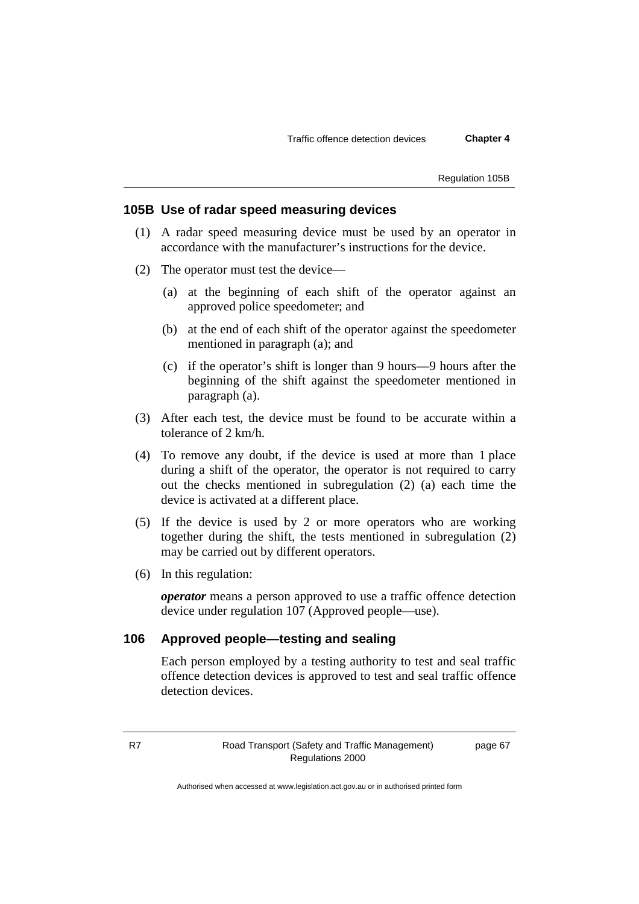### 105B Use of radar speed measuring devices

(1) A radar speed measuring device must be used by an operator in accordance with the manufacturer's instructions for the device.

(2) The operator must test the device—

(a) at the beginning of each shift of the operator against an approved police speedometer; and

(b) at the end of each shift of the operator against the speedometer mentioned in paragraph (a); and

(c) if the operator's shift is longer than 9 hours—9 hours after the beginning of the shift against the speedometer mentioned in paragraph (a).

(3) After each test, the device must be found to be accurate within a tolerance of 2 km/h.

(4) To remove any doubt, if the device is used at more than 1 place during a shift of the operator, the operator is not required to carry out the checks mentioned in subregulation (2) (a) each time the device is activated at a different place.

(5) If the device is used by 2 or more operators who are working together during the shift, the tests mentioned in subregulation (2) may be carried out by different operators.

(6) In this regulation:

***operator*** means a person approved to use a traffic offence detection device under regulation 107 (Approved people—use).

### 106 Approved people—testing and sealing

Each person employed by a testing authority to test and seal traffic offence detection devices is approved to test and seal traffic offence detection devices.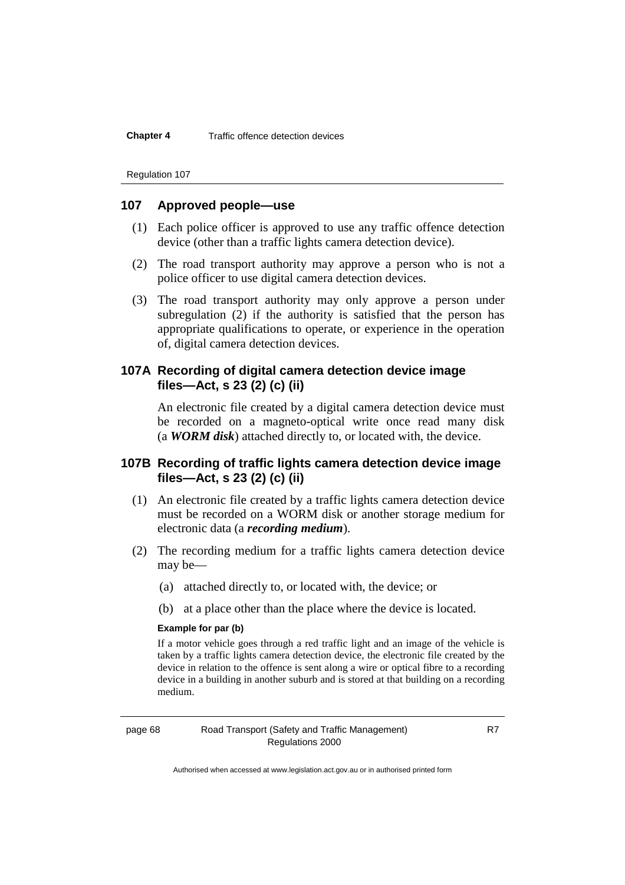## 107 Approved people—use

(1) Each police officer is approved to use any traffic offence detection device (other than a traffic lights camera detection device).

(2) The road transport authority may approve a person who is not a police officer to use digital camera detection devices.

(3) The road transport authority may only approve a person under subregulation (2) if the authority is satisfied that the person has appropriate qualifications to operate, or experience in the operation of, digital camera detection devices.

## 107A Recording of digital camera detection device image files—Act, s 23 (2) (c) (ii)

An electronic file created by a digital camera detection device must be recorded on a magneto-optical write once read many disk (a ***WORM disk***) attached directly to, or located with, the device.

## 107B Recording of traffic lights camera detection device image files—Act, s 23 (2) (c) (ii)

(1) An electronic file created by a traffic lights camera detection device must be recorded on a WORM disk or another storage medium for electronic data (a ***recording medium***).

(2) The recording medium for a traffic lights camera detection device may be—

(a) attached directly to, or located with, the device; or

(b) at a place other than the place where the device is located.

**Example for par (b)**

If a motor vehicle goes through a red traffic light and an image of the vehicle is taken by a traffic lights camera detection device, the electronic file created by the device in relation to the offence is sent along a wire or optical fibre to a recording device in a building in another suburb and is stored at that building on a recording medium.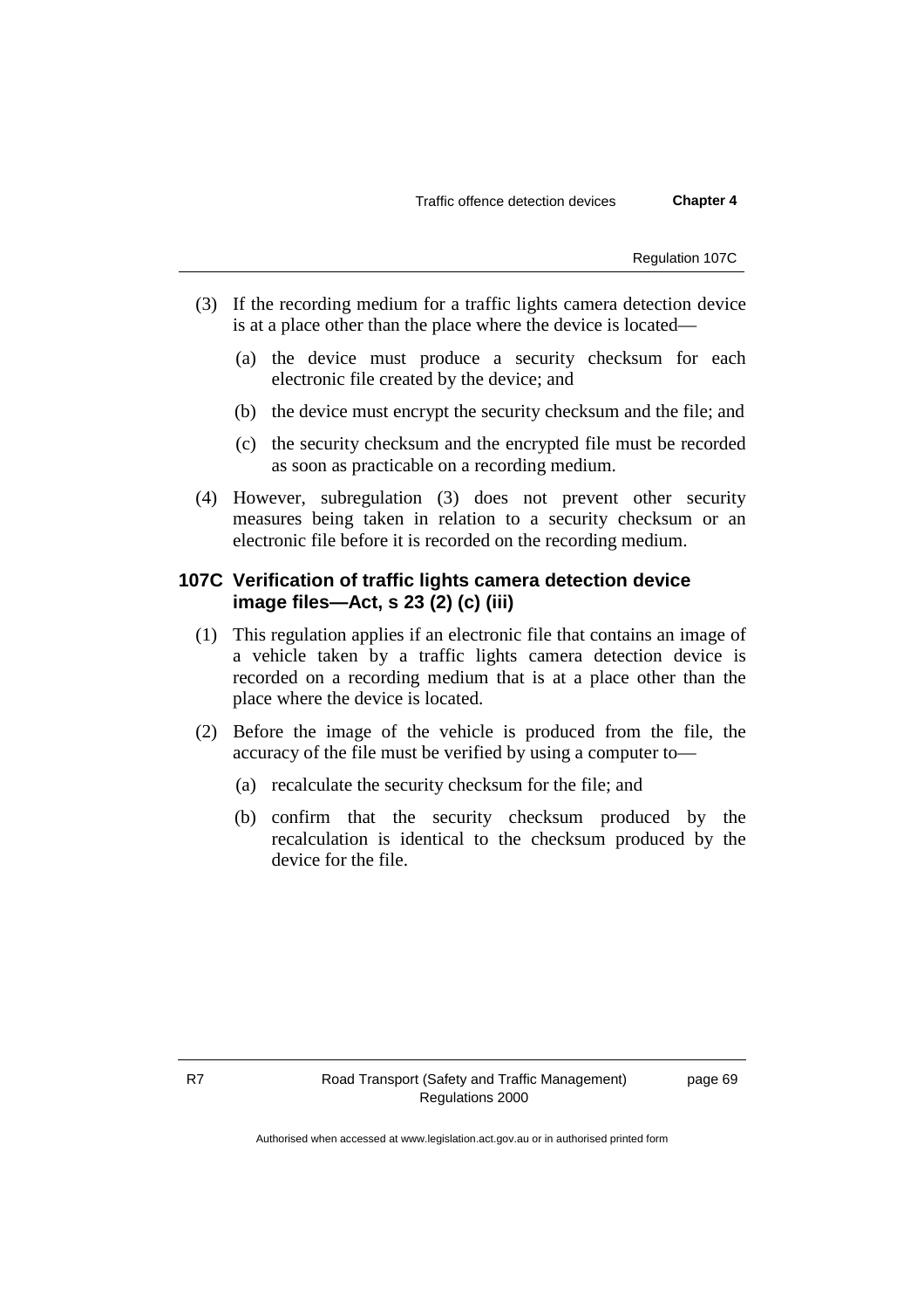(3) If the recording medium for a traffic lights camera detection device is at a place other than the place where the device is located—

   (a) the device must produce a security checksum for each electronic file created by the device; and

   (b) the device must encrypt the security checksum and the file; and

   (c) the security checksum and the encrypted file must be recorded as soon as practicable on a recording medium.

(4) However, subregulation (3) does not prevent other security measures being taken in relation to a security checksum or an electronic file before it is recorded on the recording medium.

### 107C Verification of traffic lights camera detection device image files—Act, s 23 (2) (c) (iii)

(1) This regulation applies if an electronic file that contains an image of a vehicle taken by a traffic lights camera detection device is recorded on a recording medium that is at a place other than the place where the device is located.

(2) Before the image of the vehicle is produced from the file, the accuracy of the file must be verified by using a computer to—

   (a) recalculate the security checksum for the file; and

   (b) confirm that the security checksum produced by the recalculation is identical to the checksum produced by the device for the file.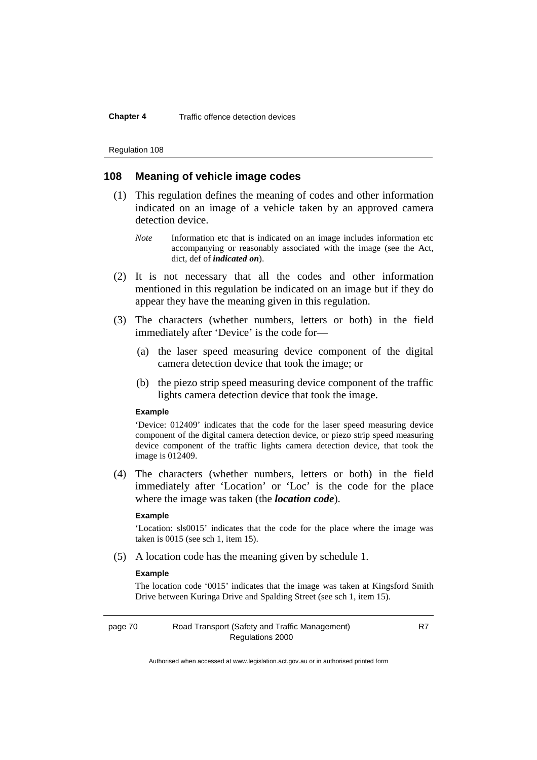## 108 Meaning of vehicle image codes

(1) This regulation defines the meaning of codes and other information indicated on an image of a vehicle taken by an approved camera detection device.

*Note* Information etc that is indicated on an image includes information etc accompanying or reasonably associated with the image (see the Act, dict, def of ***indicated on***).

(2) It is not necessary that all the codes and other information mentioned in this regulation be indicated on an image but if they do appear they have the meaning given in this regulation.

(3) The characters (whether numbers, letters or both) in the field immediately after 'Device' is the code for—

(a) the laser speed measuring device component of the digital camera detection device that took the image; or

(b) the piezo strip speed measuring device component of the traffic lights camera detection device that took the image.

**Example**

'Device: 012409' indicates that the code for the laser speed measuring device component of the digital camera detection device, or piezo strip speed measuring device component of the traffic lights camera detection device, that took the image is 012409.

(4) The characters (whether numbers, letters or both) in the field immediately after 'Location' or 'Loc' is the code for the place where the image was taken (the ***location code***).

**Example**

'Location: sls0015' indicates that the code for the place where the image was taken is 0015 (see sch 1, item 15).

(5) A location code has the meaning given by schedule 1.

**Example**

The location code '0015' indicates that the image was taken at Kingsford Smith Drive between Kuringa Drive and Spalding Street (see sch 1, item 15).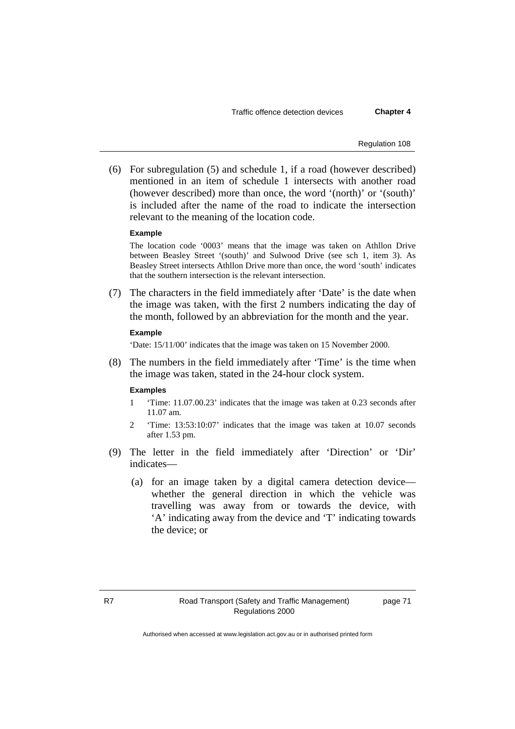(6) For subregulation (5) and schedule 1, if a road (however described) mentioned in an item of schedule 1 intersects with another road (however described) more than once, the word '(north)' or '(south)' is included after the name of the road to indicate the intersection relevant to the meaning of the location code.

**Example**

The location code '0003' means that the image was taken on Athllon Drive between Beasley Street '(south)' and Sulwood Drive (see sch 1, item 3). As Beasley Street intersects Athllon Drive more than once, the word 'south' indicates that the southern intersection is the relevant intersection.

(7) The characters in the field immediately after 'Date' is the date when the image was taken, with the first 2 numbers indicating the day of the month, followed by an abbreviation for the month and the year.

**Example**

'Date: 15/11/00' indicates that the image was taken on 15 November 2000.

(8) The numbers in the field immediately after 'Time' is the time when the image was taken, stated in the 24-hour clock system.

**Examples**

1 'Time: 11.07.00.23' indicates that the image was taken at 0.23 seconds after 11.07 am.

2 'Time: 13:53:10:07' indicates that the image was taken at 10.07 seconds after 1.53 pm.

(9) The letter in the field immediately after 'Direction' or 'Dir' indicates—

(a) for an image taken by a digital camera detection device—whether the general direction in which the vehicle was travelling was away from or towards the device, with 'A' indicating away from the device and 'T' indicating towards the device; or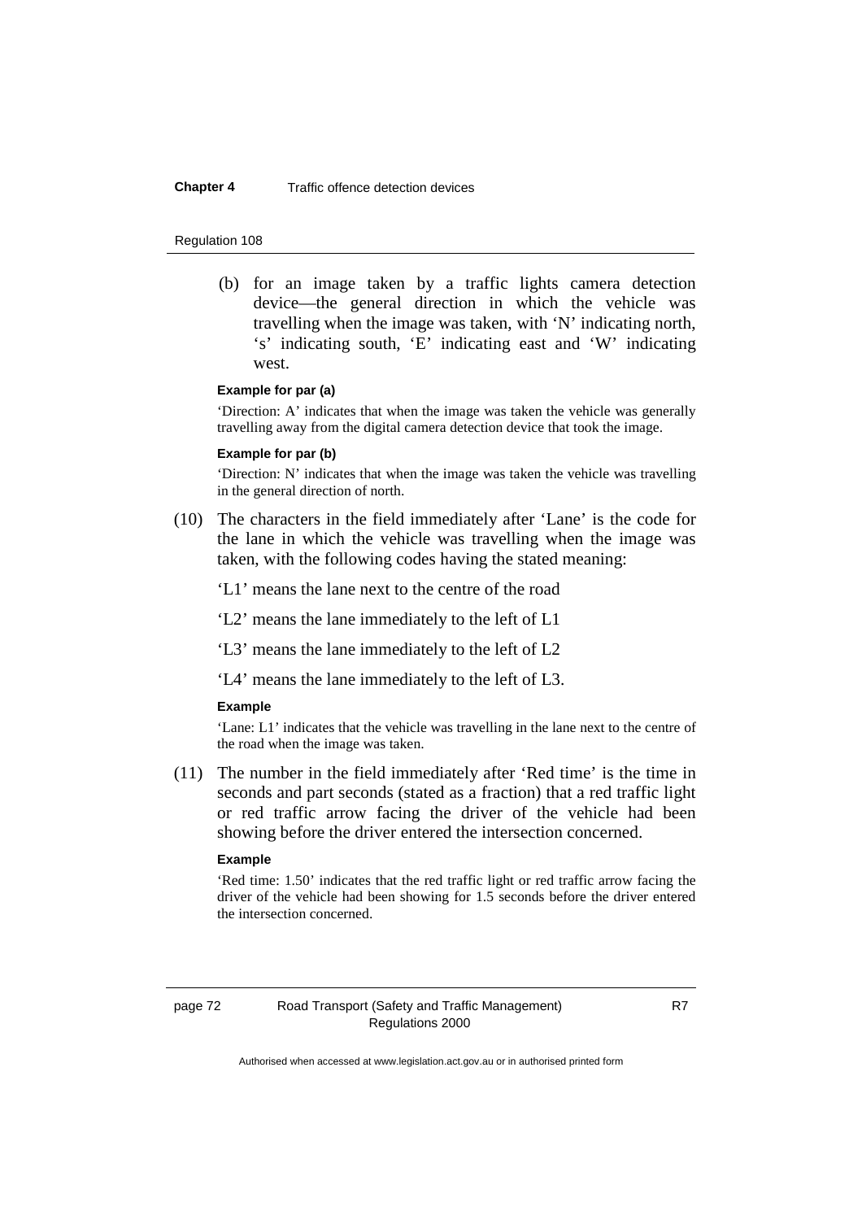(b) for an image taken by a traffic lights camera detection device—the general direction in which the vehicle was travelling when the image was taken, with 'N' indicating north, 's' indicating south, 'E' indicating east and 'W' indicating west.

**Example for par (a)**

'Direction: A' indicates that when the image was taken the vehicle was generally travelling away from the digital camera detection device that took the image.

**Example for par (b)**

'Direction: N' indicates that when the image was taken the vehicle was travelling in the general direction of north.

(10) The characters in the field immediately after 'Lane' is the code for the lane in which the vehicle was travelling when the image was taken, with the following codes having the stated meaning:

'L1' means the lane next to the centre of the road

'L2' means the lane immediately to the left of L1

'L3' means the lane immediately to the left of L2

'L4' means the lane immediately to the left of L3.

**Example**

'Lane: L1' indicates that the vehicle was travelling in the lane next to the centre of the road when the image was taken.

(11) The number in the field immediately after 'Red time' is the time in seconds and part seconds (stated as a fraction) that a red traffic light or red traffic arrow facing the driver of the vehicle had been showing before the driver entered the intersection concerned.

**Example**

'Red time: 1.50' indicates that the red traffic light or red traffic arrow facing the driver of the vehicle had been showing for 1.5 seconds before the driver entered the intersection concerned.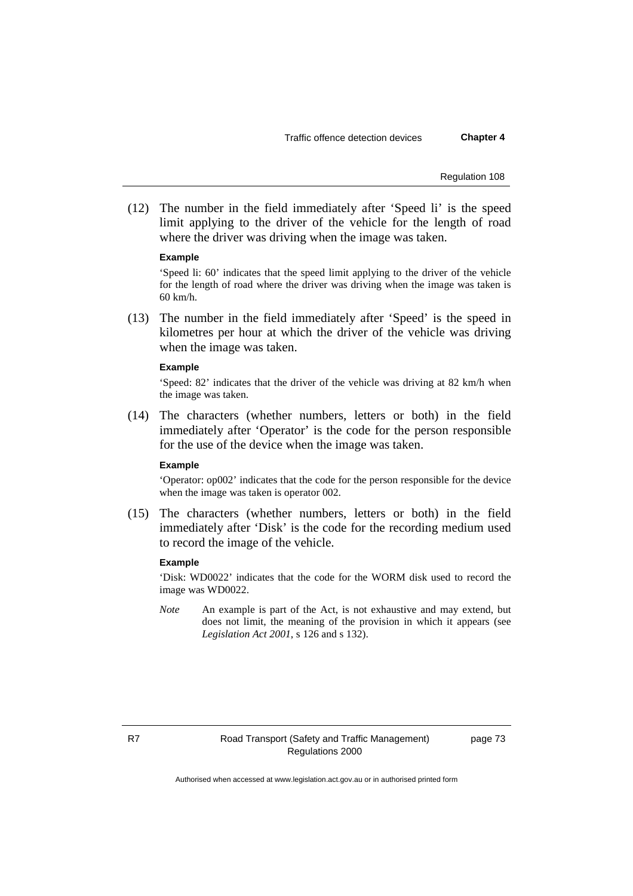(12) The number in the field immediately after 'Speed li' is the speed limit applying to the driver of the vehicle for the length of road where the driver was driving when the image was taken.

**Example**

'Speed li: 60' indicates that the speed limit applying to the driver of the vehicle for the length of road where the driver was driving when the image was taken is 60 km/h.

(13) The number in the field immediately after 'Speed' is the speed in kilometres per hour at which the driver of the vehicle was driving when the image was taken.

**Example**

'Speed: 82' indicates that the driver of the vehicle was driving at 82 km/h when the image was taken.

(14) The characters (whether numbers, letters or both) in the field immediately after 'Operator' is the code for the person responsible for the use of the device when the image was taken.

**Example**

'Operator: op002' indicates that the code for the person responsible for the device when the image was taken is operator 002.

(15) The characters (whether numbers, letters or both) in the field immediately after 'Disk' is the code for the recording medium used to record the image of the vehicle.

**Example**

'Disk: WD0022' indicates that the code for the WORM disk used to record the image was WD0022.

*Note* An example is part of the Act, is not exhaustive and may extend, but does not limit, the meaning of the provision in which it appears (see *Legislation Act 2001*, s 126 and s 132).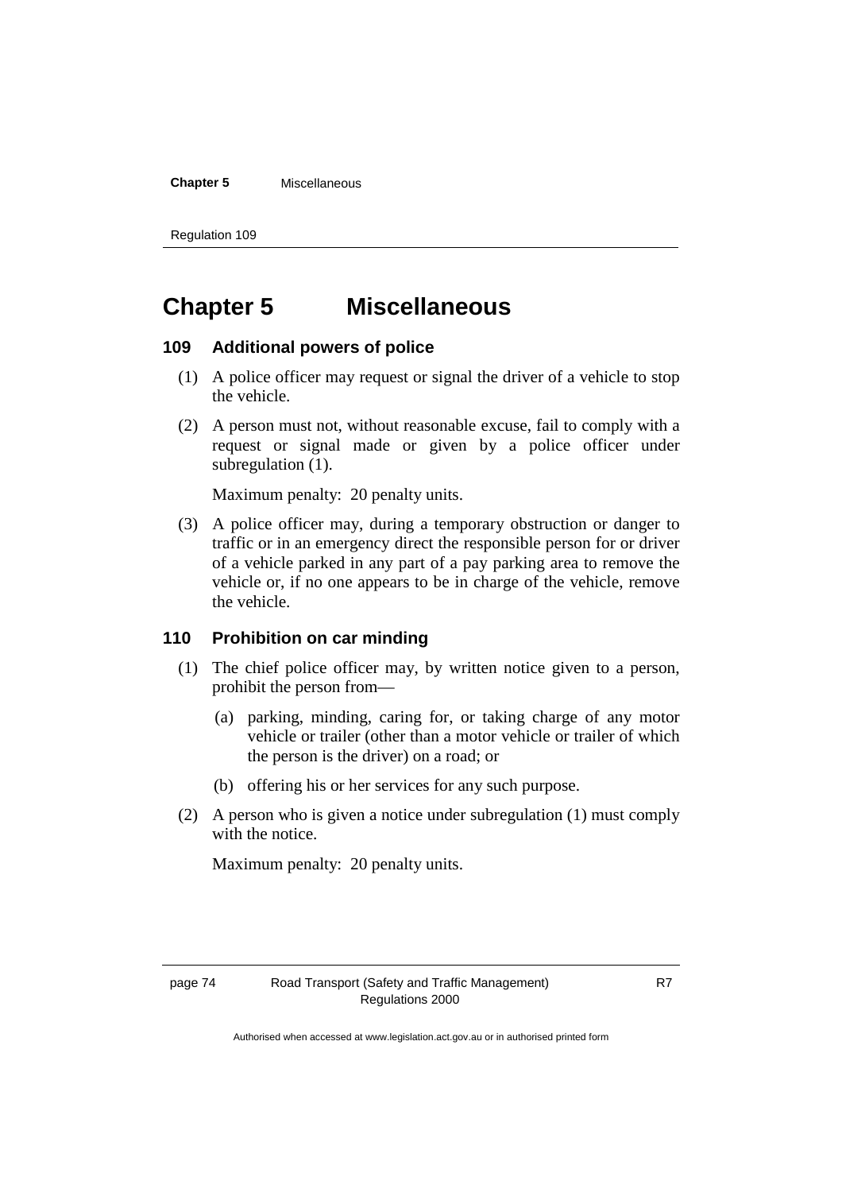# Chapter 5 Miscellaneous

### 109 Additional powers of police

(1) A police officer may request or signal the driver of a vehicle to stop the vehicle.

(2) A person must not, without reasonable excuse, fail to comply with a request or signal made or given by a police officer under subregulation (1).

Maximum penalty: 20 penalty units.

(3) A police officer may, during a temporary obstruction or danger to traffic or in an emergency direct the responsible person for or driver of a vehicle parked in any part of a pay parking area to remove the vehicle or, if no one appears to be in charge of the vehicle, remove the vehicle.

### 110 Prohibition on car minding

(1) The chief police officer may, by written notice given to a person, prohibit the person from—

(a) parking, minding, caring for, or taking charge of any motor vehicle or trailer (other than a motor vehicle or trailer of which the person is the driver) on a road; or

(b) offering his or her services for any such purpose.

(2) A person who is given a notice under subregulation (1) must comply with the notice.

Maximum penalty: 20 penalty units.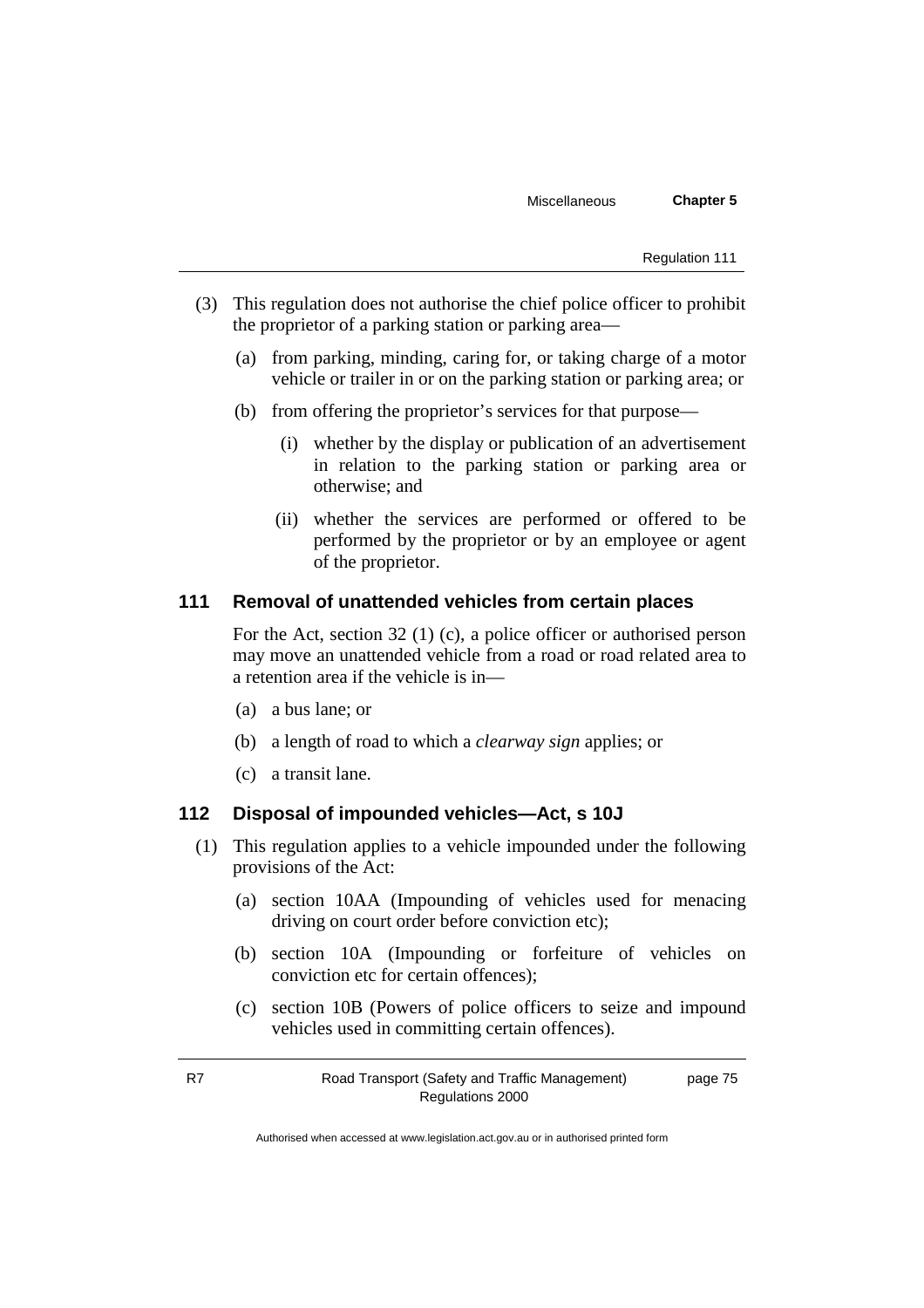(3) This regulation does not authorise the chief police officer to prohibit the proprietor of a parking station or parking area—

  (a) from parking, minding, caring for, or taking charge of a motor vehicle or trailer in or on the parking station or parking area; or

  (b) from offering the proprietor's services for that purpose—

    (i) whether by the display or publication of an advertisement in relation to the parking station or parking area or otherwise; and

    (ii) whether the services are performed or offered to be performed by the proprietor or by an employee or agent of the proprietor.

### 111 Removal of unattended vehicles from certain places

For the Act, section 32 (1) (c), a police officer or authorised person may move an unattended vehicle from a road or road related area to a retention area if the vehicle is in—

  (a) a bus lane; or

  (b) a length of road to which a *clearway sign* applies; or

  (c) a transit lane.

### 112 Disposal of impounded vehicles—Act, s 10J

(1) This regulation applies to a vehicle impounded under the following provisions of the Act:

  (a) section 10AA (Impounding of vehicles used for menacing driving on court order before conviction etc);

  (b) section 10A (Impounding or forfeiture of vehicles on conviction etc for certain offences);

  (c) section 10B (Powers of police officers to seize and impound vehicles used in committing certain offences).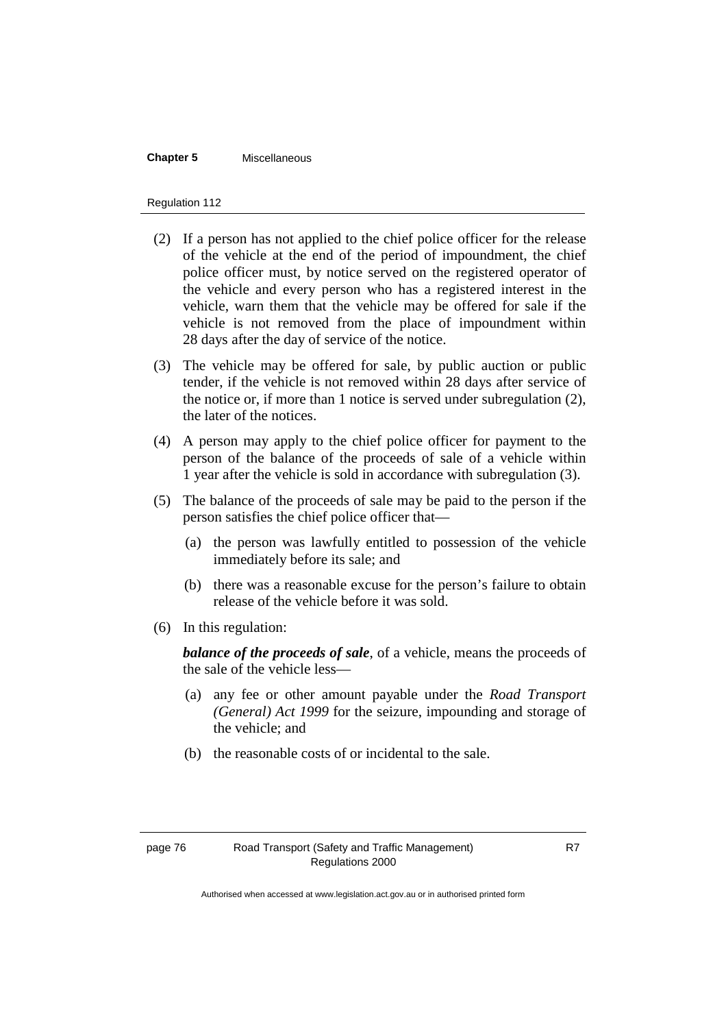(2) If a person has not applied to the chief police officer for the release of the vehicle at the end of the period of impoundment, the chief police officer must, by notice served on the registered operator of the vehicle and every person who has a registered interest in the vehicle, warn them that the vehicle may be offered for sale if the vehicle is not removed from the place of impoundment within 28 days after the day of service of the notice.

(3) The vehicle may be offered for sale, by public auction or public tender, if the vehicle is not removed within 28 days after service of the notice or, if more than 1 notice is served under subregulation (2), the later of the notices.

(4) A person may apply to the chief police officer for payment to the person of the balance of the proceeds of sale of a vehicle within 1 year after the vehicle is sold in accordance with subregulation (3).

(5) The balance of the proceeds of sale may be paid to the person if the person satisfies the chief police officer that—

(a) the person was lawfully entitled to possession of the vehicle immediately before its sale; and

(b) there was a reasonable excuse for the person's failure to obtain release of the vehicle before it was sold.

(6) In this regulation:

***balance of the proceeds of sale***, of a vehicle, means the proceeds of the sale of the vehicle less—

(a) any fee or other amount payable under the *Road Transport (General) Act 1999* for the seizure, impounding and storage of the vehicle; and

(b) the reasonable costs of or incidental to the sale.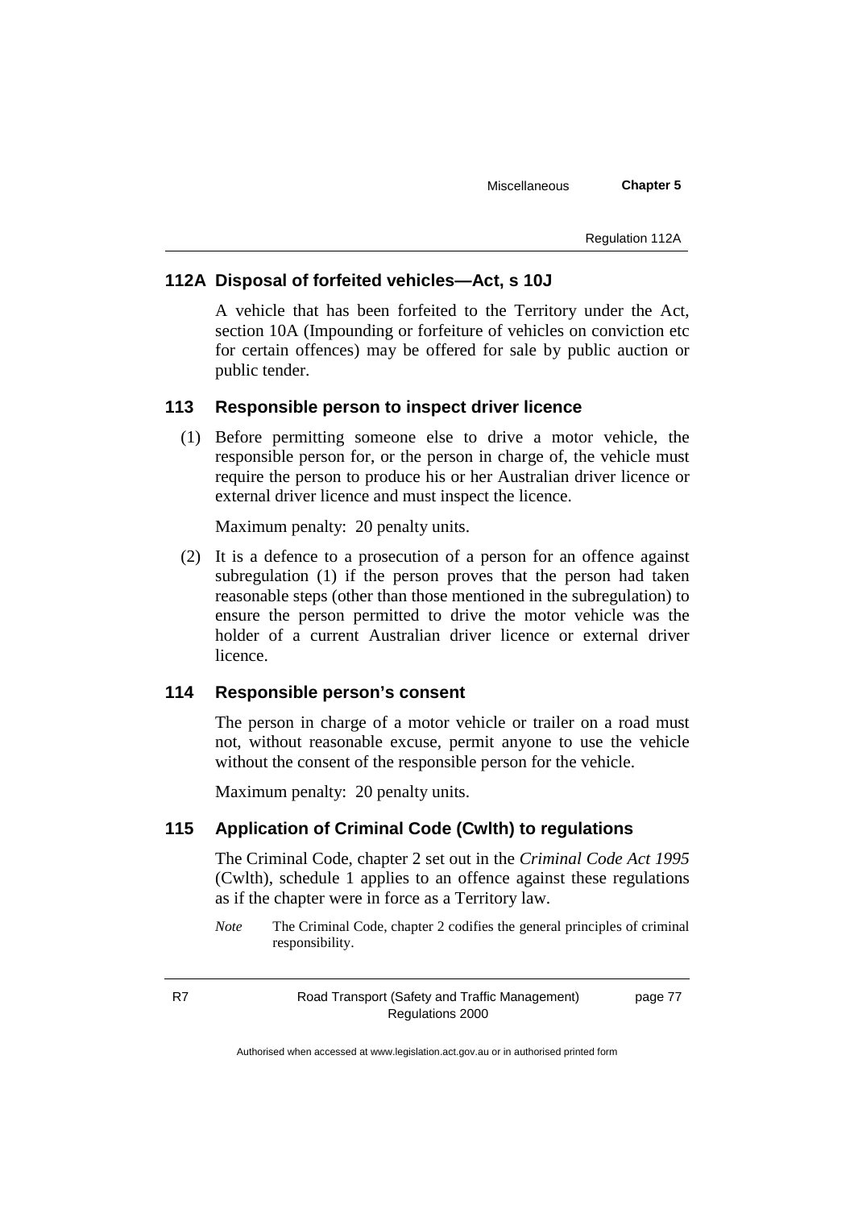### 112A Disposal of forfeited vehicles—Act, s 10J

A vehicle that has been forfeited to the Territory under the Act, section 10A (Impounding or forfeiture of vehicles on conviction etc for certain offences) may be offered for sale by public auction or public tender.

### 113 Responsible person to inspect driver licence

(1) Before permitting someone else to drive a motor vehicle, the responsible person for, or the person in charge of, the vehicle must require the person to produce his or her Australian driver licence or external driver licence and must inspect the licence.

Maximum penalty: 20 penalty units.

(2) It is a defence to a prosecution of a person for an offence against subregulation (1) if the person proves that the person had taken reasonable steps (other than those mentioned in the subregulation) to ensure the person permitted to drive the motor vehicle was the holder of a current Australian driver licence or external driver licence.

### 114 Responsible person's consent

The person in charge of a motor vehicle or trailer on a road must not, without reasonable excuse, permit anyone to use the vehicle without the consent of the responsible person for the vehicle.

Maximum penalty: 20 penalty units.

### 115 Application of Criminal Code (Cwlth) to regulations

The Criminal Code, chapter 2 set out in the *Criminal Code Act 1995* (Cwlth), schedule 1 applies to an offence against these regulations as if the chapter were in force as a Territory law.

*Note* The Criminal Code, chapter 2 codifies the general principles of criminal responsibility.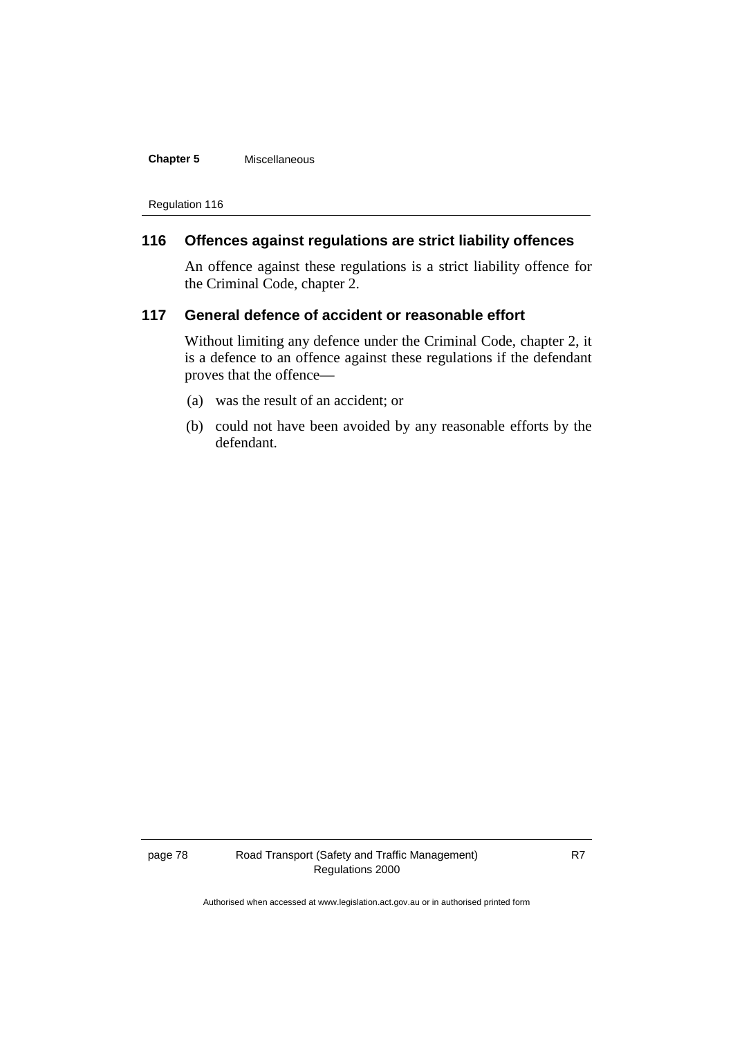## 116 Offences against regulations are strict liability offences

An offence against these regulations is a strict liability offence for the Criminal Code, chapter 2.

## 117 General defence of accident or reasonable effort

Without limiting any defence under the Criminal Code, chapter 2, it is a defence to an offence against these regulations if the defendant proves that the offence—

(a) was the result of an accident; or

(b) could not have been avoided by any reasonable efforts by the defendant.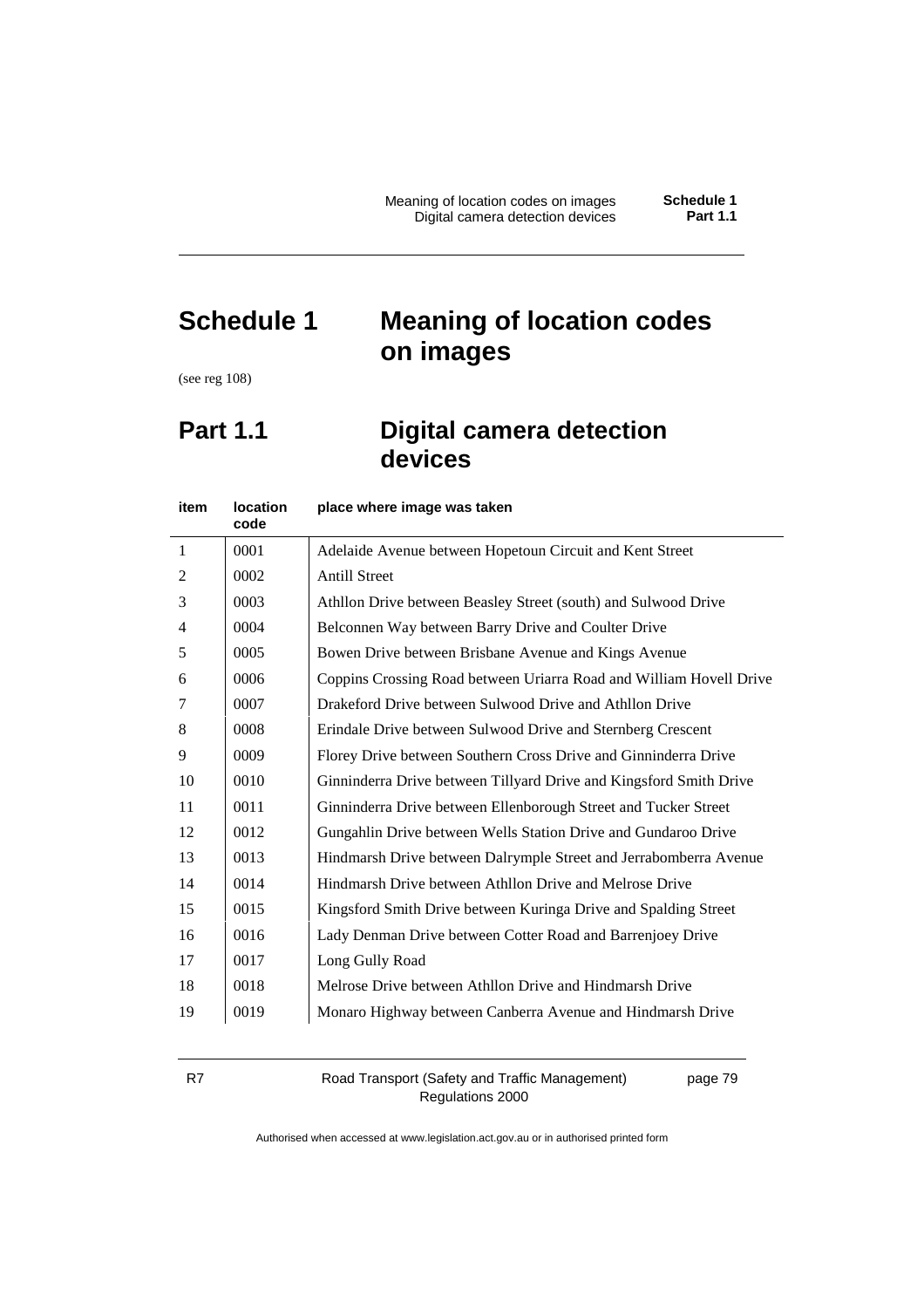# Schedule 1 Meaning of location codes on images

(see reg 108)

## Part 1.1 Digital camera detection devices

| item | location code | place where image was taken |
|---|---|---|
| 1 | 0001 | Adelaide Avenue between Hopetoun Circuit and Kent Street |
| 2 | 0002 | Antill Street |
| 3 | 0003 | Athllon Drive between Beasley Street (south) and Sulwood Drive |
| 4 | 0004 | Belconnen Way between Barry Drive and Coulter Drive |
| 5 | 0005 | Bowen Drive between Brisbane Avenue and Kings Avenue |
| 6 | 0006 | Coppins Crossing Road between Uriarra Road and William Hovell Drive |
| 7 | 0007 | Drakeford Drive between Sulwood Drive and Athllon Drive |
| 8 | 0008 | Erindale Drive between Sulwood Drive and Sternberg Crescent |
| 9 | 0009 | Florey Drive between Southern Cross Drive and Ginninderra Drive |
| 10 | 0010 | Ginninderra Drive between Tillyard Drive and Kingsford Smith Drive |
| 11 | 0011 | Ginninderra Drive between Ellenborough Street and Tucker Street |
| 12 | 0012 | Gungahlin Drive between Wells Station Drive and Gundaroo Drive |
| 13 | 0013 | Hindmarsh Drive between Dalrymple Street and Jerrabomberra Avenue |
| 14 | 0014 | Hindmarsh Drive between Athllon Drive and Melrose Drive |
| 15 | 0015 | Kingsford Smith Drive between Kuringa Drive and Spalding Street |
| 16 | 0016 | Lady Denman Drive between Cotter Road and Barrenjoey Drive |
| 17 | 0017 | Long Gully Road |
| 18 | 0018 | Melrose Drive between Athllon Drive and Hindmarsh Drive |
| 19 | 0019 | Monaro Highway between Canberra Avenue and Hindmarsh Drive |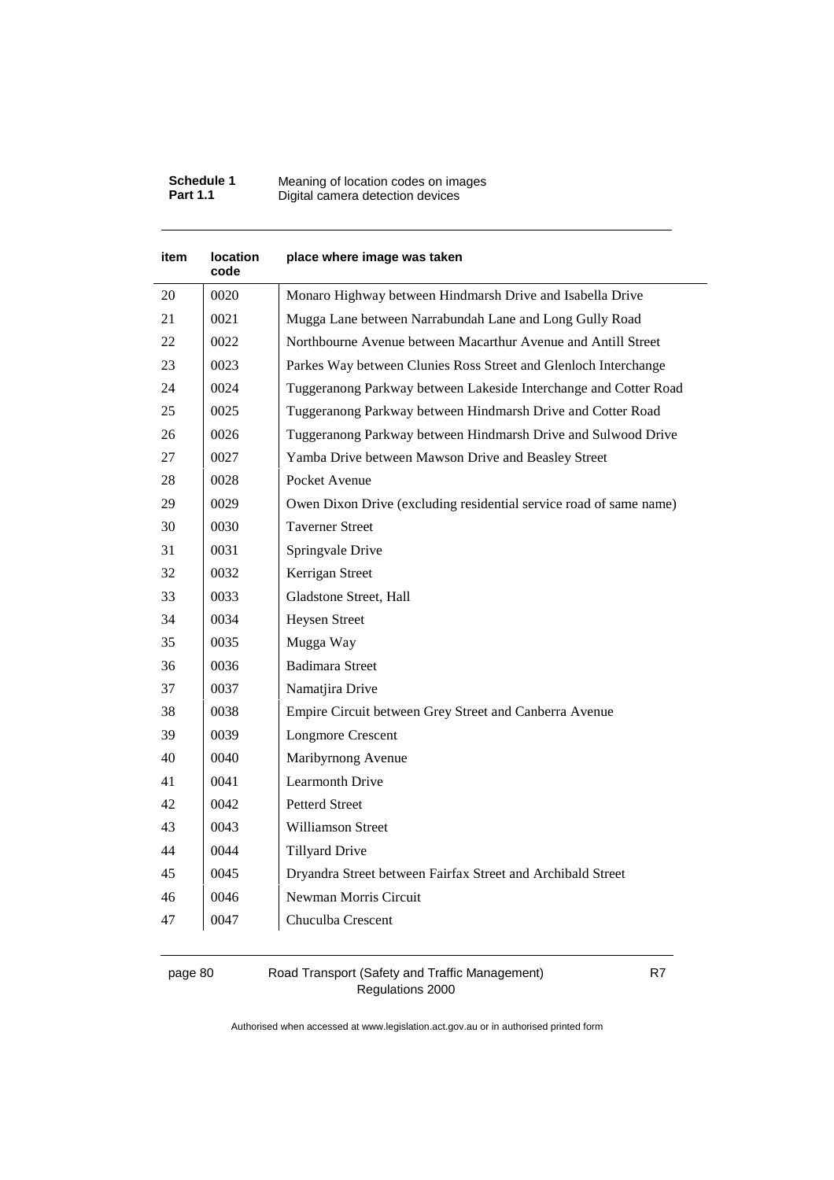| item | location code | place where image was taken |
|---|---|---|
| 20 | 0020 | Monaro Highway between Hindmarsh Drive and Isabella Drive |
| 21 | 0021 | Mugga Lane between Narrabundah Lane and Long Gully Road |
| 22 | 0022 | Northbourne Avenue between Macarthur Avenue and Antill Street |
| 23 | 0023 | Parkes Way between Clunies Ross Street and Glenloch Interchange |
| 24 | 0024 | Tuggeranong Parkway between Lakeside Interchange and Cotter Road |
| 25 | 0025 | Tuggeranong Parkway between Hindmarsh Drive and Cotter Road |
| 26 | 0026 | Tuggeranong Parkway between Hindmarsh Drive and Sulwood Drive |
| 27 | 0027 | Yamba Drive between Mawson Drive and Beasley Street |
| 28 | 0028 | Pocket Avenue |
| 29 | 0029 | Owen Dixon Drive (excluding residential service road of same name) |
| 30 | 0030 | Taverner Street |
| 31 | 0031 | Springvale Drive |
| 32 | 0032 | Kerrigan Street |
| 33 | 0033 | Gladstone Street, Hall |
| 34 | 0034 | Heysen Street |
| 35 | 0035 | Mugga Way |
| 36 | 0036 | Badimara Street |
| 37 | 0037 | Namatjira Drive |
| 38 | 0038 | Empire Circuit between Grey Street and Canberra Avenue |
| 39 | 0039 | Longmore Crescent |
| 40 | 0040 | Maribyrnong Avenue |
| 41 | 0041 | Learmonth Drive |
| 42 | 0042 | Petterd Street |
| 43 | 0043 | Williamson Street |
| 44 | 0044 | Tillyard Drive |
| 45 | 0045 | Dryandra Street between Fairfax Street and Archibald Street |
| 46 | 0046 | Newman Morris Circuit |
| 47 | 0047 | Chuculba Crescent |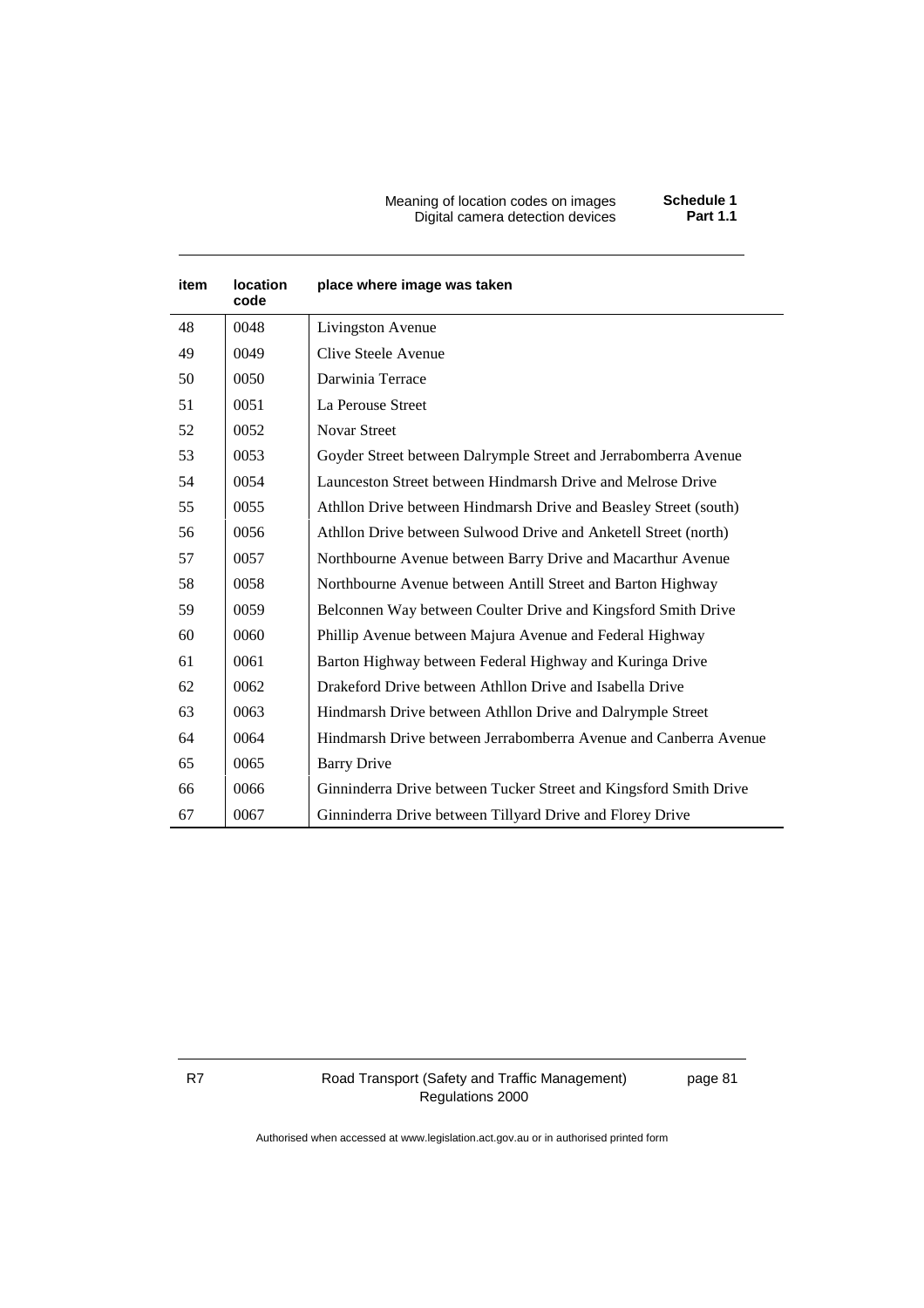| item | location code | place where image was taken |
|---|---|---|
| 48 | 0048 | Livingston Avenue |
| 49 | 0049 | Clive Steele Avenue |
| 50 | 0050 | Darwinia Terrace |
| 51 | 0051 | La Perouse Street |
| 52 | 0052 | Novar Street |
| 53 | 0053 | Goyder Street between Dalrymple Street and Jerrabomberra Avenue |
| 54 | 0054 | Launceston Street between Hindmarsh Drive and Melrose Drive |
| 55 | 0055 | Athllon Drive between Hindmarsh Drive and Beasley Street (south) |
| 56 | 0056 | Athllon Drive between Sulwood Drive and Anketell Street (north) |
| 57 | 0057 | Northbourne Avenue between Barry Drive and Macarthur Avenue |
| 58 | 0058 | Northbourne Avenue between Antill Street and Barton Highway |
| 59 | 0059 | Belconnen Way between Coulter Drive and Kingsford Smith Drive |
| 60 | 0060 | Phillip Avenue between Majura Avenue and Federal Highway |
| 61 | 0061 | Barton Highway between Federal Highway and Kuringa Drive |
| 62 | 0062 | Drakeford Drive between Athllon Drive and Isabella Drive |
| 63 | 0063 | Hindmarsh Drive between Athllon Drive and Dalrymple Street |
| 64 | 0064 | Hindmarsh Drive between Jerrabomberra Avenue and Canberra Avenue |
| 65 | 0065 | Barry Drive |
| 66 | 0066 | Ginninderra Drive between Tucker Street and Kingsford Smith Drive |
| 67 | 0067 | Ginninderra Drive between Tillyard Drive and Florey Drive |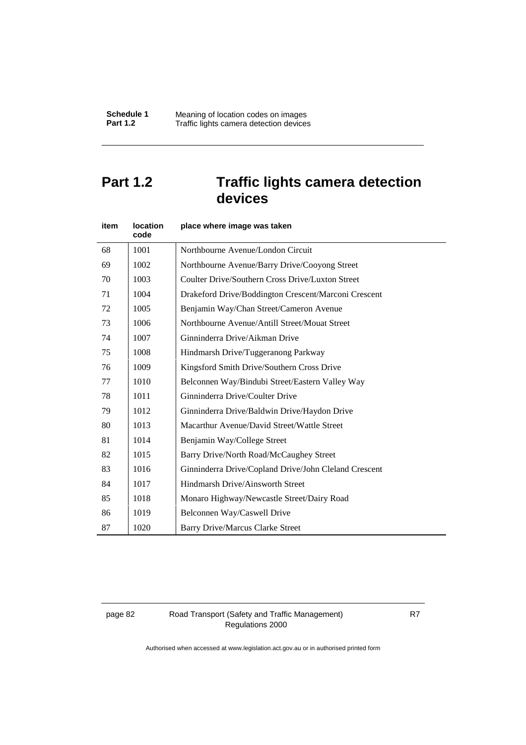## Part 1.2 Traffic lights camera detection devices

| item | location code | place where image was taken |
|---|---|---|
| 68 | 1001 | Northbourne Avenue/London Circuit |
| 69 | 1002 | Northbourne Avenue/Barry Drive/Cooyong Street |
| 70 | 1003 | Coulter Drive/Southern Cross Drive/Luxton Street |
| 71 | 1004 | Drakeford Drive/Boddington Crescent/Marconi Crescent |
| 72 | 1005 | Benjamin Way/Chan Street/Cameron Avenue |
| 73 | 1006 | Northbourne Avenue/Antill Street/Mouat Street |
| 74 | 1007 | Ginninderra Drive/Aikman Drive |
| 75 | 1008 | Hindmarsh Drive/Tuggeranong Parkway |
| 76 | 1009 | Kingsford Smith Drive/Southern Cross Drive |
| 77 | 1010 | Belconnen Way/Bindubi Street/Eastern Valley Way |
| 78 | 1011 | Ginninderra Drive/Coulter Drive |
| 79 | 1012 | Ginninderra Drive/Baldwin Drive/Haydon Drive |
| 80 | 1013 | Macarthur Avenue/David Street/Wattle Street |
| 81 | 1014 | Benjamin Way/College Street |
| 82 | 1015 | Barry Drive/North Road/McCaughey Street |
| 83 | 1016 | Ginninderra Drive/Copland Drive/John Cleland Crescent |
| 84 | 1017 | Hindmarsh Drive/Ainsworth Street |
| 85 | 1018 | Monaro Highway/Newcastle Street/Dairy Road |
| 86 | 1019 | Belconnen Way/Caswell Drive |
| 87 | 1020 | Barry Drive/Marcus Clarke Street |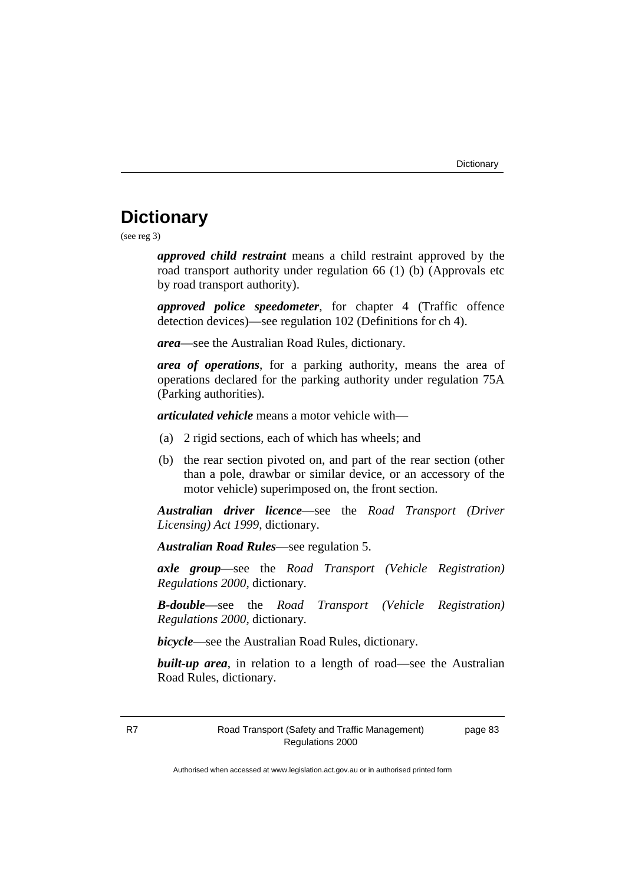# Dictionary

(see reg 3)

***approved child restraint*** means a child restraint approved by the road transport authority under regulation 66 (1) (b) (Approvals etc by road transport authority).

***approved police speedometer***, for chapter 4 (Traffic offence detection devices)—see regulation 102 (Definitions for ch 4).

***area***—see the Australian Road Rules, dictionary.

***area of operations***, for a parking authority, means the area of operations declared for the parking authority under regulation 75A (Parking authorities).

***articulated vehicle*** means a motor vehicle with—

(a) 2 rigid sections, each of which has wheels; and

(b) the rear section pivoted on, and part of the rear section (other than a pole, drawbar or similar device, or an accessory of the motor vehicle) superimposed on, the front section.

***Australian driver licence***—see the *Road Transport (Driver Licensing) Act 1999*, dictionary.

***Australian Road Rules***—see regulation 5.

***axle group***—see the *Road Transport (Vehicle Registration) Regulations 2000*, dictionary.

***B-double***—see the *Road Transport (Vehicle Registration) Regulations 2000*, dictionary.

***bicycle***—see the Australian Road Rules, dictionary.

***built-up area***, in relation to a length of road—see the Australian Road Rules, dictionary.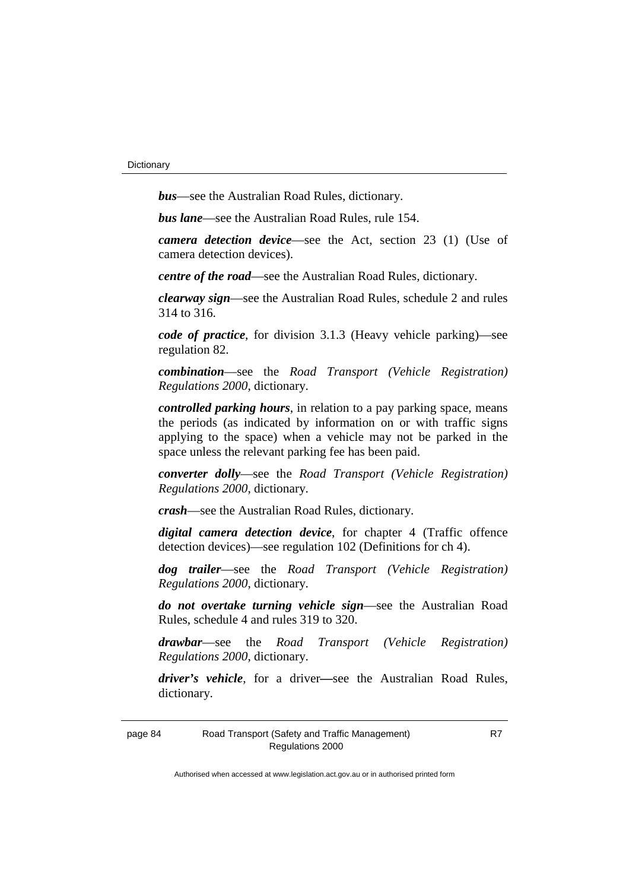***bus***—see the Australian Road Rules, dictionary.

***bus lane***—see the Australian Road Rules, rule 154.

***camera detection device***—see the Act, section 23 (1) (Use of camera detection devices).

***centre of the road***—see the Australian Road Rules, dictionary.

***clearway sign***—see the Australian Road Rules, schedule 2 and rules 314 to 316.

***code of practice***, for division 3.1.3 (Heavy vehicle parking)—see regulation 82.

***combination***—see the *Road Transport (Vehicle Registration) Regulations 2000*, dictionary.

***controlled parking hours***, in relation to a pay parking space, means the periods (as indicated by information on or with traffic signs applying to the space) when a vehicle may not be parked in the space unless the relevant parking fee has been paid.

***converter dolly***—see the *Road Transport (Vehicle Registration) Regulations 2000*, dictionary.

***crash***—see the Australian Road Rules, dictionary.

***digital camera detection device***, for chapter 4 (Traffic offence detection devices)—see regulation 102 (Definitions for ch 4).

***dog trailer***—see the *Road Transport (Vehicle Registration) Regulations 2000*, dictionary.

***do not overtake turning vehicle sign***—see the Australian Road Rules, schedule 4 and rules 319 to 320.

***drawbar***—see the *Road Transport (Vehicle Registration) Regulations 2000*, dictionary.

***driver's vehicle***, for a driver—see the Australian Road Rules, dictionary.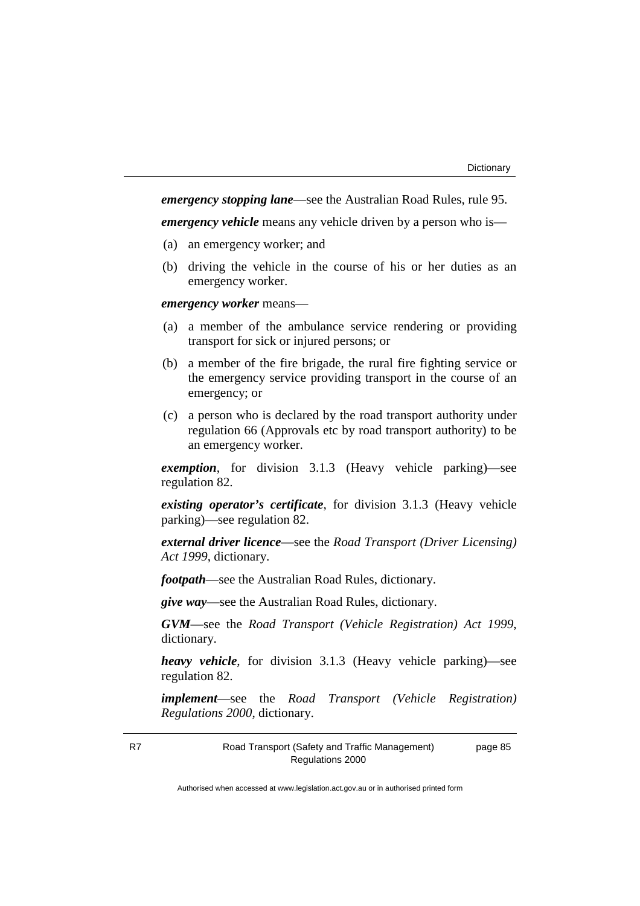***emergency stopping lane***—see the Australian Road Rules, rule 95.

***emergency vehicle*** means any vehicle driven by a person who is—

(a) an emergency worker; and

(b) driving the vehicle in the course of his or her duties as an emergency worker.

***emergency worker*** means—

(a) a member of the ambulance service rendering or providing transport for sick or injured persons; or

(b) a member of the fire brigade, the rural fire fighting service or the emergency service providing transport in the course of an emergency; or

(c) a person who is declared by the road transport authority under regulation 66 (Approvals etc by road transport authority) to be an emergency worker.

***exemption***, for division 3.1.3 (Heavy vehicle parking)—see regulation 82.

***existing operator's certificate***, for division 3.1.3 (Heavy vehicle parking)—see regulation 82.

***external driver licence***—see the *Road Transport (Driver Licensing) Act 1999*, dictionary.

***footpath***—see the Australian Road Rules, dictionary.

***give way***—see the Australian Road Rules, dictionary.

***GVM***—see the *Road Transport (Vehicle Registration) Act 1999*, dictionary.

***heavy vehicle***, for division 3.1.3 (Heavy vehicle parking)—see regulation 82.

***implement***—see the *Road Transport (Vehicle Registration) Regulations 2000*, dictionary.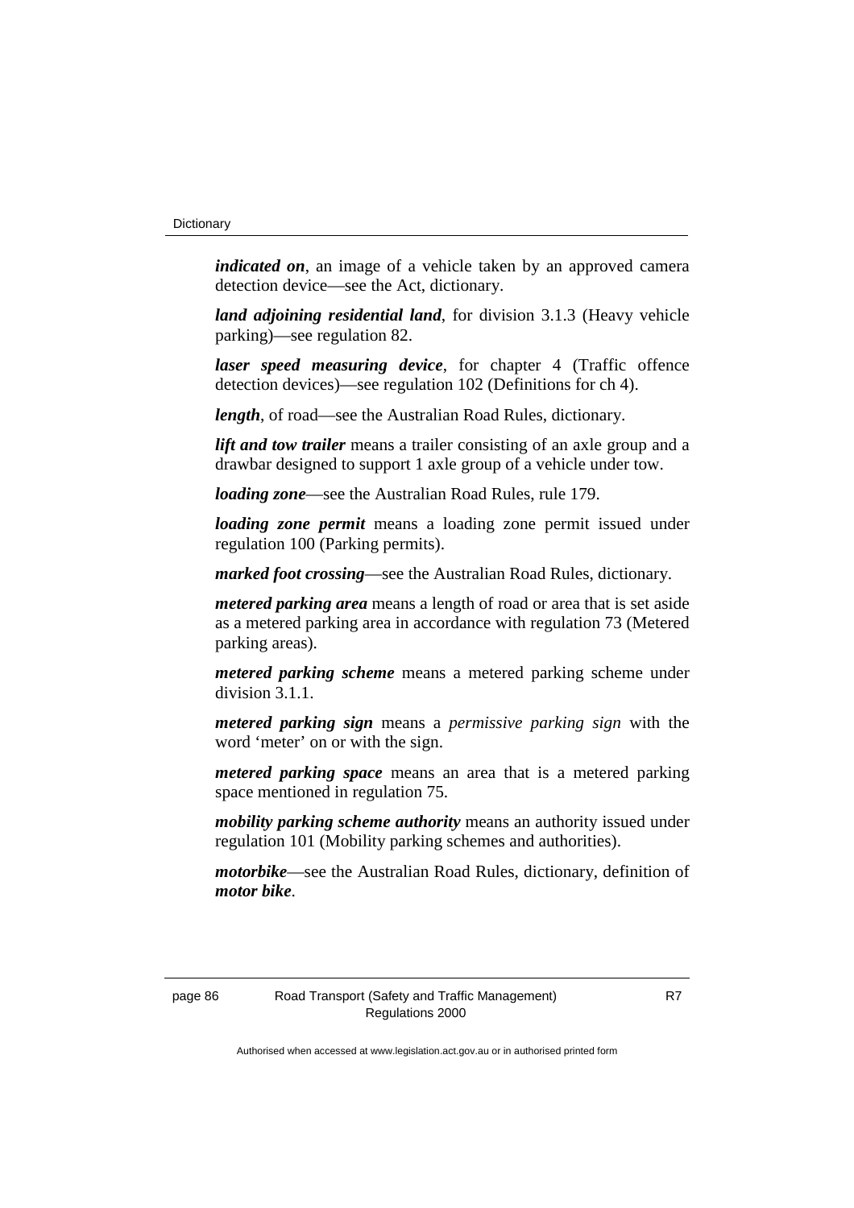***indicated on***, an image of a vehicle taken by an approved camera detection device—see the Act, dictionary.

***land adjoining residential land***, for division 3.1.3 (Heavy vehicle parking)—see regulation 82.

***laser speed measuring device***, for chapter 4 (Traffic offence detection devices)—see regulation 102 (Definitions for ch 4).

***length***, of road—see the Australian Road Rules, dictionary.

***lift and tow trailer*** means a trailer consisting of an axle group and a drawbar designed to support 1 axle group of a vehicle under tow.

***loading zone***—see the Australian Road Rules, rule 179.

***loading zone permit*** means a loading zone permit issued under regulation 100 (Parking permits).

***marked foot crossing***—see the Australian Road Rules, dictionary.

***metered parking area*** means a length of road or area that is set aside as a metered parking area in accordance with regulation 73 (Metered parking areas).

***metered parking scheme*** means a metered parking scheme under division 3.1.1.

***metered parking sign*** means a *permissive parking sign* with the word 'meter' on or with the sign.

***metered parking space*** means an area that is a metered parking space mentioned in regulation 75.

***mobility parking scheme authority*** means an authority issued under regulation 101 (Mobility parking schemes and authorities).

***motorbike***—see the Australian Road Rules, dictionary, definition of ***motor bike***.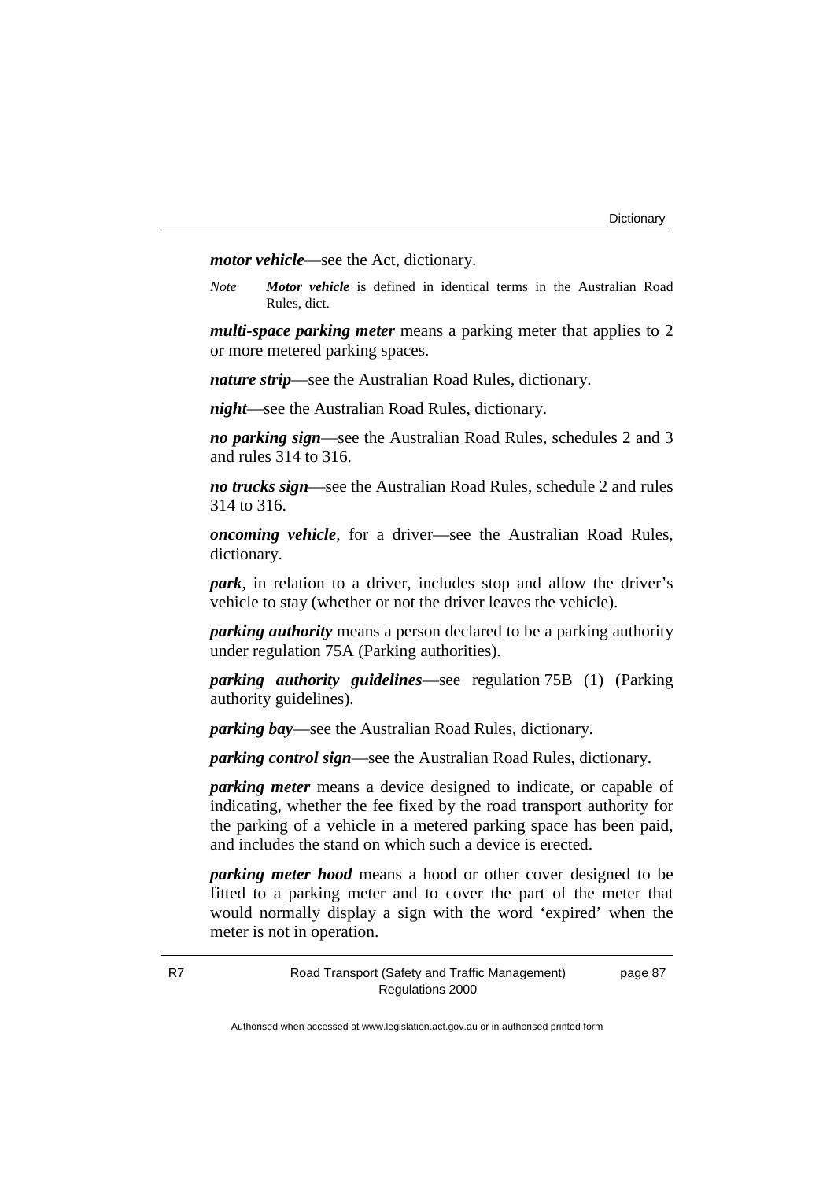***motor vehicle***—see the Act, dictionary.

*Note* ***Motor vehicle*** is defined in identical terms in the Australian Road Rules, dict.

***multi-space parking meter*** means a parking meter that applies to 2 or more metered parking spaces.

***nature strip***—see the Australian Road Rules, dictionary.

***night***—see the Australian Road Rules, dictionary.

***no parking sign***—see the Australian Road Rules, schedules 2 and 3 and rules 314 to 316.

***no trucks sign***—see the Australian Road Rules, schedule 2 and rules 314 to 316.

***oncoming vehicle***, for a driver—see the Australian Road Rules, dictionary.

***park***, in relation to a driver, includes stop and allow the driver's vehicle to stay (whether or not the driver leaves the vehicle).

***parking authority*** means a person declared to be a parking authority under regulation 75A (Parking authorities).

***parking authority guidelines***—see regulation 75B (1) (Parking authority guidelines).

***parking bay***—see the Australian Road Rules, dictionary.

***parking control sign***—see the Australian Road Rules, dictionary.

***parking meter*** means a device designed to indicate, or capable of indicating, whether the fee fixed by the road transport authority for the parking of a vehicle in a metered parking space has been paid, and includes the stand on which such a device is erected.

***parking meter hood*** means a hood or other cover designed to be fitted to a parking meter and to cover the part of the meter that would normally display a sign with the word 'expired' when the meter is not in operation.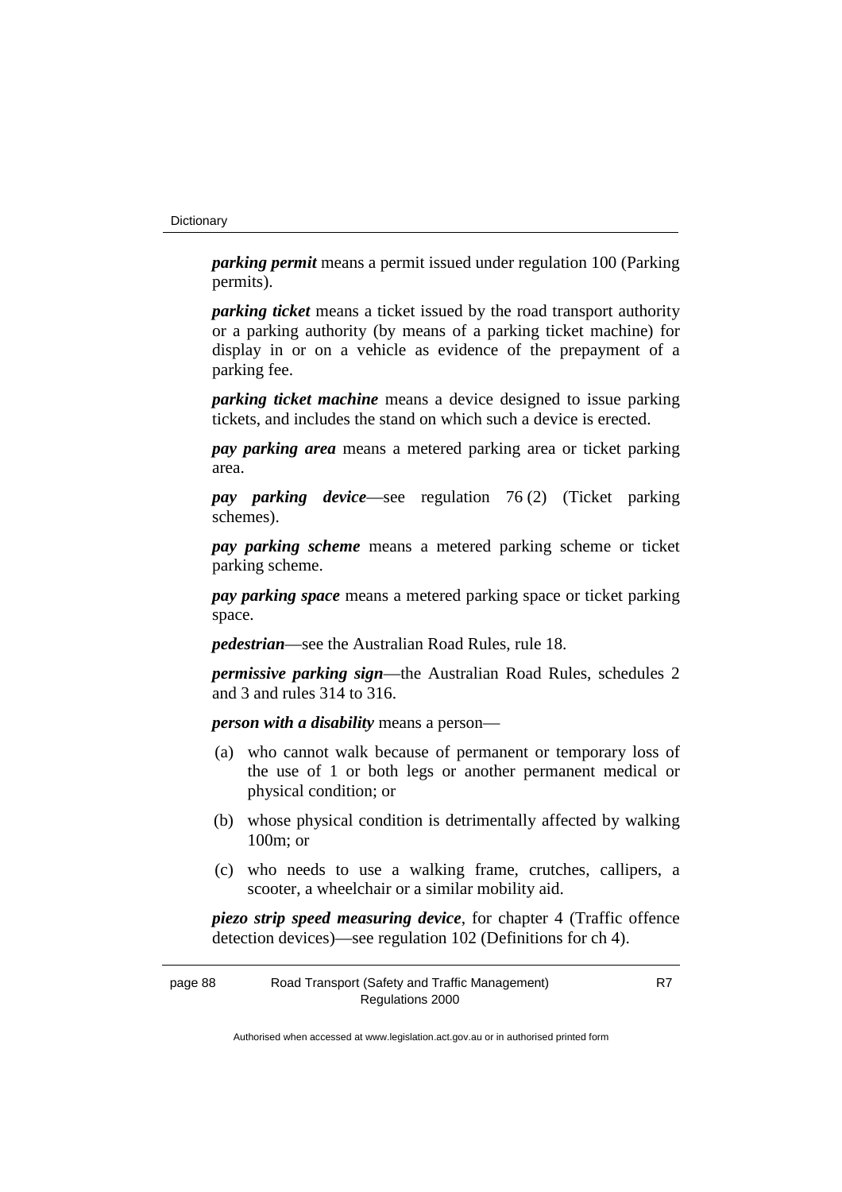***parking permit*** means a permit issued under regulation 100 (Parking permits).

***parking ticket*** means a ticket issued by the road transport authority or a parking authority (by means of a parking ticket machine) for display in or on a vehicle as evidence of the prepayment of a parking fee.

***parking ticket machine*** means a device designed to issue parking tickets, and includes the stand on which such a device is erected.

***pay parking area*** means a metered parking area or ticket parking area.

***pay parking device***—see regulation 76 (2) (Ticket parking schemes).

***pay parking scheme*** means a metered parking scheme or ticket parking scheme.

***pay parking space*** means a metered parking space or ticket parking space.

***pedestrian***—see the Australian Road Rules, rule 18.

***permissive parking sign***—the Australian Road Rules, schedules 2 and 3 and rules 314 to 316.

***person with a disability*** means a person—

(a) who cannot walk because of permanent or temporary loss of the use of 1 or both legs or another permanent medical or physical condition; or

(b) whose physical condition is detrimentally affected by walking 100m; or

(c) who needs to use a walking frame, crutches, callipers, a scooter, a wheelchair or a similar mobility aid.

***piezo strip speed measuring device***, for chapter 4 (Traffic offence detection devices)—see regulation 102 (Definitions for ch 4).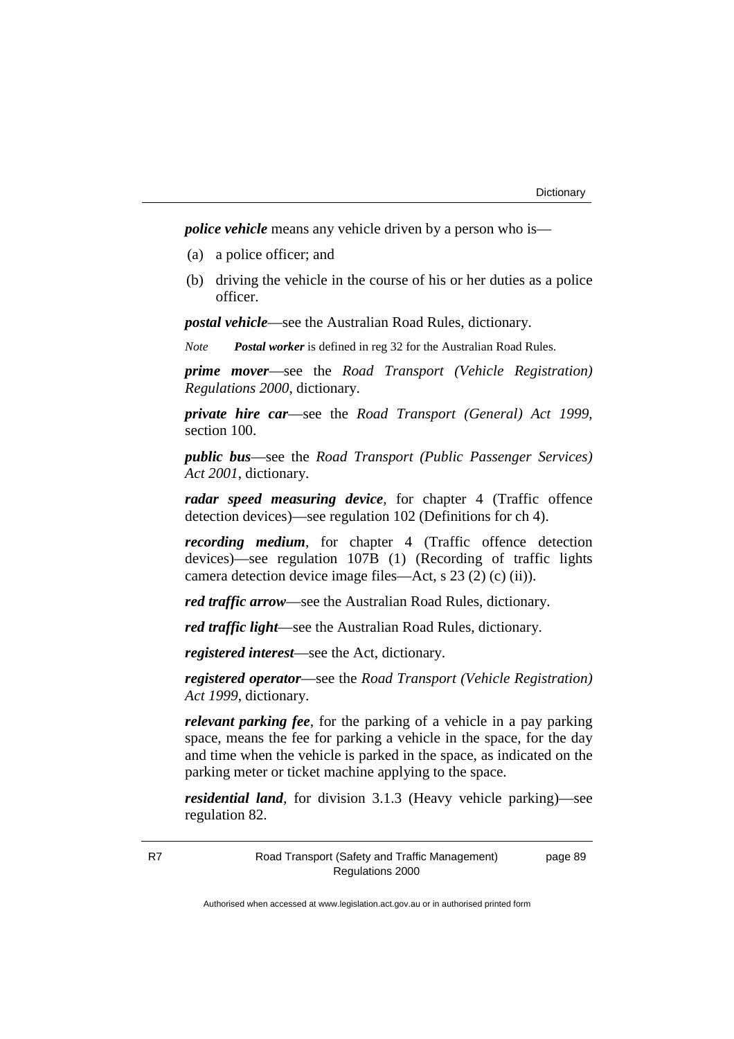***police vehicle*** means any vehicle driven by a person who is—

(a) a police officer; and

(b) driving the vehicle in the course of his or her duties as a police officer.

***postal vehicle***—see the Australian Road Rules, dictionary.

*Note* ***Postal worker*** is defined in reg 32 for the Australian Road Rules.

***prime mover***—see the *Road Transport (Vehicle Registration) Regulations 2000*, dictionary.

***private hire car***—see the *Road Transport (General) Act 1999*, section 100.

***public bus***—see the *Road Transport (Public Passenger Services) Act 2001*, dictionary.

***radar speed measuring device***, for chapter 4 (Traffic offence detection devices)—see regulation 102 (Definitions for ch 4).

***recording medium***, for chapter 4 (Traffic offence detection devices)—see regulation 107B (1) (Recording of traffic lights camera detection device image files—Act, s 23 (2) (c) (ii)).

***red traffic arrow***—see the Australian Road Rules, dictionary.

***red traffic light***—see the Australian Road Rules, dictionary.

***registered interest***—see the Act, dictionary.

***registered operator***—see the *Road Transport (Vehicle Registration) Act 1999*, dictionary.

***relevant parking fee***, for the parking of a vehicle in a pay parking space, means the fee for parking a vehicle in the space, for the day and time when the vehicle is parked in the space, as indicated on the parking meter or ticket machine applying to the space.

***residential land***, for division 3.1.3 (Heavy vehicle parking)—see regulation 82.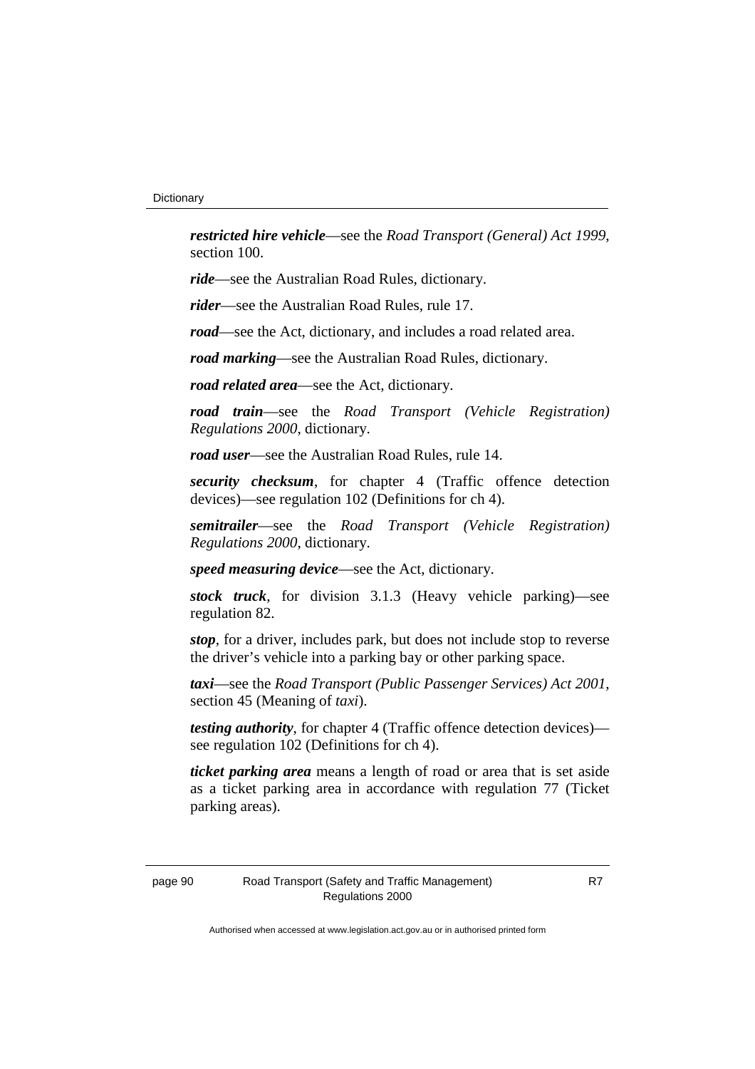***restricted hire vehicle***—see the *Road Transport (General) Act 1999*, section 100.

***ride***—see the Australian Road Rules, dictionary.

***rider***—see the Australian Road Rules, rule 17.

***road***—see the Act, dictionary, and includes a road related area.

***road marking***—see the Australian Road Rules, dictionary.

***road related area***—see the Act, dictionary.

***road train***—see the *Road Transport (Vehicle Registration) Regulations 2000*, dictionary.

***road user***—see the Australian Road Rules, rule 14.

***security checksum***, for chapter 4 (Traffic offence detection devices)—see regulation 102 (Definitions for ch 4).

***semitrailer***—see the *Road Transport (Vehicle Registration) Regulations 2000*, dictionary.

***speed measuring device***—see the Act, dictionary.

***stock truck***, for division 3.1.3 (Heavy vehicle parking)—see regulation 82.

***stop***, for a driver, includes park, but does not include stop to reverse the driver's vehicle into a parking bay or other parking space.

***taxi***—see the *Road Transport (Public Passenger Services) Act 2001*, section 45 (Meaning of *taxi*).

***testing authority***, for chapter 4 (Traffic offence detection devices)—see regulation 102 (Definitions for ch 4).

***ticket parking area*** means a length of road or area that is set aside as a ticket parking area in accordance with regulation 77 (Ticket parking areas).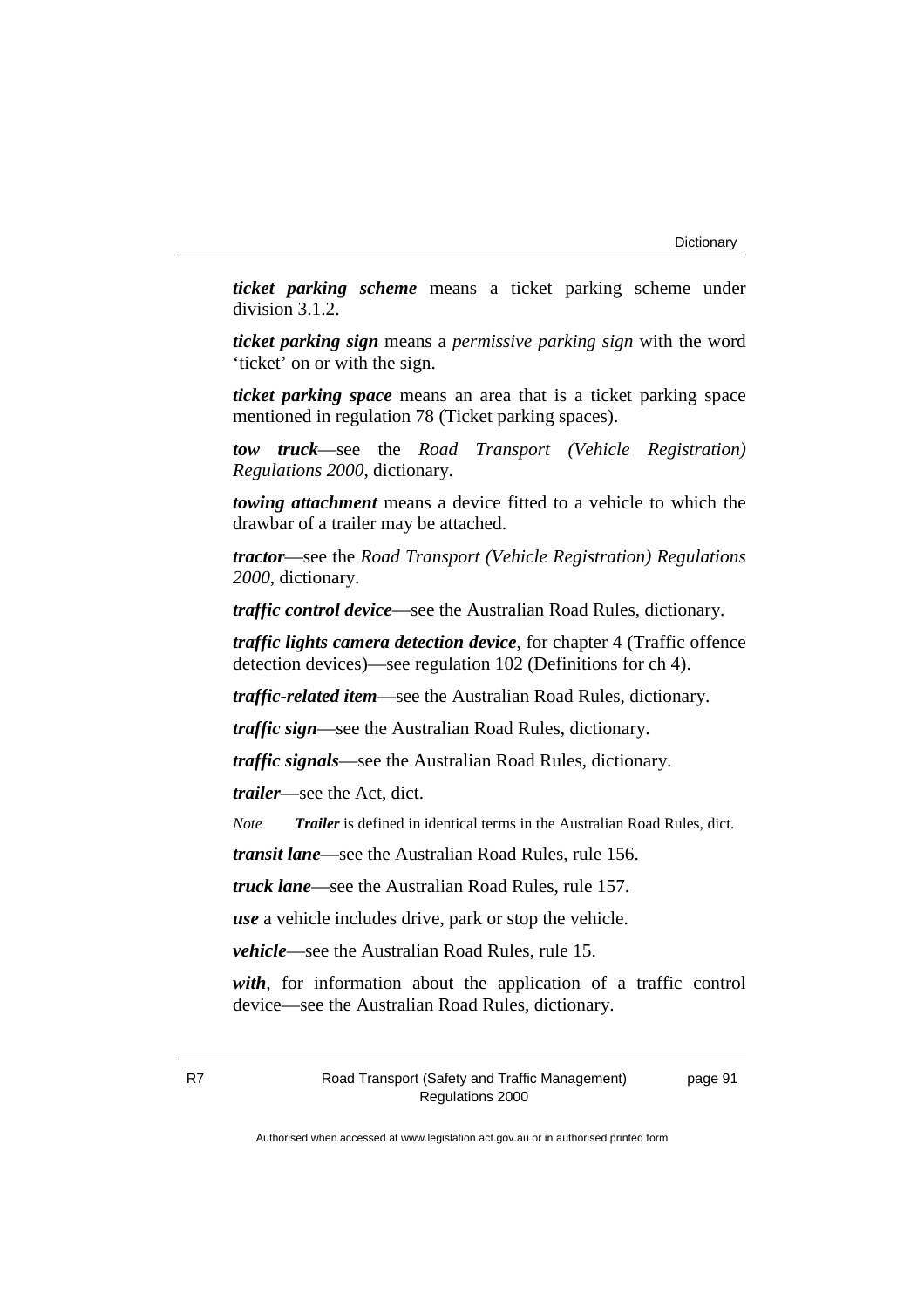***ticket parking scheme*** means a ticket parking scheme under division 3.1.2.

***ticket parking sign*** means a *permissive parking sign* with the word 'ticket' on or with the sign.

***ticket parking space*** means an area that is a ticket parking space mentioned in regulation 78 (Ticket parking spaces).

***tow truck***—see the *Road Transport (Vehicle Registration) Regulations 2000*, dictionary.

***towing attachment*** means a device fitted to a vehicle to which the drawbar of a trailer may be attached.

***tractor***—see the *Road Transport (Vehicle Registration) Regulations 2000*, dictionary.

***traffic control device***—see the Australian Road Rules, dictionary.

***traffic lights camera detection device***, for chapter 4 (Traffic offence detection devices)—see regulation 102 (Definitions for ch 4).

***traffic-related item***—see the Australian Road Rules, dictionary.

***traffic sign***—see the Australian Road Rules, dictionary.

***traffic signals***—see the Australian Road Rules, dictionary.

***trailer***—see the Act, dict.

*Note* ***Trailer*** is defined in identical terms in the Australian Road Rules, dict.

***transit lane***—see the Australian Road Rules, rule 156.

***truck lane***—see the Australian Road Rules, rule 157.

***use*** a vehicle includes drive, park or stop the vehicle.

***vehicle***—see the Australian Road Rules, rule 15.

***with***, for information about the application of a traffic control device—see the Australian Road Rules, dictionary.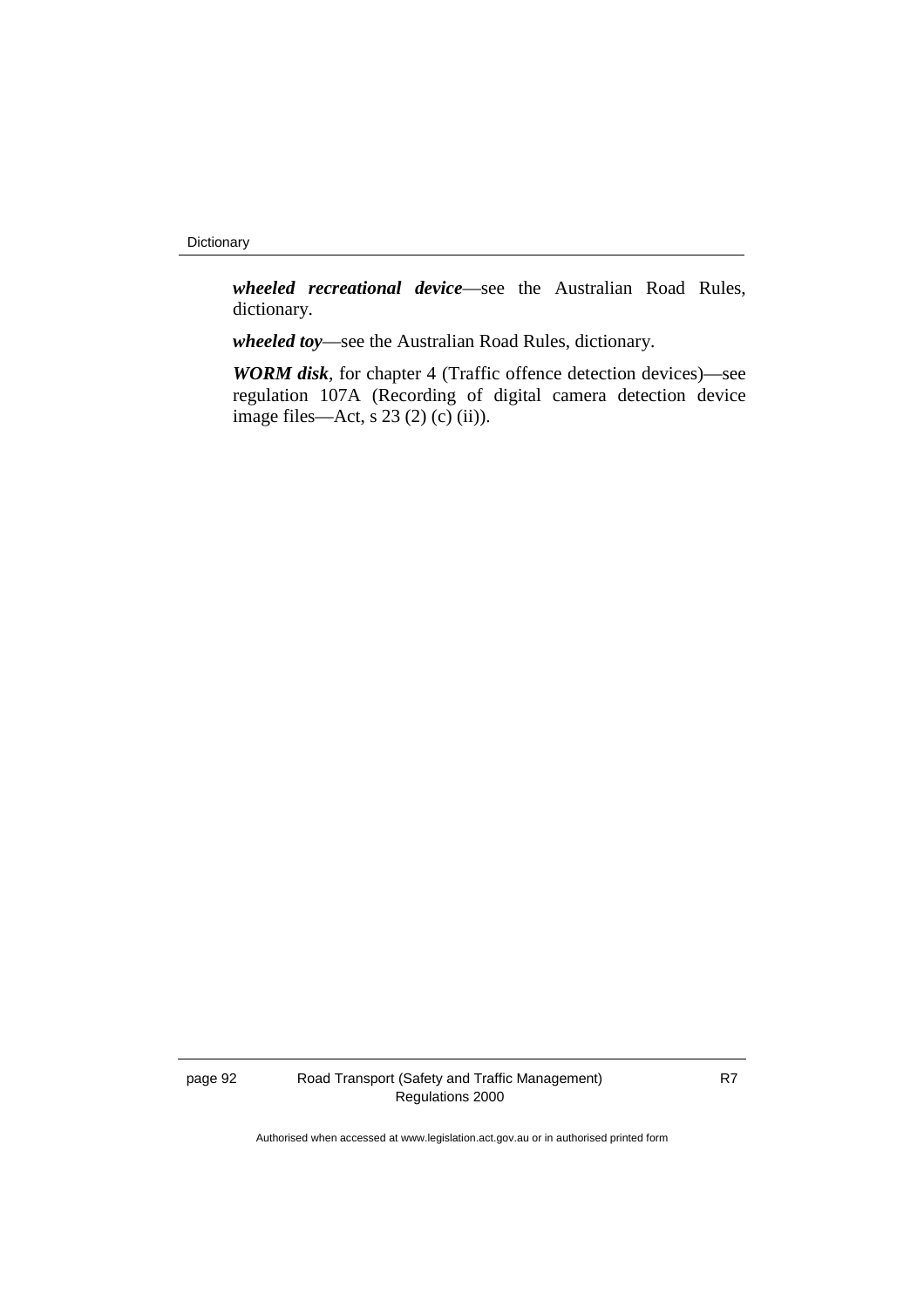***wheeled recreational device***—see the Australian Road Rules, dictionary.

***wheeled toy***—see the Australian Road Rules, dictionary.

***WORM disk***, for chapter 4 (Traffic offence detection devices)—see regulation 107A (Recording of digital camera detection device image files—Act, s 23 (2) (c) (ii)).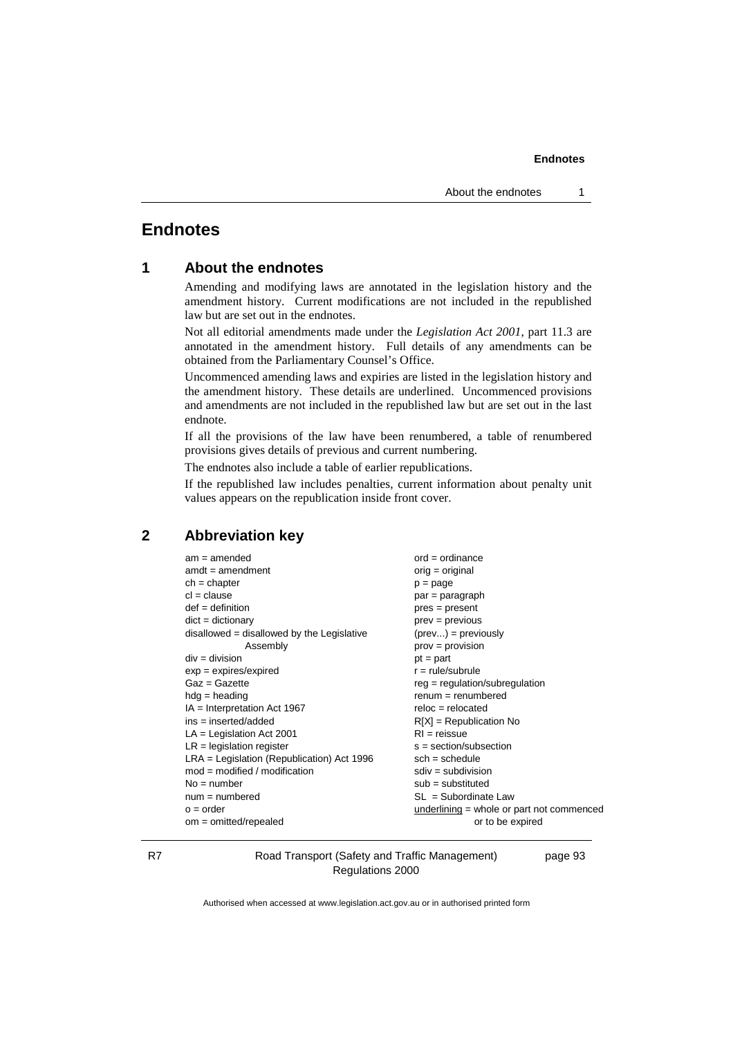# Endnotes

## 1 About the endnotes

Amending and modifying laws are annotated in the legislation history and the amendment history. Current modifications are not included in the republished law but are set out in the endnotes.

Not all editorial amendments made under the *Legislation Act 2001*, part 11.3 are annotated in the amendment history. Full details of any amendments can be obtained from the Parliamentary Counsel's Office.

Uncommenced amending laws and expiries are listed in the legislation history and the amendment history. These details are underlined. Uncommenced provisions and amendments are not included in the republished law but are set out in the last endnote.

If all the provisions of the law have been renumbered, a table of renumbered provisions gives details of previous and current numbering.

The endnotes also include a table of earlier republications.

If the republished law includes penalties, current information about penalty unit values appears on the republication inside front cover.

## 2 Abbreviation key

am = amended
amdt = amendment
ch = chapter
cl = clause
def = definition
dict = dictionary
disallowed = disallowed by the Legislative Assembly
div = division
exp = expires/expired
Gaz = Gazette
hdg = heading
IA = Interpretation Act 1967
ins = inserted/added
LA = Legislation Act 2001
LR = legislation register
LRA = Legislation (Republication) Act 1996
mod = modified / modification
No = number
num = numbered
o = order
om = omitted/repealed
ord = ordinance
orig = original
p = page
par = paragraph
pres = present
prev = previous
(prev...) = previously
prov = provision
pt = part
r = rule/subrule
reg = regulation/subregulation
renum = renumbered
reloc = relocated
R[X] = Republication No
RI = reissue
s = section/subsection
sch = schedule
sdiv = subdivision
sub = substituted
SL = Subordinate Law
underlining = whole or part not commenced or to be expired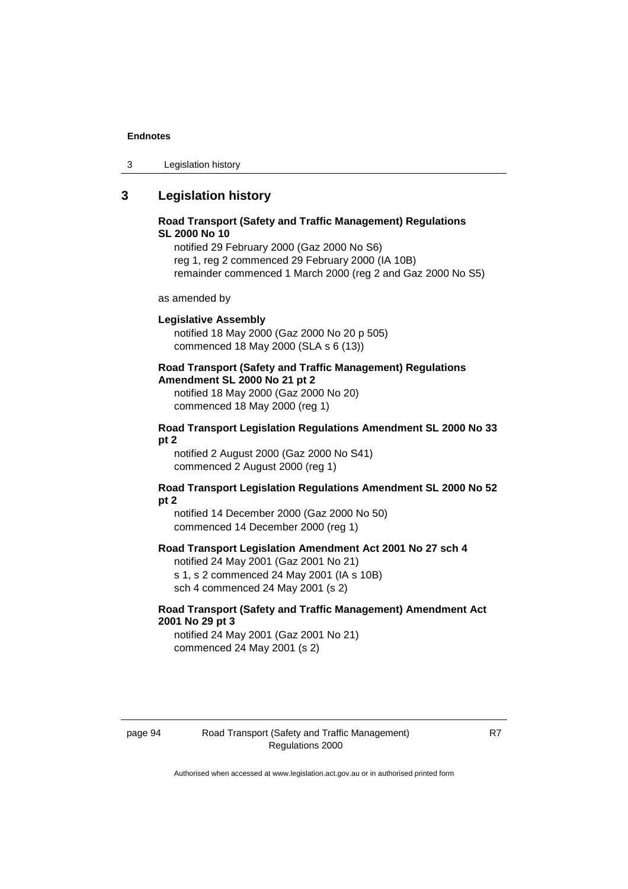## 3 Legislation history

**Road Transport (Safety and Traffic Management) Regulations SL 2000 No 10**

notified 29 February 2000 (Gaz 2000 No S6)
reg 1, reg 2 commenced 29 February 2000 (IA 10B)
remainder commenced 1 March 2000 (reg 2 and Gaz 2000 No S5)

as amended by

**Legislative Assembly**

notified 18 May 2000 (Gaz 2000 No 20 p 505)
commenced 18 May 2000 (SLA s 6 (13))

**Road Transport (Safety and Traffic Management) Regulations Amendment SL 2000 No 21 pt 2**

notified 18 May 2000 (Gaz 2000 No 20)
commenced 18 May 2000 (reg 1)

**Road Transport Legislation Regulations Amendment SL 2000 No 33 pt 2**

notified 2 August 2000 (Gaz 2000 No S41)
commenced 2 August 2000 (reg 1)

**Road Transport Legislation Regulations Amendment SL 2000 No 52 pt 2**

notified 14 December 2000 (Gaz 2000 No 50)
commenced 14 December 2000 (reg 1)

**Road Transport Legislation Amendment Act 2001 No 27 sch 4**

notified 24 May 2001 (Gaz 2001 No 21)
s 1, s 2 commenced 24 May 2001 (IA s 10B)
sch 4 commenced 24 May 2001 (s 2)

**Road Transport (Safety and Traffic Management) Amendment Act 2001 No 29 pt 3**

notified 24 May 2001 (Gaz 2001 No 21)
commenced 24 May 2001 (s 2)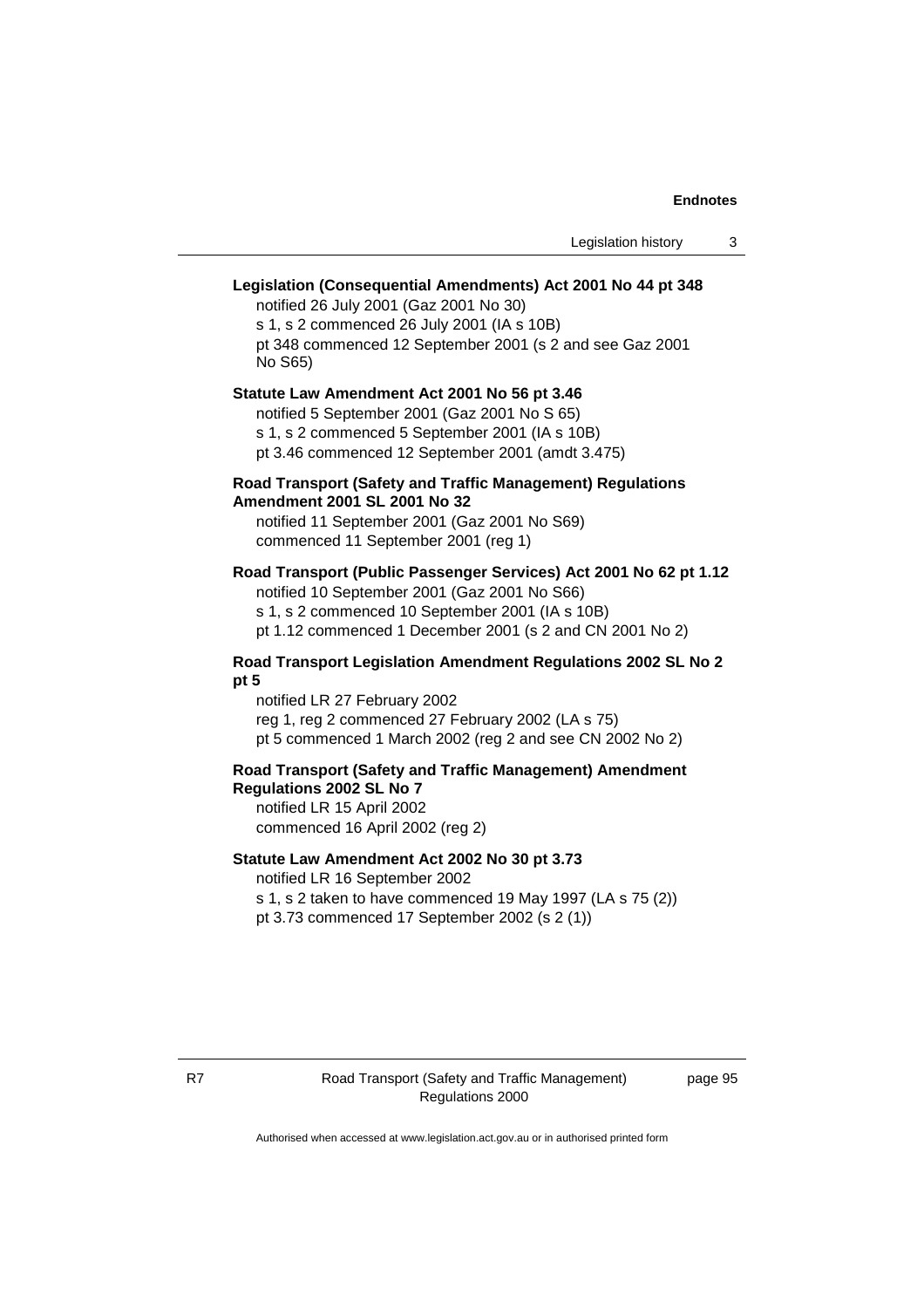**Legislation (Consequential Amendments) Act 2001 No 44 pt 348**

notified 26 July 2001 (Gaz 2001 No 30)
s 1, s 2 commenced 26 July 2001 (IA s 10B)
pt 348 commenced 12 September 2001 (s 2 and see Gaz 2001 No S65)

**Statute Law Amendment Act 2001 No 56 pt 3.46**

notified 5 September 2001 (Gaz 2001 No S 65)
s 1, s 2 commenced 5 September 2001 (IA s 10B)
pt 3.46 commenced 12 September 2001 (amdt 3.475)

**Road Transport (Safety and Traffic Management) Regulations Amendment 2001 SL 2001 No 32**

notified 11 September 2001 (Gaz 2001 No S69)
commenced 11 September 2001 (reg 1)

**Road Transport (Public Passenger Services) Act 2001 No 62 pt 1.12**

notified 10 September 2001 (Gaz 2001 No S66)
s 1, s 2 commenced 10 September 2001 (IA s 10B)
pt 1.12 commenced 1 December 2001 (s 2 and CN 2001 No 2)

**Road Transport Legislation Amendment Regulations 2002 SL No 2 pt 5**

notified LR 27 February 2002
reg 1, reg 2 commenced 27 February 2002 (LA s 75)
pt 5 commenced 1 March 2002 (reg 2 and see CN 2002 No 2)

**Road Transport (Safety and Traffic Management) Amendment Regulations 2002 SL No 7**

notified LR 15 April 2002
commenced 16 April 2002 (reg 2)

**Statute Law Amendment Act 2002 No 30 pt 3.73**

notified LR 16 September 2002
s 1, s 2 taken to have commenced 19 May 1997 (LA s 75 (2))
pt 3.73 commenced 17 September 2002 (s 2 (1))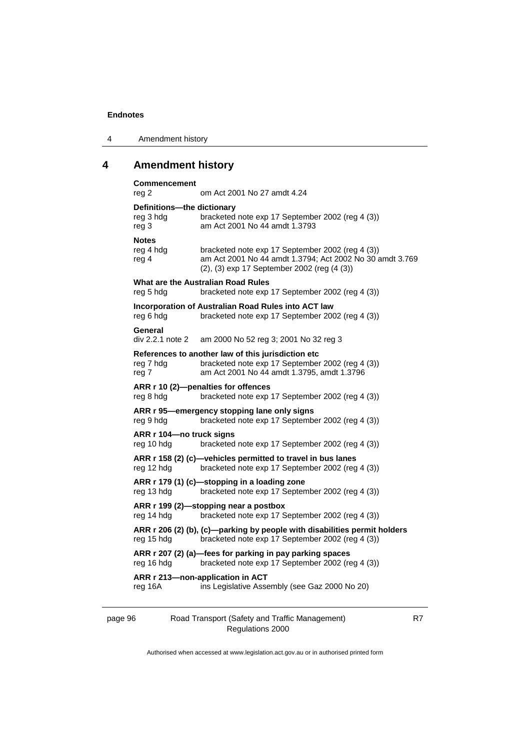# 4 Amendment history

**Commencement**
reg 2 om Act 2001 No 27 amdt 4.24

**Definitions—the dictionary**
reg 3 hdg bracketed note exp 17 September 2002 (reg 4 (3))
reg 3 am Act 2001 No 44 amdt 1.3793

**Notes**
reg 4 hdg bracketed note exp 17 September 2002 (reg 4 (3))
reg 4 am Act 2001 No 44 amdt 1.3794; Act 2002 No 30 amdt 3.769
(2), (3) exp 17 September 2002 (reg (4 (3))

**What are the Australian Road Rules**
reg 5 hdg bracketed note exp 17 September 2002 (reg 4 (3))

**Incorporation of Australian Road Rules into ACT law**
reg 6 hdg bracketed note exp 17 September 2002 (reg 4 (3))

**General**
div 2.2.1 note 2 am 2000 No 52 reg 3; 2001 No 32 reg 3

**References to another law of this jurisdiction etc**
reg 7 hdg bracketed note exp 17 September 2002 (reg 4 (3))
reg 7 am Act 2001 No 44 amdt 1.3795, amdt 1.3796

**ARR r 10 (2)—penalties for offences**
reg 8 hdg bracketed note exp 17 September 2002 (reg 4 (3))

**ARR r 95—emergency stopping lane only signs**
reg 9 hdg bracketed note exp 17 September 2002 (reg 4 (3))

**ARR r 104—no truck signs**
reg 10 hdg bracketed note exp 17 September 2002 (reg 4 (3))

**ARR r 158 (2) (c)—vehicles permitted to travel in bus lanes**
reg 12 hdg bracketed note exp 17 September 2002 (reg 4 (3))

**ARR r 179 (1) (c)—stopping in a loading zone**
reg 13 hdg bracketed note exp 17 September 2002 (reg 4 (3))

**ARR r 199 (2)—stopping near a postbox**
reg 14 hdg bracketed note exp 17 September 2002 (reg 4 (3))

**ARR r 206 (2) (b), (c)—parking by people with disabilities permit holders**
reg 15 hdg bracketed note exp 17 September 2002 (reg 4 (3))

**ARR r 207 (2) (a)—fees for parking in pay parking spaces**
reg 16 hdg bracketed note exp 17 September 2002 (reg 4 (3))

**ARR r 213—non-application in ACT**
reg 16A ins Legislative Assembly (see Gaz 2000 No 20)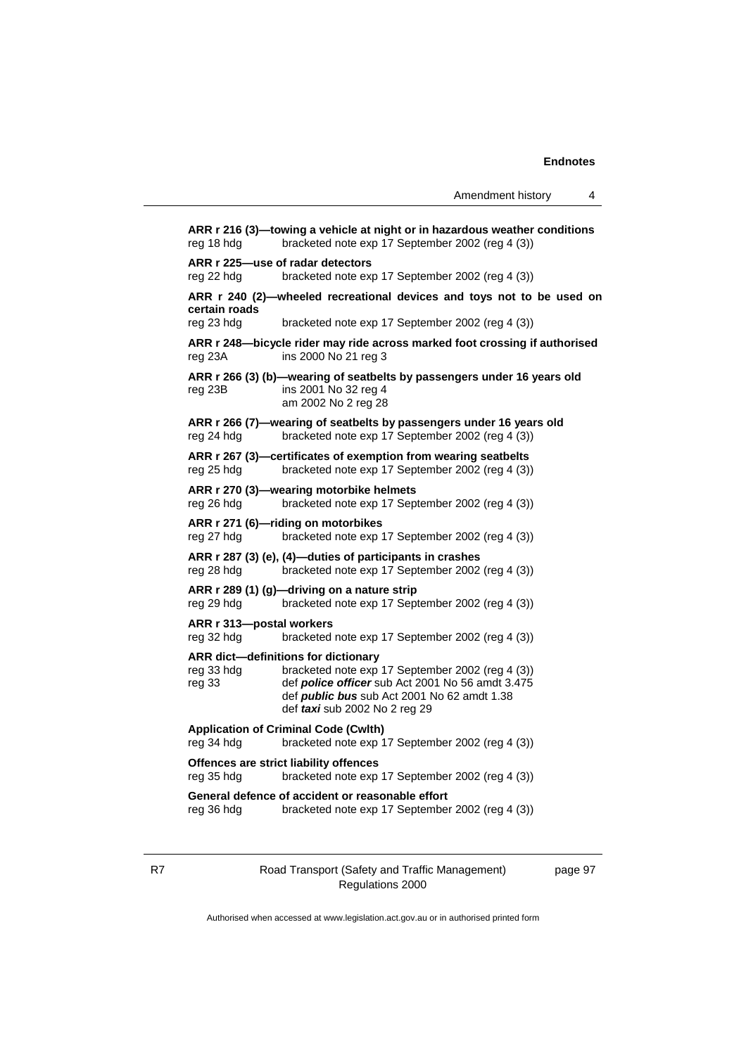**ARR r 216 (3)—towing a vehicle at night or in hazardous weather conditions**
reg 18 hdg bracketed note exp 17 September 2002 (reg 4 (3))

**ARR r 225—use of radar detectors**
reg 22 hdg bracketed note exp 17 September 2002 (reg 4 (3))

**ARR r 240 (2)—wheeled recreational devices and toys not to be used on certain roads**
reg 23 hdg bracketed note exp 17 September 2002 (reg 4 (3))

**ARR r 248—bicycle rider may ride across marked foot crossing if authorised**
reg 23A ins 2000 No 21 reg 3

**ARR r 266 (3) (b)—wearing of seatbelts by passengers under 16 years old**
reg 23B ins 2001 No 32 reg 4
am 2002 No 2 reg 28

**ARR r 266 (7)—wearing of seatbelts by passengers under 16 years old**
reg 24 hdg bracketed note exp 17 September 2002 (reg 4 (3))

**ARR r 267 (3)—certificates of exemption from wearing seatbelts**
reg 25 hdg bracketed note exp 17 September 2002 (reg 4 (3))

**ARR r 270 (3)—wearing motorbike helmets**
reg 26 hdg bracketed note exp 17 September 2002 (reg 4 (3))

**ARR r 271 (6)—riding on motorbikes**
reg 27 hdg bracketed note exp 17 September 2002 (reg 4 (3))

**ARR r 287 (3) (e), (4)—duties of participants in crashes**
reg 28 hdg bracketed note exp 17 September 2002 (reg 4 (3))

**ARR r 289 (1) (g)—driving on a nature strip**
reg 29 hdg bracketed note exp 17 September 2002 (reg 4 (3))

**ARR r 313—postal workers**
reg 32 hdg bracketed note exp 17 September 2002 (reg 4 (3))

**ARR dict—definitions for dictionary**
reg 33 hdg bracketed note exp 17 September 2002 (reg 4 (3))
reg 33 def ***police officer*** sub Act 2001 No 56 amdt 3.475
def ***public bus*** sub Act 2001 No 62 amdt 1.38
def ***taxi*** sub 2002 No 2 reg 29

**Application of Criminal Code (Cwlth)**
reg 34 hdg bracketed note exp 17 September 2002 (reg 4 (3))

**Offences are strict liability offences**
reg 35 hdg bracketed note exp 17 September 2002 (reg 4 (3))

**General defence of accident or reasonable effort**
reg 36 hdg bracketed note exp 17 September 2002 (reg 4 (3))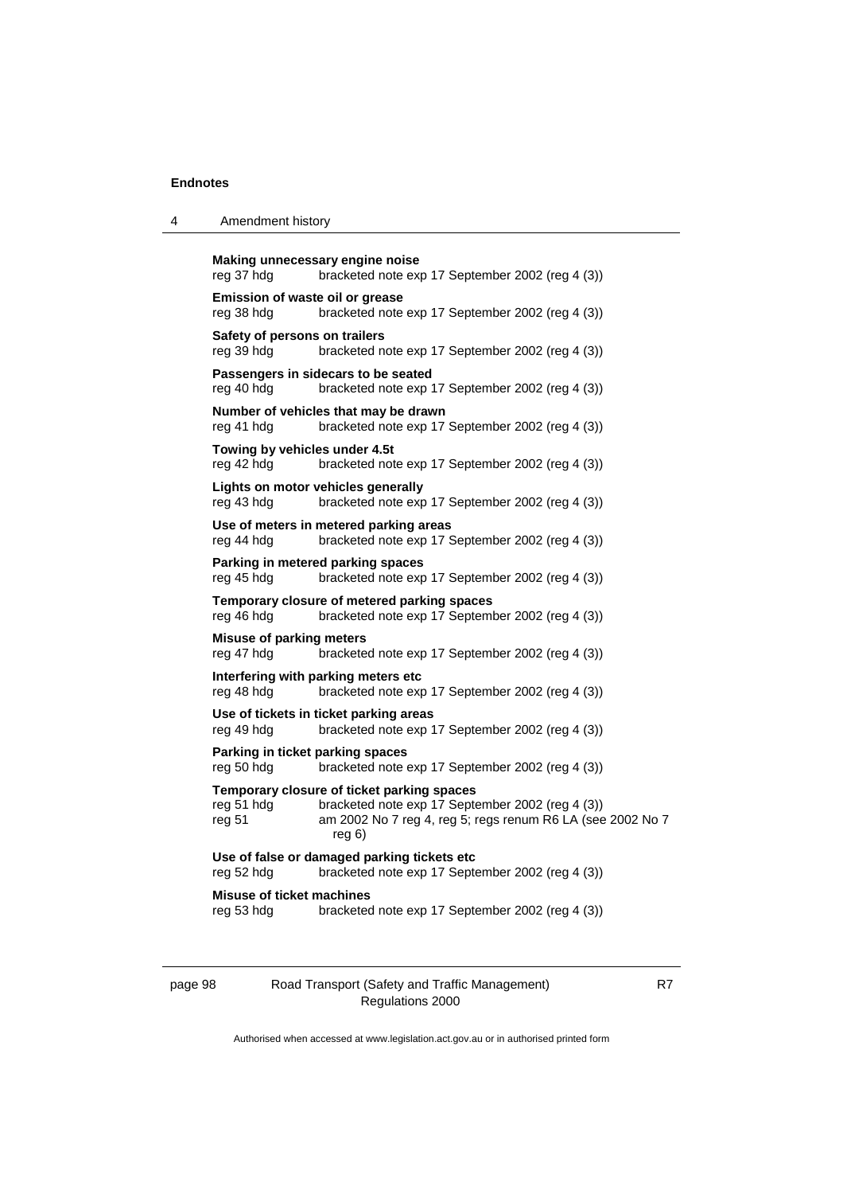**Making unnecessary engine noise**

reg 37 hdg bracketed note exp 17 September 2002 (reg 4 (3))

**Emission of waste oil or grease**

reg 38 hdg bracketed note exp 17 September 2002 (reg 4 (3))

**Safety of persons on trailers**

reg 39 hdg bracketed note exp 17 September 2002 (reg 4 (3))

**Passengers in sidecars to be seated**

reg 40 hdg bracketed note exp 17 September 2002 (reg 4 (3))

**Number of vehicles that may be drawn**

reg 41 hdg bracketed note exp 17 September 2002 (reg 4 (3))

**Towing by vehicles under 4.5t**

reg 42 hdg bracketed note exp 17 September 2002 (reg 4 (3))

**Lights on motor vehicles generally**

reg 43 hdg bracketed note exp 17 September 2002 (reg 4 (3))

**Use of meters in metered parking areas**

reg 44 hdg bracketed note exp 17 September 2002 (reg 4 (3))

**Parking in metered parking spaces**

reg 45 hdg bracketed note exp 17 September 2002 (reg 4 (3))

**Temporary closure of metered parking spaces**

reg 46 hdg bracketed note exp 17 September 2002 (reg 4 (3))

**Misuse of parking meters**

reg 47 hdg bracketed note exp 17 September 2002 (reg 4 (3))

**Interfering with parking meters etc**

reg 48 hdg bracketed note exp 17 September 2002 (reg 4 (3))

**Use of tickets in ticket parking areas**

reg 49 hdg bracketed note exp 17 September 2002 (reg 4 (3))

**Parking in ticket parking spaces**

reg 50 hdg bracketed note exp 17 September 2002 (reg 4 (3))

**Temporary closure of ticket parking spaces**

reg 51 hdg bracketed note exp 17 September 2002 (reg 4 (3))

reg 51 am 2002 No 7 reg 4, reg 5; regs renum R6 LA (see 2002 No 7 reg 6)

**Use of false or damaged parking tickets etc**

reg 52 hdg bracketed note exp 17 September 2002 (reg 4 (3))

**Misuse of ticket machines**

reg 53 hdg bracketed note exp 17 September 2002 (reg 4 (3))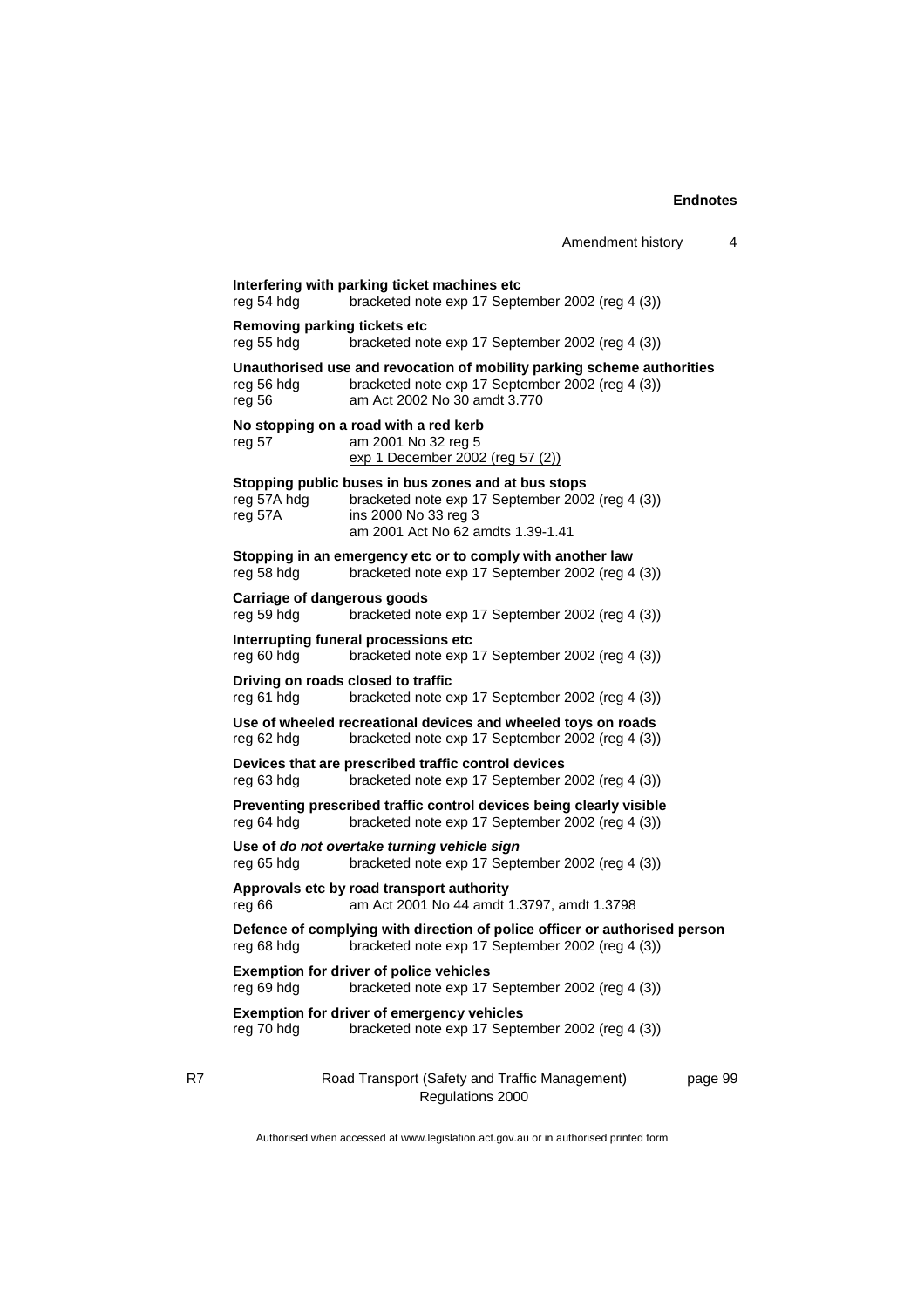**Interfering with parking ticket machines etc**
reg 54 hdg bracketed note exp 17 September 2002 (reg 4 (3))

**Removing parking tickets etc**
reg 55 hdg bracketed note exp 17 September 2002 (reg 4 (3))

**Unauthorised use and revocation of mobility parking scheme authorities**
reg 56 hdg bracketed note exp 17 September 2002 (reg 4 (3))
reg 56 am Act 2002 No 30 amdt 3.770

**No stopping on a road with a red kerb**
reg 57 am 2001 No 32 reg 5
exp 1 December 2002 (reg 57 (2))

**Stopping public buses in bus zones and at bus stops**
reg 57A hdg bracketed note exp 17 September 2002 (reg 4 (3))
reg 57A ins 2000 No 33 reg 3
am 2001 Act No 62 amdts 1.39-1.41

**Stopping in an emergency etc or to comply with another law**
reg 58 hdg bracketed note exp 17 September 2002 (reg 4 (3))

**Carriage of dangerous goods**
reg 59 hdg bracketed note exp 17 September 2002 (reg 4 (3))

**Interrupting funeral processions etc**
reg 60 hdg bracketed note exp 17 September 2002 (reg 4 (3))

**Driving on roads closed to traffic**
reg 61 hdg bracketed note exp 17 September 2002 (reg 4 (3))

**Use of wheeled recreational devices and wheeled toys on roads**
reg 62 hdg bracketed note exp 17 September 2002 (reg 4 (3))

**Devices that are prescribed traffic control devices**
reg 63 hdg bracketed note exp 17 September 2002 (reg 4 (3))

**Preventing prescribed traffic control devices being clearly visible**
reg 64 hdg bracketed note exp 17 September 2002 (reg 4 (3))

**Use of *do not overtake turning vehicle sign***
reg 65 hdg bracketed note exp 17 September 2002 (reg 4 (3))

**Approvals etc by road transport authority**
reg 66 am Act 2001 No 44 amdt 1.3797, amdt 1.3798

**Defence of complying with direction of police officer or authorised person**
reg 68 hdg bracketed note exp 17 September 2002 (reg 4 (3))

**Exemption for driver of police vehicles**
reg 69 hdg bracketed note exp 17 September 2002 (reg 4 (3))

**Exemption for driver of emergency vehicles**
reg 70 hdg bracketed note exp 17 September 2002 (reg 4 (3))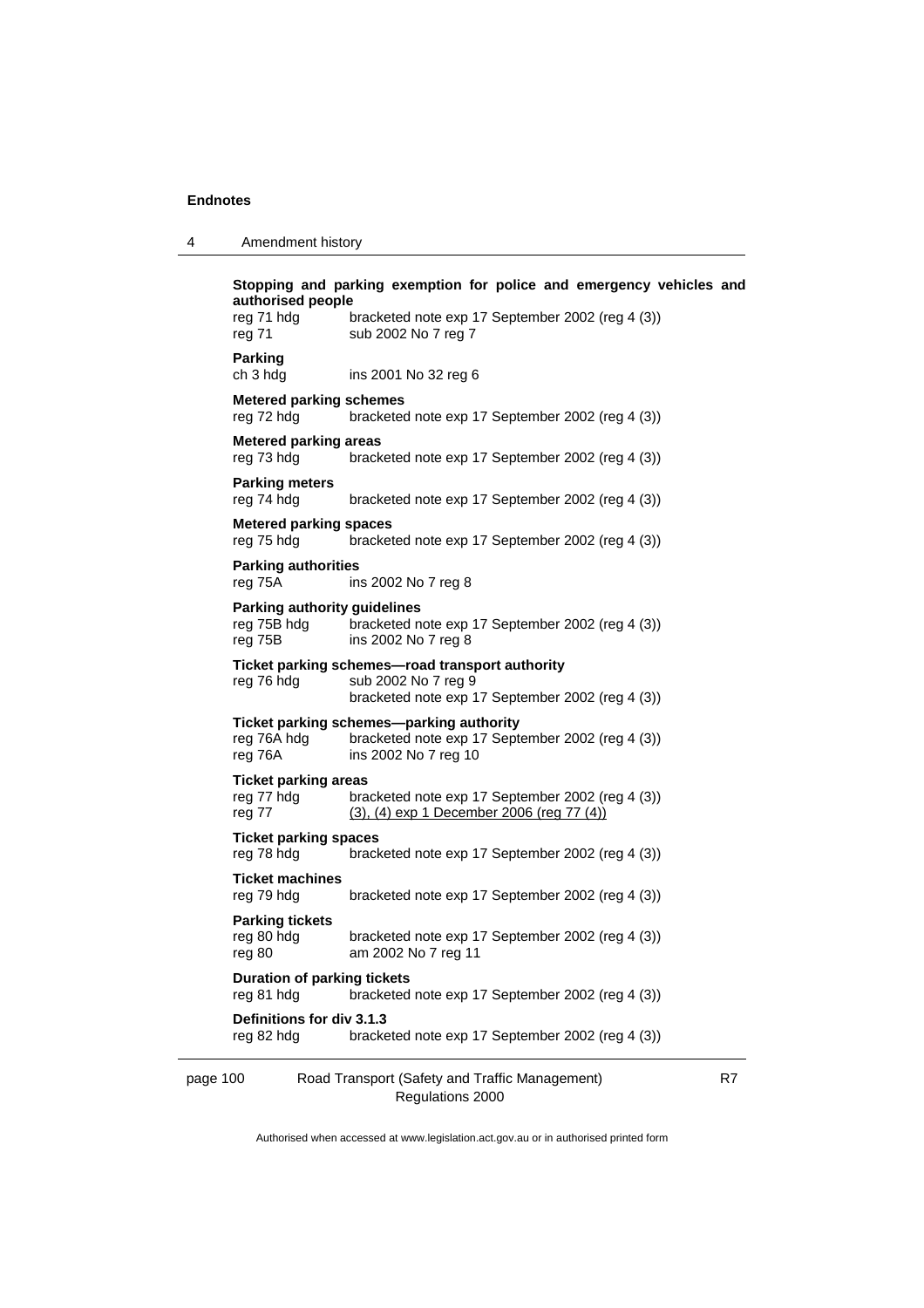**Stopping and parking exemption for police and emergency vehicles and authorised people**

reg 71 hdg bracketed note exp 17 September 2002 (reg 4 (3))
reg 71 sub 2002 No 7 reg 7

**Parking**

ch 3 hdg ins 2001 No 32 reg 6

**Metered parking schemes**

reg 72 hdg bracketed note exp 17 September 2002 (reg 4 (3))

**Metered parking areas**

reg 73 hdg bracketed note exp 17 September 2002 (reg 4 (3))

**Parking meters**

reg 74 hdg bracketed note exp 17 September 2002 (reg 4 (3))

**Metered parking spaces**

reg 75 hdg bracketed note exp 17 September 2002 (reg 4 (3))

**Parking authorities**

reg 75A ins 2002 No 7 reg 8

**Parking authority guidelines**

reg 75B hdg bracketed note exp 17 September 2002 (reg 4 (3))
reg 75B ins 2002 No 7 reg 8

**Ticket parking schemes—road transport authority**

reg 76 hdg sub 2002 No 7 reg 9
bracketed note exp 17 September 2002 (reg 4 (3))

**Ticket parking schemes—parking authority**

reg 76A hdg bracketed note exp 17 September 2002 (reg 4 (3))
reg 76A ins 2002 No 7 reg 10

**Ticket parking areas**

reg 77 hdg bracketed note exp 17 September 2002 (reg 4 (3))
reg 77 (3), (4) exp 1 December 2006 (reg 77 (4))

**Ticket parking spaces**

reg 78 hdg bracketed note exp 17 September 2002 (reg 4 (3))

**Ticket machines**

reg 79 hdg bracketed note exp 17 September 2002 (reg 4 (3))

**Parking tickets**

reg 80 hdg bracketed note exp 17 September 2002 (reg 4 (3))
reg 80 am 2002 No 7 reg 11

**Duration of parking tickets**

reg 81 hdg bracketed note exp 17 September 2002 (reg 4 (3))

**Definitions for div 3.1.3**

reg 82 hdg bracketed note exp 17 September 2002 (reg 4 (3))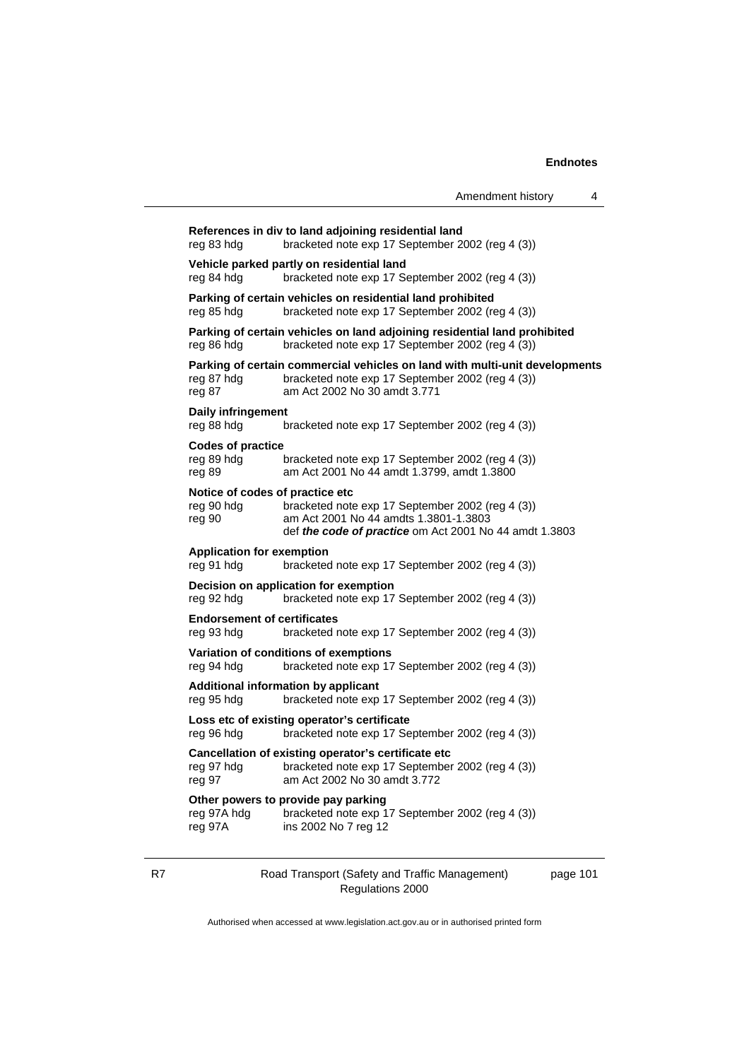**References in div to land adjoining residential land**
reg 83 hdg bracketed note exp 17 September 2002 (reg 4 (3))

**Vehicle parked partly on residential land**
reg 84 hdg bracketed note exp 17 September 2002 (reg 4 (3))

**Parking of certain vehicles on residential land prohibited**
reg 85 hdg bracketed note exp 17 September 2002 (reg 4 (3))

**Parking of certain vehicles on land adjoining residential land prohibited**
reg 86 hdg bracketed note exp 17 September 2002 (reg 4 (3))

**Parking of certain commercial vehicles on land with multi-unit developments**
reg 87 hdg bracketed note exp 17 September 2002 (reg 4 (3))
reg 87 am Act 2002 No 30 amdt 3.771

**Daily infringement**
reg 88 hdg bracketed note exp 17 September 2002 (reg 4 (3))

**Codes of practice**
reg 89 hdg bracketed note exp 17 September 2002 (reg 4 (3))
reg 89 am Act 2001 No 44 amdt 1.3799, amdt 1.3800

**Notice of codes of practice etc**
reg 90 hdg bracketed note exp 17 September 2002 (reg 4 (3))
reg 90 am Act 2001 No 44 amdts 1.3801-1.3803
def ***the code of practice*** om Act 2001 No 44 amdt 1.3803

**Application for exemption**
reg 91 hdg bracketed note exp 17 September 2002 (reg 4 (3))

**Decision on application for exemption**
reg 92 hdg bracketed note exp 17 September 2002 (reg 4 (3))

**Endorsement of certificates**
reg 93 hdg bracketed note exp 17 September 2002 (reg 4 (3))

**Variation of conditions of exemptions**
reg 94 hdg bracketed note exp 17 September 2002 (reg 4 (3))

**Additional information by applicant**
reg 95 hdg bracketed note exp 17 September 2002 (reg 4 (3))

**Loss etc of existing operator's certificate**
reg 96 hdg bracketed note exp 17 September 2002 (reg 4 (3))

**Cancellation of existing operator's certificate etc**
reg 97 hdg bracketed note exp 17 September 2002 (reg 4 (3))
reg 97 am Act 2002 No 30 amdt 3.772

**Other powers to provide pay parking**
reg 97A hdg bracketed note exp 17 September 2002 (reg 4 (3))
reg 97A ins 2002 No 7 reg 12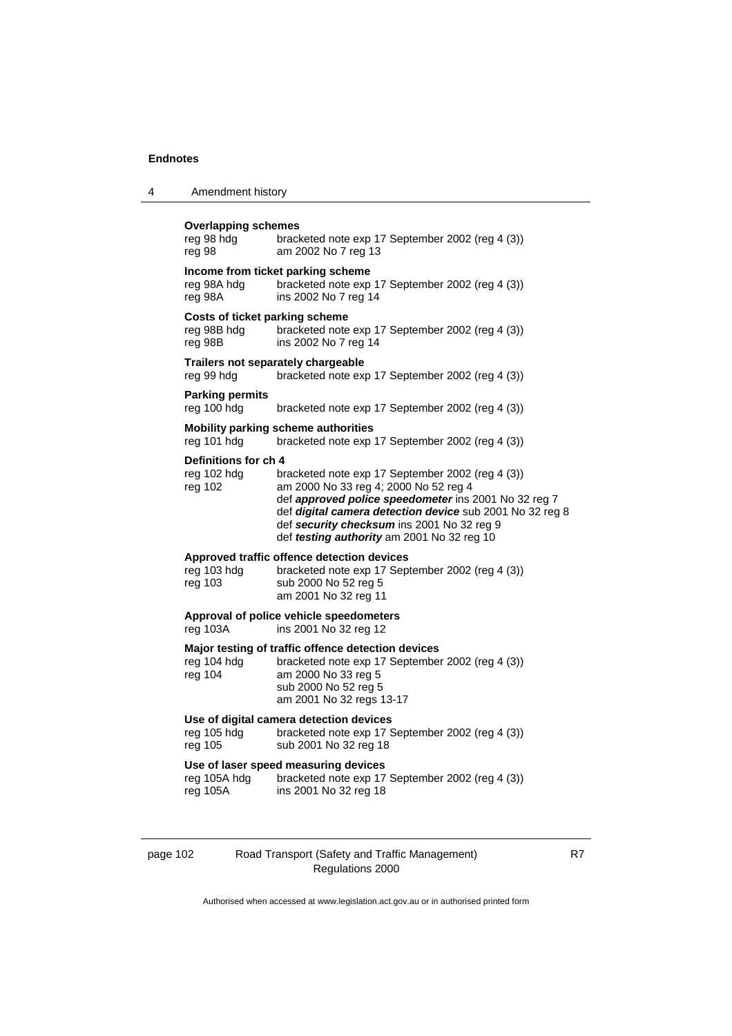**Overlapping schemes**

reg 98 hdg  bracketed note exp 17 September 2002 (reg 4 (3))
reg 98  am 2002 No 7 reg 13

**Income from ticket parking scheme**

reg 98A hdg  bracketed note exp 17 September 2002 (reg 4 (3))
reg 98A  ins 2002 No 7 reg 14

**Costs of ticket parking scheme**

reg 98B hdg  bracketed note exp 17 September 2002 (reg 4 (3))
reg 98B  ins 2002 No 7 reg 14

**Trailers not separately chargeable**

reg 99 hdg  bracketed note exp 17 September 2002 (reg 4 (3))

**Parking permits**

reg 100 hdg  bracketed note exp 17 September 2002 (reg 4 (3))

**Mobility parking scheme authorities**

reg 101 hdg  bracketed note exp 17 September 2002 (reg 4 (3))

**Definitions for ch 4**

reg 102 hdg  bracketed note exp 17 September 2002 (reg 4 (3))
reg 102  am 2000 No 33 reg 4; 2000 No 52 reg 4
def ***approved police speedometer*** ins 2001 No 32 reg 7
def ***digital camera detection device*** sub 2001 No 32 reg 8
def ***security checksum*** ins 2001 No 32 reg 9
def ***testing authority*** am 2001 No 32 reg 10

**Approved traffic offence detection devices**

reg 103 hdg  bracketed note exp 17 September 2002 (reg 4 (3))
reg 103  sub 2000 No 52 reg 5
am 2001 No 32 reg 11

**Approval of police vehicle speedometers**

reg 103A  ins 2001 No 32 reg 12

**Major testing of traffic offence detection devices**

reg 104 hdg  bracketed note exp 17 September 2002 (reg 4 (3))
reg 104  am 2000 No 33 reg 5
sub 2000 No 52 reg 5
am 2001 No 32 regs 13-17

**Use of digital camera detection devices**

reg 105 hdg  bracketed note exp 17 September 2002 (reg 4 (3))
reg 105  sub 2001 No 32 reg 18

**Use of laser speed measuring devices**

reg 105A hdg  bracketed note exp 17 September 2002 (reg 4 (3))
reg 105A  ins 2001 No 32 reg 18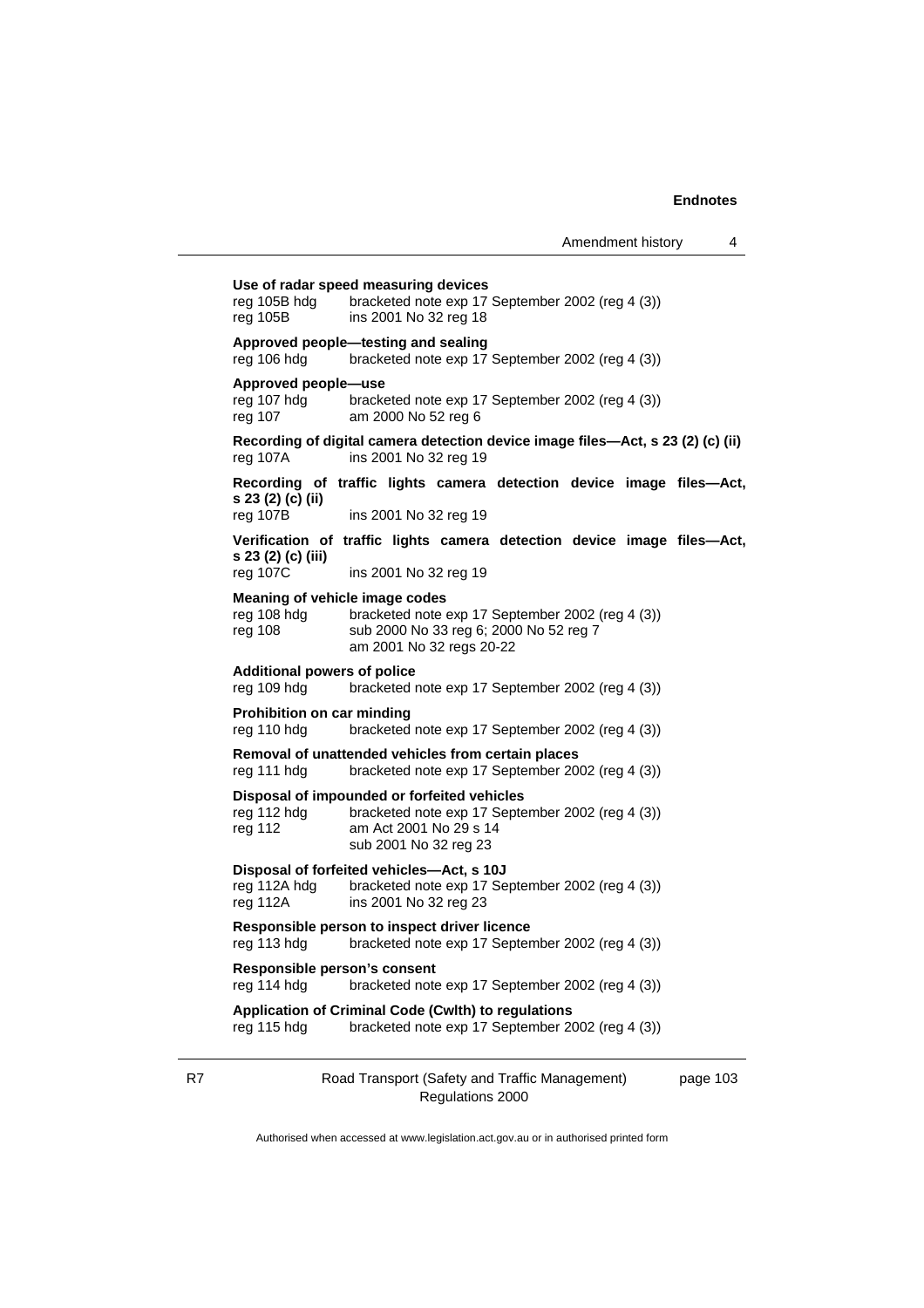**Use of radar speed measuring devices**

reg 105B hdg bracketed note exp 17 September 2002 (reg 4 (3))
reg 105B ins 2001 No 32 reg 18

**Approved people—testing and sealing**

reg 106 hdg bracketed note exp 17 September 2002 (reg 4 (3))

**Approved people—use**

reg 107 hdg bracketed note exp 17 September 2002 (reg 4 (3))
reg 107 am 2000 No 52 reg 6

**Recording of digital camera detection device image files—Act, s 23 (2) (c) (ii)**

reg 107A ins 2001 No 32 reg 19

**Recording of traffic lights camera detection device image files—Act, s 23 (2) (c) (ii)**

reg 107B ins 2001 No 32 reg 19

**Verification of traffic lights camera detection device image files—Act, s 23 (2) (c) (iii)**

reg 107C ins 2001 No 32 reg 19

**Meaning of vehicle image codes**

reg 108 hdg bracketed note exp 17 September 2002 (reg 4 (3))
reg 108 sub 2000 No 33 reg 6; 2000 No 52 reg 7
am 2001 No 32 regs 20-22

**Additional powers of police**

reg 109 hdg bracketed note exp 17 September 2002 (reg 4 (3))

**Prohibition on car minding**

reg 110 hdg bracketed note exp 17 September 2002 (reg 4 (3))

**Removal of unattended vehicles from certain places**

reg 111 hdg bracketed note exp 17 September 2002 (reg 4 (3))

**Disposal of impounded or forfeited vehicles**

reg 112 hdg bracketed note exp 17 September 2002 (reg 4 (3))
reg 112 am Act 2001 No 29 s 14
sub 2001 No 32 reg 23

**Disposal of forfeited vehicles—Act, s 10J**

reg 112A hdg bracketed note exp 17 September 2002 (reg 4 (3))
reg 112A ins 2001 No 32 reg 23

**Responsible person to inspect driver licence**

reg 113 hdg bracketed note exp 17 September 2002 (reg 4 (3))

**Responsible person's consent**

reg 114 hdg bracketed note exp 17 September 2002 (reg 4 (3))

**Application of Criminal Code (Cwlth) to regulations**

reg 115 hdg bracketed note exp 17 September 2002 (reg 4 (3))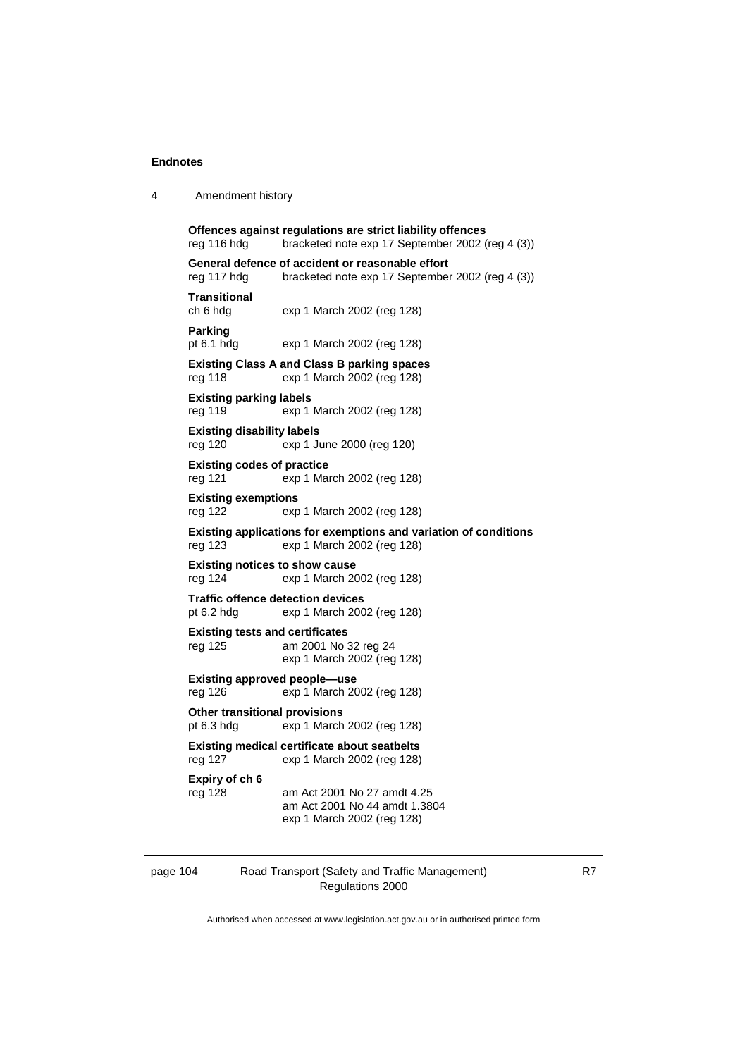**Offences against regulations are strict liability offences**
reg 116 hdg bracketed note exp 17 September 2002 (reg 4 (3))

**General defence of accident or reasonable effort**
reg 117 hdg bracketed note exp 17 September 2002 (reg 4 (3))

**Transitional**
ch 6 hdg exp 1 March 2002 (reg 128)

**Parking**
pt 6.1 hdg exp 1 March 2002 (reg 128)

**Existing Class A and Class B parking spaces**
reg 118 exp 1 March 2002 (reg 128)

**Existing parking labels**
reg 119 exp 1 March 2002 (reg 128)

**Existing disability labels**
reg 120 exp 1 June 2000 (reg 120)

**Existing codes of practice**
reg 121 exp 1 March 2002 (reg 128)

**Existing exemptions**
reg 122 exp 1 March 2002 (reg 128)

**Existing applications for exemptions and variation of conditions**
reg 123 exp 1 March 2002 (reg 128)

**Existing notices to show cause**
reg 124 exp 1 March 2002 (reg 128)

**Traffic offence detection devices**
pt 6.2 hdg exp 1 March 2002 (reg 128)

**Existing tests and certificates**
reg 125 am 2001 No 32 reg 24
exp 1 March 2002 (reg 128)

**Existing approved people—use**
reg 126 exp 1 March 2002 (reg 128)

**Other transitional provisions**
pt 6.3 hdg exp 1 March 2002 (reg 128)

**Existing medical certificate about seatbelts**
reg 127 exp 1 March 2002 (reg 128)

**Expiry of ch 6**
reg 128 am Act 2001 No 27 amdt 4.25
am Act 2001 No 44 amdt 1.3804
exp 1 March 2002 (reg 128)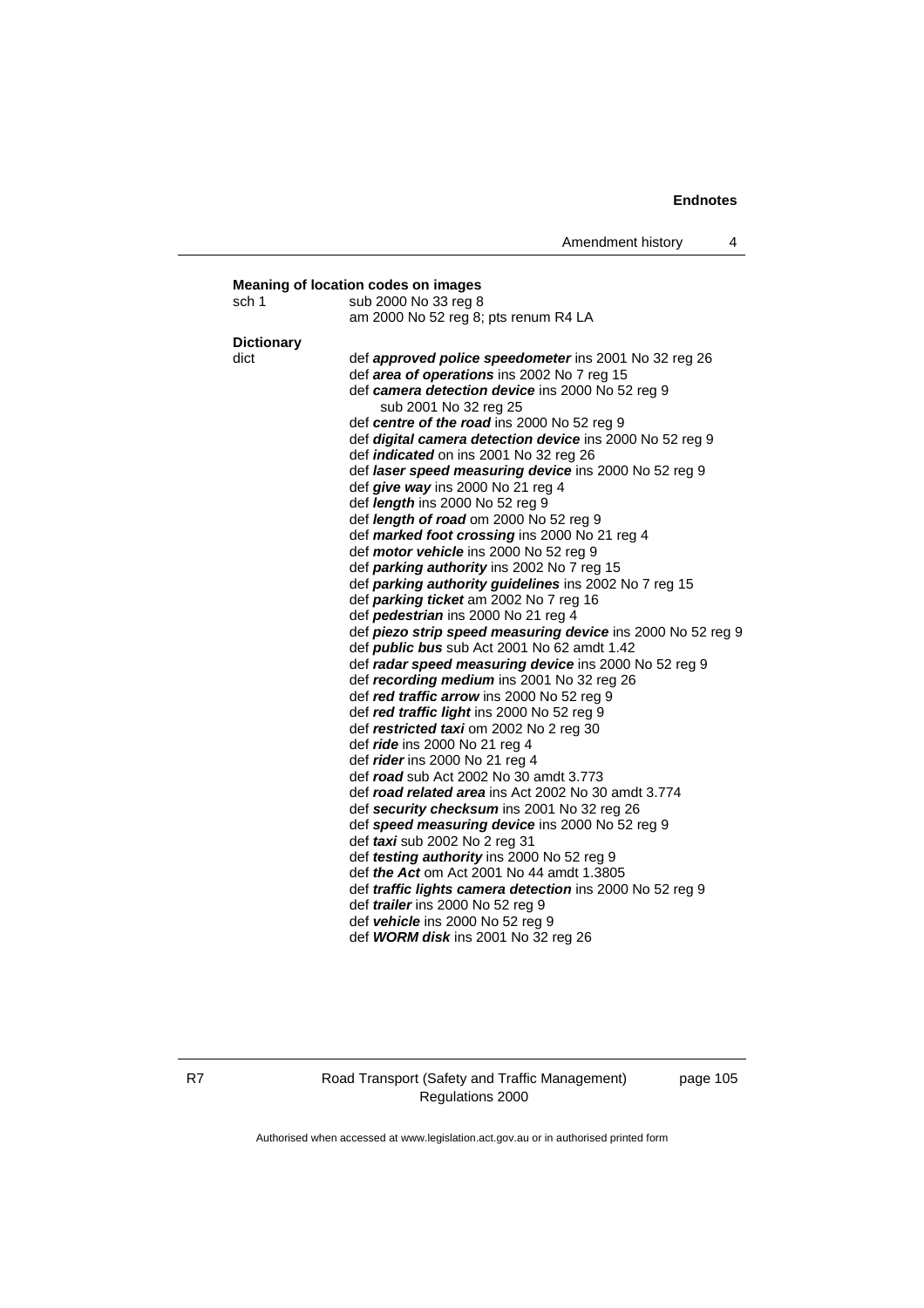**Meaning of location codes on images**

sch 1 sub 2000 No 33 reg 8
am 2000 No 52 reg 8; pts renum R4 LA

**Dictionary**

dict def ***approved police speedometer*** ins 2001 No 32 reg 26
def ***area of operations*** ins 2002 No 7 reg 15
def ***camera detection device*** ins 2000 No 52 reg 9
sub 2001 No 32 reg 25
def ***centre of the road*** ins 2000 No 52 reg 9
def ***digital camera detection device*** ins 2000 No 52 reg 9
def ***indicated*** on ins 2001 No 32 reg 26
def ***laser speed measuring device*** ins 2000 No 52 reg 9
def ***give way*** ins 2000 No 21 reg 4
def ***length*** ins 2000 No 52 reg 9
def ***length of road*** om 2000 No 52 reg 9
def ***marked foot crossing*** ins 2000 No 21 reg 4
def ***motor vehicle*** ins 2000 No 52 reg 9
def ***parking authority*** ins 2002 No 7 reg 15
def ***parking authority guidelines*** ins 2002 No 7 reg 15
def ***parking ticket*** am 2002 No 7 reg 16
def ***pedestrian*** ins 2000 No 21 reg 4
def ***piezo strip speed measuring device*** ins 2000 No 52 reg 9
def ***public bus*** sub Act 2001 No 62 amdt 1.42
def ***radar speed measuring device*** ins 2000 No 52 reg 9
def ***recording medium*** ins 2001 No 32 reg 26
def ***red traffic arrow*** ins 2000 No 52 reg 9
def ***red traffic light*** ins 2000 No 52 reg 9
def ***restricted taxi*** om 2002 No 2 reg 30
def ***ride*** ins 2000 No 21 reg 4
def ***rider*** ins 2000 No 21 reg 4
def ***road*** sub Act 2002 No 30 amdt 3.773
def ***road related area*** ins Act 2002 No 30 amdt 3.774
def ***security checksum*** ins 2001 No 32 reg 26
def ***speed measuring device*** ins 2000 No 52 reg 9
def ***taxi*** sub 2002 No 2 reg 31
def ***testing authority*** ins 2000 No 52 reg 9
def ***the Act*** om Act 2001 No 44 amdt 1.3805
def ***traffic lights camera detection*** ins 2000 No 52 reg 9
def ***trailer*** ins 2000 No 52 reg 9
def ***vehicle*** ins 2000 No 52 reg 9
def ***WORM disk*** ins 2001 No 32 reg 26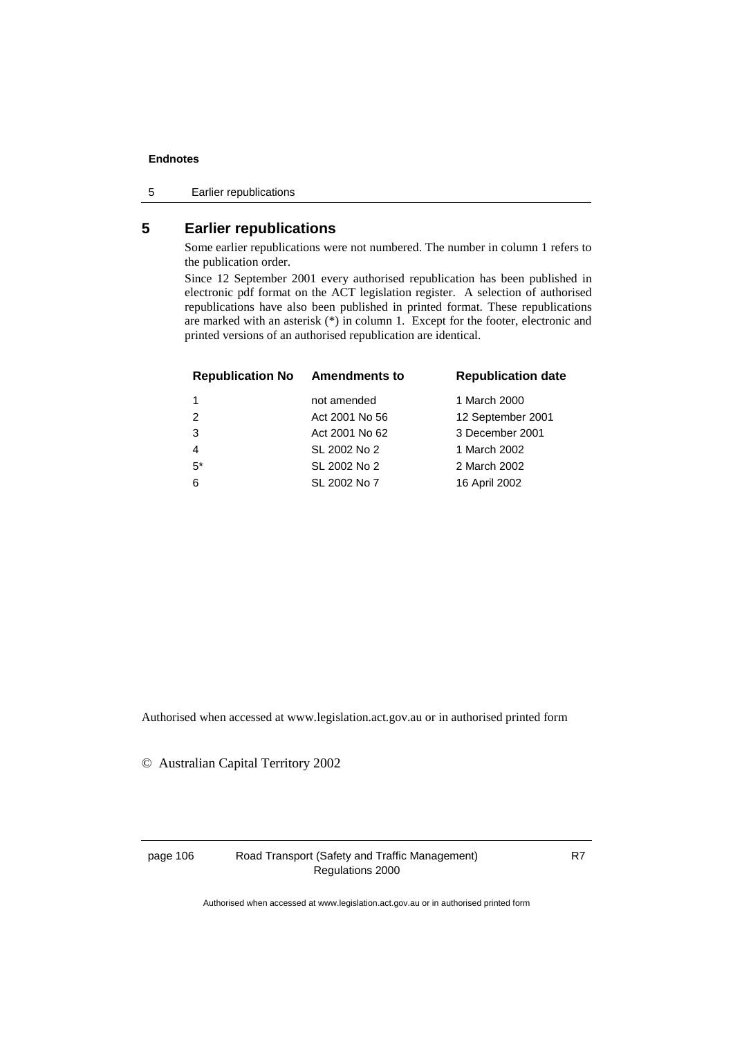## 5 Earlier republications

Some earlier republications were not numbered. The number in column 1 refers to the publication order.

Since 12 September 2001 every authorised republication has been published in electronic pdf format on the ACT legislation register. A selection of authorised republications have also been published in printed format. These republications are marked with an asterisk (*) in column 1. Except for the footer, electronic and printed versions of an authorised republication are identical.

| Republication No | Amendments to | Republication date |
|---|---|---|
| 1 | not amended | 1 March 2000 |
| 2 | Act 2001 No 56 | 12 September 2001 |
| 3 | Act 2001 No 62 | 3 December 2001 |
| 4 | SL 2002 No 2 | 1 March 2002 |
| 5* | SL 2002 No 2 | 2 March 2002 |
| 6 | SL 2002 No 7 | 16 April 2002 |

Authorised when accessed at www.legislation.act.gov.au or in authorised printed form

© Australian Capital Territory 2002